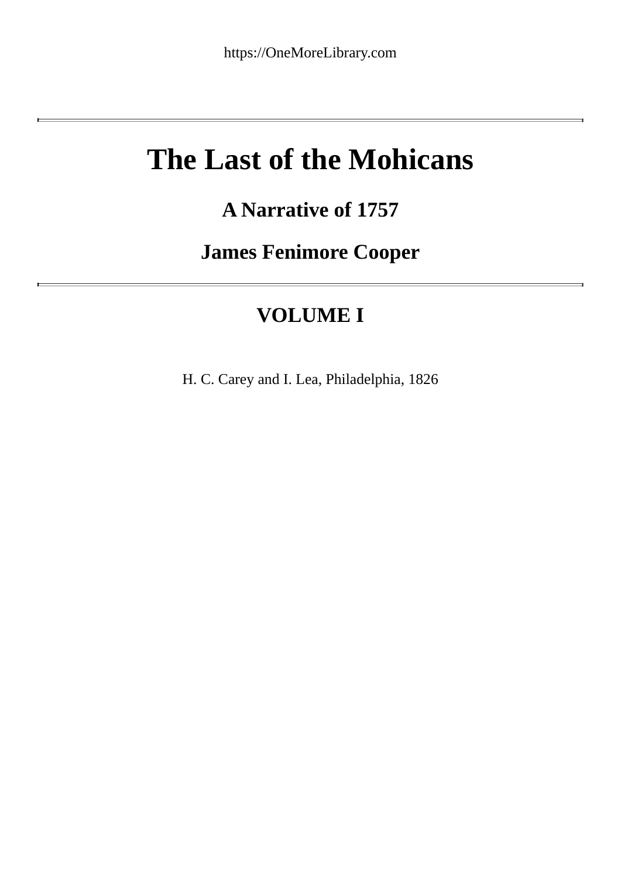https://OneMoreLibrary.com

---

# The Last of the Mohicans

## A Narrative of 1757

## James Fenimore Cooper

---

## VOLUME I

H. C. Carey and I. Lea, Philadelphia, 1826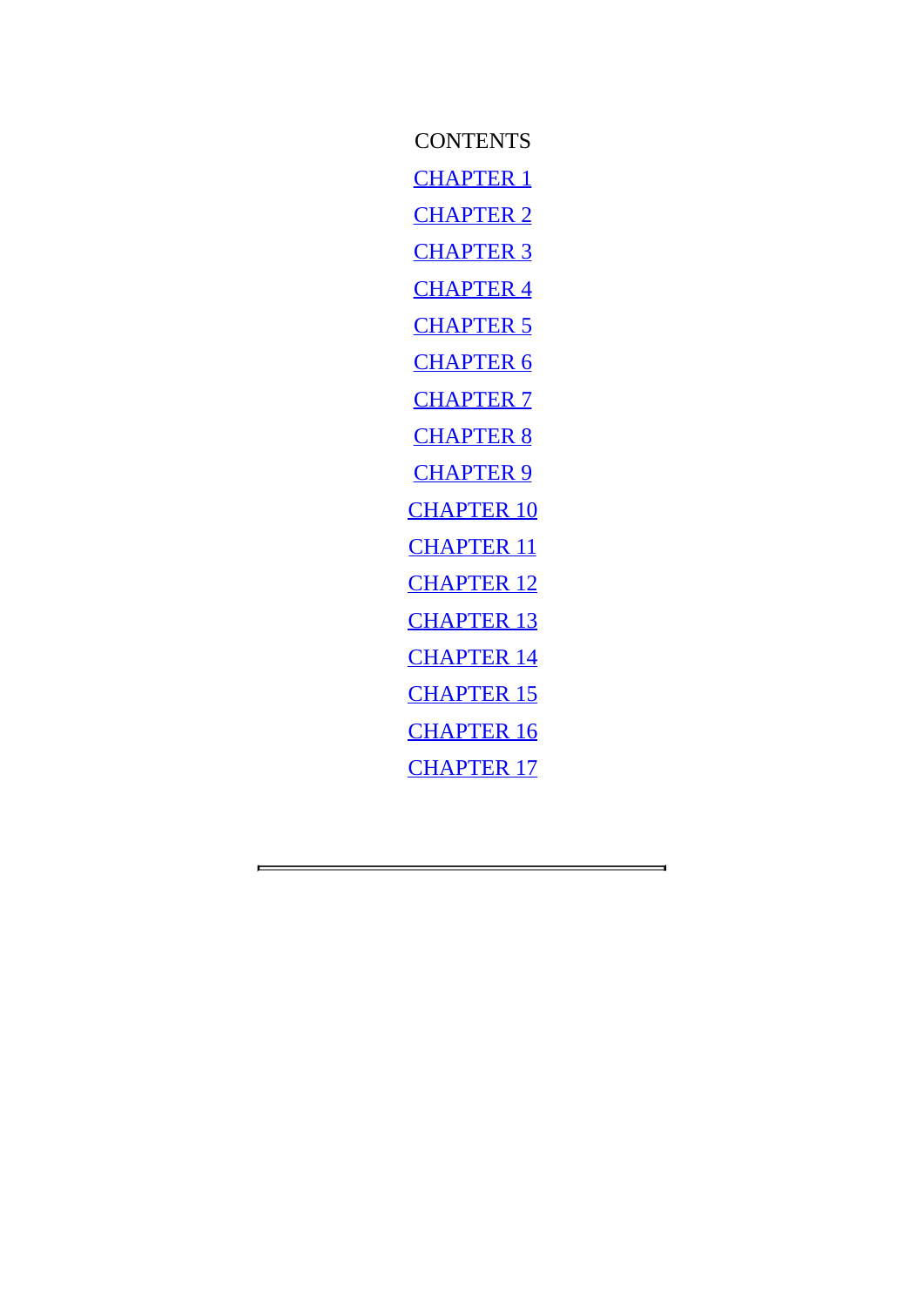CONTENTS

CHAPTER 1

CHAPTER 2

CHAPTER 3

CHAPTER 4

CHAPTER 5

CHAPTER 6

CHAPTER 7

CHAPTER 8

CHAPTER 9

CHAPTER 10

CHAPTER 11

CHAPTER 12

CHAPTER 13

CHAPTER 14

CHAPTER 15

CHAPTER 16

CHAPTER 17

---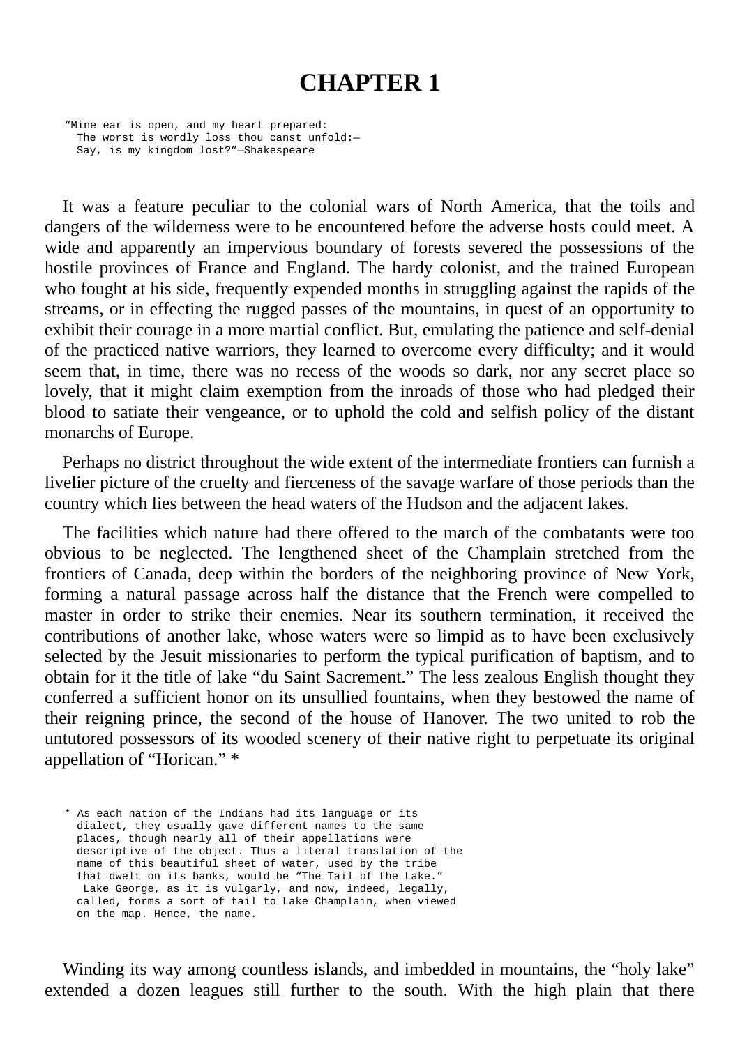# CHAPTER 1

```
“Mine ear is open, and my heart prepared:
  The worst is wordly loss thou canst unfold:—
  Say, is my kingdom lost?”—Shakespeare
```

It was a feature peculiar to the colonial wars of North America, that the toils and dangers of the wilderness were to be encountered before the adverse hosts could meet. A wide and apparently an impervious boundary of forests severed the possessions of the hostile provinces of France and England. The hardy colonist, and the trained European who fought at his side, frequently expended months in struggling against the rapids of the streams, or in effecting the rugged passes of the mountains, in quest of an opportunity to exhibit their courage in a more martial conflict. But, emulating the patience and self-denial of the practiced native warriors, they learned to overcome every difficulty; and it would seem that, in time, there was no recess of the woods so dark, nor any secret place so lovely, that it might claim exemption from the inroads of those who had pledged their blood to satiate their vengeance, or to uphold the cold and selfish policy of the distant monarchs of Europe.

Perhaps no district throughout the wide extent of the intermediate frontiers can furnish a livelier picture of the cruelty and fierceness of the savage warfare of those periods than the country which lies between the head waters of the Hudson and the adjacent lakes.

The facilities which nature had there offered to the march of the combatants were too obvious to be neglected. The lengthened sheet of the Champlain stretched from the frontiers of Canada, deep within the borders of the neighboring province of New York, forming a natural passage across half the distance that the French were compelled to master in order to strike their enemies. Near its southern termination, it received the contributions of another lake, whose waters were so limpid as to have been exclusively selected by the Jesuit missionaries to perform the typical purification of baptism, and to obtain for it the title of lake “du Saint Sacrement.” The less zealous English thought they conferred a sufficient honor on its unsullied fountains, when they bestowed the name of their reigning prince, the second of the house of Hanover. The two united to rob the untutored possessors of its wooded scenery of their native right to perpetuate its original appellation of “Horican.” *

```
* As each nation of the Indians had its language or its
  dialect, they usually gave different names to the same
  places, though nearly all of their appellations were
  descriptive of the object. Thus a literal translation of the
  name of this beautiful sheet of water, used by the tribe
  that dwelt on its banks, would be “The Tail of the Lake.”
   Lake George, as it is vulgarly, and now, indeed, legally,
  called, forms a sort of tail to Lake Champlain, when viewed
  on the map. Hence, the name.
```

Winding its way among countless islands, and imbedded in mountains, the “holy lake” extended a dozen leagues still further to the south. With the high plain that there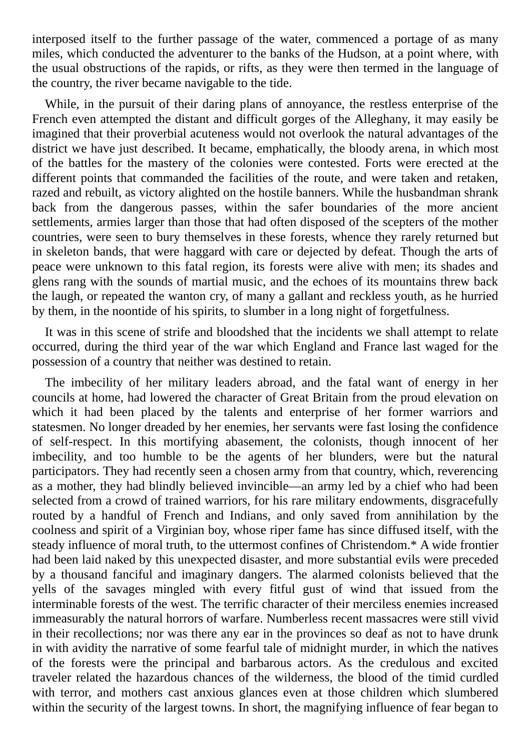interposed itself to the further passage of the water, commenced a portage of as many miles, which conducted the adventurer to the banks of the Hudson, at a point where, with the usual obstructions of the rapids, or rifts, as they were then termed in the language of the country, the river became navigable to the tide.

While, in the pursuit of their daring plans of annoyance, the restless enterprise of the French even attempted the distant and difficult gorges of the Alleghany, it may easily be imagined that their proverbial acuteness would not overlook the natural advantages of the district we have just described. It became, emphatically, the bloody arena, in which most of the battles for the mastery of the colonies were contested. Forts were erected at the different points that commanded the facilities of the route, and were taken and retaken, razed and rebuilt, as victory alighted on the hostile banners. While the husbandman shrank back from the dangerous passes, within the safer boundaries of the more ancient settlements, armies larger than those that had often disposed of the scepters of the mother countries, were seen to bury themselves in these forests, whence they rarely returned but in skeleton bands, that were haggard with care or dejected by defeat. Though the arts of peace were unknown to this fatal region, its forests were alive with men; its shades and glens rang with the sounds of martial music, and the echoes of its mountains threw back the laugh, or repeated the wanton cry, of many a gallant and reckless youth, as he hurried by them, in the noontide of his spirits, to slumber in a long night of forgetfulness.

It was in this scene of strife and bloodshed that the incidents we shall attempt to relate occurred, during the third year of the war which England and France last waged for the possession of a country that neither was destined to retain.

The imbecility of her military leaders abroad, and the fatal want of energy in her councils at home, had lowered the character of Great Britain from the proud elevation on which it had been placed by the talents and enterprise of her former warriors and statesmen. No longer dreaded by her enemies, her servants were fast losing the confidence of self-respect. In this mortifying abasement, the colonists, though innocent of her imbecility, and too humble to be the agents of her blunders, were but the natural participators. They had recently seen a chosen army from that country, which, reverencing as a mother, they had blindly believed invincible—an army led by a chief who had been selected from a crowd of trained warriors, for his rare military endowments, disgracefully routed by a handful of French and Indians, and only saved from annihilation by the coolness and spirit of a Virginian boy, whose riper fame has since diffused itself, with the steady influence of moral truth, to the uttermost confines of Christendom.* A wide frontier had been laid naked by this unexpected disaster, and more substantial evils were preceded by a thousand fanciful and imaginary dangers. The alarmed colonists believed that the yells of the savages mingled with every fitful gust of wind that issued from the interminable forests of the west. The terrific character of their merciless enemies increased immeasurably the natural horrors of warfare. Numberless recent massacres were still vivid in their recollections; nor was there any ear in the provinces so deaf as not to have drunk in with avidity the narrative of some fearful tale of midnight murder, in which the natives of the forests were the principal and barbarous actors. As the credulous and excited traveler related the hazardous chances of the wilderness, the blood of the timid curdled with terror, and mothers cast anxious glances even at those children which slumbered within the security of the largest towns. In short, the magnifying influence of fear began to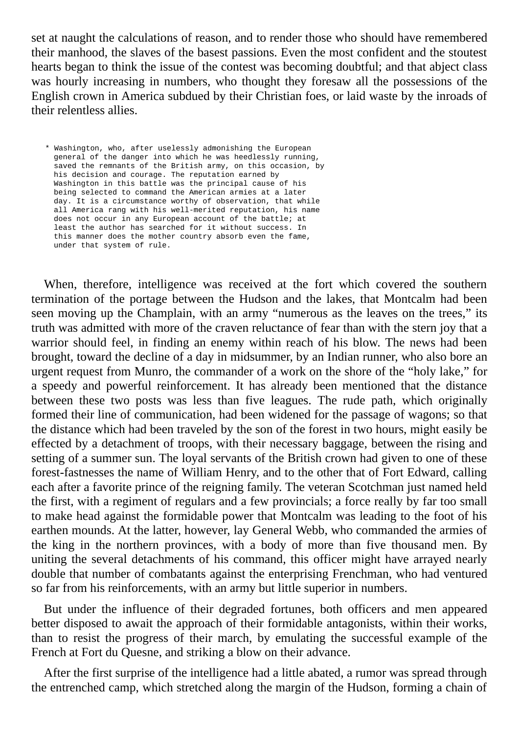set at naught the calculations of reason, and to render those who should have remembered their manhood, the slaves of the basest passions. Even the most confident and the stoutest hearts began to think the issue of the contest was becoming doubtful; and that abject class was hourly increasing in numbers, who thought they foresaw all the possessions of the English crown in America subdued by their Christian foes, or laid waste by the inroads of their relentless allies.

```
* Washington, who, after uselessly admonishing the European
  general of the danger into which he was heedlessly running,
  saved the remnants of the British army, on this occasion, by
  his decision and courage. The reputation earned by
  Washington in this battle was the principal cause of his
  being selected to command the American armies at a later
  day. It is a circumstance worthy of observation, that while
  all America rang with his well-merited reputation, his name
  does not occur in any European account of the battle; at
  least the author has searched for it without success. In
  this manner does the mother country absorb even the fame,
  under that system of rule.
```

When, therefore, intelligence was received at the fort which covered the southern termination of the portage between the Hudson and the lakes, that Montcalm had been seen moving up the Champlain, with an army “numerous as the leaves on the trees,” its truth was admitted with more of the craven reluctance of fear than with the stern joy that a warrior should feel, in finding an enemy within reach of his blow. The news had been brought, toward the decline of a day in midsummer, by an Indian runner, who also bore an urgent request from Munro, the commander of a work on the shore of the “holy lake,” for a speedy and powerful reinforcement. It has already been mentioned that the distance between these two posts was less than five leagues. The rude path, which originally formed their line of communication, had been widened for the passage of wagons; so that the distance which had been traveled by the son of the forest in two hours, might easily be effected by a detachment of troops, with their necessary baggage, between the rising and setting of a summer sun. The loyal servants of the British crown had given to one of these forest-fastnesses the name of William Henry, and to the other that of Fort Edward, calling each after a favorite prince of the reigning family. The veteran Scotchman just named held the first, with a regiment of regulars and a few provincials; a force really by far too small to make head against the formidable power that Montcalm was leading to the foot of his earthen mounds. At the latter, however, lay General Webb, who commanded the armies of the king in the northern provinces, with a body of more than five thousand men. By uniting the several detachments of his command, this officer might have arrayed nearly double that number of combatants against the enterprising Frenchman, who had ventured so far from his reinforcements, with an army but little superior in numbers.

But under the influence of their degraded fortunes, both officers and men appeared better disposed to await the approach of their formidable antagonists, within their works, than to resist the progress of their march, by emulating the successful example of the French at Fort du Quesne, and striking a blow on their advance.

After the first surprise of the intelligence had a little abated, a rumor was spread through the entrenched camp, which stretched along the margin of the Hudson, forming a chain of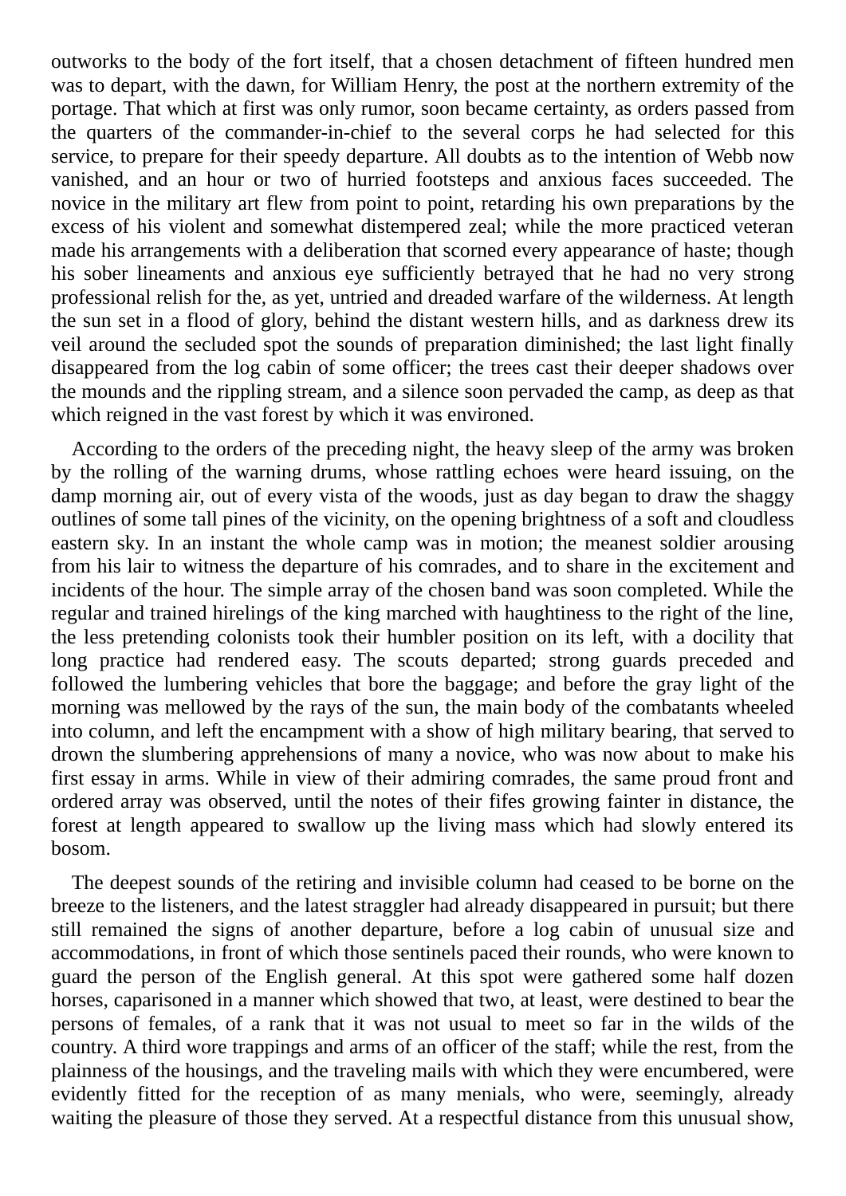outworks to the body of the fort itself, that a chosen detachment of fifteen hundred men was to depart, with the dawn, for William Henry, the post at the northern extremity of the portage. That which at first was only rumor, soon became certainty, as orders passed from the quarters of the commander-in-chief to the several corps he had selected for this service, to prepare for their speedy departure. All doubts as to the intention of Webb now vanished, and an hour or two of hurried footsteps and anxious faces succeeded. The novice in the military art flew from point to point, retarding his own preparations by the excess of his violent and somewhat distempered zeal; while the more practiced veteran made his arrangements with a deliberation that scorned every appearance of haste; though his sober lineaments and anxious eye sufficiently betrayed that he had no very strong professional relish for the, as yet, untried and dreaded warfare of the wilderness. At length the sun set in a flood of glory, behind the distant western hills, and as darkness drew its veil around the secluded spot the sounds of preparation diminished; the last light finally disappeared from the log cabin of some officer; the trees cast their deeper shadows over the mounds and the rippling stream, and a silence soon pervaded the camp, as deep as that which reigned in the vast forest by which it was environed.

According to the orders of the preceding night, the heavy sleep of the army was broken by the rolling of the warning drums, whose rattling echoes were heard issuing, on the damp morning air, out of every vista of the woods, just as day began to draw the shaggy outlines of some tall pines of the vicinity, on the opening brightness of a soft and cloudless eastern sky. In an instant the whole camp was in motion; the meanest soldier arousing from his lair to witness the departure of his comrades, and to share in the excitement and incidents of the hour. The simple array of the chosen band was soon completed. While the regular and trained hirelings of the king marched with haughtiness to the right of the line, the less pretending colonists took their humbler position on its left, with a docility that long practice had rendered easy. The scouts departed; strong guards preceded and followed the lumbering vehicles that bore the baggage; and before the gray light of the morning was mellowed by the rays of the sun, the main body of the combatants wheeled into column, and left the encampment with a show of high military bearing, that served to drown the slumbering apprehensions of many a novice, who was now about to make his first essay in arms. While in view of their admiring comrades, the same proud front and ordered array was observed, until the notes of their fifes growing fainter in distance, the forest at length appeared to swallow up the living mass which had slowly entered its bosom.

The deepest sounds of the retiring and invisible column had ceased to be borne on the breeze to the listeners, and the latest straggler had already disappeared in pursuit; but there still remained the signs of another departure, before a log cabin of unusual size and accommodations, in front of which those sentinels paced their rounds, who were known to guard the person of the English general. At this spot were gathered some half dozen horses, caparisoned in a manner which showed that two, at least, were destined to bear the persons of females, of a rank that it was not usual to meet so far in the wilds of the country. A third wore trappings and arms of an officer of the staff; while the rest, from the plainness of the housings, and the traveling mails with which they were encumbered, were evidently fitted for the reception of as many menials, who were, seemingly, already waiting the pleasure of those they served. At a respectful distance from this unusual show,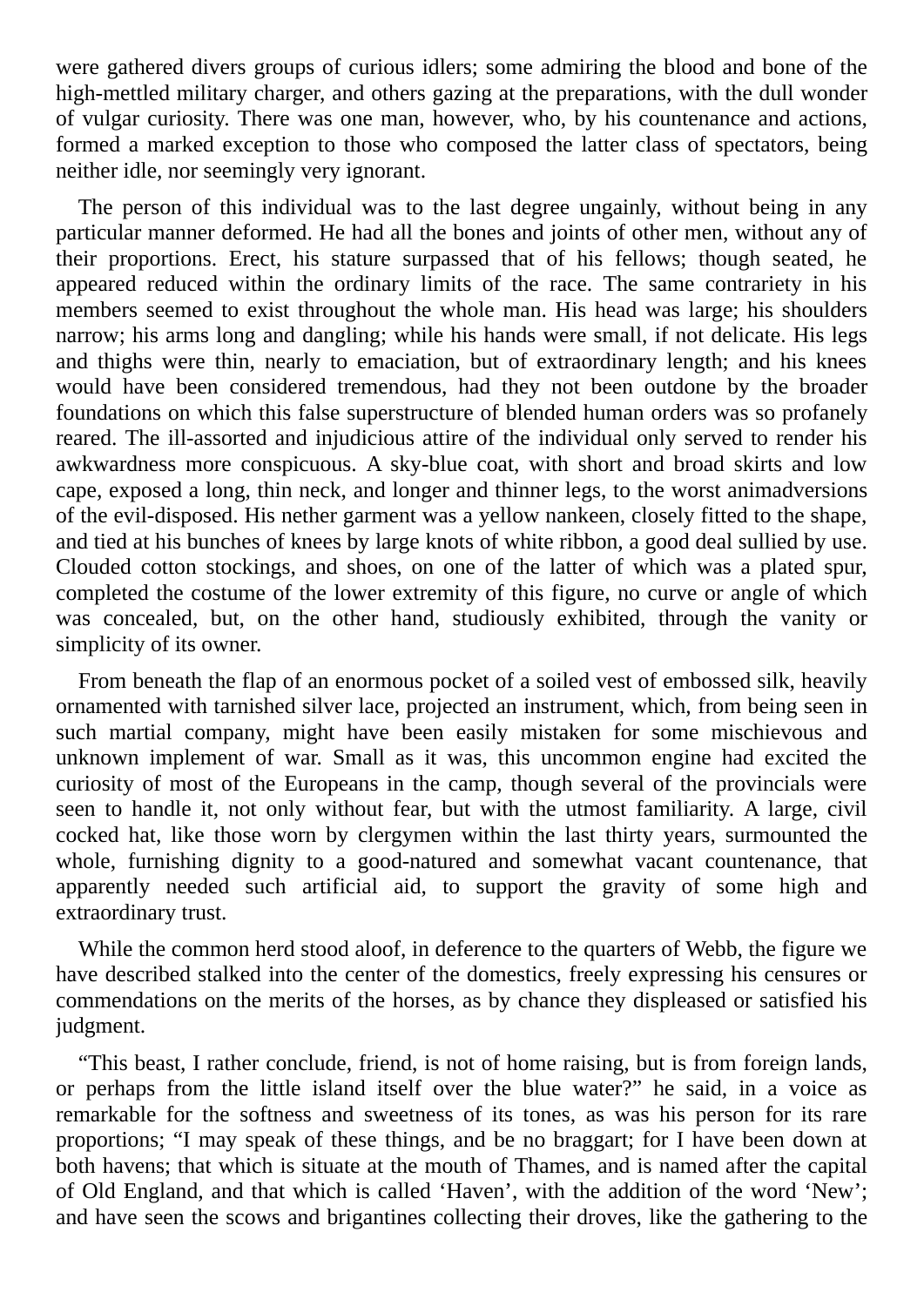were gathered divers groups of curious idlers; some admiring the blood and bone of the high-mettled military charger, and others gazing at the preparations, with the dull wonder of vulgar curiosity. There was one man, however, who, by his countenance and actions, formed a marked exception to those who composed the latter class of spectators, being neither idle, nor seemingly very ignorant.

The person of this individual was to the last degree ungainly, without being in any particular manner deformed. He had all the bones and joints of other men, without any of their proportions. Erect, his stature surpassed that of his fellows; though seated, he appeared reduced within the ordinary limits of the race. The same contrariety in his members seemed to exist throughout the whole man. His head was large; his shoulders narrow; his arms long and dangling; while his hands were small, if not delicate. His legs and thighs were thin, nearly to emaciation, but of extraordinary length; and his knees would have been considered tremendous, had they not been outdone by the broader foundations on which this false superstructure of blended human orders was so profanely reared. The ill-assorted and injudicious attire of the individual only served to render his awkwardness more conspicuous. A sky-blue coat, with short and broad skirts and low cape, exposed a long, thin neck, and longer and thinner legs, to the worst animadversions of the evil-disposed. His nether garment was a yellow nankeen, closely fitted to the shape, and tied at his bunches of knees by large knots of white ribbon, a good deal sullied by use. Clouded cotton stockings, and shoes, on one of the latter of which was a plated spur, completed the costume of the lower extremity of this figure, no curve or angle of which was concealed, but, on the other hand, studiously exhibited, through the vanity or simplicity of its owner.

From beneath the flap of an enormous pocket of a soiled vest of embossed silk, heavily ornamented with tarnished silver lace, projected an instrument, which, from being seen in such martial company, might have been easily mistaken for some mischievous and unknown implement of war. Small as it was, this uncommon engine had excited the curiosity of most of the Europeans in the camp, though several of the provincials were seen to handle it, not only without fear, but with the utmost familiarity. A large, civil cocked hat, like those worn by clergymen within the last thirty years, surmounted the whole, furnishing dignity to a good-natured and somewhat vacant countenance, that apparently needed such artificial aid, to support the gravity of some high and extraordinary trust.

While the common herd stood aloof, in deference to the quarters of Webb, the figure we have described stalked into the center of the domestics, freely expressing his censures or commendations on the merits of the horses, as by chance they displeased or satisfied his judgment.

“This beast, I rather conclude, friend, is not of home raising, but is from foreign lands, or perhaps from the little island itself over the blue water?” he said, in a voice as remarkable for the softness and sweetness of its tones, as was his person for its rare proportions; “I may speak of these things, and be no braggart; for I have been down at both havens; that which is situate at the mouth of Thames, and is named after the capital of Old England, and that which is called ‘Haven’, with the addition of the word ‘New’; and have seen the scows and brigantines collecting their droves, like the gathering to the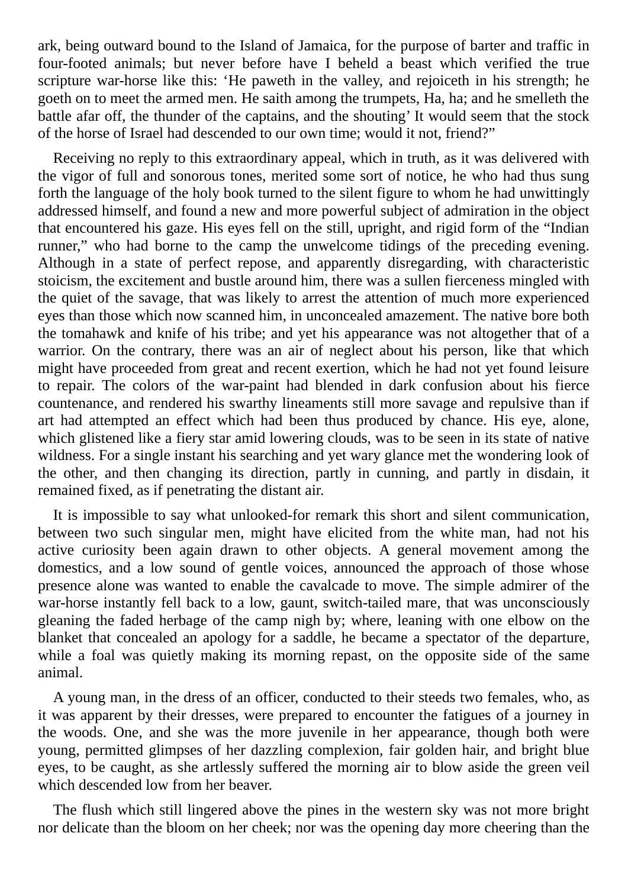ark, being outward bound to the Island of Jamaica, for the purpose of barter and traffic in four-footed animals; but never before have I beheld a beast which verified the true scripture war-horse like this: 'He paweth in the valley, and rejoiceth in his strength; he goeth on to meet the armed men. He saith among the trumpets, Ha, ha; and he smelleth the battle afar off, the thunder of the captains, and the shouting' It would seem that the stock of the horse of Israel had descended to our own time; would it not, friend?"

Receiving no reply to this extraordinary appeal, which in truth, as it was delivered with the vigor of full and sonorous tones, merited some sort of notice, he who had thus sung forth the language of the holy book turned to the silent figure to whom he had unwittingly addressed himself, and found a new and more powerful subject of admiration in the object that encountered his gaze. His eyes fell on the still, upright, and rigid form of the "Indian runner," who had borne to the camp the unwelcome tidings of the preceding evening. Although in a state of perfect repose, and apparently disregarding, with characteristic stoicism, the excitement and bustle around him, there was a sullen fierceness mingled with the quiet of the savage, that was likely to arrest the attention of much more experienced eyes than those which now scanned him, in unconcealed amazement. The native bore both the tomahawk and knife of his tribe; and yet his appearance was not altogether that of a warrior. On the contrary, there was an air of neglect about his person, like that which might have proceeded from great and recent exertion, which he had not yet found leisure to repair. The colors of the war-paint had blended in dark confusion about his fierce countenance, and rendered his swarthy lineaments still more savage and repulsive than if art had attempted an effect which had been thus produced by chance. His eye, alone, which glistened like a fiery star amid lowering clouds, was to be seen in its state of native wildness. For a single instant his searching and yet wary glance met the wondering look of the other, and then changing its direction, partly in cunning, and partly in disdain, it remained fixed, as if penetrating the distant air.

It is impossible to say what unlooked-for remark this short and silent communication, between two such singular men, might have elicited from the white man, had not his active curiosity been again drawn to other objects. A general movement among the domestics, and a low sound of gentle voices, announced the approach of those whose presence alone was wanted to enable the cavalcade to move. The simple admirer of the war-horse instantly fell back to a low, gaunt, switch-tailed mare, that was unconsciously gleaning the faded herbage of the camp nigh by; where, leaning with one elbow on the blanket that concealed an apology for a saddle, he became a spectator of the departure, while a foal was quietly making its morning repast, on the opposite side of the same animal.

A young man, in the dress of an officer, conducted to their steeds two females, who, as it was apparent by their dresses, were prepared to encounter the fatigues of a journey in the woods. One, and she was the more juvenile in her appearance, though both were young, permitted glimpses of her dazzling complexion, fair golden hair, and bright blue eyes, to be caught, as she artlessly suffered the morning air to blow aside the green veil which descended low from her beaver.

The flush which still lingered above the pines in the western sky was not more bright nor delicate than the bloom on her cheek; nor was the opening day more cheering than the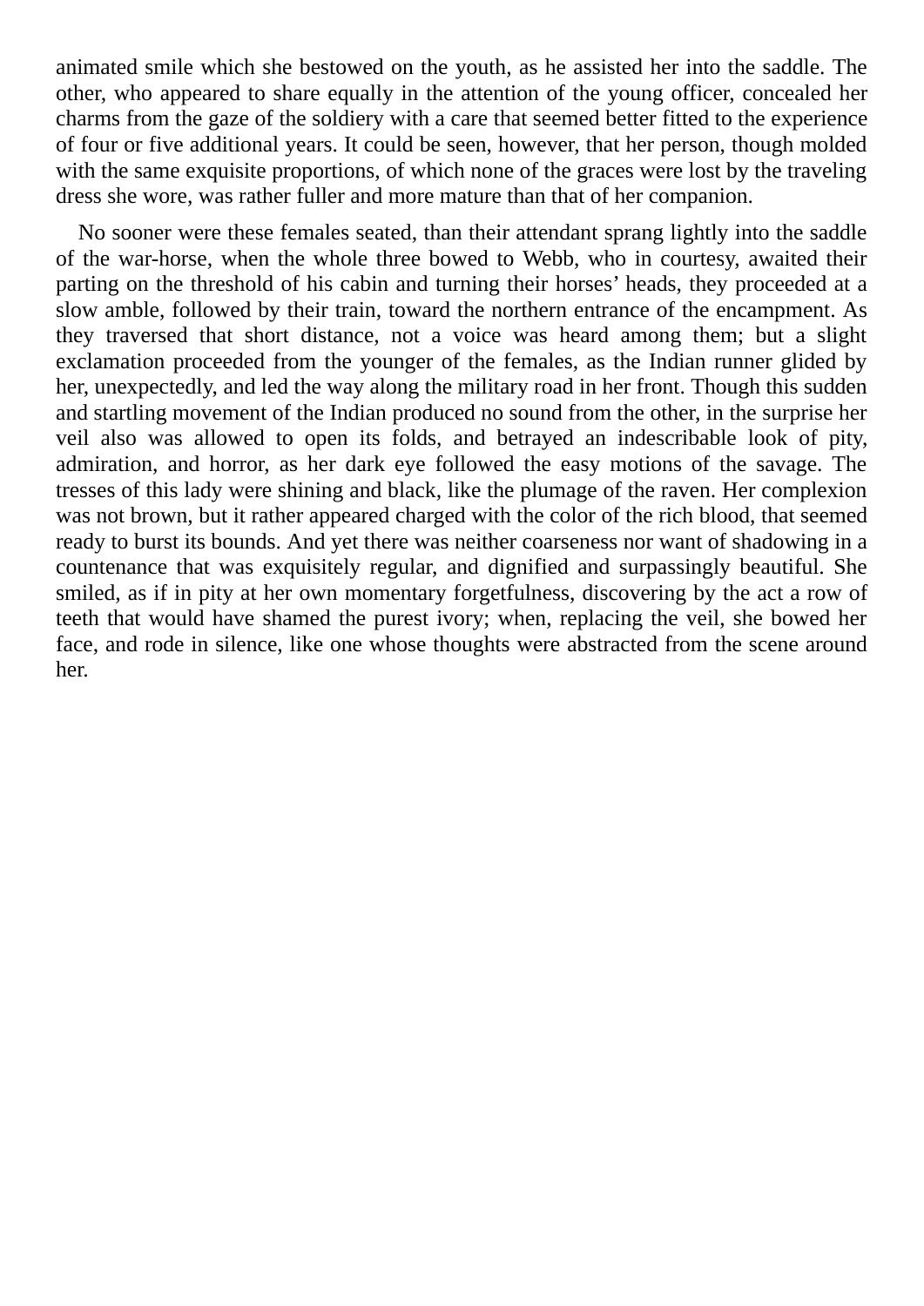animated smile which she bestowed on the youth, as he assisted her into the saddle. The other, who appeared to share equally in the attention of the young officer, concealed her charms from the gaze of the soldiery with a care that seemed better fitted to the experience of four or five additional years. It could be seen, however, that her person, though molded with the same exquisite proportions, of which none of the graces were lost by the traveling dress she wore, was rather fuller and more mature than that of her companion.

No sooner were these females seated, than their attendant sprang lightly into the saddle of the war-horse, when the whole three bowed to Webb, who in courtesy, awaited their parting on the threshold of his cabin and turning their horses' heads, they proceeded at a slow amble, followed by their train, toward the northern entrance of the encampment. As they traversed that short distance, not a voice was heard among them; but a slight exclamation proceeded from the younger of the females, as the Indian runner glided by her, unexpectedly, and led the way along the military road in her front. Though this sudden and startling movement of the Indian produced no sound from the other, in the surprise her veil also was allowed to open its folds, and betrayed an indescribable look of pity, admiration, and horror, as her dark eye followed the easy motions of the savage. The tresses of this lady were shining and black, like the plumage of the raven. Her complexion was not brown, but it rather appeared charged with the color of the rich blood, that seemed ready to burst its bounds. And yet there was neither coarseness nor want of shadowing in a countenance that was exquisitely regular, and dignified and surpassingly beautiful. She smiled, as if in pity at her own momentary forgetfulness, discovering by the act a row of teeth that would have shamed the purest ivory; when, replacing the veil, she bowed her face, and rode in silence, like one whose thoughts were abstracted from the scene around her.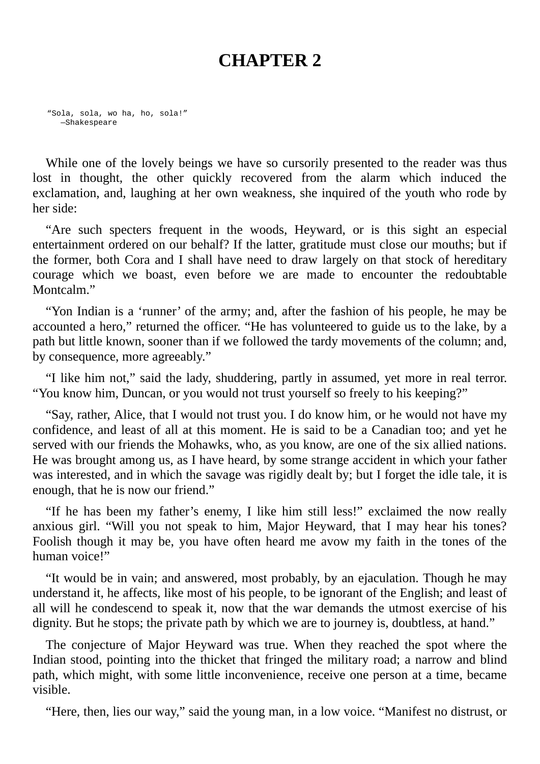# CHAPTER 2

> “Sola, sola, wo ha, ho, sola!”
> —Shakespeare

While one of the lovely beings we have so cursorily presented to the reader was thus lost in thought, the other quickly recovered from the alarm which induced the exclamation, and, laughing at her own weakness, she inquired of the youth who rode by her side:

“Are such specters frequent in the woods, Heyward, or is this sight an especial entertainment ordered on our behalf? If the latter, gratitude must close our mouths; but if the former, both Cora and I shall have need to draw largely on that stock of hereditary courage which we boast, even before we are made to encounter the redoubtable Montcalm.”

“Yon Indian is a ‘runner’ of the army; and, after the fashion of his people, he may be accounted a hero,” returned the officer. “He has volunteered to guide us to the lake, by a path but little known, sooner than if we followed the tardy movements of the column; and, by consequence, more agreeably.”

“I like him not,” said the lady, shuddering, partly in assumed, yet more in real terror. “You know him, Duncan, or you would not trust yourself so freely to his keeping?”

“Say, rather, Alice, that I would not trust you. I do know him, or he would not have my confidence, and least of all at this moment. He is said to be a Canadian too; and yet he served with our friends the Mohawks, who, as you know, are one of the six allied nations. He was brought among us, as I have heard, by some strange accident in which your father was interested, and in which the savage was rigidly dealt by; but I forget the idle tale, it is enough, that he is now our friend.”

“If he has been my father’s enemy, I like him still less!” exclaimed the now really anxious girl. “Will you not speak to him, Major Heyward, that I may hear his tones? Foolish though it may be, you have often heard me avow my faith in the tones of the human voice!”

“It would be in vain; and answered, most probably, by an ejaculation. Though he may understand it, he affects, like most of his people, to be ignorant of the English; and least of all will he condescend to speak it, now that the war demands the utmost exercise of his dignity. But he stops; the private path by which we are to journey is, doubtless, at hand.”

The conjecture of Major Heyward was true. When they reached the spot where the Indian stood, pointing into the thicket that fringed the military road; a narrow and blind path, which might, with some little inconvenience, receive one person at a time, became visible.

“Here, then, lies our way,” said the young man, in a low voice. “Manifest no distrust, or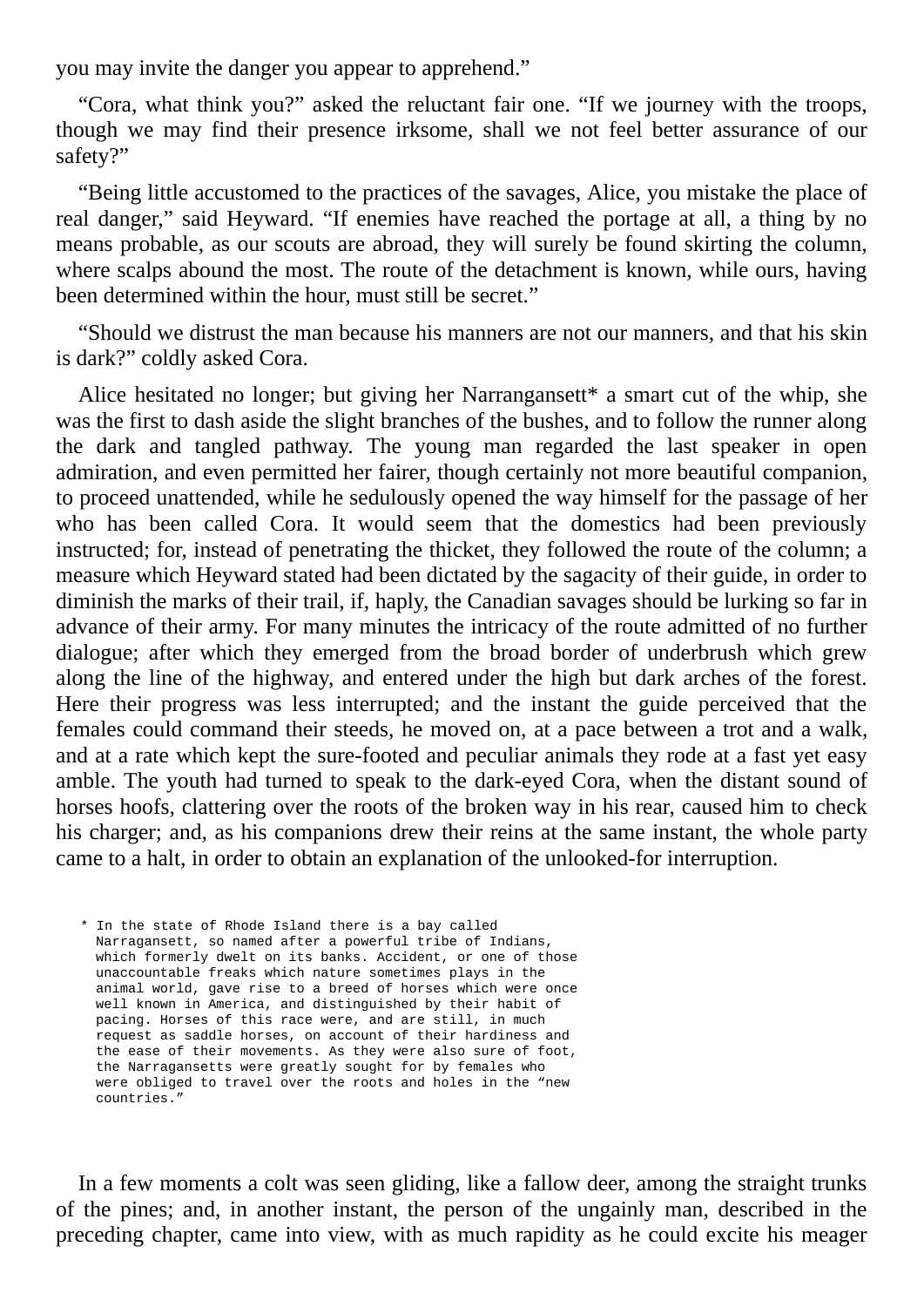you may invite the danger you appear to apprehend."

"Cora, what think you?" asked the reluctant fair one. "If we journey with the troops, though we may find their presence irksome, shall we not feel better assurance of our safety?"

"Being little accustomed to the practices of the savages, Alice, you mistake the place of real danger," said Heyward. "If enemies have reached the portage at all, a thing by no means probable, as our scouts are abroad, they will surely be found skirting the column, where scalps abound the most. The route of the detachment is known, while ours, having been determined within the hour, must still be secret."

"Should we distrust the man because his manners are not our manners, and that his skin is dark?" coldly asked Cora.

Alice hesitated no longer; but giving her Narrangansett* a smart cut of the whip, she was the first to dash aside the slight branches of the bushes, and to follow the runner along the dark and tangled pathway. The young man regarded the last speaker in open admiration, and even permitted her fairer, though certainly not more beautiful companion, to proceed unattended, while he sedulously opened the way himself for the passage of her who has been called Cora. It would seem that the domestics had been previously instructed; for, instead of penetrating the thicket, they followed the route of the column; a measure which Heyward stated had been dictated by the sagacity of their guide, in order to diminish the marks of their trail, if, haply, the Canadian savages should be lurking so far in advance of their army. For many minutes the intricacy of the route admitted of no further dialogue; after which they emerged from the broad border of underbrush which grew along the line of the highway, and entered under the high but dark arches of the forest. Here their progress was less interrupted; and the instant the guide perceived that the females could command their steeds, he moved on, at a pace between a trot and a walk, and at a rate which kept the sure-footed and peculiar animals they rode at a fast yet easy amble. The youth had turned to speak to the dark-eyed Cora, when the distant sound of horses hoofs, clattering over the roots of the broken way in his rear, caused him to check his charger; and, as his companions drew their reins at the same instant, the whole party came to a halt, in order to obtain an explanation of the unlooked-for interruption.

```
* In the state of Rhode Island there is a bay called
  Narragansett, so named after a powerful tribe of Indians,
  which formerly dwelt on its banks. Accident, or one of those
  unaccountable freaks which nature sometimes plays in the
  animal world, gave rise to a breed of horses which were once
  well known in America, and distinguished by their habit of
  pacing. Horses of this race were, and are still, in much
  request as saddle horses, on account of their hardiness and
  the ease of their movements. As they were also sure of foot,
  the Narragansetts were greatly sought for by females who
  were obliged to travel over the roots and holes in the "new
  countries."
```

In a few moments a colt was seen gliding, like a fallow deer, among the straight trunks of the pines; and, in another instant, the person of the ungainly man, described in the preceding chapter, came into view, with as much rapidity as he could excite his meager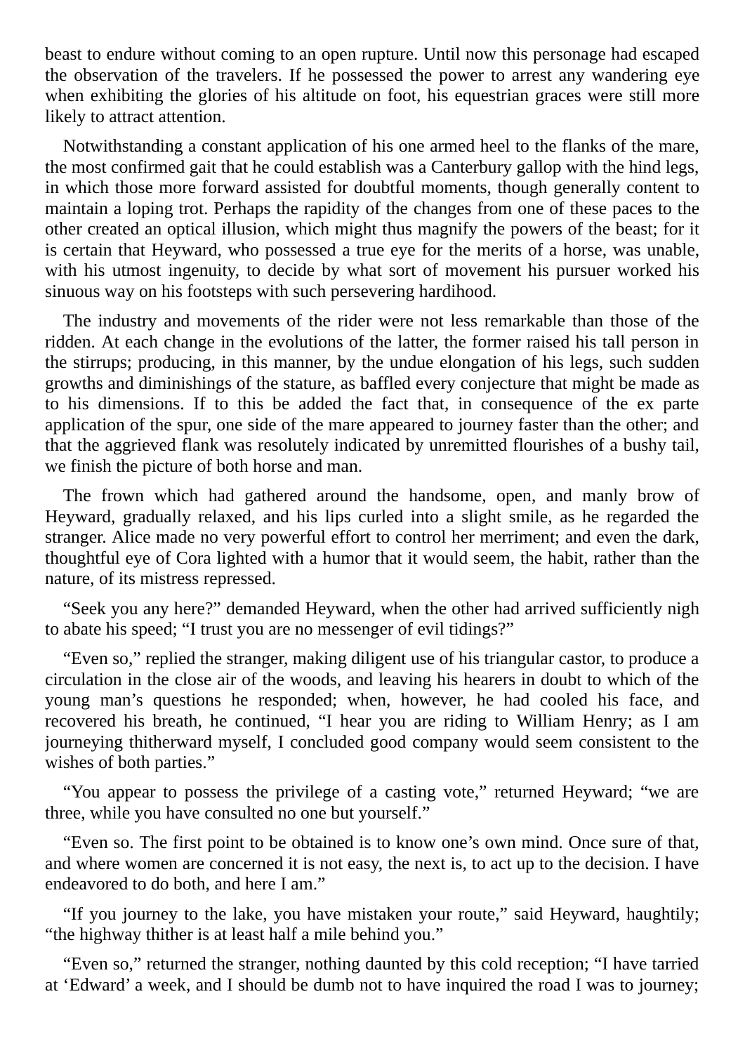beast to endure without coming to an open rupture. Until now this personage had escaped the observation of the travelers. If he possessed the power to arrest any wandering eye when exhibiting the glories of his altitude on foot, his equestrian graces were still more likely to attract attention.

Notwithstanding a constant application of his one armed heel to the flanks of the mare, the most confirmed gait that he could establish was a Canterbury gallop with the hind legs, in which those more forward assisted for doubtful moments, though generally content to maintain a loping trot. Perhaps the rapidity of the changes from one of these paces to the other created an optical illusion, which might thus magnify the powers of the beast; for it is certain that Heyward, who possessed a true eye for the merits of a horse, was unable, with his utmost ingenuity, to decide by what sort of movement his pursuer worked his sinuous way on his footsteps with such persevering hardihood.

The industry and movements of the rider were not less remarkable than those of the ridden. At each change in the evolutions of the latter, the former raised his tall person in the stirrups; producing, in this manner, by the undue elongation of his legs, such sudden growths and diminishings of the stature, as baffled every conjecture that might be made as to his dimensions. If to this be added the fact that, in consequence of the ex parte application of the spur, one side of the mare appeared to journey faster than the other; and that the aggrieved flank was resolutely indicated by unremitted flourishes of a bushy tail, we finish the picture of both horse and man.

The frown which had gathered around the handsome, open, and manly brow of Heyward, gradually relaxed, and his lips curled into a slight smile, as he regarded the stranger. Alice made no very powerful effort to control her merriment; and even the dark, thoughtful eye of Cora lighted with a humor that it would seem, the habit, rather than the nature, of its mistress repressed.

"Seek you any here?" demanded Heyward, when the other had arrived sufficiently nigh to abate his speed; "I trust you are no messenger of evil tidings?"

"Even so," replied the stranger, making diligent use of his triangular castor, to produce a circulation in the close air of the woods, and leaving his hearers in doubt to which of the young man's questions he responded; when, however, he had cooled his face, and recovered his breath, he continued, "I hear you are riding to William Henry; as I am journeying thitherward myself, I concluded good company would seem consistent to the wishes of both parties."

"You appear to possess the privilege of a casting vote," returned Heyward; "we are three, while you have consulted no one but yourself."

"Even so. The first point to be obtained is to know one's own mind. Once sure of that, and where women are concerned it is not easy, the next is, to act up to the decision. I have endeavored to do both, and here I am."

"If you journey to the lake, you have mistaken your route," said Heyward, haughtily; "the highway thither is at least half a mile behind you."

"Even so," returned the stranger, nothing daunted by this cold reception; "I have tarried at 'Edward' a week, and I should be dumb not to have inquired the road I was to journey;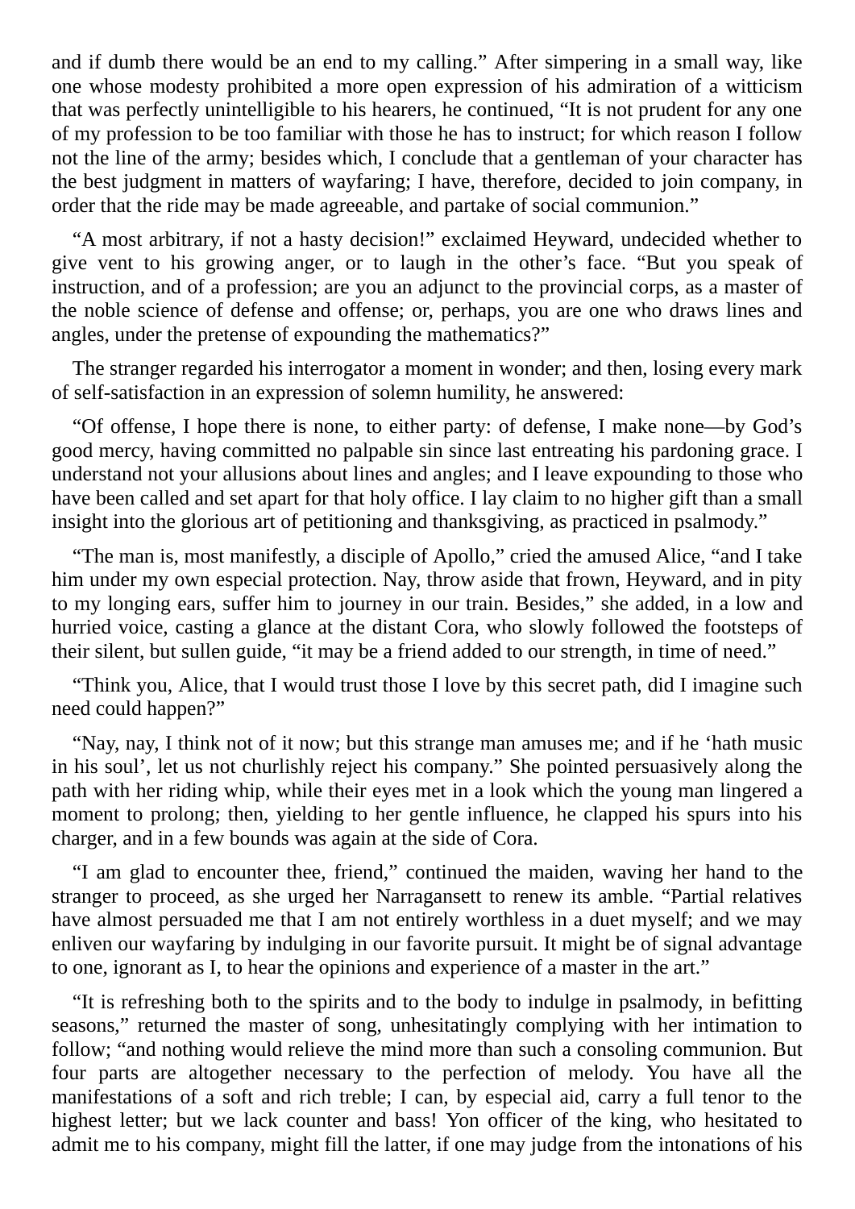and if dumb there would be an end to my calling.” After simpering in a small way, like one whose modesty prohibited a more open expression of his admiration of a witticism that was perfectly unintelligible to his hearers, he continued, “It is not prudent for any one of my profession to be too familiar with those he has to instruct; for which reason I follow not the line of the army; besides which, I conclude that a gentleman of your character has the best judgment in matters of wayfaring; I have, therefore, decided to join company, in order that the ride may be made agreeable, and partake of social communion.”

“A most arbitrary, if not a hasty decision!” exclaimed Heyward, undecided whether to give vent to his growing anger, or to laugh in the other’s face. “But you speak of instruction, and of a profession; are you an adjunct to the provincial corps, as a master of the noble science of defense and offense; or, perhaps, you are one who draws lines and angles, under the pretense of expounding the mathematics?”

The stranger regarded his interrogator a moment in wonder; and then, losing every mark of self-satisfaction in an expression of solemn humility, he answered:

“Of offense, I hope there is none, to either party: of defense, I make none—by God’s good mercy, having committed no palpable sin since last entreating his pardoning grace. I understand not your allusions about lines and angles; and I leave expounding to those who have been called and set apart for that holy office. I lay claim to no higher gift than a small insight into the glorious art of petitioning and thanksgiving, as practiced in psalmody.”

“The man is, most manifestly, a disciple of Apollo,” cried the amused Alice, “and I take him under my own especial protection. Nay, throw aside that frown, Heyward, and in pity to my longing ears, suffer him to journey in our train. Besides,” she added, in a low and hurried voice, casting a glance at the distant Cora, who slowly followed the footsteps of their silent, but sullen guide, “it may be a friend added to our strength, in time of need.”

“Think you, Alice, that I would trust those I love by this secret path, did I imagine such need could happen?”

“Nay, nay, I think not of it now; but this strange man amuses me; and if he ‘hath music in his soul’, let us not churlishly reject his company.” She pointed persuasively along the path with her riding whip, while their eyes met in a look which the young man lingered a moment to prolong; then, yielding to her gentle influence, he clapped his spurs into his charger, and in a few bounds was again at the side of Cora.

“I am glad to encounter thee, friend,” continued the maiden, waving her hand to the stranger to proceed, as she urged her Narragansett to renew its amble. “Partial relatives have almost persuaded me that I am not entirely worthless in a duet myself; and we may enliven our wayfaring by indulging in our favorite pursuit. It might be of signal advantage to one, ignorant as I, to hear the opinions and experience of a master in the art.”

“It is refreshing both to the spirits and to the body to indulge in psalmody, in befitting seasons,” returned the master of song, unhesitatingly complying with her intimation to follow; “and nothing would relieve the mind more than such a consoling communion. But four parts are altogether necessary to the perfection of melody. You have all the manifestations of a soft and rich treble; I can, by especial aid, carry a full tenor to the highest letter; but we lack counter and bass! Yon officer of the king, who hesitated to admit me to his company, might fill the latter, if one may judge from the intonations of his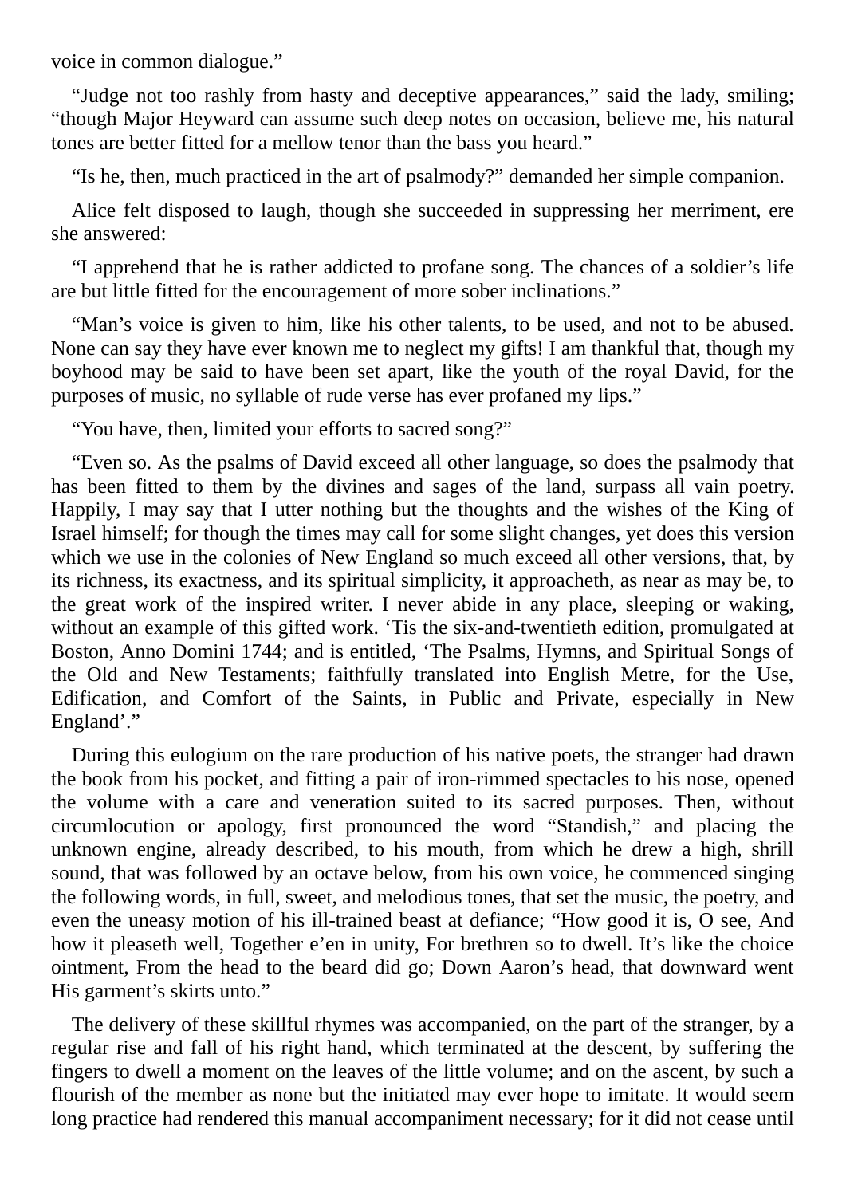voice in common dialogue."

"Judge not too rashly from hasty and deceptive appearances," said the lady, smiling; "though Major Heyward can assume such deep notes on occasion, believe me, his natural tones are better fitted for a mellow tenor than the bass you heard."

"Is he, then, much practiced in the art of psalmody?" demanded her simple companion.

Alice felt disposed to laugh, though she succeeded in suppressing her merriment, ere she answered:

"I apprehend that he is rather addicted to profane song. The chances of a soldier's life are but little fitted for the encouragement of more sober inclinations."

"Man's voice is given to him, like his other talents, to be used, and not to be abused. None can say they have ever known me to neglect my gifts! I am thankful that, though my boyhood may be said to have been set apart, like the youth of the royal David, for the purposes of music, no syllable of rude verse has ever profaned my lips."

"You have, then, limited your efforts to sacred song?"

"Even so. As the psalms of David exceed all other language, so does the psalmody that has been fitted to them by the divines and sages of the land, surpass all vain poetry. Happily, I may say that I utter nothing but the thoughts and the wishes of the King of Israel himself; for though the times may call for some slight changes, yet does this version which we use in the colonies of New England so much exceed all other versions, that, by its richness, its exactness, and its spiritual simplicity, it approacheth, as near as may be, to the great work of the inspired writer. I never abide in any place, sleeping or waking, without an example of this gifted work. 'Tis the six-and-twentieth edition, promulgated at Boston, Anno Domini 1744; and is entitled, 'The Psalms, Hymns, and Spiritual Songs of the Old and New Testaments; faithfully translated into English Metre, for the Use, Edification, and Comfort of the Saints, in Public and Private, especially in New England'."

During this eulogium on the rare production of his native poets, the stranger had drawn the book from his pocket, and fitting a pair of iron-rimmed spectacles to his nose, opened the volume with a care and veneration suited to its sacred purposes. Then, without circumlocution or apology, first pronounced the word "Standish," and placing the unknown engine, already described, to his mouth, from which he drew a high, shrill sound, that was followed by an octave below, from his own voice, he commenced singing the following words, in full, sweet, and melodious tones, that set the music, the poetry, and even the uneasy motion of his ill-trained beast at defiance; "How good it is, O see, And how it pleaseth well, Together e'en in unity, For brethren so to dwell. It's like the choice ointment, From the head to the beard did go; Down Aaron's head, that downward went His garment's skirts unto."

The delivery of these skillful rhymes was accompanied, on the part of the stranger, by a regular rise and fall of his right hand, which terminated at the descent, by suffering the fingers to dwell a moment on the leaves of the little volume; and on the ascent, by such a flourish of the member as none but the initiated may ever hope to imitate. It would seem long practice had rendered this manual accompaniment necessary; for it did not cease until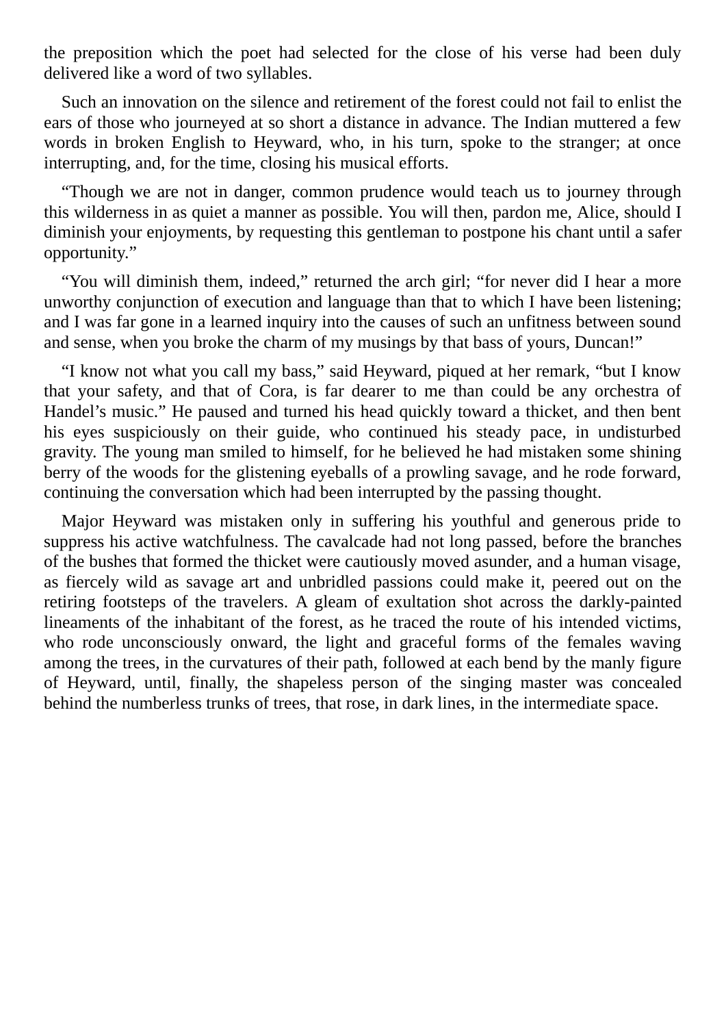the preposition which the poet had selected for the close of his verse had been duly delivered like a word of two syllables.

Such an innovation on the silence and retirement of the forest could not fail to enlist the ears of those who journeyed at so short a distance in advance. The Indian muttered a few words in broken English to Heyward, who, in his turn, spoke to the stranger; at once interrupting, and, for the time, closing his musical efforts.

“Though we are not in danger, common prudence would teach us to journey through this wilderness in as quiet a manner as possible. You will then, pardon me, Alice, should I diminish your enjoyments, by requesting this gentleman to postpone his chant until a safer opportunity.”

“You will diminish them, indeed,” returned the arch girl; “for never did I hear a more unworthy conjunction of execution and language than that to which I have been listening; and I was far gone in a learned inquiry into the causes of such an unfitness between sound and sense, when you broke the charm of my musings by that bass of yours, Duncan!”

“I know not what you call my bass,” said Heyward, piqued at her remark, “but I know that your safety, and that of Cora, is far dearer to me than could be any orchestra of Handel’s music.” He paused and turned his head quickly toward a thicket, and then bent his eyes suspiciously on their guide, who continued his steady pace, in undisturbed gravity. The young man smiled to himself, for he believed he had mistaken some shining berry of the woods for the glistening eyeballs of a prowling savage, and he rode forward, continuing the conversation which had been interrupted by the passing thought.

Major Heyward was mistaken only in suffering his youthful and generous pride to suppress his active watchfulness. The cavalcade had not long passed, before the branches of the bushes that formed the thicket were cautiously moved asunder, and a human visage, as fiercely wild as savage art and unbridled passions could make it, peered out on the retiring footsteps of the travelers. A gleam of exultation shot across the darkly-painted lineaments of the inhabitant of the forest, as he traced the route of his intended victims, who rode unconsciously onward, the light and graceful forms of the females waving among the trees, in the curvatures of their path, followed at each bend by the manly figure of Heyward, until, finally, the shapeless person of the singing master was concealed behind the numberless trunks of trees, that rose, in dark lines, in the intermediate space.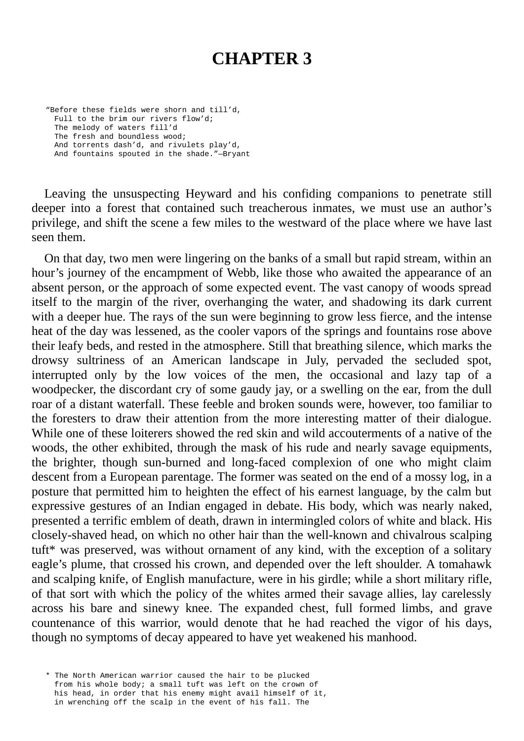# CHAPTER 3

```
“Before these fields were shorn and till’d,
  Full to the brim our rivers flow’d;
  The melody of waters fill’d
  The fresh and boundless wood;
  And torrents dash’d, and rivulets play’d,
  And fountains spouted in the shade.”—Bryant
```

Leaving the unsuspecting Heyward and his confiding companions to penetrate still deeper into a forest that contained such treacherous inmates, we must use an author’s privilege, and shift the scene a few miles to the westward of the place where we have last seen them.

On that day, two men were lingering on the banks of a small but rapid stream, within an hour’s journey of the encampment of Webb, like those who awaited the appearance of an absent person, or the approach of some expected event. The vast canopy of woods spread itself to the margin of the river, overhanging the water, and shadowing its dark current with a deeper hue. The rays of the sun were beginning to grow less fierce, and the intense heat of the day was lessened, as the cooler vapors of the springs and fountains rose above their leafy beds, and rested in the atmosphere. Still that breathing silence, which marks the drowsy sultriness of an American landscape in July, pervaded the secluded spot, interrupted only by the low voices of the men, the occasional and lazy tap of a woodpecker, the discordant cry of some gaudy jay, or a swelling on the ear, from the dull roar of a distant waterfall. These feeble and broken sounds were, however, too familiar to the foresters to draw their attention from the more interesting matter of their dialogue. While one of these loiterers showed the red skin and wild accouterments of a native of the woods, the other exhibited, through the mask of his rude and nearly savage equipments, the brighter, though sun-burned and long-faced complexion of one who might claim descent from a European parentage. The former was seated on the end of a mossy log, in a posture that permitted him to heighten the effect of his earnest language, by the calm but expressive gestures of an Indian engaged in debate. His body, which was nearly naked, presented a terrific emblem of death, drawn in intermingled colors of white and black. His closely-shaved head, on which no other hair than the well-known and chivalrous scalping tuft* was preserved, was without ornament of any kind, with the exception of a solitary eagle’s plume, that crossed his crown, and depended over the left shoulder. A tomahawk and scalping knife, of English manufacture, were in his girdle; while a short military rifle, of that sort with which the policy of the whites armed their savage allies, lay carelessly across his bare and sinewy knee. The expanded chest, full formed limbs, and grave countenance of this warrior, would denote that he had reached the vigor of his days, though no symptoms of decay appeared to have yet weakened his manhood.

```
* The North American warrior caused the hair to be plucked
  from his whole body; a small tuft was left on the crown of
  his head, in order that his enemy might avail himself of it,
  in wrenching off the scalp in the event of his fall. The
```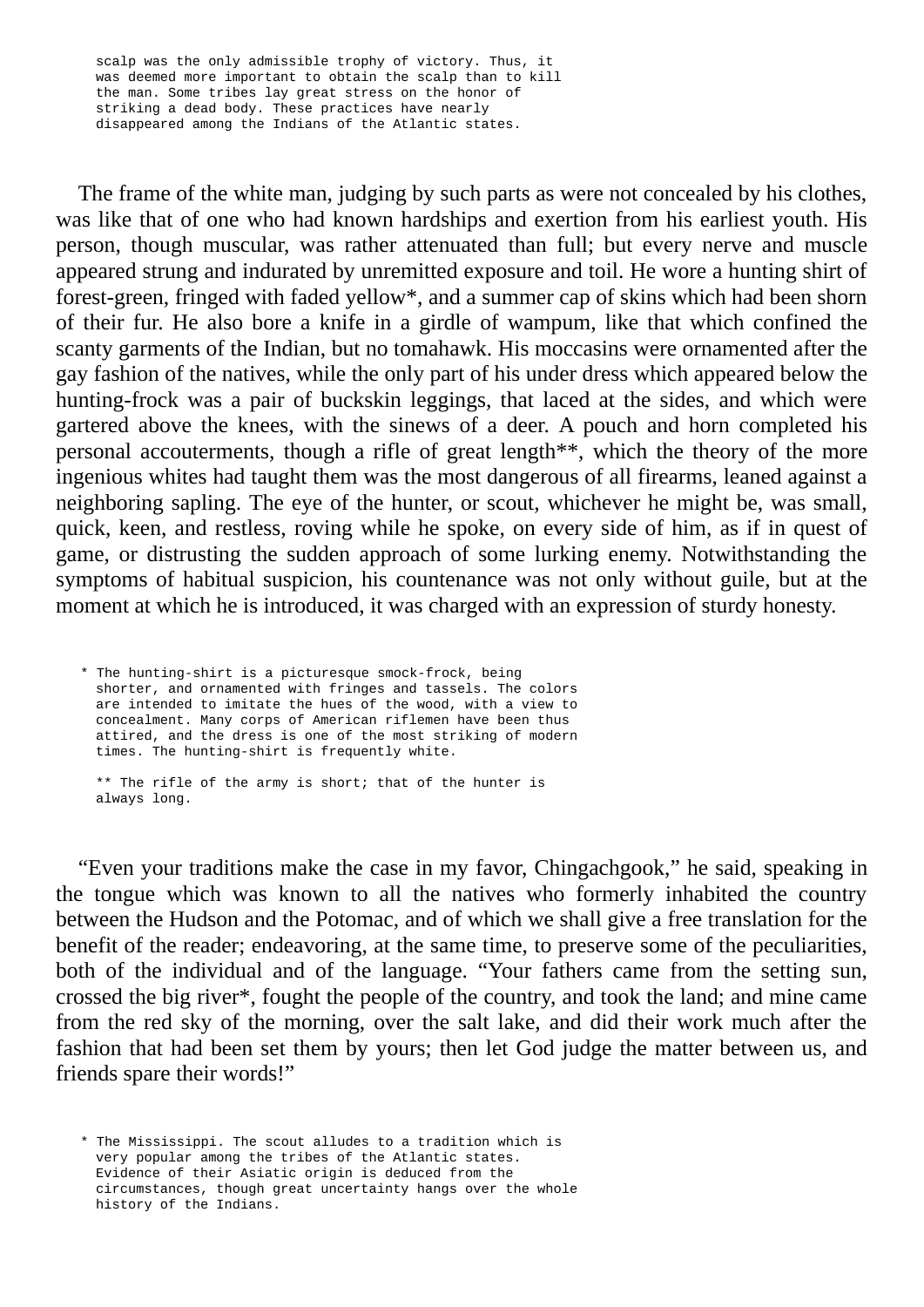scalp was the only admissible trophy of victory. Thus, it was deemed more important to obtain the scalp than to kill the man. Some tribes lay great stress on the honor of striking a dead body. These practices have nearly disappeared among the Indians of the Atlantic states.

The frame of the white man, judging by such parts as were not concealed by his clothes, was like that of one who had known hardships and exertion from his earliest youth. His person, though muscular, was rather attenuated than full; but every nerve and muscle appeared strung and indurated by unremitted exposure and toil. He wore a hunting shirt of forest-green, fringed with faded yellow*, and a summer cap of skins which had been shorn of their fur. He also bore a knife in a girdle of wampum, like that which confined the scanty garments of the Indian, but no tomahawk. His moccasins were ornamented after the gay fashion of the natives, while the only part of his under dress which appeared below the hunting-frock was a pair of buckskin leggings, that laced at the sides, and which were gartered above the knees, with the sinews of a deer. A pouch and horn completed his personal accouterments, though a rifle of great length**, which the theory of the more ingenious whites had taught them was the most dangerous of all firearms, leaned against a neighboring sapling. The eye of the hunter, or scout, whichever he might be, was small, quick, keen, and restless, roving while he spoke, on every side of him, as if in quest of game, or distrusting the sudden approach of some lurking enemy. Notwithstanding the symptoms of habitual suspicion, his countenance was not only without guile, but at the moment at which he is introduced, it was charged with an expression of sturdy honesty.

* The hunting-shirt is a picturesque smock-frock, being shorter, and ornamented with fringes and tassels. The colors are intended to imitate the hues of the wood, with a view to concealment. Many corps of American riflemen have been thus attired, and the dress is one of the most striking of modern times. The hunting-shirt is frequently white.

** The rifle of the army is short; that of the hunter is always long.

"Even your traditions make the case in my favor, Chingachgook," he said, speaking in the tongue which was known to all the natives who formerly inhabited the country between the Hudson and the Potomac, and of which we shall give a free translation for the benefit of the reader; endeavoring, at the same time, to preserve some of the peculiarities, both of the individual and of the language. "Your fathers came from the setting sun, crossed the big river*, fought the people of the country, and took the land; and mine came from the red sky of the morning, over the salt lake, and did their work much after the fashion that had been set them by yours; then let God judge the matter between us, and friends spare their words!"

* The Mississippi. The scout alludes to a tradition which is very popular among the tribes of the Atlantic states. Evidence of their Asiatic origin is deduced from the circumstances, though great uncertainty hangs over the whole history of the Indians.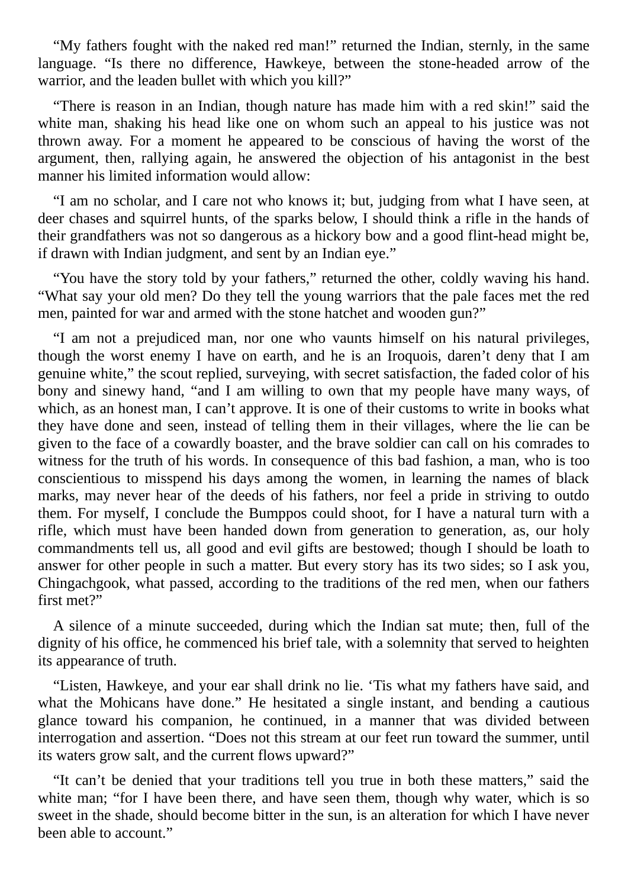“My fathers fought with the naked red man!” returned the Indian, sternly, in the same language. “Is there no difference, Hawkeye, between the stone-headed arrow of the warrior, and the leaden bullet with which you kill?”

“There is reason in an Indian, though nature has made him with a red skin!” said the white man, shaking his head like one on whom such an appeal to his justice was not thrown away. For a moment he appeared to be conscious of having the worst of the argument, then, rallying again, he answered the objection of his antagonist in the best manner his limited information would allow:

“I am no scholar, and I care not who knows it; but, judging from what I have seen, at deer chases and squirrel hunts, of the sparks below, I should think a rifle in the hands of their grandfathers was not so dangerous as a hickory bow and a good flint-head might be, if drawn with Indian judgment, and sent by an Indian eye.”

“You have the story told by your fathers,” returned the other, coldly waving his hand. “What say your old men? Do they tell the young warriors that the pale faces met the red men, painted for war and armed with the stone hatchet and wooden gun?”

“I am not a prejudiced man, nor one who vaunts himself on his natural privileges, though the worst enemy I have on earth, and he is an Iroquois, daren’t deny that I am genuine white,” the scout replied, surveying, with secret satisfaction, the faded color of his bony and sinewy hand, “and I am willing to own that my people have many ways, of which, as an honest man, I can’t approve. It is one of their customs to write in books what they have done and seen, instead of telling them in their villages, where the lie can be given to the face of a cowardly boaster, and the brave soldier can call on his comrades to witness for the truth of his words. In consequence of this bad fashion, a man, who is too conscientious to misspend his days among the women, in learning the names of black marks, may never hear of the deeds of his fathers, nor feel a pride in striving to outdo them. For myself, I conclude the Bumppos could shoot, for I have a natural turn with a rifle, which must have been handed down from generation to generation, as, our holy commandments tell us, all good and evil gifts are bestowed; though I should be loath to answer for other people in such a matter. But every story has its two sides; so I ask you, Chingachgook, what passed, according to the traditions of the red men, when our fathers first met?”

A silence of a minute succeeded, during which the Indian sat mute; then, full of the dignity of his office, he commenced his brief tale, with a solemnity that served to heighten its appearance of truth.

“Listen, Hawkeye, and your ear shall drink no lie. ‘Tis what my fathers have said, and what the Mohicans have done.” He hesitated a single instant, and bending a cautious glance toward his companion, he continued, in a manner that was divided between interrogation and assertion. “Does not this stream at our feet run toward the summer, until its waters grow salt, and the current flows upward?”

“It can’t be denied that your traditions tell you true in both these matters,” said the white man; “for I have been there, and have seen them, though why water, which is so sweet in the shade, should become bitter in the sun, is an alteration for which I have never been able to account.”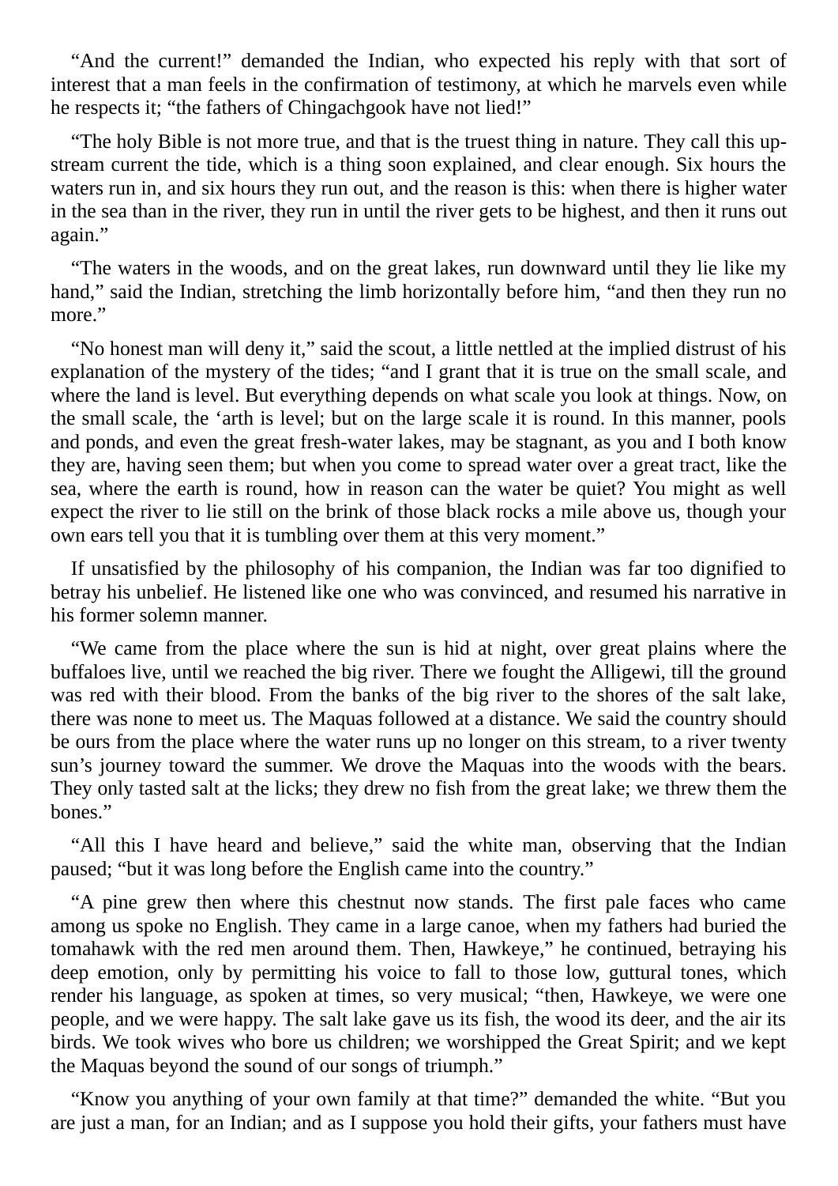"And the current!" demanded the Indian, who expected his reply with that sort of interest that a man feels in the confirmation of testimony, at which he marvels even while he respects it; "the fathers of Chingachgook have not lied!"

"The holy Bible is not more true, and that is the truest thing in nature. They call this up-stream current the tide, which is a thing soon explained, and clear enough. Six hours the waters run in, and six hours they run out, and the reason is this: when there is higher water in the sea than in the river, they run in until the river gets to be highest, and then it runs out again."

"The waters in the woods, and on the great lakes, run downward until they lie like my hand," said the Indian, stretching the limb horizontally before him, "and then they run no more."

"No honest man will deny it," said the scout, a little nettled at the implied distrust of his explanation of the mystery of the tides; "and I grant that it is true on the small scale, and where the land is level. But everything depends on what scale you look at things. Now, on the small scale, the 'arth is level; but on the large scale it is round. In this manner, pools and ponds, and even the great fresh-water lakes, may be stagnant, as you and I both know they are, having seen them; but when you come to spread water over a great tract, like the sea, where the earth is round, how in reason can the water be quiet? You might as well expect the river to lie still on the brink of those black rocks a mile above us, though your own ears tell you that it is tumbling over them at this very moment."

If unsatisfied by the philosophy of his companion, the Indian was far too dignified to betray his unbelief. He listened like one who was convinced, and resumed his narrative in his former solemn manner.

"We came from the place where the sun is hid at night, over great plains where the buffaloes live, until we reached the big river. There we fought the Alligewi, till the ground was red with their blood. From the banks of the big river to the shores of the salt lake, there was none to meet us. The Maquas followed at a distance. We said the country should be ours from the place where the water runs up no longer on this stream, to a river twenty sun's journey toward the summer. We drove the Maquas into the woods with the bears. They only tasted salt at the licks; they drew no fish from the great lake; we threw them the bones."

"All this I have heard and believe," said the white man, observing that the Indian paused; "but it was long before the English came into the country."

"A pine grew then where this chestnut now stands. The first pale faces who came among us spoke no English. They came in a large canoe, when my fathers had buried the tomahawk with the red men around them. Then, Hawkeye," he continued, betraying his deep emotion, only by permitting his voice to fall to those low, guttural tones, which render his language, as spoken at times, so very musical; "then, Hawkeye, we were one people, and we were happy. The salt lake gave us its fish, the wood its deer, and the air its birds. We took wives who bore us children; we worshipped the Great Spirit; and we kept the Maquas beyond the sound of our songs of triumph."

"Know you anything of your own family at that time?" demanded the white. "But you are just a man, for an Indian; and as I suppose you hold their gifts, your fathers must have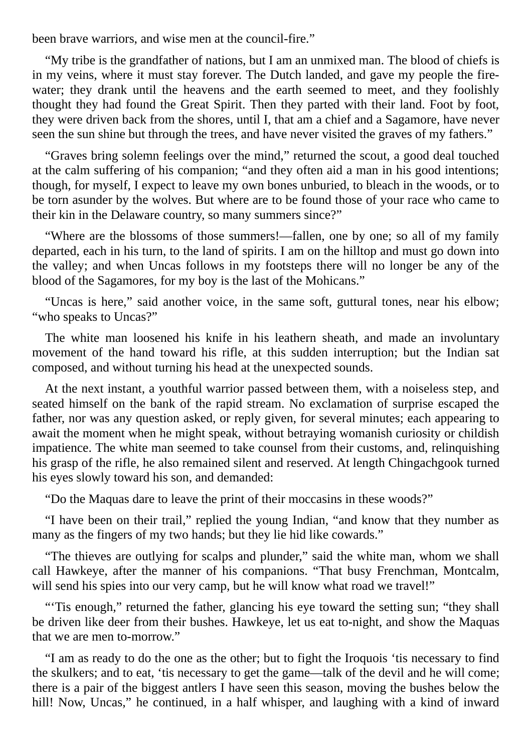been brave warriors, and wise men at the council-fire."

"My tribe is the grandfather of nations, but I am an unmixed man. The blood of chiefs is in my veins, where it must stay forever. The Dutch landed, and gave my people the fire-water; they drank until the heavens and the earth seemed to meet, and they foolishly thought they had found the Great Spirit. Then they parted with their land. Foot by foot, they were driven back from the shores, until I, that am a chief and a Sagamore, have never seen the sun shine but through the trees, and have never visited the graves of my fathers."

"Graves bring solemn feelings over the mind," returned the scout, a good deal touched at the calm suffering of his companion; "and they often aid a man in his good intentions; though, for myself, I expect to leave my own bones unburied, to bleach in the woods, or to be torn asunder by the wolves. But where are to be found those of your race who came to their kin in the Delaware country, so many summers since?"

"Where are the blossoms of those summers!—fallen, one by one; so all of my family departed, each in his turn, to the land of spirits. I am on the hilltop and must go down into the valley; and when Uncas follows in my footsteps there will no longer be any of the blood of the Sagamores, for my boy is the last of the Mohicans."

"Uncas is here," said another voice, in the same soft, guttural tones, near his elbow; "who speaks to Uncas?"

The white man loosened his knife in his leathern sheath, and made an involuntary movement of the hand toward his rifle, at this sudden interruption; but the Indian sat composed, and without turning his head at the unexpected sounds.

At the next instant, a youthful warrior passed between them, with a noiseless step, and seated himself on the bank of the rapid stream. No exclamation of surprise escaped the father, nor was any question asked, or reply given, for several minutes; each appearing to await the moment when he might speak, without betraying womanish curiosity or childish impatience. The white man seemed to take counsel from their customs, and, relinquishing his grasp of the rifle, he also remained silent and reserved. At length Chingachgook turned his eyes slowly toward his son, and demanded:

"Do the Maquas dare to leave the print of their moccasins in these woods?"

"I have been on their trail," replied the young Indian, "and know that they number as many as the fingers of my two hands; but they lie hid like cowards."

"The thieves are outlying for scalps and plunder," said the white man, whom we shall call Hawkeye, after the manner of his companions. "That busy Frenchman, Montcalm, will send his spies into our very camp, but he will know what road we travel!"

"'Tis enough," returned the father, glancing his eye toward the setting sun; "they shall be driven like deer from their bushes. Hawkeye, let us eat to-night, and show the Maquas that we are men to-morrow."

"I am as ready to do the one as the other; but to fight the Iroquois 'tis necessary to find the skulkers; and to eat, 'tis necessary to get the game—talk of the devil and he will come; there is a pair of the biggest antlers I have seen this season, moving the bushes below the hill! Now, Uncas," he continued, in a half whisper, and laughing with a kind of inward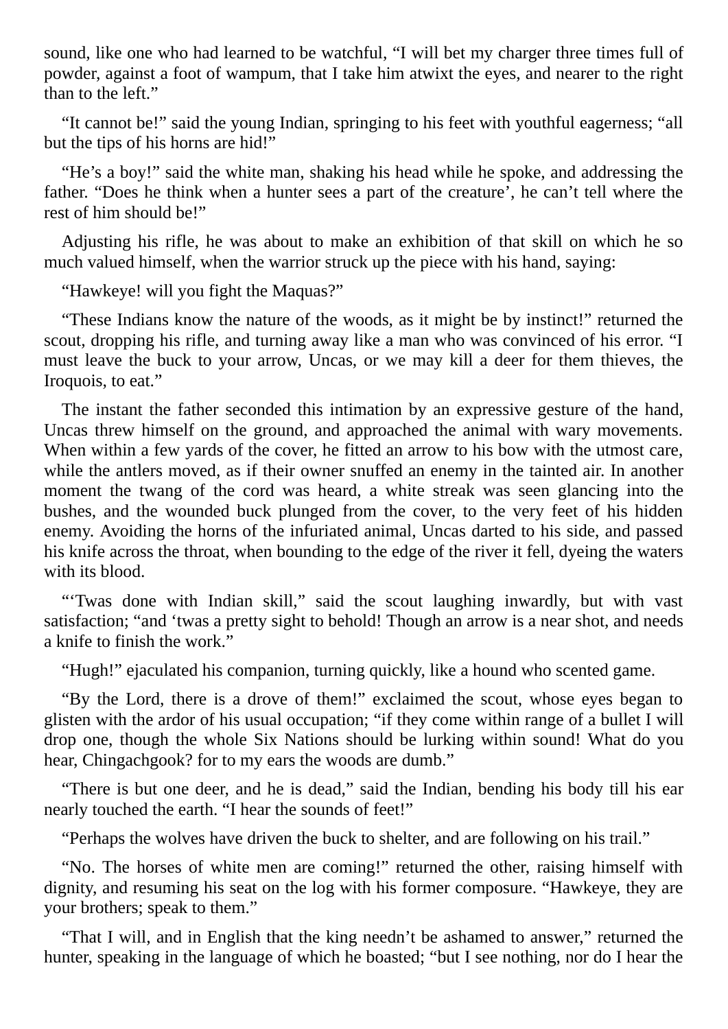sound, like one who had learned to be watchful, “I will bet my charger three times full of powder, against a foot of wampum, that I take him atwixt the eyes, and nearer to the right than to the left.”

“It cannot be!” said the young Indian, springing to his feet with youthful eagerness; “all but the tips of his horns are hid!”

“He’s a boy!” said the white man, shaking his head while he spoke, and addressing the father. “Does he think when a hunter sees a part of the creature’, he can’t tell where the rest of him should be!”

Adjusting his rifle, he was about to make an exhibition of that skill on which he so much valued himself, when the warrior struck up the piece with his hand, saying:

“Hawkeye! will you fight the Maquas?”

“These Indians know the nature of the woods, as it might be by instinct!” returned the scout, dropping his rifle, and turning away like a man who was convinced of his error. “I must leave the buck to your arrow, Uncas, or we may kill a deer for them thieves, the Iroquois, to eat.”

The instant the father seconded this intimation by an expressive gesture of the hand, Uncas threw himself on the ground, and approached the animal with wary movements. When within a few yards of the cover, he fitted an arrow to his bow with the utmost care, while the antlers moved, as if their owner snuffed an enemy in the tainted air. In another moment the twang of the cord was heard, a white streak was seen glancing into the bushes, and the wounded buck plunged from the cover, to the very feet of his hidden enemy. Avoiding the horns of the infuriated animal, Uncas darted to his side, and passed his knife across the throat, when bounding to the edge of the river it fell, dyeing the waters with its blood.

“‘Twas done with Indian skill,” said the scout laughing inwardly, but with vast satisfaction; “and ‘twas a pretty sight to behold! Though an arrow is a near shot, and needs a knife to finish the work.”

“Hugh!” ejaculated his companion, turning quickly, like a hound who scented game.

“By the Lord, there is a drove of them!” exclaimed the scout, whose eyes began to glisten with the ardor of his usual occupation; “if they come within range of a bullet I will drop one, though the whole Six Nations should be lurking within sound! What do you hear, Chingachgook? for to my ears the woods are dumb.”

“There is but one deer, and he is dead,” said the Indian, bending his body till his ear nearly touched the earth. “I hear the sounds of feet!”

“Perhaps the wolves have driven the buck to shelter, and are following on his trail.”

“No. The horses of white men are coming!” returned the other, raising himself with dignity, and resuming his seat on the log with his former composure. “Hawkeye, they are your brothers; speak to them.”

“That I will, and in English that the king needn’t be ashamed to answer,” returned the hunter, speaking in the language of which he boasted; “but I see nothing, nor do I hear the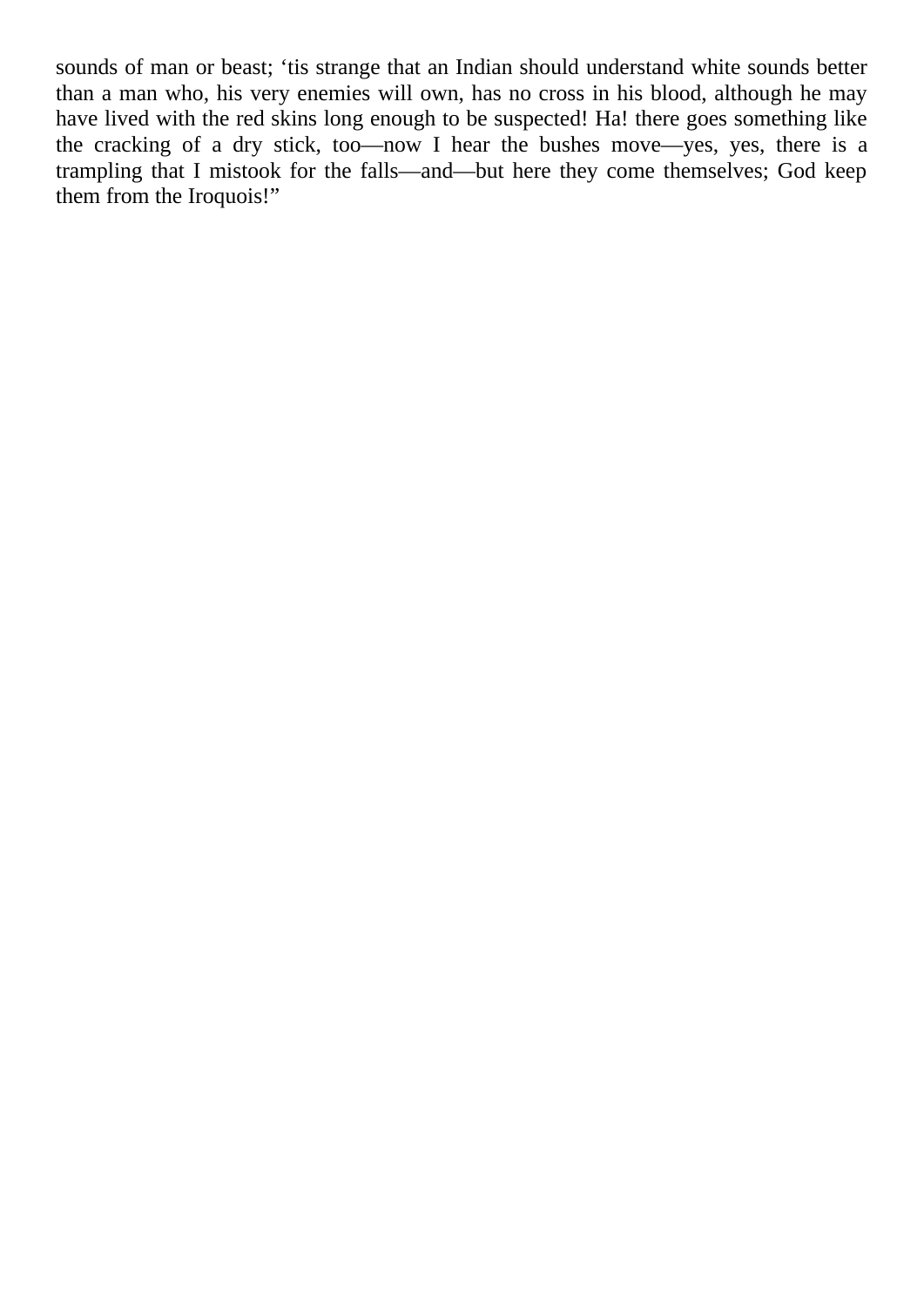sounds of man or beast; 'tis strange that an Indian should understand white sounds better than a man who, his very enemies will own, has no cross in his blood, although he may have lived with the red skins long enough to be suspected! Ha! there goes something like the cracking of a dry stick, too—now I hear the bushes move—yes, yes, there is a trampling that I mistook for the falls—and—but here they come themselves; God keep them from the Iroquois!"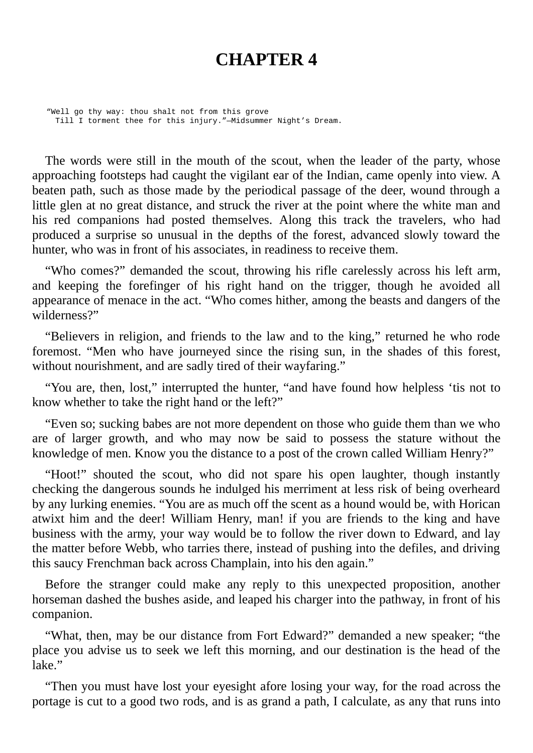# CHAPTER 4

> "Well go thy way: thou shalt not from this grove
> Till I torment thee for this injury."—Midsummer Night's Dream.

The words were still in the mouth of the scout, when the leader of the party, whose approaching footsteps had caught the vigilant ear of the Indian, came openly into view. A beaten path, such as those made by the periodical passage of the deer, wound through a little glen at no great distance, and struck the river at the point where the white man and his red companions had posted themselves. Along this track the travelers, who had produced a surprise so unusual in the depths of the forest, advanced slowly toward the hunter, who was in front of his associates, in readiness to receive them.

"Who comes?" demanded the scout, throwing his rifle carelessly across his left arm, and keeping the forefinger of his right hand on the trigger, though he avoided all appearance of menace in the act. "Who comes hither, among the beasts and dangers of the wilderness?"

"Believers in religion, and friends to the law and to the king," returned he who rode foremost. "Men who have journeyed since the rising sun, in the shades of this forest, without nourishment, and are sadly tired of their wayfaring."

"You are, then, lost," interrupted the hunter, "and have found how helpless 'tis not to know whether to take the right hand or the left?"

"Even so; sucking babes are not more dependent on those who guide them than we who are of larger growth, and who may now be said to possess the stature without the knowledge of men. Know you the distance to a post of the crown called William Henry?"

"Hoot!" shouted the scout, who did not spare his open laughter, though instantly checking the dangerous sounds he indulged his merriment at less risk of being overheard by any lurking enemies. "You are as much off the scent as a hound would be, with Horican atwixt him and the deer! William Henry, man! if you are friends to the king and have business with the army, your way would be to follow the river down to Edward, and lay the matter before Webb, who tarries there, instead of pushing into the defiles, and driving this saucy Frenchman back across Champlain, into his den again."

Before the stranger could make any reply to this unexpected proposition, another horseman dashed the bushes aside, and leaped his charger into the pathway, in front of his companion.

"What, then, may be our distance from Fort Edward?" demanded a new speaker; "the place you advise us to seek we left this morning, and our destination is the head of the lake."

"Then you must have lost your eyesight afore losing your way, for the road across the portage is cut to a good two rods, and is as grand a path, I calculate, as any that runs into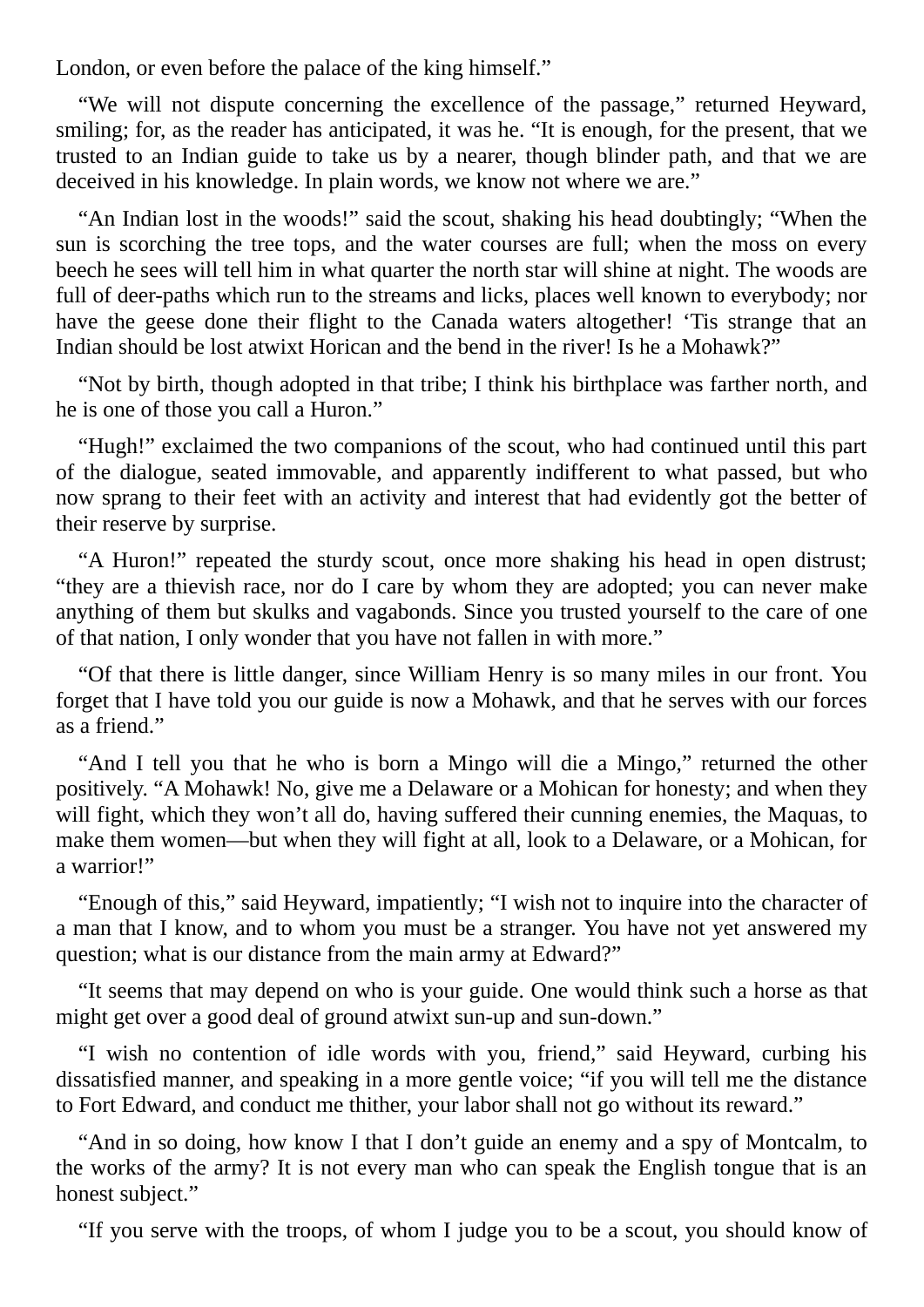London, or even before the palace of the king himself."

"We will not dispute concerning the excellence of the passage," returned Heyward, smiling; for, as the reader has anticipated, it was he. "It is enough, for the present, that we trusted to an Indian guide to take us by a nearer, though blinder path, and that we are deceived in his knowledge. In plain words, we know not where we are."

"An Indian lost in the woods!" said the scout, shaking his head doubtingly; "When the sun is scorching the tree tops, and the water courses are full; when the moss on every beech he sees will tell him in what quarter the north star will shine at night. The woods are full of deer-paths which run to the streams and licks, places well known to everybody; nor have the geese done their flight to the Canada waters altogether! 'Tis strange that an Indian should be lost atwixt Horican and the bend in the river! Is he a Mohawk?"

"Not by birth, though adopted in that tribe; I think his birthplace was farther north, and he is one of those you call a Huron."

"Hugh!" exclaimed the two companions of the scout, who had continued until this part of the dialogue, seated immovable, and apparently indifferent to what passed, but who now sprang to their feet with an activity and interest that had evidently got the better of their reserve by surprise.

"A Huron!" repeated the sturdy scout, once more shaking his head in open distrust; "they are a thievish race, nor do I care by whom they are adopted; you can never make anything of them but skulks and vagabonds. Since you trusted yourself to the care of one of that nation, I only wonder that you have not fallen in with more."

"Of that there is little danger, since William Henry is so many miles in our front. You forget that I have told you our guide is now a Mohawk, and that he serves with our forces as a friend."

"And I tell you that he who is born a Mingo will die a Mingo," returned the other positively. "A Mohawk! No, give me a Delaware or a Mohican for honesty; and when they will fight, which they won't all do, having suffered their cunning enemies, the Maquas, to make them women—but when they will fight at all, look to a Delaware, or a Mohican, for a warrior!"

"Enough of this," said Heyward, impatiently; "I wish not to inquire into the character of a man that I know, and to whom you must be a stranger. You have not yet answered my question; what is our distance from the main army at Edward?"

"It seems that may depend on who is your guide. One would think such a horse as that might get over a good deal of ground atwixt sun-up and sun-down."

"I wish no contention of idle words with you, friend," said Heyward, curbing his dissatisfied manner, and speaking in a more gentle voice; "if you will tell me the distance to Fort Edward, and conduct me thither, your labor shall not go without its reward."

"And in so doing, how know I that I don't guide an enemy and a spy of Montcalm, to the works of the army? It is not every man who can speak the English tongue that is an honest subject."

"If you serve with the troops, of whom I judge you to be a scout, you should know of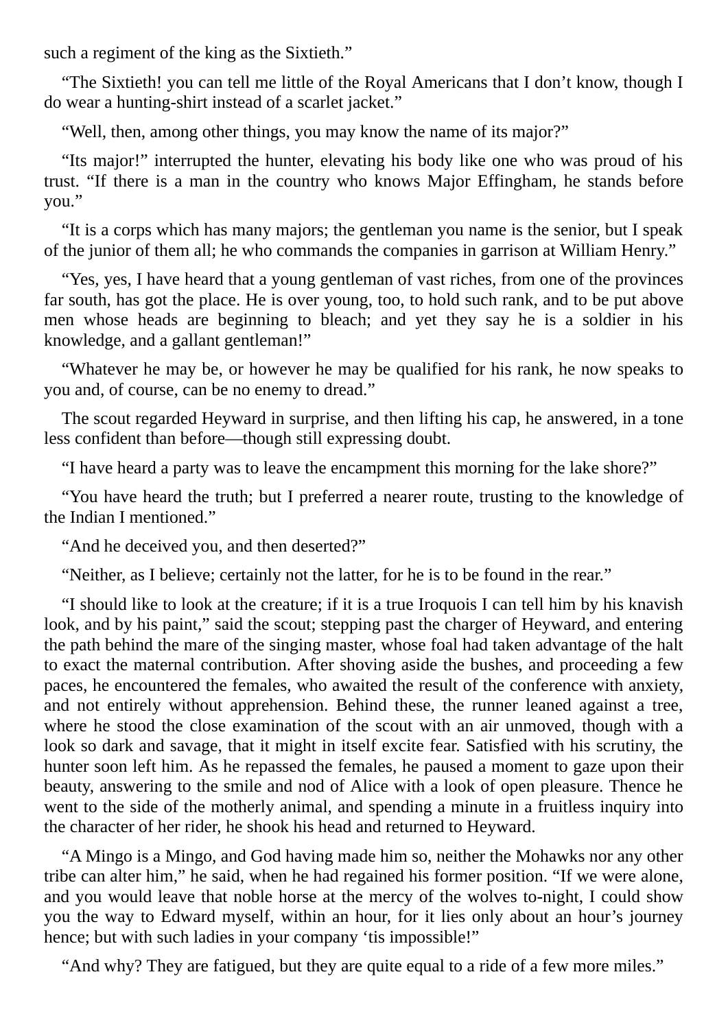such a regiment of the king as the Sixtieth."

"The Sixtieth! you can tell me little of the Royal Americans that I don't know, though I do wear a hunting-shirt instead of a scarlet jacket."

"Well, then, among other things, you may know the name of its major?"

"Its major!" interrupted the hunter, elevating his body like one who was proud of his trust. "If there is a man in the country who knows Major Effingham, he stands before you."

"It is a corps which has many majors; the gentleman you name is the senior, but I speak of the junior of them all; he who commands the companies in garrison at William Henry."

"Yes, yes, I have heard that a young gentleman of vast riches, from one of the provinces far south, has got the place. He is over young, too, to hold such rank, and to be put above men whose heads are beginning to bleach; and yet they say he is a soldier in his knowledge, and a gallant gentleman!"

"Whatever he may be, or however he may be qualified for his rank, he now speaks to you and, of course, can be no enemy to dread."

The scout regarded Heyward in surprise, and then lifting his cap, he answered, in a tone less confident than before—though still expressing doubt.

"I have heard a party was to leave the encampment this morning for the lake shore?"

"You have heard the truth; but I preferred a nearer route, trusting to the knowledge of the Indian I mentioned."

"And he deceived you, and then deserted?"

"Neither, as I believe; certainly not the latter, for he is to be found in the rear."

"I should like to look at the creature; if it is a true Iroquois I can tell him by his knavish look, and by his paint," said the scout; stepping past the charger of Heyward, and entering the path behind the mare of the singing master, whose foal had taken advantage of the halt to exact the maternal contribution. After shoving aside the bushes, and proceeding a few paces, he encountered the females, who awaited the result of the conference with anxiety, and not entirely without apprehension. Behind these, the runner leaned against a tree, where he stood the close examination of the scout with an air unmoved, though with a look so dark and savage, that it might in itself excite fear. Satisfied with his scrutiny, the hunter soon left him. As he repassed the females, he paused a moment to gaze upon their beauty, answering to the smile and nod of Alice with a look of open pleasure. Thence he went to the side of the motherly animal, and spending a minute in a fruitless inquiry into the character of her rider, he shook his head and returned to Heyward.

"A Mingo is a Mingo, and God having made him so, neither the Mohawks nor any other tribe can alter him," he said, when he had regained his former position. "If we were alone, and you would leave that noble horse at the mercy of the wolves to-night, I could show you the way to Edward myself, within an hour, for it lies only about an hour's journey hence; but with such ladies in your company 'tis impossible!"

"And why? They are fatigued, but they are quite equal to a ride of a few more miles."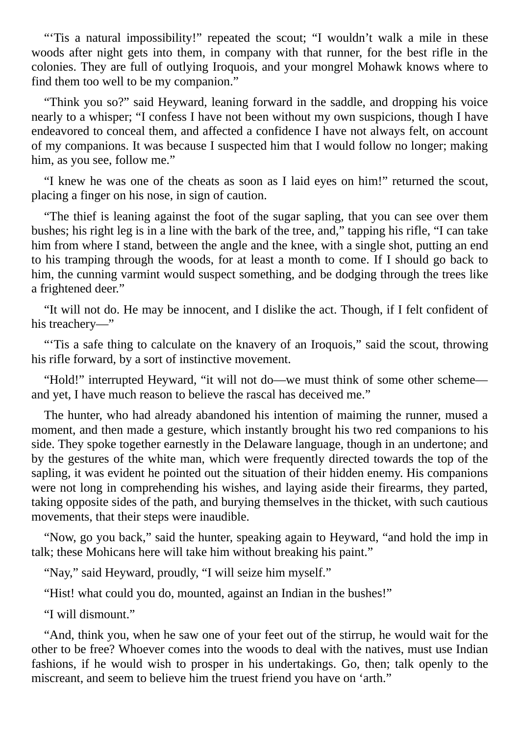"'Tis a natural impossibility!" repeated the scout; "I wouldn't walk a mile in these woods after night gets into them, in company with that runner, for the best rifle in the colonies. They are full of outlying Iroquois, and your mongrel Mohawk knows where to find them too well to be my companion."

"Think you so?" said Heyward, leaning forward in the saddle, and dropping his voice nearly to a whisper; "I confess I have not been without my own suspicions, though I have endeavored to conceal them, and affected a confidence I have not always felt, on account of my companions. It was because I suspected him that I would follow no longer; making him, as you see, follow me."

"I knew he was one of the cheats as soon as I laid eyes on him!" returned the scout, placing a finger on his nose, in sign of caution.

"The thief is leaning against the foot of the sugar sapling, that you can see over them bushes; his right leg is in a line with the bark of the tree, and," tapping his rifle, "I can take him from where I stand, between the angle and the knee, with a single shot, putting an end to his tramping through the woods, for at least a month to come. If I should go back to him, the cunning varmint would suspect something, and be dodging through the trees like a frightened deer."

"It will not do. He may be innocent, and I dislike the act. Though, if I felt confident of his treachery—"

"'Tis a safe thing to calculate on the knavery of an Iroquois," said the scout, throwing his rifle forward, by a sort of instinctive movement.

"Hold!" interrupted Heyward, "it will not do—we must think of some other scheme—and yet, I have much reason to believe the rascal has deceived me."

The hunter, who had already abandoned his intention of maiming the runner, mused a moment, and then made a gesture, which instantly brought his two red companions to his side. They spoke together earnestly in the Delaware language, though in an undertone; and by the gestures of the white man, which were frequently directed towards the top of the sapling, it was evident he pointed out the situation of their hidden enemy. His companions were not long in comprehending his wishes, and laying aside their firearms, they parted, taking opposite sides of the path, and burying themselves in the thicket, with such cautious movements, that their steps were inaudible.

"Now, go you back," said the hunter, speaking again to Heyward, "and hold the imp in talk; these Mohicans here will take him without breaking his paint."

"Nay," said Heyward, proudly, "I will seize him myself."

"Hist! what could you do, mounted, against an Indian in the bushes!"

"I will dismount."

"And, think you, when he saw one of your feet out of the stirrup, he would wait for the other to be free? Whoever comes into the woods to deal with the natives, must use Indian fashions, if he would wish to prosper in his undertakings. Go, then; talk openly to the miscreant, and seem to believe him the truest friend you have on 'arth."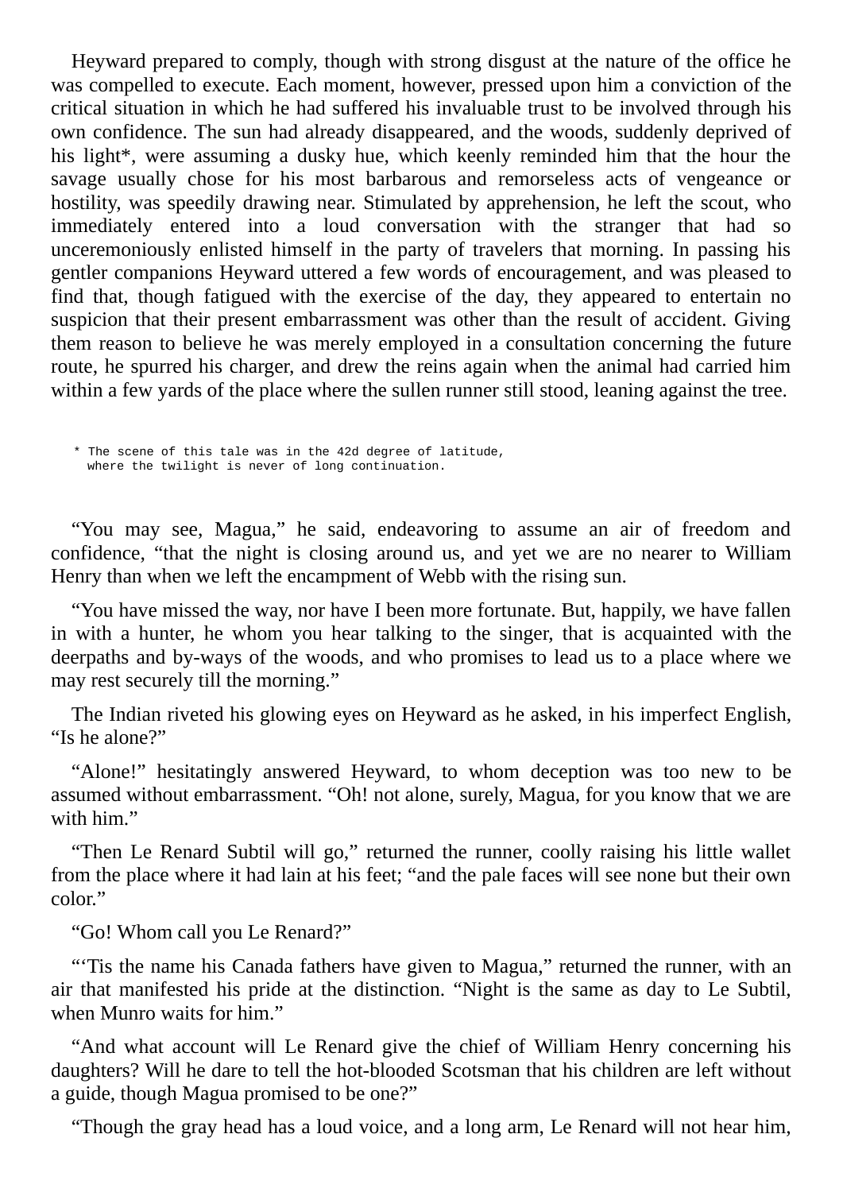Heyward prepared to comply, though with strong disgust at the nature of the office he was compelled to execute. Each moment, however, pressed upon him a conviction of the critical situation in which he had suffered his invaluable trust to be involved through his own confidence. The sun had already disappeared, and the woods, suddenly deprived of his light*, were assuming a dusky hue, which keenly reminded him that the hour the savage usually chose for his most barbarous and remorseless acts of vengeance or hostility, was speedily drawing near. Stimulated by apprehension, he left the scout, who immediately entered into a loud conversation with the stranger that had so unceremoniously enlisted himself in the party of travelers that morning. In passing his gentler companions Heyward uttered a few words of encouragement, and was pleased to find that, though fatigued with the exercise of the day, they appeared to entertain no suspicion that their present embarrassment was other than the result of accident. Giving them reason to believe he was merely employed in a consultation concerning the future route, he spurred his charger, and drew the reins again when the animal had carried him within a few yards of the place where the sullen runner still stood, leaning against the tree.

```
* The scene of this tale was in the 42d degree of latitude,
  where the twilight is never of long continuation.
```

"You may see, Magua," he said, endeavoring to assume an air of freedom and confidence, "that the night is closing around us, and yet we are no nearer to William Henry than when we left the encampment of Webb with the rising sun.

"You have missed the way, nor have I been more fortunate. But, happily, we have fallen in with a hunter, he whom you hear talking to the singer, that is acquainted with the deerpaths and by-ways of the woods, and who promises to lead us to a place where we may rest securely till the morning."

The Indian riveted his glowing eyes on Heyward as he asked, in his imperfect English, "Is he alone?"

"Alone!" hesitatingly answered Heyward, to whom deception was too new to be assumed without embarrassment. "Oh! not alone, surely, Magua, for you know that we are with him."

"Then Le Renard Subtil will go," returned the runner, coolly raising his little wallet from the place where it had lain at his feet; "and the pale faces will see none but their own color."

"Go! Whom call you Le Renard?"

"'Tis the name his Canada fathers have given to Magua," returned the runner, with an air that manifested his pride at the distinction. "Night is the same as day to Le Subtil, when Munro waits for him."

"And what account will Le Renard give the chief of William Henry concerning his daughters? Will he dare to tell the hot-blooded Scotsman that his children are left without a guide, though Magua promised to be one?"

"Though the gray head has a loud voice, and a long arm, Le Renard will not hear him,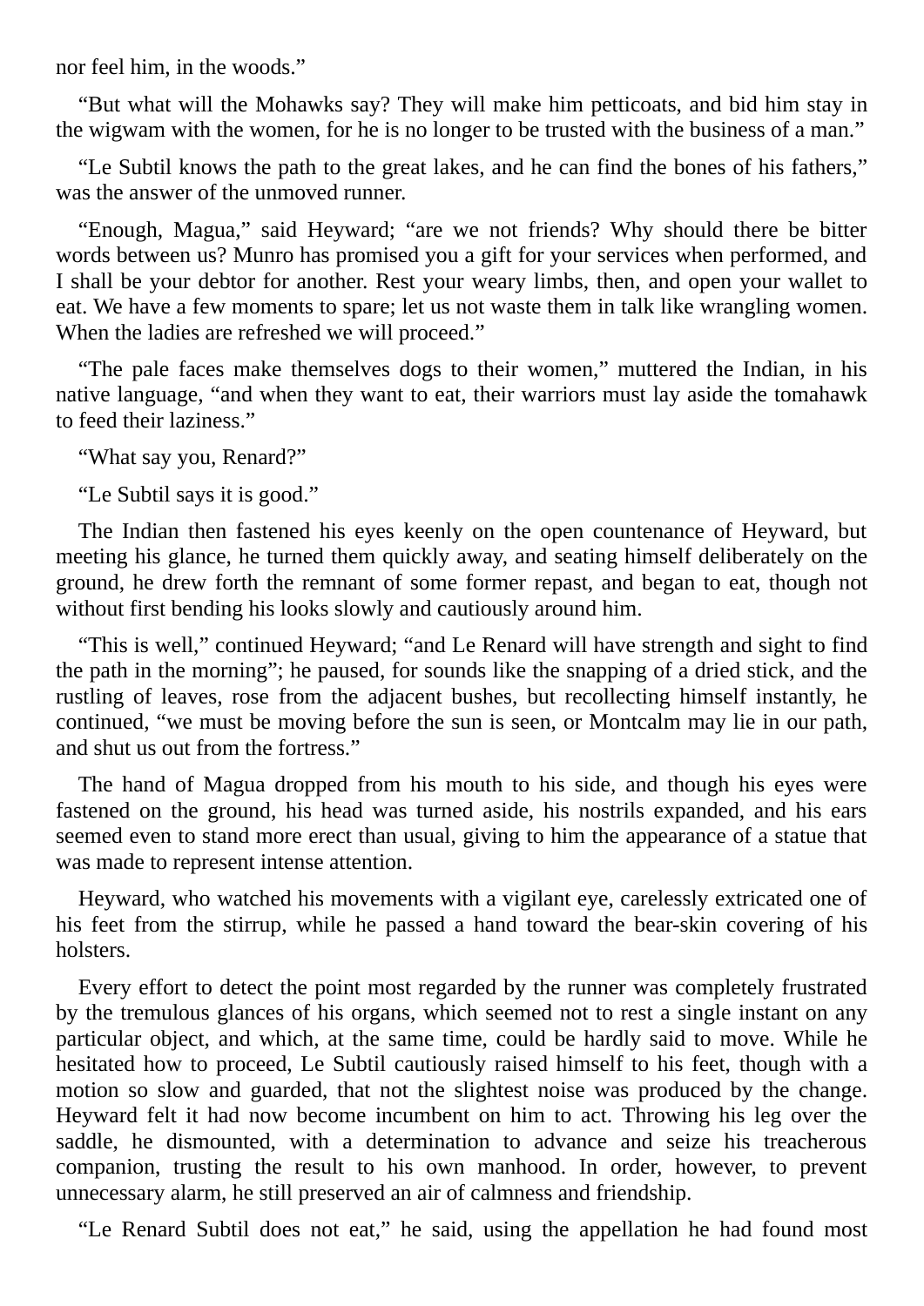nor feel him, in the woods.”

“But what will the Mohawks say? They will make him petticoats, and bid him stay in the wigwam with the women, for he is no longer to be trusted with the business of a man.”

“Le Subtil knows the path to the great lakes, and he can find the bones of his fathers,” was the answer of the unmoved runner.

“Enough, Magua,” said Heyward; “are we not friends? Why should there be bitter words between us? Munro has promised you a gift for your services when performed, and I shall be your debtor for another. Rest your weary limbs, then, and open your wallet to eat. We have a few moments to spare; let us not waste them in talk like wrangling women. When the ladies are refreshed we will proceed.”

“The pale faces make themselves dogs to their women,” muttered the Indian, in his native language, “and when they want to eat, their warriors must lay aside the tomahawk to feed their laziness.”

“What say you, Renard?”

“Le Subtil says it is good.”

The Indian then fastened his eyes keenly on the open countenance of Heyward, but meeting his glance, he turned them quickly away, and seating himself deliberately on the ground, he drew forth the remnant of some former repast, and began to eat, though not without first bending his looks slowly and cautiously around him.

“This is well,” continued Heyward; “and Le Renard will have strength and sight to find the path in the morning”; he paused, for sounds like the snapping of a dried stick, and the rustling of leaves, rose from the adjacent bushes, but recollecting himself instantly, he continued, “we must be moving before the sun is seen, or Montcalm may lie in our path, and shut us out from the fortress.”

The hand of Magua dropped from his mouth to his side, and though his eyes were fastened on the ground, his head was turned aside, his nostrils expanded, and his ears seemed even to stand more erect than usual, giving to him the appearance of a statue that was made to represent intense attention.

Heyward, who watched his movements with a vigilant eye, carelessly extricated one of his feet from the stirrup, while he passed a hand toward the bear-skin covering of his holsters.

Every effort to detect the point most regarded by the runner was completely frustrated by the tremulous glances of his organs, which seemed not to rest a single instant on any particular object, and which, at the same time, could be hardly said to move. While he hesitated how to proceed, Le Subtil cautiously raised himself to his feet, though with a motion so slow and guarded, that not the slightest noise was produced by the change. Heyward felt it had now become incumbent on him to act. Throwing his leg over the saddle, he dismounted, with a determination to advance and seize his treacherous companion, trusting the result to his own manhood. In order, however, to prevent unnecessary alarm, he still preserved an air of calmness and friendship.

“Le Renard Subtil does not eat,” he said, using the appellation he had found most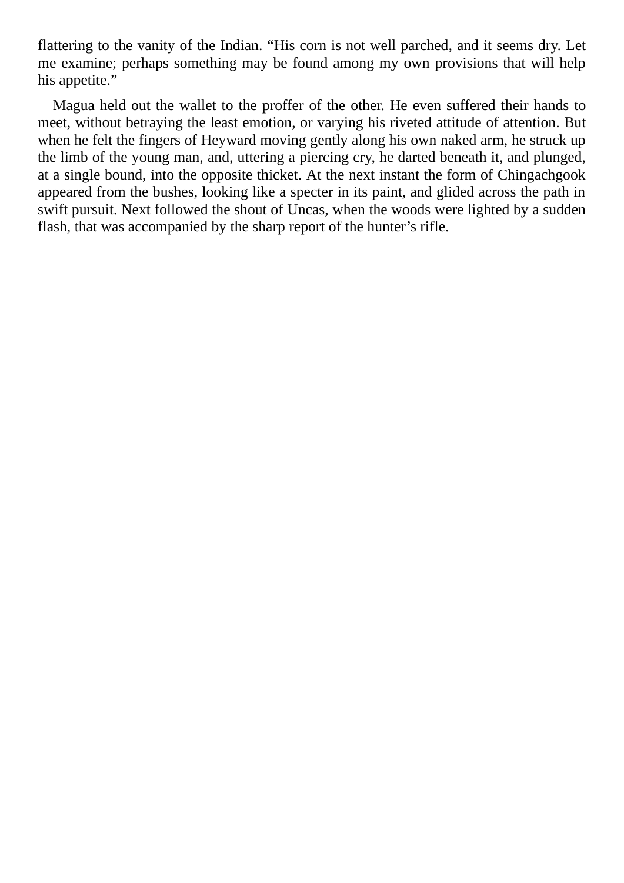flattering to the vanity of the Indian. “His corn is not well parched, and it seems dry. Let me examine; perhaps something may be found among my own provisions that will help his appetite.”

Magua held out the wallet to the proffer of the other. He even suffered their hands to meet, without betraying the least emotion, or varying his riveted attitude of attention. But when he felt the fingers of Heyward moving gently along his own naked arm, he struck up the limb of the young man, and, uttering a piercing cry, he darted beneath it, and plunged, at a single bound, into the opposite thicket. At the next instant the form of Chingachgook appeared from the bushes, looking like a specter in its paint, and glided across the path in swift pursuit. Next followed the shout of Uncas, when the woods were lighted by a sudden flash, that was accompanied by the sharp report of the hunter’s rifle.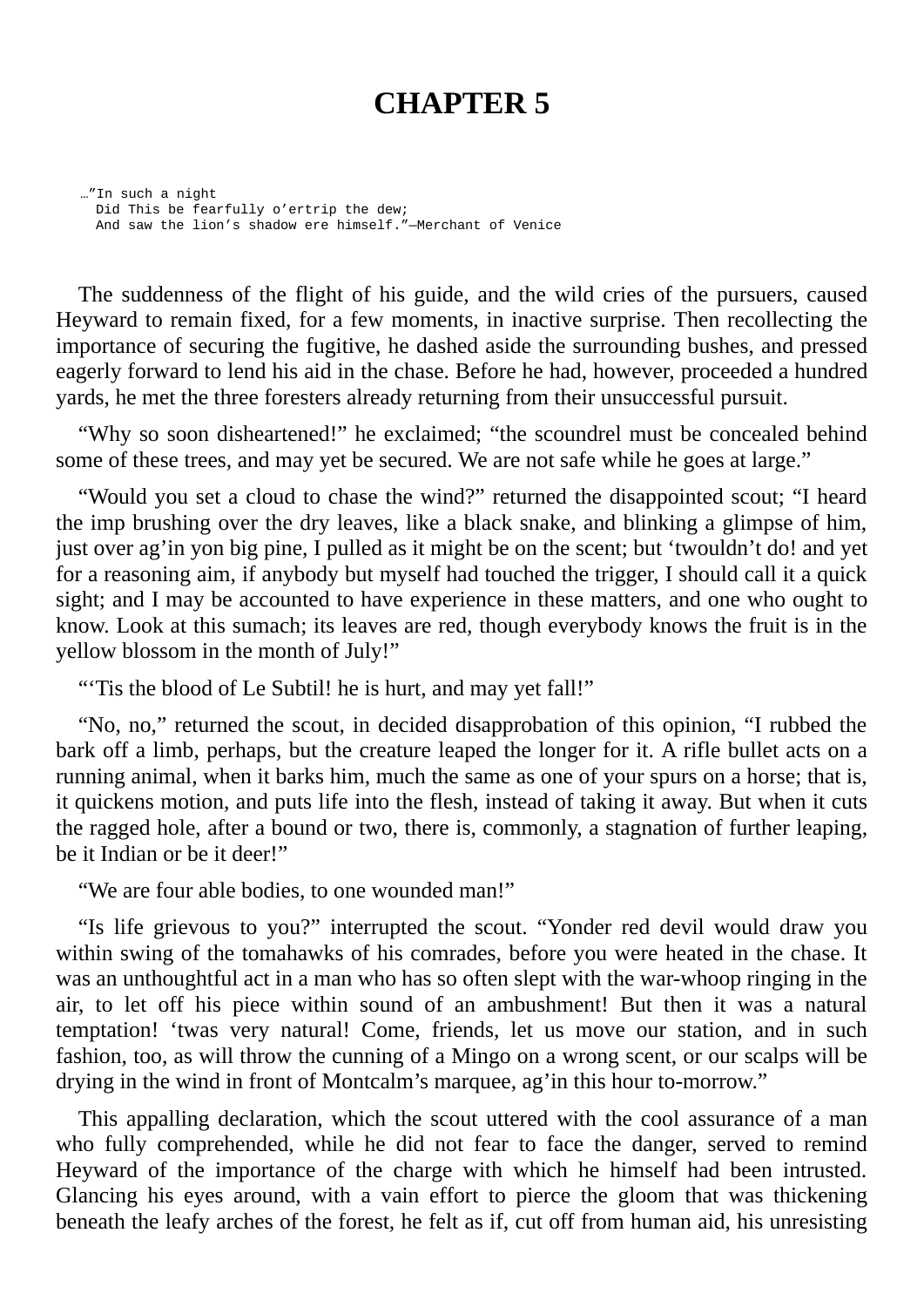# CHAPTER 5

```
…”In such a night
  Did This be fearfully o’ertrip the dew;
  And saw the lion’s shadow ere himself.”—Merchant of Venice
```

The suddenness of the flight of his guide, and the wild cries of the pursuers, caused Heyward to remain fixed, for a few moments, in inactive surprise. Then recollecting the importance of securing the fugitive, he dashed aside the surrounding bushes, and pressed eagerly forward to lend his aid in the chase. Before he had, however, proceeded a hundred yards, he met the three foresters already returning from their unsuccessful pursuit.

“Why so soon disheartened!” he exclaimed; “the scoundrel must be concealed behind some of these trees, and may yet be secured. We are not safe while he goes at large.”

“Would you set a cloud to chase the wind?” returned the disappointed scout; “I heard the imp brushing over the dry leaves, like a black snake, and blinking a glimpse of him, just over ag’in yon big pine, I pulled as it might be on the scent; but ‘twouldn’t do! and yet for a reasoning aim, if anybody but myself had touched the trigger, I should call it a quick sight; and I may be accounted to have experience in these matters, and one who ought to know. Look at this sumach; its leaves are red, though everybody knows the fruit is in the yellow blossom in the month of July!”

“‘Tis the blood of Le Subtil! he is hurt, and may yet fall!”

“No, no,” returned the scout, in decided disapprobation of this opinion, “I rubbed the bark off a limb, perhaps, but the creature leaped the longer for it. A rifle bullet acts on a running animal, when it barks him, much the same as one of your spurs on a horse; that is, it quickens motion, and puts life into the flesh, instead of taking it away. But when it cuts the ragged hole, after a bound or two, there is, commonly, a stagnation of further leaping, be it Indian or be it deer!”

“We are four able bodies, to one wounded man!”

“Is life grievous to you?” interrupted the scout. “Yonder red devil would draw you within swing of the tomahawks of his comrades, before you were heated in the chase. It was an unthoughtful act in a man who has so often slept with the war-whoop ringing in the air, to let off his piece within sound of an ambushment! But then it was a natural temptation! ‘twas very natural! Come, friends, let us move our station, and in such fashion, too, as will throw the cunning of a Mingo on a wrong scent, or our scalps will be drying in the wind in front of Montcalm’s marquee, ag’in this hour to-morrow.”

This appalling declaration, which the scout uttered with the cool assurance of a man who fully comprehended, while he did not fear to face the danger, served to remind Heyward of the importance of the charge with which he himself had been intrusted. Glancing his eyes around, with a vain effort to pierce the gloom that was thickening beneath the leafy arches of the forest, he felt as if, cut off from human aid, his unresisting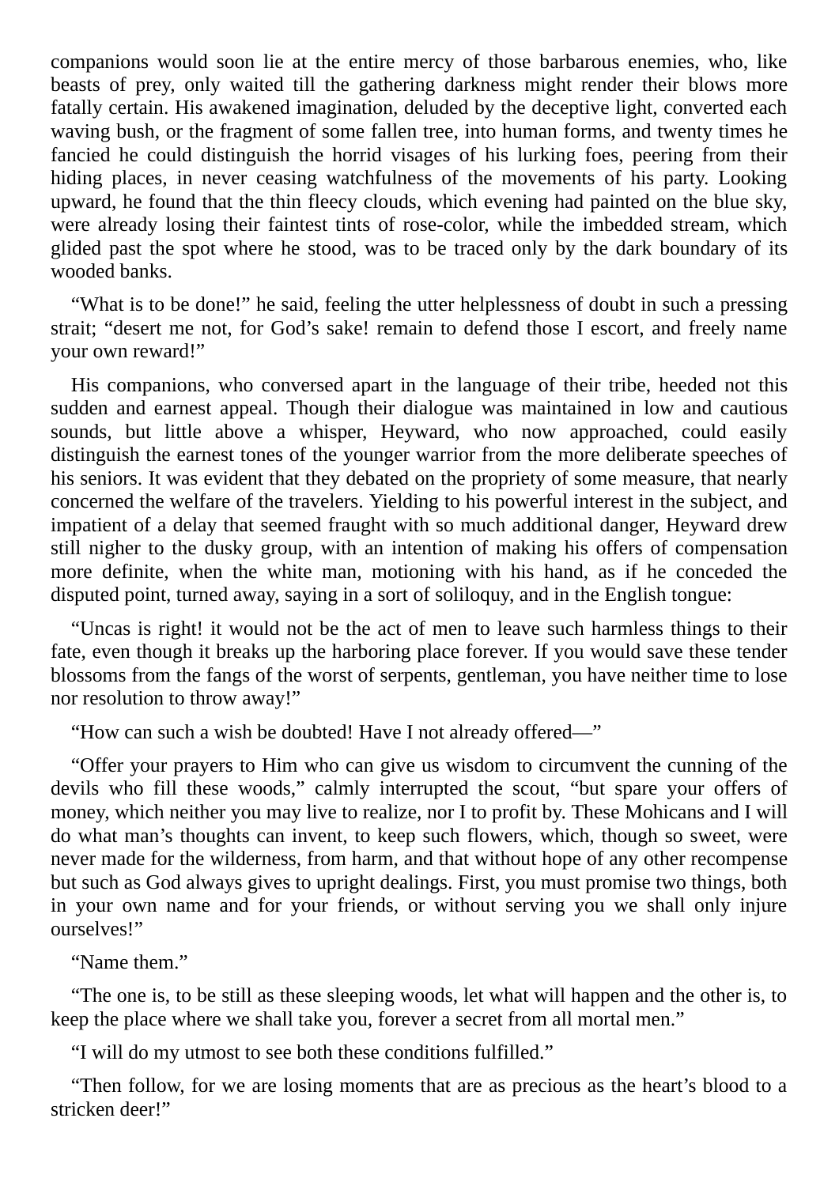companions would soon lie at the entire mercy of those barbarous enemies, who, like beasts of prey, only waited till the gathering darkness might render their blows more fatally certain. His awakened imagination, deluded by the deceptive light, converted each waving bush, or the fragment of some fallen tree, into human forms, and twenty times he fancied he could distinguish the horrid visages of his lurking foes, peering from their hiding places, in never ceasing watchfulness of the movements of his party. Looking upward, he found that the thin fleecy clouds, which evening had painted on the blue sky, were already losing their faintest tints of rose-color, while the imbedded stream, which glided past the spot where he stood, was to be traced only by the dark boundary of its wooded banks.

"What is to be done!" he said, feeling the utter helplessness of doubt in such a pressing strait; "desert me not, for God's sake! remain to defend those I escort, and freely name your own reward!"

His companions, who conversed apart in the language of their tribe, heeded not this sudden and earnest appeal. Though their dialogue was maintained in low and cautious sounds, but little above a whisper, Heyward, who now approached, could easily distinguish the earnest tones of the younger warrior from the more deliberate speeches of his seniors. It was evident that they debated on the propriety of some measure, that nearly concerned the welfare of the travelers. Yielding to his powerful interest in the subject, and impatient of a delay that seemed fraught with so much additional danger, Heyward drew still nigher to the dusky group, with an intention of making his offers of compensation more definite, when the white man, motioning with his hand, as if he conceded the disputed point, turned away, saying in a sort of soliloquy, and in the English tongue:

"Uncas is right! it would not be the act of men to leave such harmless things to their fate, even though it breaks up the harboring place forever. If you would save these tender blossoms from the fangs of the worst of serpents, gentleman, you have neither time to lose nor resolution to throw away!"

"How can such a wish be doubted! Have I not already offered—"

"Offer your prayers to Him who can give us wisdom to circumvent the cunning of the devils who fill these woods," calmly interrupted the scout, "but spare your offers of money, which neither you may live to realize, nor I to profit by. These Mohicans and I will do what man's thoughts can invent, to keep such flowers, which, though so sweet, were never made for the wilderness, from harm, and that without hope of any other recompense but such as God always gives to upright dealings. First, you must promise two things, both in your own name and for your friends, or without serving you we shall only injure ourselves!"

"Name them."

"The one is, to be still as these sleeping woods, let what will happen and the other is, to keep the place where we shall take you, forever a secret from all mortal men."

"I will do my utmost to see both these conditions fulfilled."

"Then follow, for we are losing moments that are as precious as the heart's blood to a stricken deer!"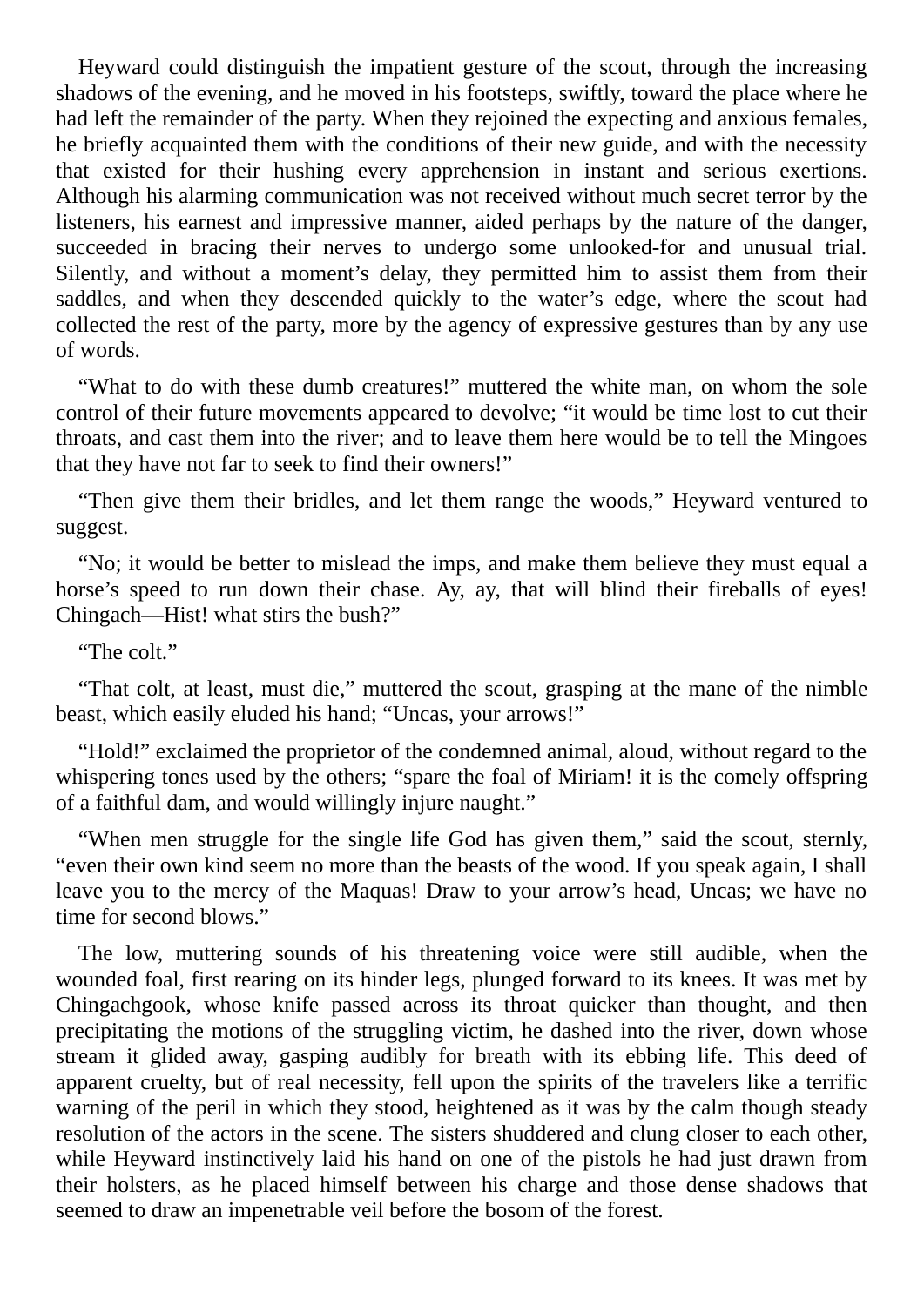Heyward could distinguish the impatient gesture of the scout, through the increasing shadows of the evening, and he moved in his footsteps, swiftly, toward the place where he had left the remainder of the party. When they rejoined the expecting and anxious females, he briefly acquainted them with the conditions of their new guide, and with the necessity that existed for their hushing every apprehension in instant and serious exertions. Although his alarming communication was not received without much secret terror by the listeners, his earnest and impressive manner, aided perhaps by the nature of the danger, succeeded in bracing their nerves to undergo some unlooked-for and unusual trial. Silently, and without a moment's delay, they permitted him to assist them from their saddles, and when they descended quickly to the water's edge, where the scout had collected the rest of the party, more by the agency of expressive gestures than by any use of words.

"What to do with these dumb creatures!" muttered the white man, on whom the sole control of their future movements appeared to devolve; "it would be time lost to cut their throats, and cast them into the river; and to leave them here would be to tell the Mingoes that they have not far to seek to find their owners!"

"Then give them their bridles, and let them range the woods," Heyward ventured to suggest.

"No; it would be better to mislead the imps, and make them believe they must equal a horse's speed to run down their chase. Ay, ay, that will blind their fireballs of eyes! Chingach—Hist! what stirs the bush?"

"The colt."

"That colt, at least, must die," muttered the scout, grasping at the mane of the nimble beast, which easily eluded his hand; "Uncas, your arrows!"

"Hold!" exclaimed the proprietor of the condemned animal, aloud, without regard to the whispering tones used by the others; "spare the foal of Miriam! it is the comely offspring of a faithful dam, and would willingly injure naught."

"When men struggle for the single life God has given them," said the scout, sternly, "even their own kind seem no more than the beasts of the wood. If you speak again, I shall leave you to the mercy of the Maquas! Draw to your arrow's head, Uncas; we have no time for second blows."

The low, muttering sounds of his threatening voice were still audible, when the wounded foal, first rearing on its hinder legs, plunged forward to its knees. It was met by Chingachgook, whose knife passed across its throat quicker than thought, and then precipitating the motions of the struggling victim, he dashed into the river, down whose stream it glided away, gasping audibly for breath with its ebbing life. This deed of apparent cruelty, but of real necessity, fell upon the spirits of the travelers like a terrific warning of the peril in which they stood, heightened as it was by the calm though steady resolution of the actors in the scene. The sisters shuddered and clung closer to each other, while Heyward instinctively laid his hand on one of the pistols he had just drawn from their holsters, as he placed himself between his charge and those dense shadows that seemed to draw an impenetrable veil before the bosom of the forest.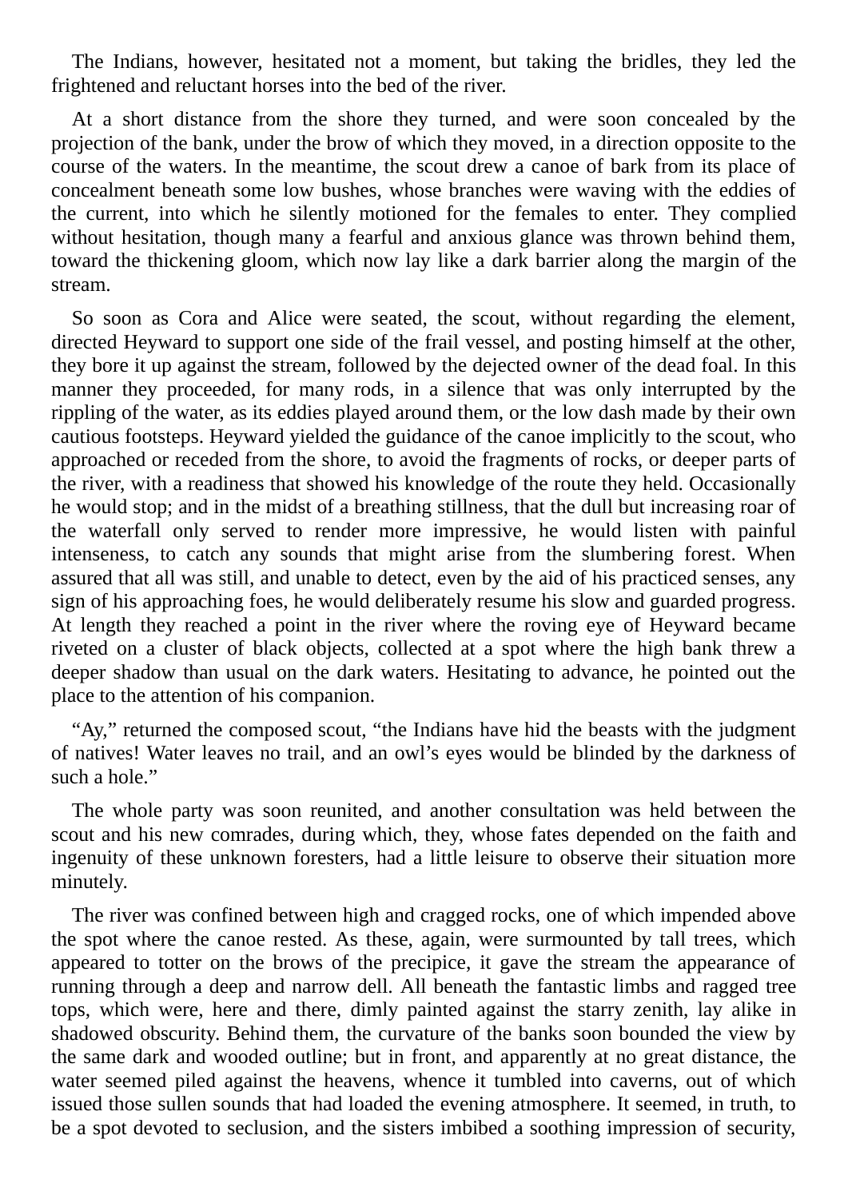The Indians, however, hesitated not a moment, but taking the bridles, they led the frightened and reluctant horses into the bed of the river.

At a short distance from the shore they turned, and were soon concealed by the projection of the bank, under the brow of which they moved, in a direction opposite to the course of the waters. In the meantime, the scout drew a canoe of bark from its place of concealment beneath some low bushes, whose branches were waving with the eddies of the current, into which he silently motioned for the females to enter. They complied without hesitation, though many a fearful and anxious glance was thrown behind them, toward the thickening gloom, which now lay like a dark barrier along the margin of the stream.

So soon as Cora and Alice were seated, the scout, without regarding the element, directed Heyward to support one side of the frail vessel, and posting himself at the other, they bore it up against the stream, followed by the dejected owner of the dead foal. In this manner they proceeded, for many rods, in a silence that was only interrupted by the rippling of the water, as its eddies played around them, or the low dash made by their own cautious footsteps. Heyward yielded the guidance of the canoe implicitly to the scout, who approached or receded from the shore, to avoid the fragments of rocks, or deeper parts of the river, with a readiness that showed his knowledge of the route they held. Occasionally he would stop; and in the midst of a breathing stillness, that the dull but increasing roar of the waterfall only served to render more impressive, he would listen with painful intenseness, to catch any sounds that might arise from the slumbering forest. When assured that all was still, and unable to detect, even by the aid of his practiced senses, any sign of his approaching foes, he would deliberately resume his slow and guarded progress. At length they reached a point in the river where the roving eye of Heyward became riveted on a cluster of black objects, collected at a spot where the high bank threw a deeper shadow than usual on the dark waters. Hesitating to advance, he pointed out the place to the attention of his companion.

“Ay,” returned the composed scout, “the Indians have hid the beasts with the judgment of natives! Water leaves no trail, and an owl’s eyes would be blinded by the darkness of such a hole.”

The whole party was soon reunited, and another consultation was held between the scout and his new comrades, during which, they, whose fates depended on the faith and ingenuity of these unknown foresters, had a little leisure to observe their situation more minutely.

The river was confined between high and cragged rocks, one of which impended above the spot where the canoe rested. As these, again, were surmounted by tall trees, which appeared to totter on the brows of the precipice, it gave the stream the appearance of running through a deep and narrow dell. All beneath the fantastic limbs and ragged tree tops, which were, here and there, dimly painted against the starry zenith, lay alike in shadowed obscurity. Behind them, the curvature of the banks soon bounded the view by the same dark and wooded outline; but in front, and apparently at no great distance, the water seemed piled against the heavens, whence it tumbled into caverns, out of which issued those sullen sounds that had loaded the evening atmosphere. It seemed, in truth, to be a spot devoted to seclusion, and the sisters imbibed a soothing impression of security,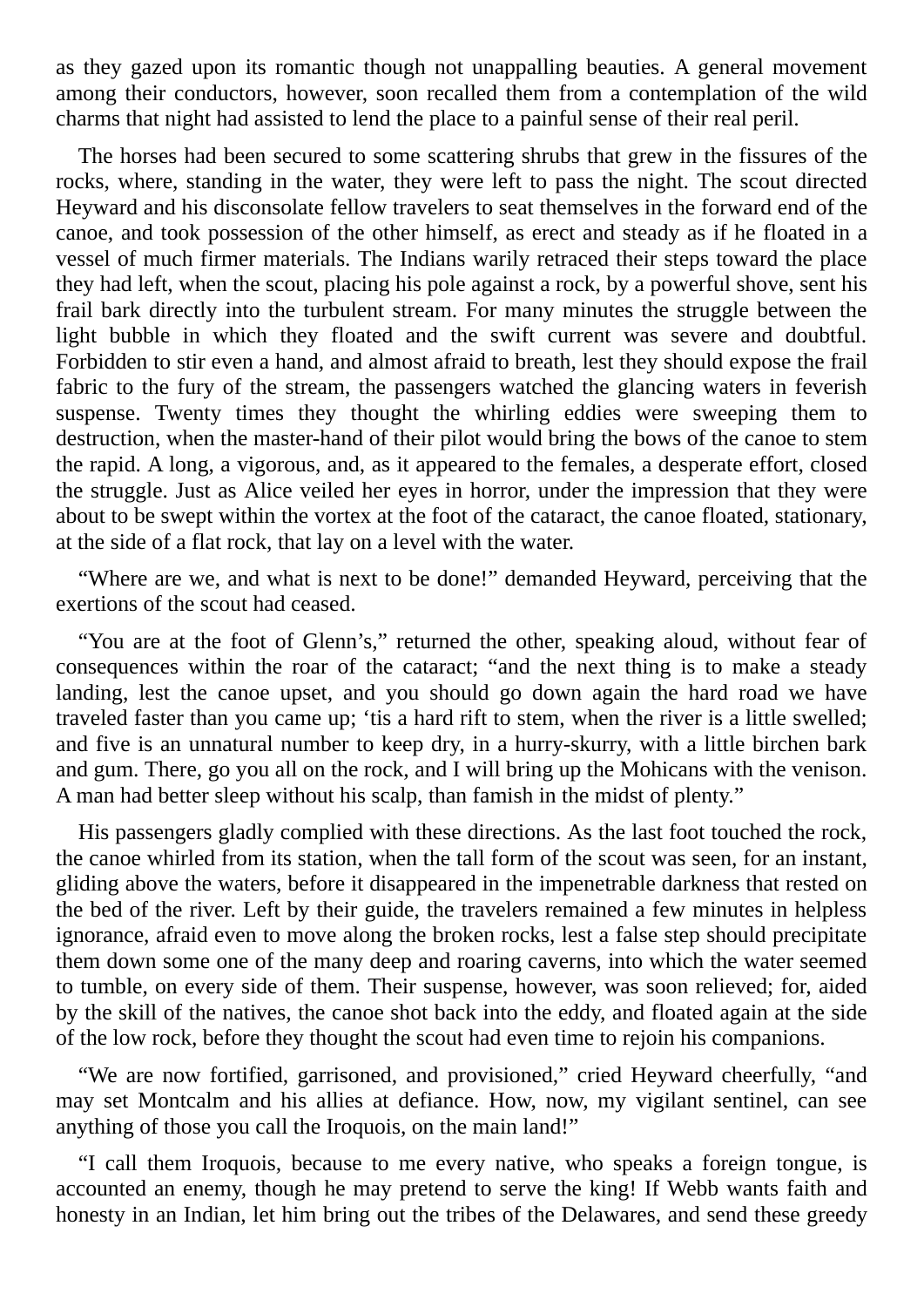as they gazed upon its romantic though not unappalling beauties. A general movement among their conductors, however, soon recalled them from a contemplation of the wild charms that night had assisted to lend the place to a painful sense of their real peril.

The horses had been secured to some scattering shrubs that grew in the fissures of the rocks, where, standing in the water, they were left to pass the night. The scout directed Heyward and his disconsolate fellow travelers to seat themselves in the forward end of the canoe, and took possession of the other himself, as erect and steady as if he floated in a vessel of much firmer materials. The Indians warily retraced their steps toward the place they had left, when the scout, placing his pole against a rock, by a powerful shove, sent his frail bark directly into the turbulent stream. For many minutes the struggle between the light bubble in which they floated and the swift current was severe and doubtful. Forbidden to stir even a hand, and almost afraid to breath, lest they should expose the frail fabric to the fury of the stream, the passengers watched the glancing waters in feverish suspense. Twenty times they thought the whirling eddies were sweeping them to destruction, when the master-hand of their pilot would bring the bows of the canoe to stem the rapid. A long, a vigorous, and, as it appeared to the females, a desperate effort, closed the struggle. Just as Alice veiled her eyes in horror, under the impression that they were about to be swept within the vortex at the foot of the cataract, the canoe floated, stationary, at the side of a flat rock, that lay on a level with the water.

“Where are we, and what is next to be done!” demanded Heyward, perceiving that the exertions of the scout had ceased.

“You are at the foot of Glenn’s,” returned the other, speaking aloud, without fear of consequences within the roar of the cataract; “and the next thing is to make a steady landing, lest the canoe upset, and you should go down again the hard road we have traveled faster than you came up; ‘tis a hard rift to stem, when the river is a little swelled; and five is an unnatural number to keep dry, in a hurry-skurry, with a little birchen bark and gum. There, go you all on the rock, and I will bring up the Mohicans with the venison. A man had better sleep without his scalp, than famish in the midst of plenty.”

His passengers gladly complied with these directions. As the last foot touched the rock, the canoe whirled from its station, when the tall form of the scout was seen, for an instant, gliding above the waters, before it disappeared in the impenetrable darkness that rested on the bed of the river. Left by their guide, the travelers remained a few minutes in helpless ignorance, afraid even to move along the broken rocks, lest a false step should precipitate them down some one of the many deep and roaring caverns, into which the water seemed to tumble, on every side of them. Their suspense, however, was soon relieved; for, aided by the skill of the natives, the canoe shot back into the eddy, and floated again at the side of the low rock, before they thought the scout had even time to rejoin his companions.

“We are now fortified, garrisoned, and provisioned,” cried Heyward cheerfully, “and may set Montcalm and his allies at defiance. How, now, my vigilant sentinel, can see anything of those you call the Iroquois, on the main land!”

“I call them Iroquois, because to me every native, who speaks a foreign tongue, is accounted an enemy, though he may pretend to serve the king! If Webb wants faith and honesty in an Indian, let him bring out the tribes of the Delawares, and send these greedy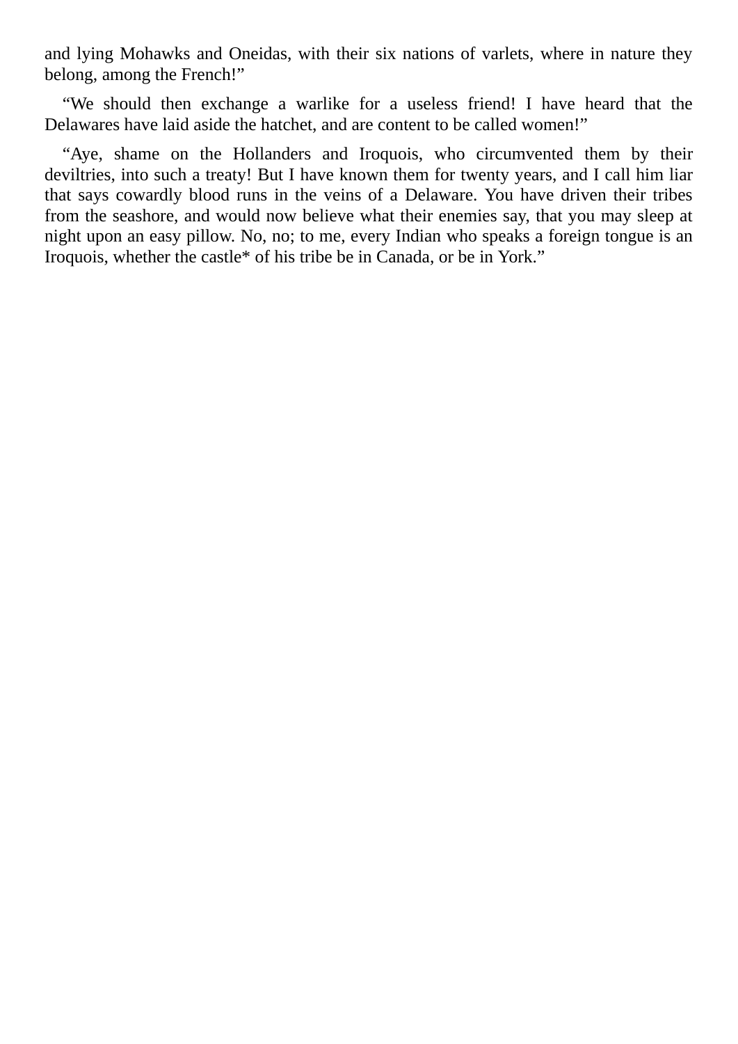and lying Mohawks and Oneidas, with their six nations of varlets, where in nature they belong, among the French!"

"We should then exchange a warlike for a useless friend! I have heard that the Delawares have laid aside the hatchet, and are content to be called women!"

"Aye, shame on the Hollanders and Iroquois, who circumvented them by their deviltries, into such a treaty! But I have known them for twenty years, and I call him liar that says cowardly blood runs in the veins of a Delaware. You have driven their tribes from the seashore, and would now believe what their enemies say, that you may sleep at night upon an easy pillow. No, no; to me, every Indian who speaks a foreign tongue is an Iroquois, whether the castle* of his tribe be in Canada, or be in York."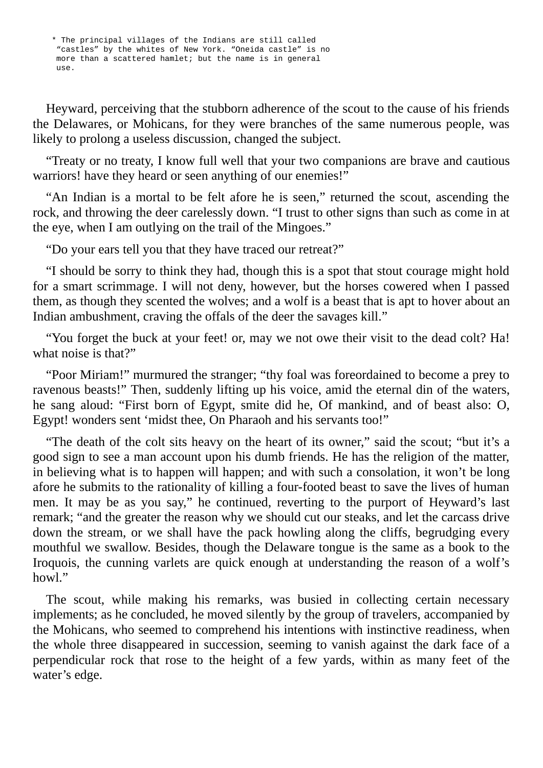\* The principal villages of the Indians are still called "castles" by the whites of New York. "Oneida castle" is no more than a scattered hamlet; but the name is in general use.

Heyward, perceiving that the stubborn adherence of the scout to the cause of his friends the Delawares, or Mohicans, for they were branches of the same numerous people, was likely to prolong a useless discussion, changed the subject.

"Treaty or no treaty, I know full well that your two companions are brave and cautious warriors! have they heard or seen anything of our enemies!"

"An Indian is a mortal to be felt afore he is seen," returned the scout, ascending the rock, and throwing the deer carelessly down. "I trust to other signs than such as come in at the eye, when I am outlying on the trail of the Mingoes."

"Do your ears tell you that they have traced our retreat?"

"I should be sorry to think they had, though this is a spot that stout courage might hold for a smart scrimmage. I will not deny, however, but the horses cowered when I passed them, as though they scented the wolves; and a wolf is a beast that is apt to hover about an Indian ambushment, craving the offals of the deer the savages kill."

"You forget the buck at your feet! or, may we not owe their visit to the dead colt? Ha! what noise is that?"

"Poor Miriam!" murmured the stranger; "thy foal was foreordained to become a prey to ravenous beasts!" Then, suddenly lifting up his voice, amid the eternal din of the waters, he sang aloud: "First born of Egypt, smite did he, Of mankind, and of beast also: O, Egypt! wonders sent 'midst thee, On Pharaoh and his servants too!"

"The death of the colt sits heavy on the heart of its owner," said the scout; "but it's a good sign to see a man account upon his dumb friends. He has the religion of the matter, in believing what is to happen will happen; and with such a consolation, it won't be long afore he submits to the rationality of killing a four-footed beast to save the lives of human men. It may be as you say," he continued, reverting to the purport of Heyward's last remark; "and the greater the reason why we should cut our steaks, and let the carcass drive down the stream, or we shall have the pack howling along the cliffs, begrudging every mouthful we swallow. Besides, though the Delaware tongue is the same as a book to the Iroquois, the cunning varlets are quick enough at understanding the reason of a wolf's howl."

The scout, while making his remarks, was busied in collecting certain necessary implements; as he concluded, he moved silently by the group of travelers, accompanied by the Mohicans, who seemed to comprehend his intentions with instinctive readiness, when the whole three disappeared in succession, seeming to vanish against the dark face of a perpendicular rock that rose to the height of a few yards, within as many feet of the water's edge.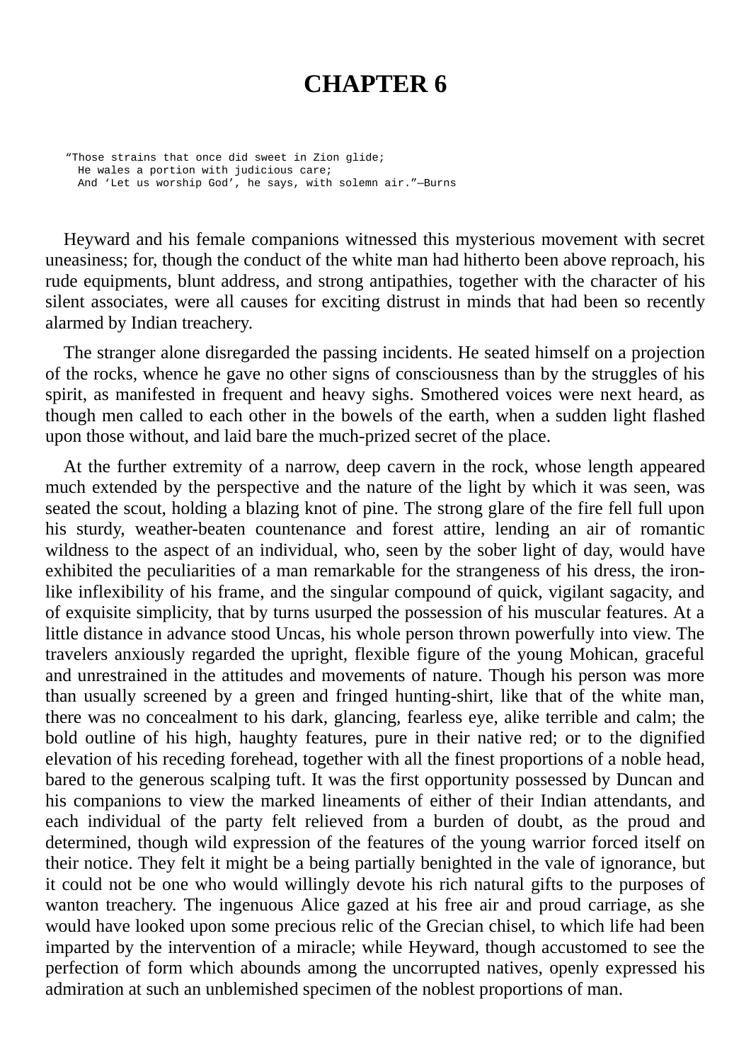# CHAPTER 6

> "Those strains that once did sweet in Zion glide;
>   He wales a portion with judicious care;
>   And 'Let us worship God', he says, with solemn air."—Burns

Heyward and his female companions witnessed this mysterious movement with secret uneasiness; for, though the conduct of the white man had hitherto been above reproach, his rude equipments, blunt address, and strong antipathies, together with the character of his silent associates, were all causes for exciting distrust in minds that had been so recently alarmed by Indian treachery.

The stranger alone disregarded the passing incidents. He seated himself on a projection of the rocks, whence he gave no other signs of consciousness than by the struggles of his spirit, as manifested in frequent and heavy sighs. Smothered voices were next heard, as though men called to each other in the bowels of the earth, when a sudden light flashed upon those without, and laid bare the much-prized secret of the place.

At the further extremity of a narrow, deep cavern in the rock, whose length appeared much extended by the perspective and the nature of the light by which it was seen, was seated the scout, holding a blazing knot of pine. The strong glare of the fire fell full upon his sturdy, weather-beaten countenance and forest attire, lending an air of romantic wildness to the aspect of an individual, who, seen by the sober light of day, would have exhibited the peculiarities of a man remarkable for the strangeness of his dress, the iron-like inflexibility of his frame, and the singular compound of quick, vigilant sagacity, and of exquisite simplicity, that by turns usurped the possession of his muscular features. At a little distance in advance stood Uncas, his whole person thrown powerfully into view. The travelers anxiously regarded the upright, flexible figure of the young Mohican, graceful and unrestrained in the attitudes and movements of nature. Though his person was more than usually screened by a green and fringed hunting-shirt, like that of the white man, there was no concealment to his dark, glancing, fearless eye, alike terrible and calm; the bold outline of his high, haughty features, pure in their native red; or to the dignified elevation of his receding forehead, together with all the finest proportions of a noble head, bared to the generous scalping tuft. It was the first opportunity possessed by Duncan and his companions to view the marked lineaments of either of their Indian attendants, and each individual of the party felt relieved from a burden of doubt, as the proud and determined, though wild expression of the features of the young warrior forced itself on their notice. They felt it might be a being partially benighted in the vale of ignorance, but it could not be one who would willingly devote his rich natural gifts to the purposes of wanton treachery. The ingenuous Alice gazed at his free air and proud carriage, as she would have looked upon some precious relic of the Grecian chisel, to which life had been imparted by the intervention of a miracle; while Heyward, though accustomed to see the perfection of form which abounds among the uncorrupted natives, openly expressed his admiration at such an unblemished specimen of the noblest proportions of man.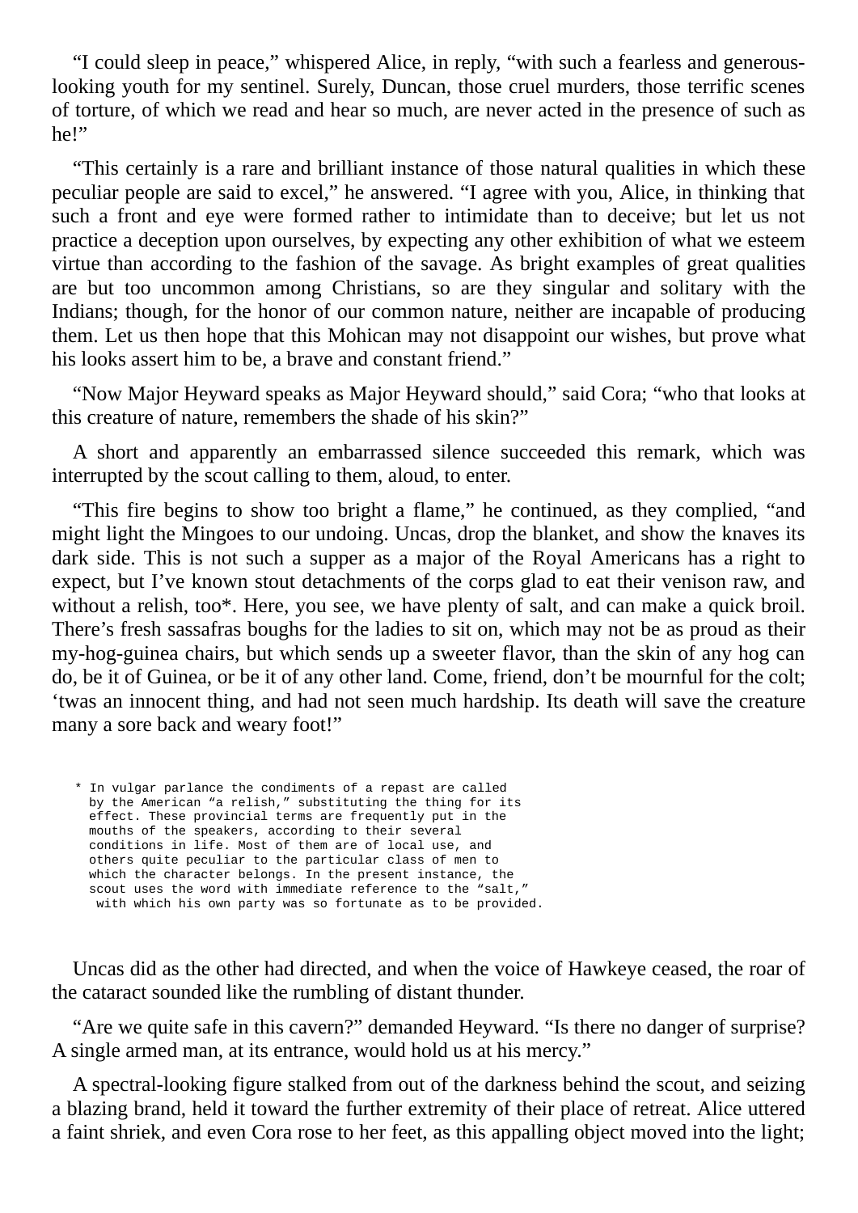"I could sleep in peace," whispered Alice, in reply, "with such a fearless and generous-looking youth for my sentinel. Surely, Duncan, those cruel murders, those terrific scenes of torture, of which we read and hear so much, are never acted in the presence of such as he!"

"This certainly is a rare and brilliant instance of those natural qualities in which these peculiar people are said to excel," he answered. "I agree with you, Alice, in thinking that such a front and eye were formed rather to intimidate than to deceive; but let us not practice a deception upon ourselves, by expecting any other exhibition of what we esteem virtue than according to the fashion of the savage. As bright examples of great qualities are but too uncommon among Christians, so are they singular and solitary with the Indians; though, for the honor of our common nature, neither are incapable of producing them. Let us then hope that this Mohican may not disappoint our wishes, but prove what his looks assert him to be, a brave and constant friend."

"Now Major Heyward speaks as Major Heyward should," said Cora; "who that looks at this creature of nature, remembers the shade of his skin?"

A short and apparently an embarrassed silence succeeded this remark, which was interrupted by the scout calling to them, aloud, to enter.

"This fire begins to show too bright a flame," he continued, as they complied, "and might light the Mingoes to our undoing. Uncas, drop the blanket, and show the knaves its dark side. This is not such a supper as a major of the Royal Americans has a right to expect, but I've known stout detachments of the corps glad to eat their venison raw, and without a relish, too*. Here, you see, we have plenty of salt, and can make a quick broil. There's fresh sassafras boughs for the ladies to sit on, which may not be as proud as their my-hog-guinea chairs, but which sends up a sweeter flavor, than the skin of any hog can do, be it of Guinea, or be it of any other land. Come, friend, don't be mournful for the colt; 'twas an innocent thing, and had not seen much hardship. Its death will save the creature many a sore back and weary foot!"

```
* In vulgar parlance the condiments of a repast are called
  by the American "a relish," substituting the thing for its
  effect. These provincial terms are frequently put in the
  mouths of the speakers, according to their several
  conditions in life. Most of them are of local use, and
  others quite peculiar to the particular class of men to
  which the character belongs. In the present instance, the
  scout uses the word with immediate reference to the "salt,"
   with which his own party was so fortunate as to be provided.
```

Uncas did as the other had directed, and when the voice of Hawkeye ceased, the roar of the cataract sounded like the rumbling of distant thunder.

"Are we quite safe in this cavern?" demanded Heyward. "Is there no danger of surprise? A single armed man, at its entrance, would hold us at his mercy."

A spectral-looking figure stalked from out of the darkness behind the scout, and seizing a blazing brand, held it toward the further extremity of their place of retreat. Alice uttered a faint shriek, and even Cora rose to her feet, as this appalling object moved into the light;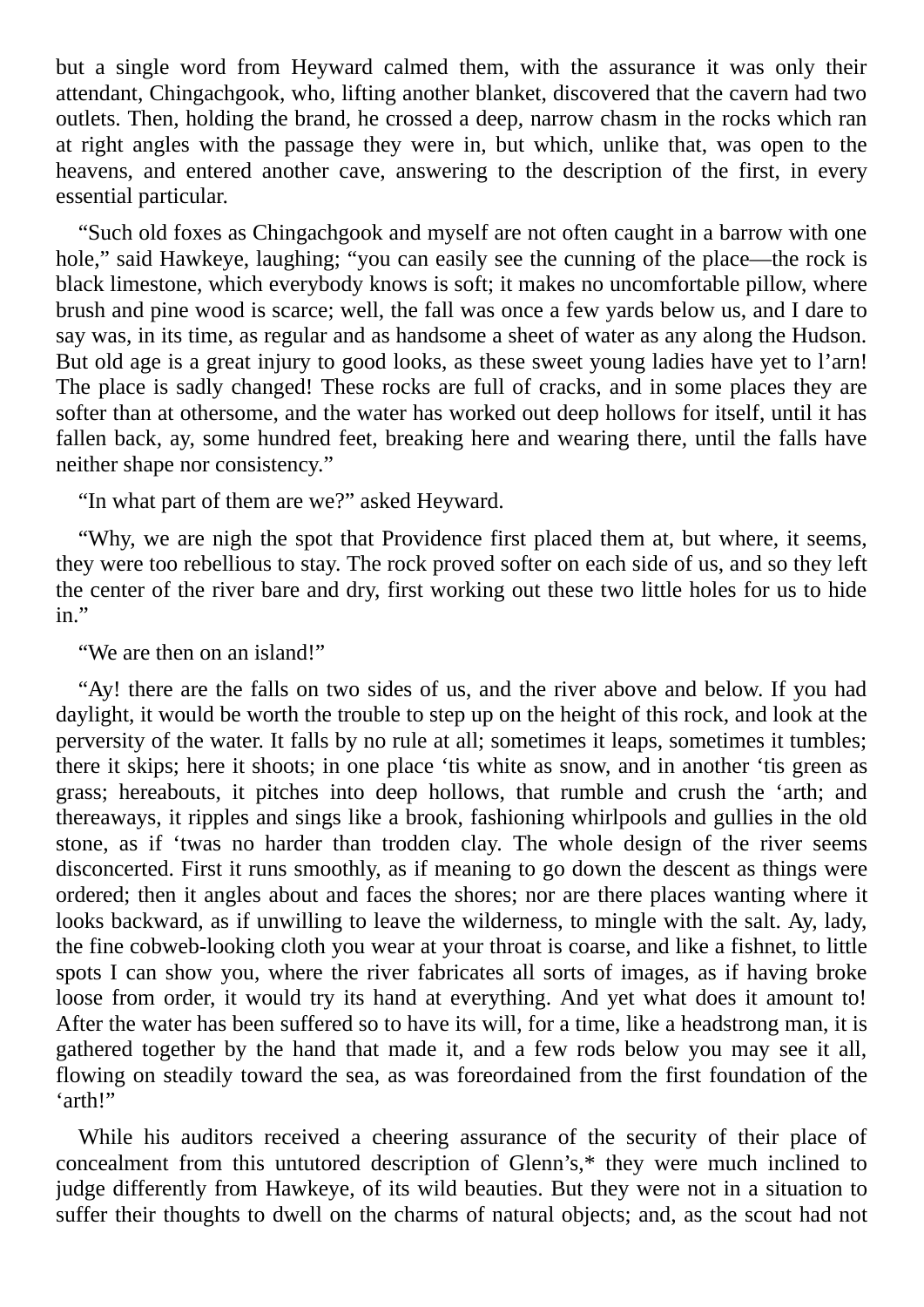but a single word from Heyward calmed them, with the assurance it was only their attendant, Chingachgook, who, lifting another blanket, discovered that the cavern had two outlets. Then, holding the brand, he crossed a deep, narrow chasm in the rocks which ran at right angles with the passage they were in, but which, unlike that, was open to the heavens, and entered another cave, answering to the description of the first, in every essential particular.

"Such old foxes as Chingachgook and myself are not often caught in a barrow with one hole," said Hawkeye, laughing; "you can easily see the cunning of the place—the rock is black limestone, which everybody knows is soft; it makes no uncomfortable pillow, where brush and pine wood is scarce; well, the fall was once a few yards below us, and I dare to say was, in its time, as regular and as handsome a sheet of water as any along the Hudson. But old age is a great injury to good looks, as these sweet young ladies have yet to l'arn! The place is sadly changed! These rocks are full of cracks, and in some places they are softer than at othersome, and the water has worked out deep hollows for itself, until it has fallen back, ay, some hundred feet, breaking here and wearing there, until the falls have neither shape nor consistency."

"In what part of them are we?" asked Heyward.

"Why, we are nigh the spot that Providence first placed them at, but where, it seems, they were too rebellious to stay. The rock proved softer on each side of us, and so they left the center of the river bare and dry, first working out these two little holes for us to hide in."

"We are then on an island!"

"Ay! there are the falls on two sides of us, and the river above and below. If you had daylight, it would be worth the trouble to step up on the height of this rock, and look at the perversity of the water. It falls by no rule at all; sometimes it leaps, sometimes it tumbles; there it skips; here it shoots; in one place 'tis white as snow, and in another 'tis green as grass; hereabouts, it pitches into deep hollows, that rumble and crush the 'arth; and thereaways, it ripples and sings like a brook, fashioning whirlpools and gullies in the old stone, as if 'twas no harder than trodden clay. The whole design of the river seems disconcerted. First it runs smoothly, as if meaning to go down the descent as things were ordered; then it angles about and faces the shores; nor are there places wanting where it looks backward, as if unwilling to leave the wilderness, to mingle with the salt. Ay, lady, the fine cobweb-looking cloth you wear at your throat is coarse, and like a fishnet, to little spots I can show you, where the river fabricates all sorts of images, as if having broke loose from order, it would try its hand at everything. And yet what does it amount to! After the water has been suffered so to have its will, for a time, like a headstrong man, it is gathered together by the hand that made it, and a few rods below you may see it all, flowing on steadily toward the sea, as was foreordained from the first foundation of the 'arth!"

While his auditors received a cheering assurance of the security of their place of concealment from this untutored description of Glenn's,* they were much inclined to judge differently from Hawkeye, of its wild beauties. But they were not in a situation to suffer their thoughts to dwell on the charms of natural objects; and, as the scout had not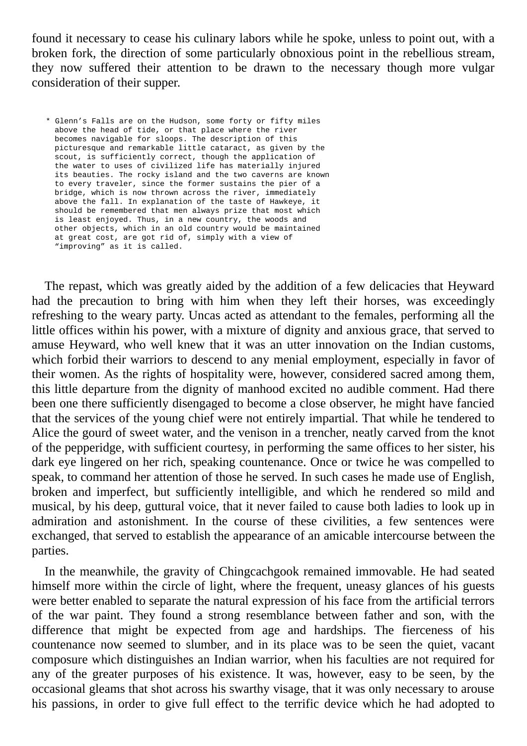found it necessary to cease his culinary labors while he spoke, unless to point out, with a broken fork, the direction of some particularly obnoxious point in the rebellious stream, they now suffered their attention to be drawn to the necessary though more vulgar consideration of their supper.

```
* Glenn’s Falls are on the Hudson, some forty or fifty miles
  above the head of tide, or that place where the river
  becomes navigable for sloops. The description of this
  picturesque and remarkable little cataract, as given by the
  scout, is sufficiently correct, though the application of
  the water to uses of civilized life has materially injured
  its beauties. The rocky island and the two caverns are known
  to every traveler, since the former sustains the pier of a
  bridge, which is now thrown across the river, immediately
  above the fall. In explanation of the taste of Hawkeye, it
  should be remembered that men always prize that most which
  is least enjoyed. Thus, in a new country, the woods and
  other objects, which in an old country would be maintained
  at great cost, are got rid of, simply with a view of
  “improving” as it is called.
```

The repast, which was greatly aided by the addition of a few delicacies that Heyward had the precaution to bring with him when they left their horses, was exceedingly refreshing to the weary party. Uncas acted as attendant to the females, performing all the little offices within his power, with a mixture of dignity and anxious grace, that served to amuse Heyward, who well knew that it was an utter innovation on the Indian customs, which forbid their warriors to descend to any menial employment, especially in favor of their women. As the rights of hospitality were, however, considered sacred among them, this little departure from the dignity of manhood excited no audible comment. Had there been one there sufficiently disengaged to become a close observer, he might have fancied that the services of the young chief were not entirely impartial. That while he tendered to Alice the gourd of sweet water, and the venison in a trencher, neatly carved from the knot of the pepperidge, with sufficient courtesy, in performing the same offices to her sister, his dark eye lingered on her rich, speaking countenance. Once or twice he was compelled to speak, to command her attention of those he served. In such cases he made use of English, broken and imperfect, but sufficiently intelligible, and which he rendered so mild and musical, by his deep, guttural voice, that it never failed to cause both ladies to look up in admiration and astonishment. In the course of these civilities, a few sentences were exchanged, that served to establish the appearance of an amicable intercourse between the parties.

In the meanwhile, the gravity of Chingcachgook remained immovable. He had seated himself more within the circle of light, where the frequent, uneasy glances of his guests were better enabled to separate the natural expression of his face from the artificial terrors of the war paint. They found a strong resemblance between father and son, with the difference that might be expected from age and hardships. The fierceness of his countenance now seemed to slumber, and in its place was to be seen the quiet, vacant composure which distinguishes an Indian warrior, when his faculties are not required for any of the greater purposes of his existence. It was, however, easy to be seen, by the occasional gleams that shot across his swarthy visage, that it was only necessary to arouse his passions, in order to give full effect to the terrific device which he had adopted to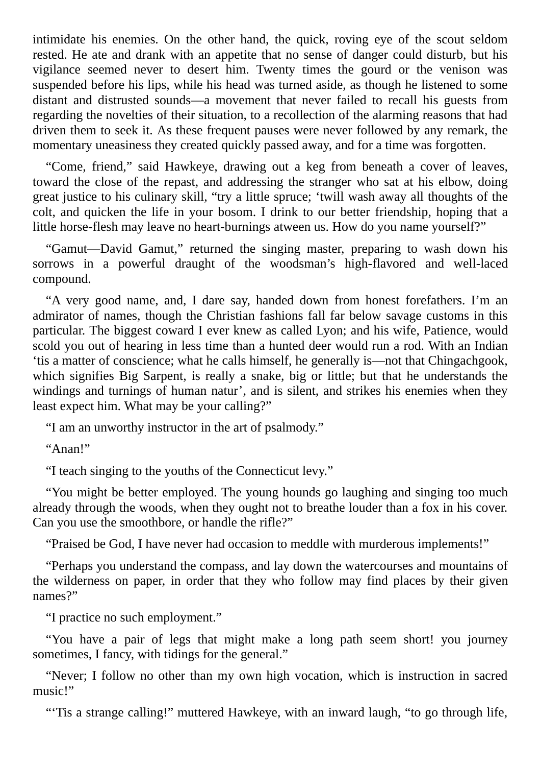intimidate his enemies. On the other hand, the quick, roving eye of the scout seldom rested. He ate and drank with an appetite that no sense of danger could disturb, but his vigilance seemed never to desert him. Twenty times the gourd or the venison was suspended before his lips, while his head was turned aside, as though he listened to some distant and distrusted sounds—a movement that never failed to recall his guests from regarding the novelties of their situation, to a recollection of the alarming reasons that had driven them to seek it. As these frequent pauses were never followed by any remark, the momentary uneasiness they created quickly passed away, and for a time was forgotten.

"Come, friend," said Hawkeye, drawing out a keg from beneath a cover of leaves, toward the close of the repast, and addressing the stranger who sat at his elbow, doing great justice to his culinary skill, "try a little spruce; 'twill wash away all thoughts of the colt, and quicken the life in your bosom. I drink to our better friendship, hoping that a little horse-flesh may leave no heart-burnings atween us. How do you name yourself?"

"Gamut—David Gamut," returned the singing master, preparing to wash down his sorrows in a powerful draught of the woodsman's high-flavored and well-laced compound.

"A very good name, and, I dare say, handed down from honest forefathers. I'm an admirator of names, though the Christian fashions fall far below savage customs in this particular. The biggest coward I ever knew as called Lyon; and his wife, Patience, would scold you out of hearing in less time than a hunted deer would run a rod. With an Indian 'tis a matter of conscience; what he calls himself, he generally is—not that Chingachgook, which signifies Big Sarpent, is really a snake, big or little; but that he understands the windings and turnings of human natur', and is silent, and strikes his enemies when they least expect him. What may be your calling?"

"I am an unworthy instructor in the art of psalmody."

"Anan!"

"I teach singing to the youths of the Connecticut levy."

"You might be better employed. The young hounds go laughing and singing too much already through the woods, when they ought not to breathe louder than a fox in his cover. Can you use the smoothbore, or handle the rifle?"

"Praised be God, I have never had occasion to meddle with murderous implements!"

"Perhaps you understand the compass, and lay down the watercourses and mountains of the wilderness on paper, in order that they who follow may find places by their given names?"

"I practice no such employment."

"You have a pair of legs that might make a long path seem short! you journey sometimes, I fancy, with tidings for the general."

"Never; I follow no other than my own high vocation, which is instruction in sacred music!"

"'Tis a strange calling!" muttered Hawkeye, with an inward laugh, "to go through life,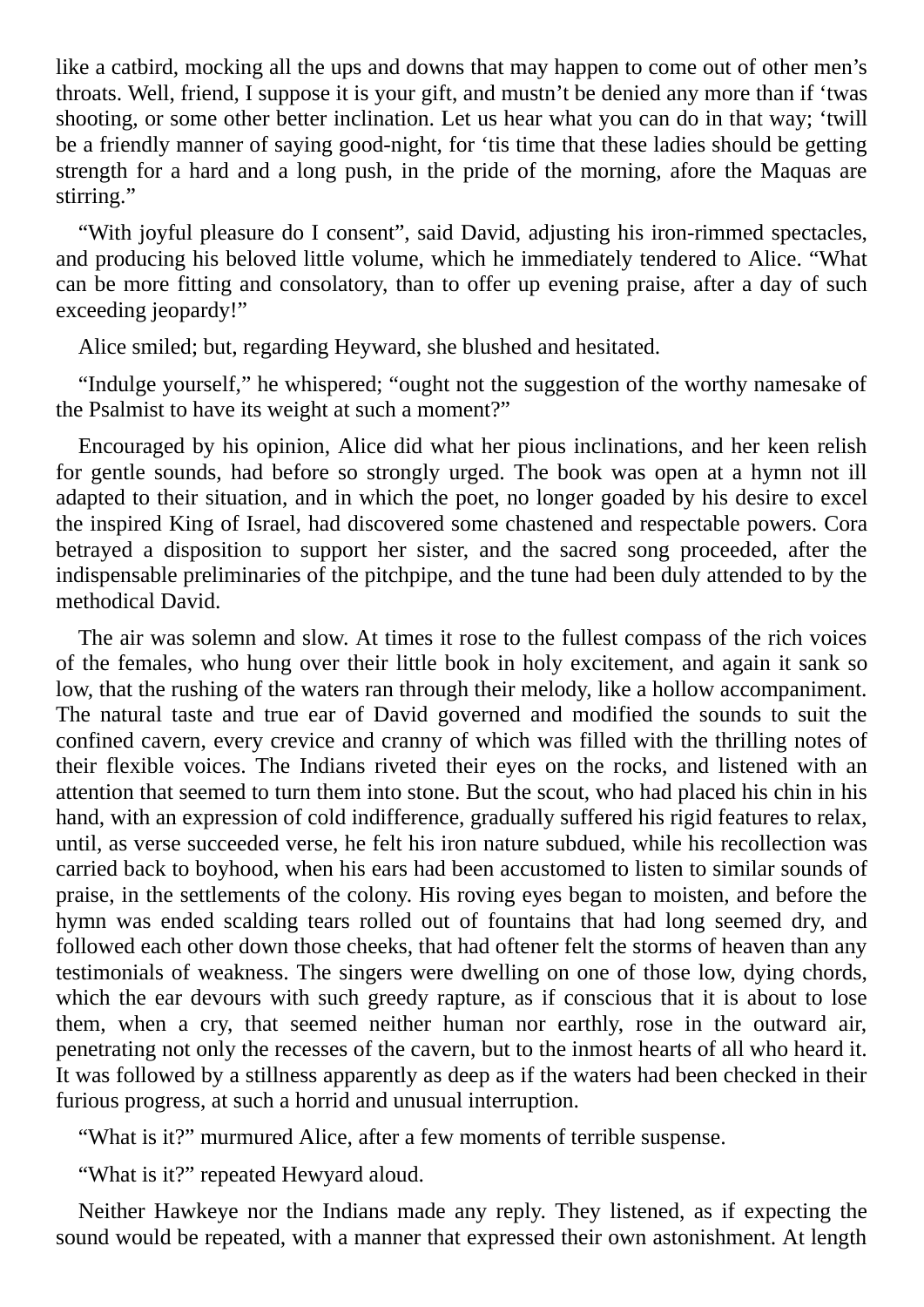like a catbird, mocking all the ups and downs that may happen to come out of other men's throats. Well, friend, I suppose it is your gift, and mustn't be denied any more than if 'twas shooting, or some other better inclination. Let us hear what you can do in that way; 'twill be a friendly manner of saying good-night, for 'tis time that these ladies should be getting strength for a hard and a long push, in the pride of the morning, afore the Maquas are stirring."

"With joyful pleasure do I consent", said David, adjusting his iron-rimmed spectacles, and producing his beloved little volume, which he immediately tendered to Alice. "What can be more fitting and consolatory, than to offer up evening praise, after a day of such exceeding jeopardy!"

Alice smiled; but, regarding Heyward, she blushed and hesitated.

"Indulge yourself," he whispered; "ought not the suggestion of the worthy namesake of the Psalmist to have its weight at such a moment?"

Encouraged by his opinion, Alice did what her pious inclinations, and her keen relish for gentle sounds, had before so strongly urged. The book was open at a hymn not ill adapted to their situation, and in which the poet, no longer goaded by his desire to excel the inspired King of Israel, had discovered some chastened and respectable powers. Cora betrayed a disposition to support her sister, and the sacred song proceeded, after the indispensable preliminaries of the pitchpipe, and the tune had been duly attended to by the methodical David.

The air was solemn and slow. At times it rose to the fullest compass of the rich voices of the females, who hung over their little book in holy excitement, and again it sank so low, that the rushing of the waters ran through their melody, like a hollow accompaniment. The natural taste and true ear of David governed and modified the sounds to suit the confined cavern, every crevice and cranny of which was filled with the thrilling notes of their flexible voices. The Indians riveted their eyes on the rocks, and listened with an attention that seemed to turn them into stone. But the scout, who had placed his chin in his hand, with an expression of cold indifference, gradually suffered his rigid features to relax, until, as verse succeeded verse, he felt his iron nature subdued, while his recollection was carried back to boyhood, when his ears had been accustomed to listen to similar sounds of praise, in the settlements of the colony. His roving eyes began to moisten, and before the hymn was ended scalding tears rolled out of fountains that had long seemed dry, and followed each other down those cheeks, that had oftener felt the storms of heaven than any testimonials of weakness. The singers were dwelling on one of those low, dying chords, which the ear devours with such greedy rapture, as if conscious that it is about to lose them, when a cry, that seemed neither human nor earthly, rose in the outward air, penetrating not only the recesses of the cavern, but to the inmost hearts of all who heard it. It was followed by a stillness apparently as deep as if the waters had been checked in their furious progress, at such a horrid and unusual interruption.

"What is it?" murmured Alice, after a few moments of terrible suspense.

"What is it?" repeated Hewyard aloud.

Neither Hawkeye nor the Indians made any reply. They listened, as if expecting the sound would be repeated, with a manner that expressed their own astonishment. At length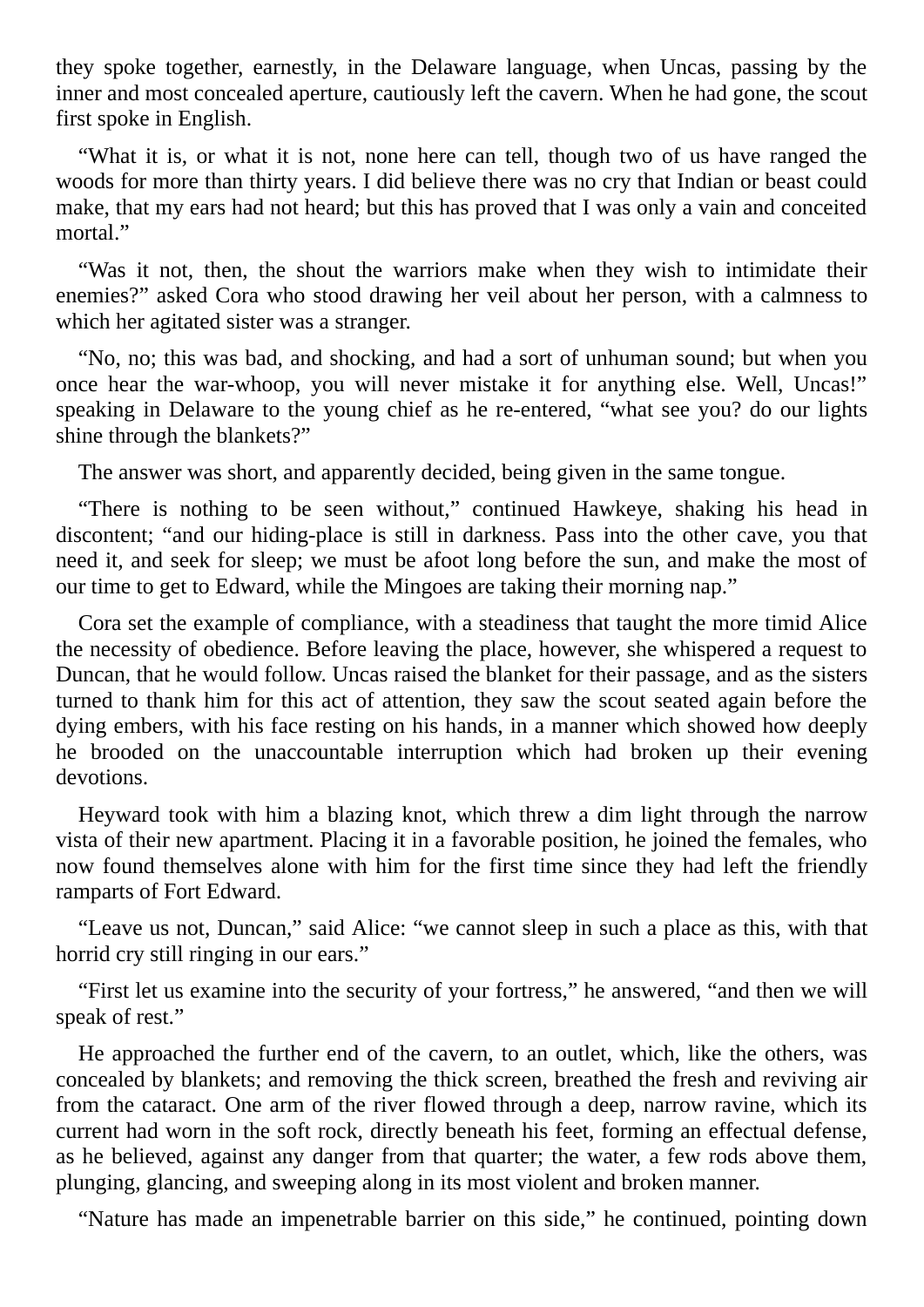they spoke together, earnestly, in the Delaware language, when Uncas, passing by the inner and most concealed aperture, cautiously left the cavern. When he had gone, the scout first spoke in English.

“What it is, or what it is not, none here can tell, though two of us have ranged the woods for more than thirty years. I did believe there was no cry that Indian or beast could make, that my ears had not heard; but this has proved that I was only a vain and conceited mortal.”

“Was it not, then, the shout the warriors make when they wish to intimidate their enemies?” asked Cora who stood drawing her veil about her person, with a calmness to which her agitated sister was a stranger.

“No, no; this was bad, and shocking, and had a sort of unhuman sound; but when you once hear the war-whoop, you will never mistake it for anything else. Well, Uncas!” speaking in Delaware to the young chief as he re-entered, “what see you? do our lights shine through the blankets?”

The answer was short, and apparently decided, being given in the same tongue.

“There is nothing to be seen without,” continued Hawkeye, shaking his head in discontent; “and our hiding-place is still in darkness. Pass into the other cave, you that need it, and seek for sleep; we must be afoot long before the sun, and make the most of our time to get to Edward, while the Mingoes are taking their morning nap.”

Cora set the example of compliance, with a steadiness that taught the more timid Alice the necessity of obedience. Before leaving the place, however, she whispered a request to Duncan, that he would follow. Uncas raised the blanket for their passage, and as the sisters turned to thank him for this act of attention, they saw the scout seated again before the dying embers, with his face resting on his hands, in a manner which showed how deeply he brooded on the unaccountable interruption which had broken up their evening devotions.

Heyward took with him a blazing knot, which threw a dim light through the narrow vista of their new apartment. Placing it in a favorable position, he joined the females, who now found themselves alone with him for the first time since they had left the friendly ramparts of Fort Edward.

“Leave us not, Duncan,” said Alice: “we cannot sleep in such a place as this, with that horrid cry still ringing in our ears.”

“First let us examine into the security of your fortress,” he answered, “and then we will speak of rest.”

He approached the further end of the cavern, to an outlet, which, like the others, was concealed by blankets; and removing the thick screen, breathed the fresh and reviving air from the cataract. One arm of the river flowed through a deep, narrow ravine, which its current had worn in the soft rock, directly beneath his feet, forming an effectual defense, as he believed, against any danger from that quarter; the water, a few rods above them, plunging, glancing, and sweeping along in its most violent and broken manner.

“Nature has made an impenetrable barrier on this side,” he continued, pointing down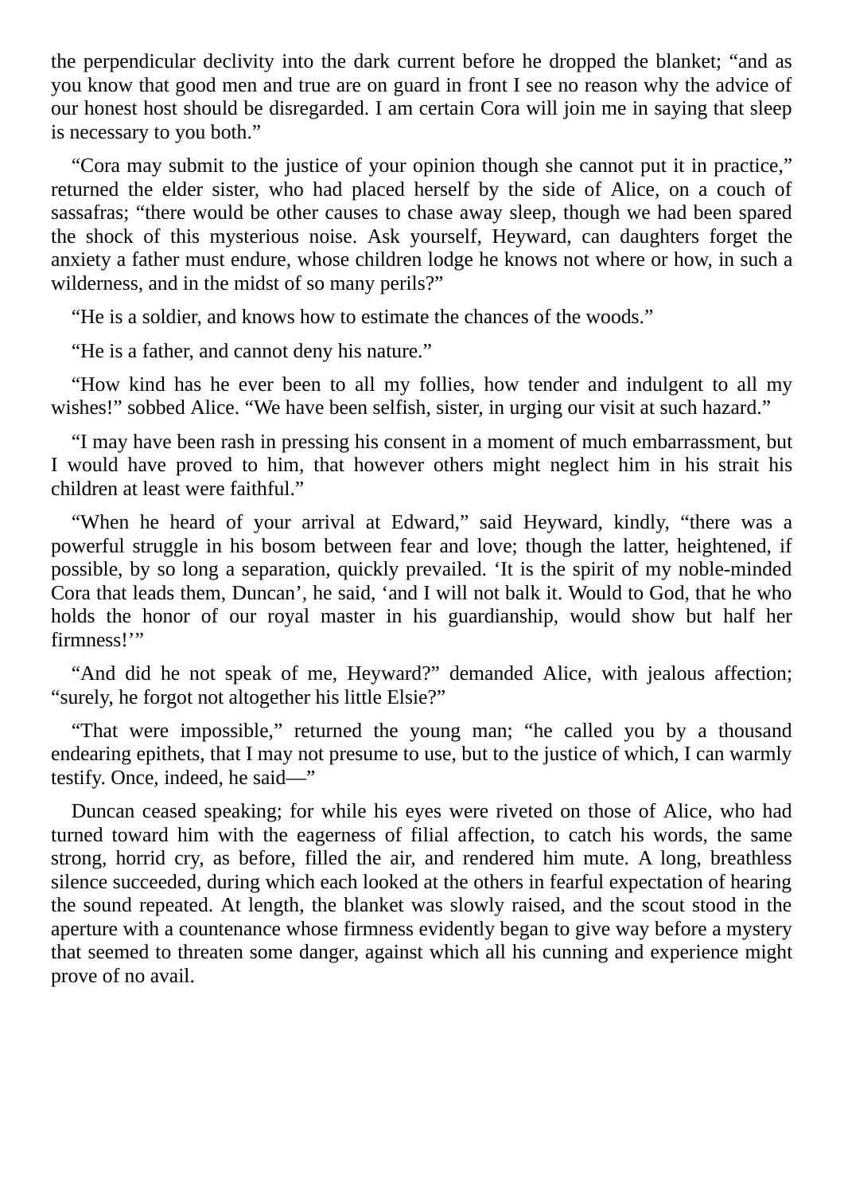the perpendicular declivity into the dark current before he dropped the blanket; “and as you know that good men and true are on guard in front I see no reason why the advice of our honest host should be disregarded. I am certain Cora will join me in saying that sleep is necessary to you both.”

“Cora may submit to the justice of your opinion though she cannot put it in practice,” returned the elder sister, who had placed herself by the side of Alice, on a couch of sassafras; “there would be other causes to chase away sleep, though we had been spared the shock of this mysterious noise. Ask yourself, Heyward, can daughters forget the anxiety a father must endure, whose children lodge he knows not where or how, in such a wilderness, and in the midst of so many perils?”

“He is a soldier, and knows how to estimate the chances of the woods.”

“He is a father, and cannot deny his nature.”

“How kind has he ever been to all my follies, how tender and indulgent to all my wishes!” sobbed Alice. “We have been selfish, sister, in urging our visit at such hazard.”

“I may have been rash in pressing his consent in a moment of much embarrassment, but I would have proved to him, that however others might neglect him in his strait his children at least were faithful.”

“When he heard of your arrival at Edward,” said Heyward, kindly, “there was a powerful struggle in his bosom between fear and love; though the latter, heightened, if possible, by so long a separation, quickly prevailed. ‘It is the spirit of my noble-minded Cora that leads them, Duncan’, he said, ‘and I will not balk it. Would to God, that he who holds the honor of our royal master in his guardianship, would show but half her firmness!’”

“And did he not speak of me, Heyward?” demanded Alice, with jealous affection; “surely, he forgot not altogether his little Elsie?”

“That were impossible,” returned the young man; “he called you by a thousand endearing epithets, that I may not presume to use, but to the justice of which, I can warmly testify. Once, indeed, he said—”

Duncan ceased speaking; for while his eyes were riveted on those of Alice, who had turned toward him with the eagerness of filial affection, to catch his words, the same strong, horrid cry, as before, filled the air, and rendered him mute. A long, breathless silence succeeded, during which each looked at the others in fearful expectation of hearing the sound repeated. At length, the blanket was slowly raised, and the scout stood in the aperture with a countenance whose firmness evidently began to give way before a mystery that seemed to threaten some danger, against which all his cunning and experience might prove of no avail.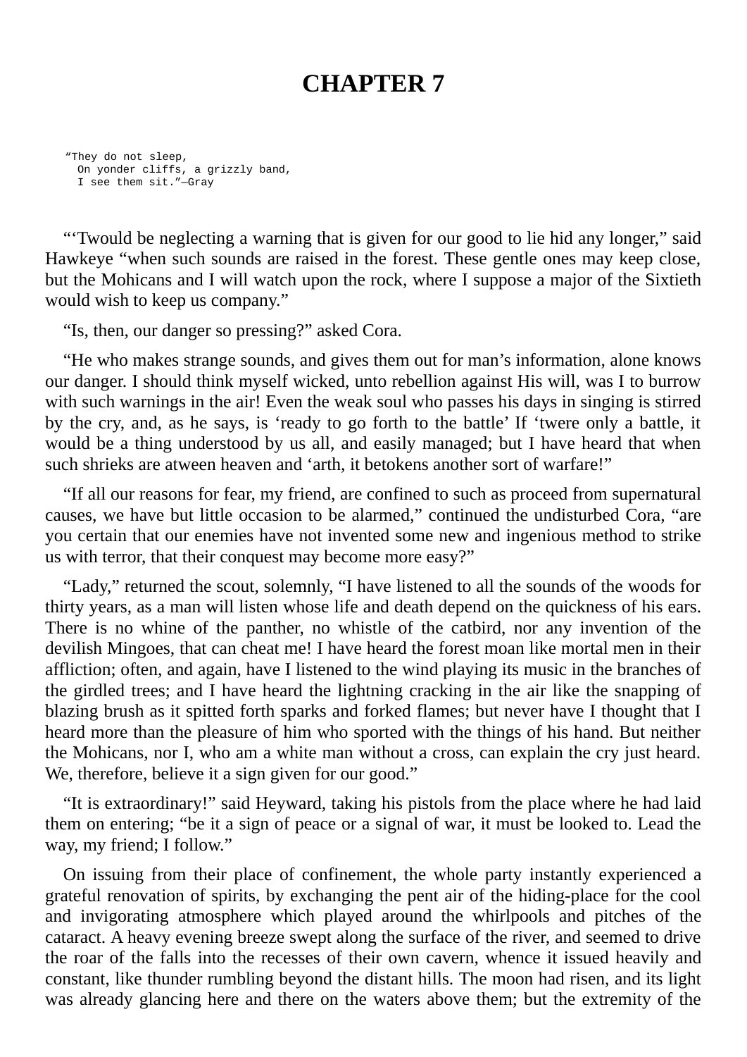# CHAPTER 7

```
“They do not sleep,
  On yonder cliffs, a grizzly band,
  I see them sit.”—Gray
```

“‘Twould be neglecting a warning that is given for our good to lie hid any longer,” said Hawkeye “when such sounds are raised in the forest. These gentle ones may keep close, but the Mohicans and I will watch upon the rock, where I suppose a major of the Sixtieth would wish to keep us company.”

“Is, then, our danger so pressing?” asked Cora.

“He who makes strange sounds, and gives them out for man’s information, alone knows our danger. I should think myself wicked, unto rebellion against His will, was I to burrow with such warnings in the air! Even the weak soul who passes his days in singing is stirred by the cry, and, as he says, is ‘ready to go forth to the battle’ If ‘twere only a battle, it would be a thing understood by us all, and easily managed; but I have heard that when such shrieks are atween heaven and ‘arth, it betokens another sort of warfare!”

“If all our reasons for fear, my friend, are confined to such as proceed from supernatural causes, we have but little occasion to be alarmed,” continued the undisturbed Cora, “are you certain that our enemies have not invented some new and ingenious method to strike us with terror, that their conquest may become more easy?”

“Lady,” returned the scout, solemnly, “I have listened to all the sounds of the woods for thirty years, as a man will listen whose life and death depend on the quickness of his ears. There is no whine of the panther, no whistle of the catbird, nor any invention of the devilish Mingoes, that can cheat me! I have heard the forest moan like mortal men in their affliction; often, and again, have I listened to the wind playing its music in the branches of the girdled trees; and I have heard the lightning cracking in the air like the snapping of blazing brush as it spitted forth sparks and forked flames; but never have I thought that I heard more than the pleasure of him who sported with the things of his hand. But neither the Mohicans, nor I, who am a white man without a cross, can explain the cry just heard. We, therefore, believe it a sign given for our good.”

“It is extraordinary!” said Heyward, taking his pistols from the place where he had laid them on entering; “be it a sign of peace or a signal of war, it must be looked to. Lead the way, my friend; I follow.”

On issuing from their place of confinement, the whole party instantly experienced a grateful renovation of spirits, by exchanging the pent air of the hiding-place for the cool and invigorating atmosphere which played around the whirlpools and pitches of the cataract. A heavy evening breeze swept along the surface of the river, and seemed to drive the roar of the falls into the recesses of their own cavern, whence it issued heavily and constant, like thunder rumbling beyond the distant hills. The moon had risen, and its light was already glancing here and there on the waters above them; but the extremity of the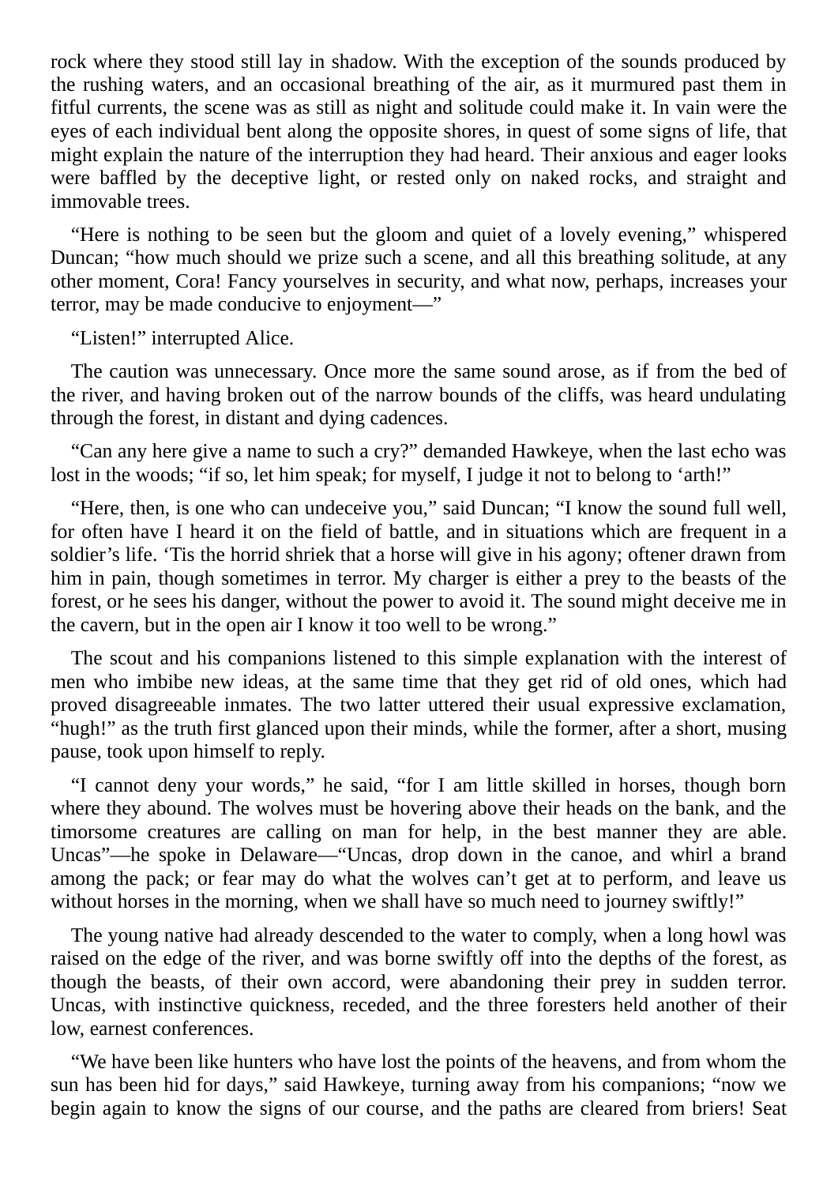rock where they stood still lay in shadow. With the exception of the sounds produced by the rushing waters, and an occasional breathing of the air, as it murmured past them in fitful currents, the scene was as still as night and solitude could make it. In vain were the eyes of each individual bent along the opposite shores, in quest of some signs of life, that might explain the nature of the interruption they had heard. Their anxious and eager looks were baffled by the deceptive light, or rested only on naked rocks, and straight and immovable trees.

"Here is nothing to be seen but the gloom and quiet of a lovely evening," whispered Duncan; "how much should we prize such a scene, and all this breathing solitude, at any other moment, Cora! Fancy yourselves in security, and what now, perhaps, increases your terror, may be made conducive to enjoyment—"

"Listen!" interrupted Alice.

The caution was unnecessary. Once more the same sound arose, as if from the bed of the river, and having broken out of the narrow bounds of the cliffs, was heard undulating through the forest, in distant and dying cadences.

"Can any here give a name to such a cry?" demanded Hawkeye, when the last echo was lost in the woods; "if so, let him speak; for myself, I judge it not to belong to 'arth!"

"Here, then, is one who can undeceive you," said Duncan; "I know the sound full well, for often have I heard it on the field of battle, and in situations which are frequent in a soldier's life. 'Tis the horrid shriek that a horse will give in his agony; oftener drawn from him in pain, though sometimes in terror. My charger is either a prey to the beasts of the forest, or he sees his danger, without the power to avoid it. The sound might deceive me in the cavern, but in the open air I know it too well to be wrong."

The scout and his companions listened to this simple explanation with the interest of men who imbibe new ideas, at the same time that they get rid of old ones, which had proved disagreeable inmates. The two latter uttered their usual expressive exclamation, "hugh!" as the truth first glanced upon their minds, while the former, after a short, musing pause, took upon himself to reply.

"I cannot deny your words," he said, "for I am little skilled in horses, though born where they abound. The wolves must be hovering above their heads on the bank, and the timorsome creatures are calling on man for help, in the best manner they are able. Uncas"—he spoke in Delaware—"Uncas, drop down in the canoe, and whirl a brand among the pack; or fear may do what the wolves can't get at to perform, and leave us without horses in the morning, when we shall have so much need to journey swiftly!"

The young native had already descended to the water to comply, when a long howl was raised on the edge of the river, and was borne swiftly off into the depths of the forest, as though the beasts, of their own accord, were abandoning their prey in sudden terror. Uncas, with instinctive quickness, receded, and the three foresters held another of their low, earnest conferences.

"We have been like hunters who have lost the points of the heavens, and from whom the sun has been hid for days," said Hawkeye, turning away from his companions; "now we begin again to know the signs of our course, and the paths are cleared from briers! Seat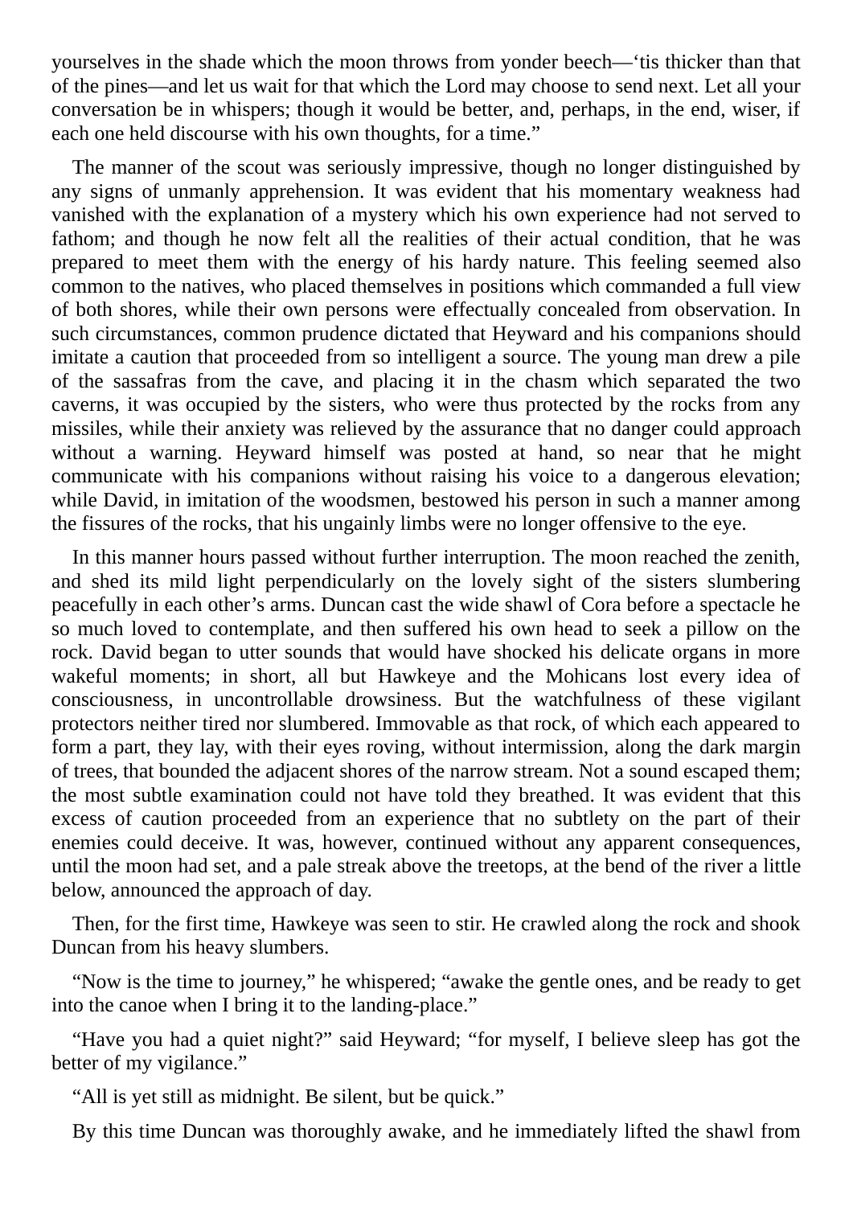yourselves in the shade which the moon throws from yonder beech—'tis thicker than that of the pines—and let us wait for that which the Lord may choose to send next. Let all your conversation be in whispers; though it would be better, and, perhaps, in the end, wiser, if each one held discourse with his own thoughts, for a time."

The manner of the scout was seriously impressive, though no longer distinguished by any signs of unmanly apprehension. It was evident that his momentary weakness had vanished with the explanation of a mystery which his own experience had not served to fathom; and though he now felt all the realities of their actual condition, that he was prepared to meet them with the energy of his hardy nature. This feeling seemed also common to the natives, who placed themselves in positions which commanded a full view of both shores, while their own persons were effectually concealed from observation. In such circumstances, common prudence dictated that Heyward and his companions should imitate a caution that proceeded from so intelligent a source. The young man drew a pile of the sassafras from the cave, and placing it in the chasm which separated the two caverns, it was occupied by the sisters, who were thus protected by the rocks from any missiles, while their anxiety was relieved by the assurance that no danger could approach without a warning. Heyward himself was posted at hand, so near that he might communicate with his companions without raising his voice to a dangerous elevation; while David, in imitation of the woodsmen, bestowed his person in such a manner among the fissures of the rocks, that his ungainly limbs were no longer offensive to the eye.

In this manner hours passed without further interruption. The moon reached the zenith, and shed its mild light perpendicularly on the lovely sight of the sisters slumbering peacefully in each other's arms. Duncan cast the wide shawl of Cora before a spectacle he so much loved to contemplate, and then suffered his own head to seek a pillow on the rock. David began to utter sounds that would have shocked his delicate organs in more wakeful moments; in short, all but Hawkeye and the Mohicans lost every idea of consciousness, in uncontrollable drowsiness. But the watchfulness of these vigilant protectors neither tired nor slumbered. Immovable as that rock, of which each appeared to form a part, they lay, with their eyes roving, without intermission, along the dark margin of trees, that bounded the adjacent shores of the narrow stream. Not a sound escaped them; the most subtle examination could not have told they breathed. It was evident that this excess of caution proceeded from an experience that no subtlety on the part of their enemies could deceive. It was, however, continued without any apparent consequences, until the moon had set, and a pale streak above the treetops, at the bend of the river a little below, announced the approach of day.

Then, for the first time, Hawkeye was seen to stir. He crawled along the rock and shook Duncan from his heavy slumbers.

"Now is the time to journey," he whispered; "awake the gentle ones, and be ready to get into the canoe when I bring it to the landing-place."

"Have you had a quiet night?" said Heyward; "for myself, I believe sleep has got the better of my vigilance."

"All is yet still as midnight. Be silent, but be quick."

By this time Duncan was thoroughly awake, and he immediately lifted the shawl from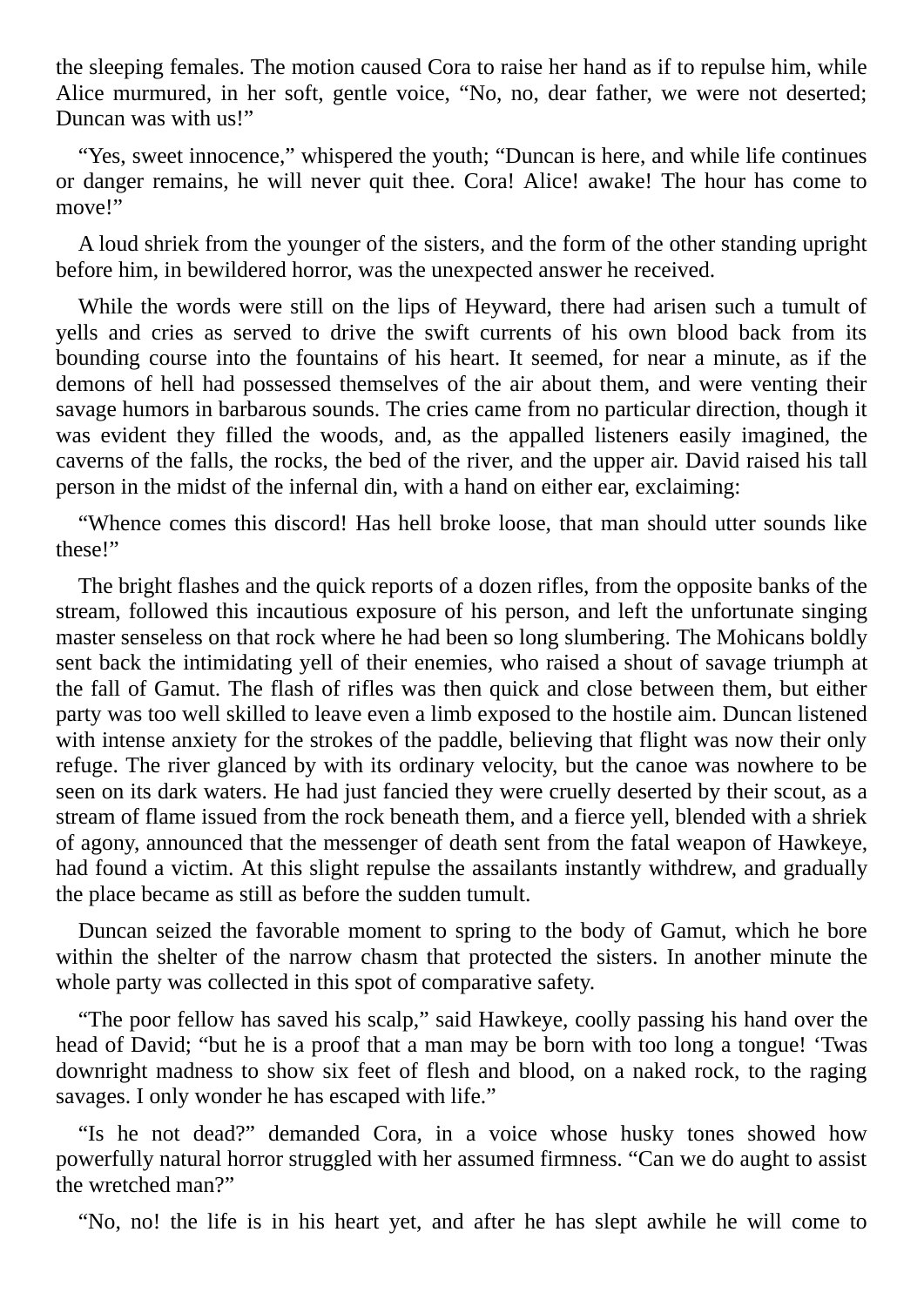the sleeping females. The motion caused Cora to raise her hand as if to repulse him, while Alice murmured, in her soft, gentle voice, "No, no, dear father, we were not deserted; Duncan was with us!"

"Yes, sweet innocence," whispered the youth; "Duncan is here, and while life continues or danger remains, he will never quit thee. Cora! Alice! awake! The hour has come to move!"

A loud shriek from the younger of the sisters, and the form of the other standing upright before him, in bewildered horror, was the unexpected answer he received.

While the words were still on the lips of Heyward, there had arisen such a tumult of yells and cries as served to drive the swift currents of his own blood back from its bounding course into the fountains of his heart. It seemed, for near a minute, as if the demons of hell had possessed themselves of the air about them, and were venting their savage humors in barbarous sounds. The cries came from no particular direction, though it was evident they filled the woods, and, as the appalled listeners easily imagined, the caverns of the falls, the rocks, the bed of the river, and the upper air. David raised his tall person in the midst of the infernal din, with a hand on either ear, exclaiming:

"Whence comes this discord! Has hell broke loose, that man should utter sounds like these!"

The bright flashes and the quick reports of a dozen rifles, from the opposite banks of the stream, followed this incautious exposure of his person, and left the unfortunate singing master senseless on that rock where he had been so long slumbering. The Mohicans boldly sent back the intimidating yell of their enemies, who raised a shout of savage triumph at the fall of Gamut. The flash of rifles was then quick and close between them, but either party was too well skilled to leave even a limb exposed to the hostile aim. Duncan listened with intense anxiety for the strokes of the paddle, believing that flight was now their only refuge. The river glanced by with its ordinary velocity, but the canoe was nowhere to be seen on its dark waters. He had just fancied they were cruelly deserted by their scout, as a stream of flame issued from the rock beneath them, and a fierce yell, blended with a shriek of agony, announced that the messenger of death sent from the fatal weapon of Hawkeye, had found a victim. At this slight repulse the assailants instantly withdrew, and gradually the place became as still as before the sudden tumult.

Duncan seized the favorable moment to spring to the body of Gamut, which he bore within the shelter of the narrow chasm that protected the sisters. In another minute the whole party was collected in this spot of comparative safety.

"The poor fellow has saved his scalp," said Hawkeye, coolly passing his hand over the head of David; "but he is a proof that a man may be born with too long a tongue! 'Twas downright madness to show six feet of flesh and blood, on a naked rock, to the raging savages. I only wonder he has escaped with life."

"Is he not dead?" demanded Cora, in a voice whose husky tones showed how powerfully natural horror struggled with her assumed firmness. "Can we do aught to assist the wretched man?"

"No, no! the life is in his heart yet, and after he has slept awhile he will come to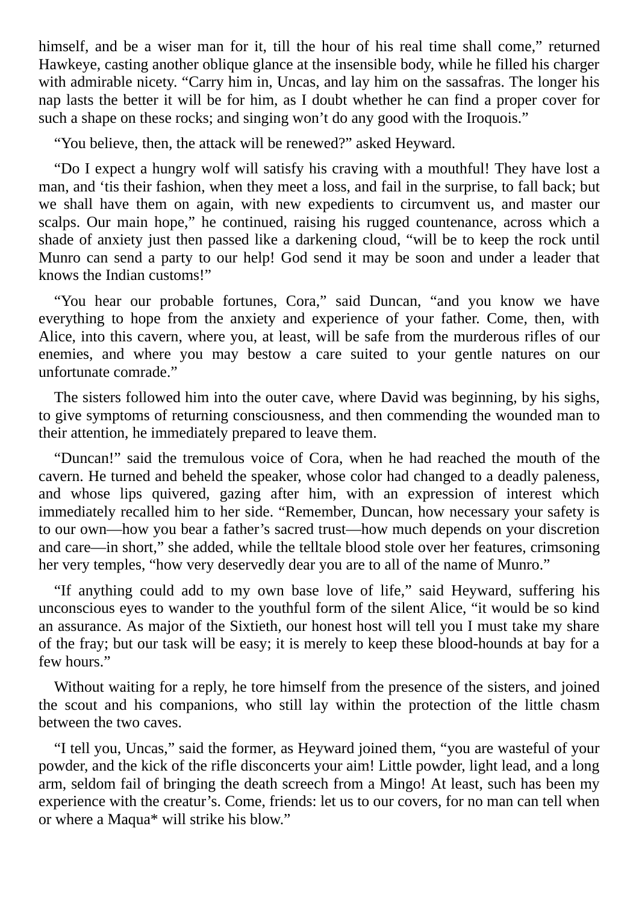himself, and be a wiser man for it, till the hour of his real time shall come," returned Hawkeye, casting another oblique glance at the insensible body, while he filled his charger with admirable nicety. "Carry him in, Uncas, and lay him on the sassafras. The longer his nap lasts the better it will be for him, as I doubt whether he can find a proper cover for such a shape on these rocks; and singing won't do any good with the Iroquois."

"You believe, then, the attack will be renewed?" asked Heyward.

"Do I expect a hungry wolf will satisfy his craving with a mouthful! They have lost a man, and 'tis their fashion, when they meet a loss, and fail in the surprise, to fall back; but we shall have them on again, with new expedients to circumvent us, and master our scalps. Our main hope," he continued, raising his rugged countenance, across which a shade of anxiety just then passed like a darkening cloud, "will be to keep the rock until Munro can send a party to our help! God send it may be soon and under a leader that knows the Indian customs!"

"You hear our probable fortunes, Cora," said Duncan, "and you know we have everything to hope from the anxiety and experience of your father. Come, then, with Alice, into this cavern, where you, at least, will be safe from the murderous rifles of our enemies, and where you may bestow a care suited to your gentle natures on our unfortunate comrade."

The sisters followed him into the outer cave, where David was beginning, by his sighs, to give symptoms of returning consciousness, and then commending the wounded man to their attention, he immediately prepared to leave them.

"Duncan!" said the tremulous voice of Cora, when he had reached the mouth of the cavern. He turned and beheld the speaker, whose color had changed to a deadly paleness, and whose lips quivered, gazing after him, with an expression of interest which immediately recalled him to her side. "Remember, Duncan, how necessary your safety is to our own—how you bear a father's sacred trust—how much depends on your discretion and care—in short," she added, while the telltale blood stole over her features, crimsoning her very temples, "how very deservedly dear you are to all of the name of Munro."

"If anything could add to my own base love of life," said Heyward, suffering his unconscious eyes to wander to the youthful form of the silent Alice, "it would be so kind an assurance. As major of the Sixtieth, our honest host will tell you I must take my share of the fray; but our task will be easy; it is merely to keep these blood-hounds at bay for a few hours."

Without waiting for a reply, he tore himself from the presence of the sisters, and joined the scout and his companions, who still lay within the protection of the little chasm between the two caves.

"I tell you, Uncas," said the former, as Heyward joined them, "you are wasteful of your powder, and the kick of the rifle disconcerts your aim! Little powder, light lead, and a long arm, seldom fail of bringing the death screech from a Mingo! At least, such has been my experience with the creatur's. Come, friends: let us to our covers, for no man can tell when or where a Maqua* will strike his blow."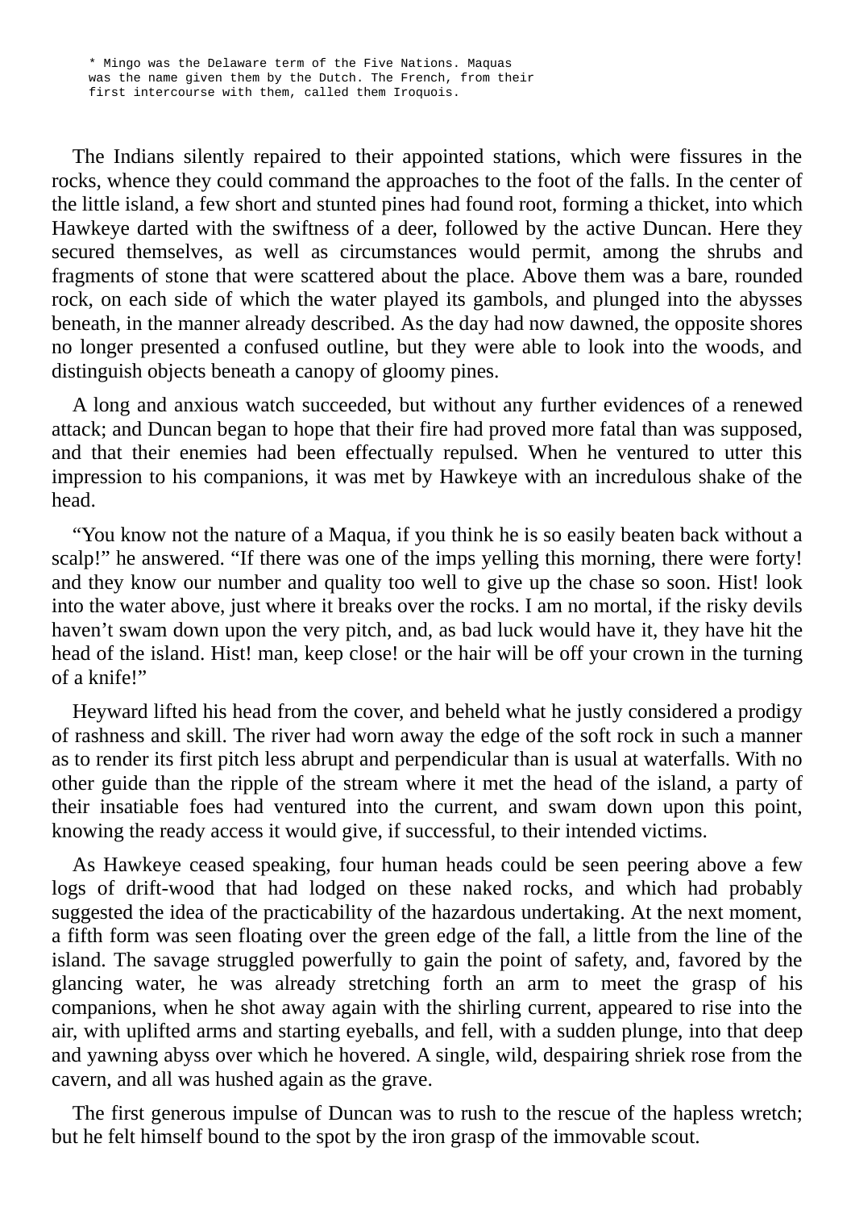* Mingo was the Delaware term of the Five Nations. Maquas was the name given them by the Dutch. The French, from their first intercourse with them, called them Iroquois.

The Indians silently repaired to their appointed stations, which were fissures in the rocks, whence they could command the approaches to the foot of the falls. In the center of the little island, a few short and stunted pines had found root, forming a thicket, into which Hawkeye darted with the swiftness of a deer, followed by the active Duncan. Here they secured themselves, as well as circumstances would permit, among the shrubs and fragments of stone that were scattered about the place. Above them was a bare, rounded rock, on each side of which the water played its gambols, and plunged into the abysses beneath, in the manner already described. As the day had now dawned, the opposite shores no longer presented a confused outline, but they were able to look into the woods, and distinguish objects beneath a canopy of gloomy pines.

A long and anxious watch succeeded, but without any further evidences of a renewed attack; and Duncan began to hope that their fire had proved more fatal than was supposed, and that their enemies had been effectually repulsed. When he ventured to utter this impression to his companions, it was met by Hawkeye with an incredulous shake of the head.

“You know not the nature of a Maqua, if you think he is so easily beaten back without a scalp!” he answered. “If there was one of the imps yelling this morning, there were forty! and they know our number and quality too well to give up the chase so soon. Hist! look into the water above, just where it breaks over the rocks. I am no mortal, if the risky devils haven’t swam down upon the very pitch, and, as bad luck would have it, they have hit the head of the island. Hist! man, keep close! or the hair will be off your crown in the turning of a knife!”

Heyward lifted his head from the cover, and beheld what he justly considered a prodigy of rashness and skill. The river had worn away the edge of the soft rock in such a manner as to render its first pitch less abrupt and perpendicular than is usual at waterfalls. With no other guide than the ripple of the stream where it met the head of the island, a party of their insatiable foes had ventured into the current, and swam down upon this point, knowing the ready access it would give, if successful, to their intended victims.

As Hawkeye ceased speaking, four human heads could be seen peering above a few logs of drift-wood that had lodged on these naked rocks, and which had probably suggested the idea of the practicability of the hazardous undertaking. At the next moment, a fifth form was seen floating over the green edge of the fall, a little from the line of the island. The savage struggled powerfully to gain the point of safety, and, favored by the glancing water, he was already stretching forth an arm to meet the grasp of his companions, when he shot away again with the shirling current, appeared to rise into the air, with uplifted arms and starting eyeballs, and fell, with a sudden plunge, into that deep and yawning abyss over which he hovered. A single, wild, despairing shriek rose from the cavern, and all was hushed again as the grave.

The first generous impulse of Duncan was to rush to the rescue of the hapless wretch; but he felt himself bound to the spot by the iron grasp of the immovable scout.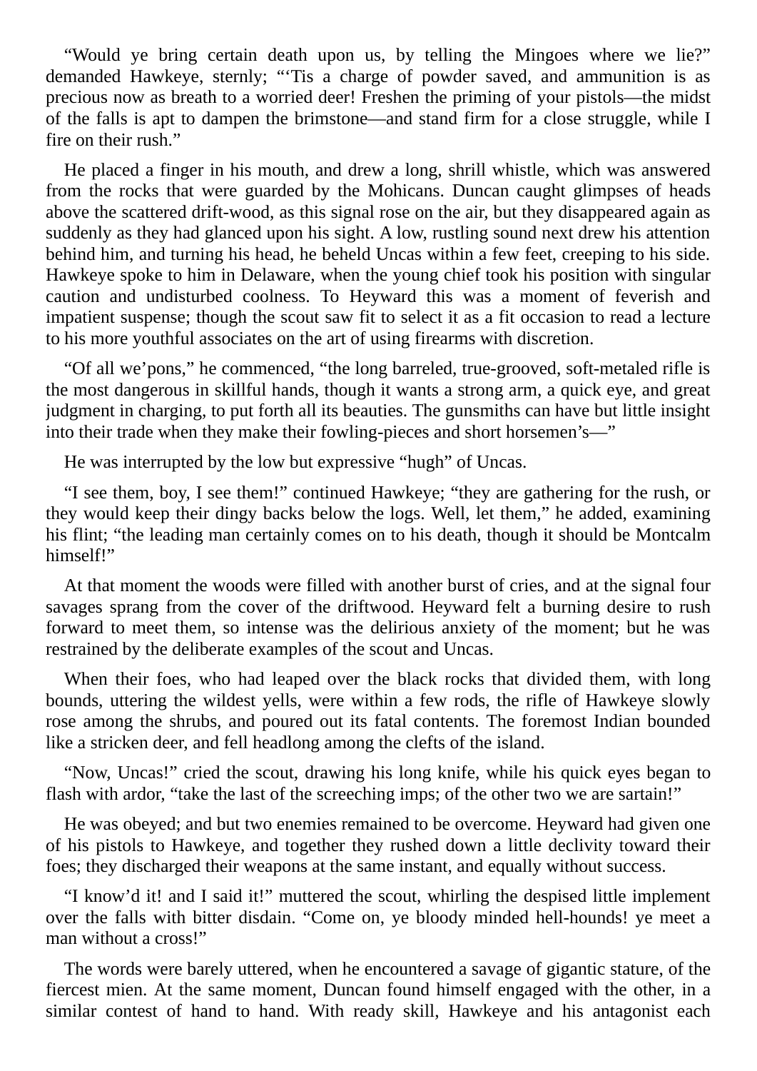"Would ye bring certain death upon us, by telling the Mingoes where we lie?" demanded Hawkeye, sternly; "'Tis a charge of powder saved, and ammunition is as precious now as breath to a worried deer! Freshen the priming of your pistols—the midst of the falls is apt to dampen the brimstone—and stand firm for a close struggle, while I fire on their rush."

He placed a finger in his mouth, and drew a long, shrill whistle, which was answered from the rocks that were guarded by the Mohicans. Duncan caught glimpses of heads above the scattered drift-wood, as this signal rose on the air, but they disappeared again as suddenly as they had glanced upon his sight. A low, rustling sound next drew his attention behind him, and turning his head, he beheld Uncas within a few feet, creeping to his side. Hawkeye spoke to him in Delaware, when the young chief took his position with singular caution and undisturbed coolness. To Heyward this was a moment of feverish and impatient suspense; though the scout saw fit to select it as a fit occasion to read a lecture to his more youthful associates on the art of using firearms with discretion.

"Of all we'pons," he commenced, "the long barreled, true-grooved, soft-metaled rifle is the most dangerous in skillful hands, though it wants a strong arm, a quick eye, and great judgment in charging, to put forth all its beauties. The gunsmiths can have but little insight into their trade when they make their fowling-pieces and short horsemen's—"

He was interrupted by the low but expressive "hugh" of Uncas.

"I see them, boy, I see them!" continued Hawkeye; "they are gathering for the rush, or they would keep their dingy backs below the logs. Well, let them," he added, examining his flint; "the leading man certainly comes on to his death, though it should be Montcalm himself!"

At that moment the woods were filled with another burst of cries, and at the signal four savages sprang from the cover of the driftwood. Heyward felt a burning desire to rush forward to meet them, so intense was the delirious anxiety of the moment; but he was restrained by the deliberate examples of the scout and Uncas.

When their foes, who had leaped over the black rocks that divided them, with long bounds, uttering the wildest yells, were within a few rods, the rifle of Hawkeye slowly rose among the shrubs, and poured out its fatal contents. The foremost Indian bounded like a stricken deer, and fell headlong among the clefts of the island.

"Now, Uncas!" cried the scout, drawing his long knife, while his quick eyes began to flash with ardor, "take the last of the screeching imps; of the other two we are sartain!"

He was obeyed; and but two enemies remained to be overcome. Heyward had given one of his pistols to Hawkeye, and together they rushed down a little declivity toward their foes; they discharged their weapons at the same instant, and equally without success.

"I know'd it! and I said it!" muttered the scout, whirling the despised little implement over the falls with bitter disdain. "Come on, ye bloody minded hell-hounds! ye meet a man without a cross!"

The words were barely uttered, when he encountered a savage of gigantic stature, of the fiercest mien. At the same moment, Duncan found himself engaged with the other, in a similar contest of hand to hand. With ready skill, Hawkeye and his antagonist each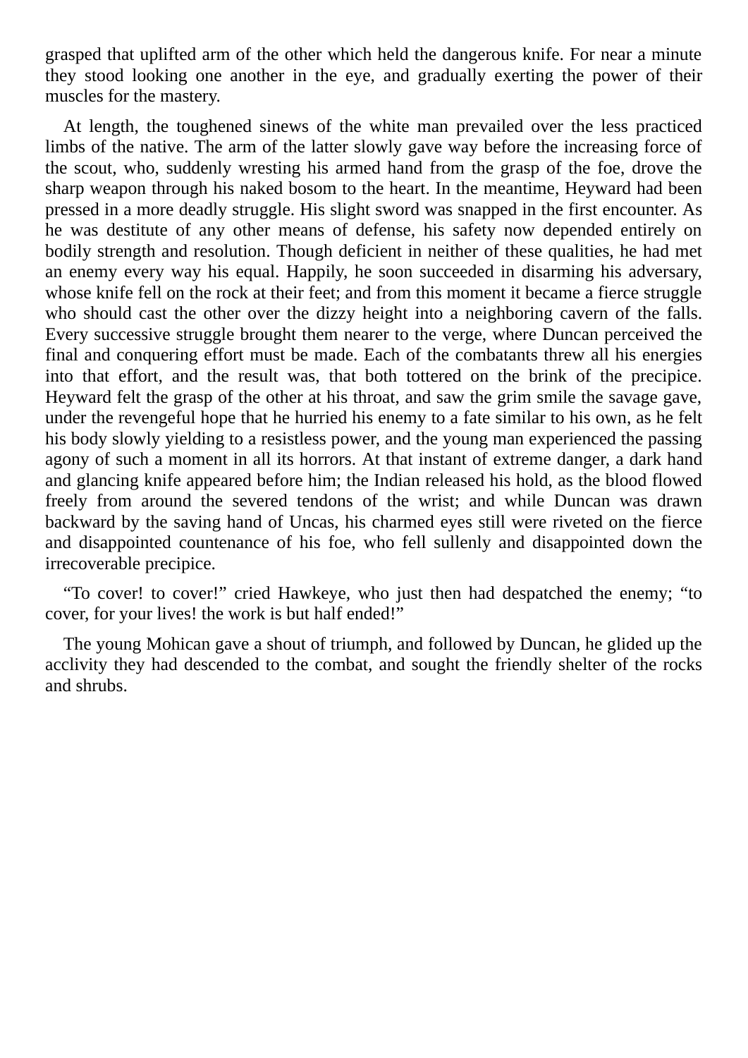grasped that uplifted arm of the other which held the dangerous knife. For near a minute they stood looking one another in the eye, and gradually exerting the power of their muscles for the mastery.

At length, the toughened sinews of the white man prevailed over the less practiced limbs of the native. The arm of the latter slowly gave way before the increasing force of the scout, who, suddenly wresting his armed hand from the grasp of the foe, drove the sharp weapon through his naked bosom to the heart. In the meantime, Heyward had been pressed in a more deadly struggle. His slight sword was snapped in the first encounter. As he was destitute of any other means of defense, his safety now depended entirely on bodily strength and resolution. Though deficient in neither of these qualities, he had met an enemy every way his equal. Happily, he soon succeeded in disarming his adversary, whose knife fell on the rock at their feet; and from this moment it became a fierce struggle who should cast the other over the dizzy height into a neighboring cavern of the falls. Every successive struggle brought them nearer to the verge, where Duncan perceived the final and conquering effort must be made. Each of the combatants threw all his energies into that effort, and the result was, that both tottered on the brink of the precipice. Heyward felt the grasp of the other at his throat, and saw the grim smile the savage gave, under the revengeful hope that he hurried his enemy to a fate similar to his own, as he felt his body slowly yielding to a resistless power, and the young man experienced the passing agony of such a moment in all its horrors. At that instant of extreme danger, a dark hand and glancing knife appeared before him; the Indian released his hold, as the blood flowed freely from around the severed tendons of the wrist; and while Duncan was drawn backward by the saving hand of Uncas, his charmed eyes still were riveted on the fierce and disappointed countenance of his foe, who fell sullenly and disappointed down the irrecoverable precipice.

"To cover! to cover!" cried Hawkeye, who just then had despatched the enemy; "to cover, for your lives! the work is but half ended!"

The young Mohican gave a shout of triumph, and followed by Duncan, he glided up the acclivity they had descended to the combat, and sought the friendly shelter of the rocks and shrubs.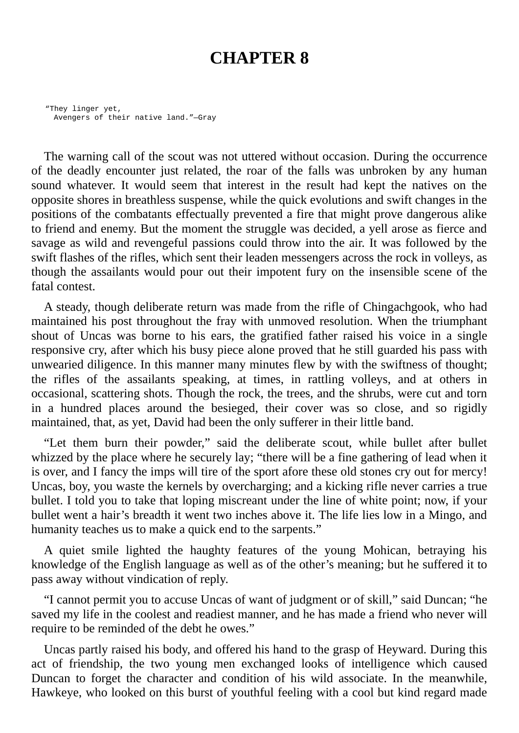# CHAPTER 8

> "They linger yet,
> Avengers of their native land."—Gray

The warning call of the scout was not uttered without occasion. During the occurrence of the deadly encounter just related, the roar of the falls was unbroken by any human sound whatever. It would seem that interest in the result had kept the natives on the opposite shores in breathless suspense, while the quick evolutions and swift changes in the positions of the combatants effectually prevented a fire that might prove dangerous alike to friend and enemy. But the moment the struggle was decided, a yell arose as fierce and savage as wild and revengeful passions could throw into the air. It was followed by the swift flashes of the rifles, which sent their leaden messengers across the rock in volleys, as though the assailants would pour out their impotent fury on the insensible scene of the fatal contest.

A steady, though deliberate return was made from the rifle of Chingachgook, who had maintained his post throughout the fray with unmoved resolution. When the triumphant shout of Uncas was borne to his ears, the gratified father raised his voice in a single responsive cry, after which his busy piece alone proved that he still guarded his pass with unwearied diligence. In this manner many minutes flew by with the swiftness of thought; the rifles of the assailants speaking, at times, in rattling volleys, and at others in occasional, scattering shots. Though the rock, the trees, and the shrubs, were cut and torn in a hundred places around the besieged, their cover was so close, and so rigidly maintained, that, as yet, David had been the only sufferer in their little band.

"Let them burn their powder," said the deliberate scout, while bullet after bullet whizzed by the place where he securely lay; "there will be a fine gathering of lead when it is over, and I fancy the imps will tire of the sport afore these old stones cry out for mercy! Uncas, boy, you waste the kernels by overcharging; and a kicking rifle never carries a true bullet. I told you to take that loping miscreant under the line of white point; now, if your bullet went a hair's breadth it went two inches above it. The life lies low in a Mingo, and humanity teaches us to make a quick end to the sarpents."

A quiet smile lighted the haughty features of the young Mohican, betraying his knowledge of the English language as well as of the other's meaning; but he suffered it to pass away without vindication of reply.

"I cannot permit you to accuse Uncas of want of judgment or of skill," said Duncan; "he saved my life in the coolest and readiest manner, and he has made a friend who never will require to be reminded of the debt he owes."

Uncas partly raised his body, and offered his hand to the grasp of Heyward. During this act of friendship, the two young men exchanged looks of intelligence which caused Duncan to forget the character and condition of his wild associate. In the meanwhile, Hawkeye, who looked on this burst of youthful feeling with a cool but kind regard made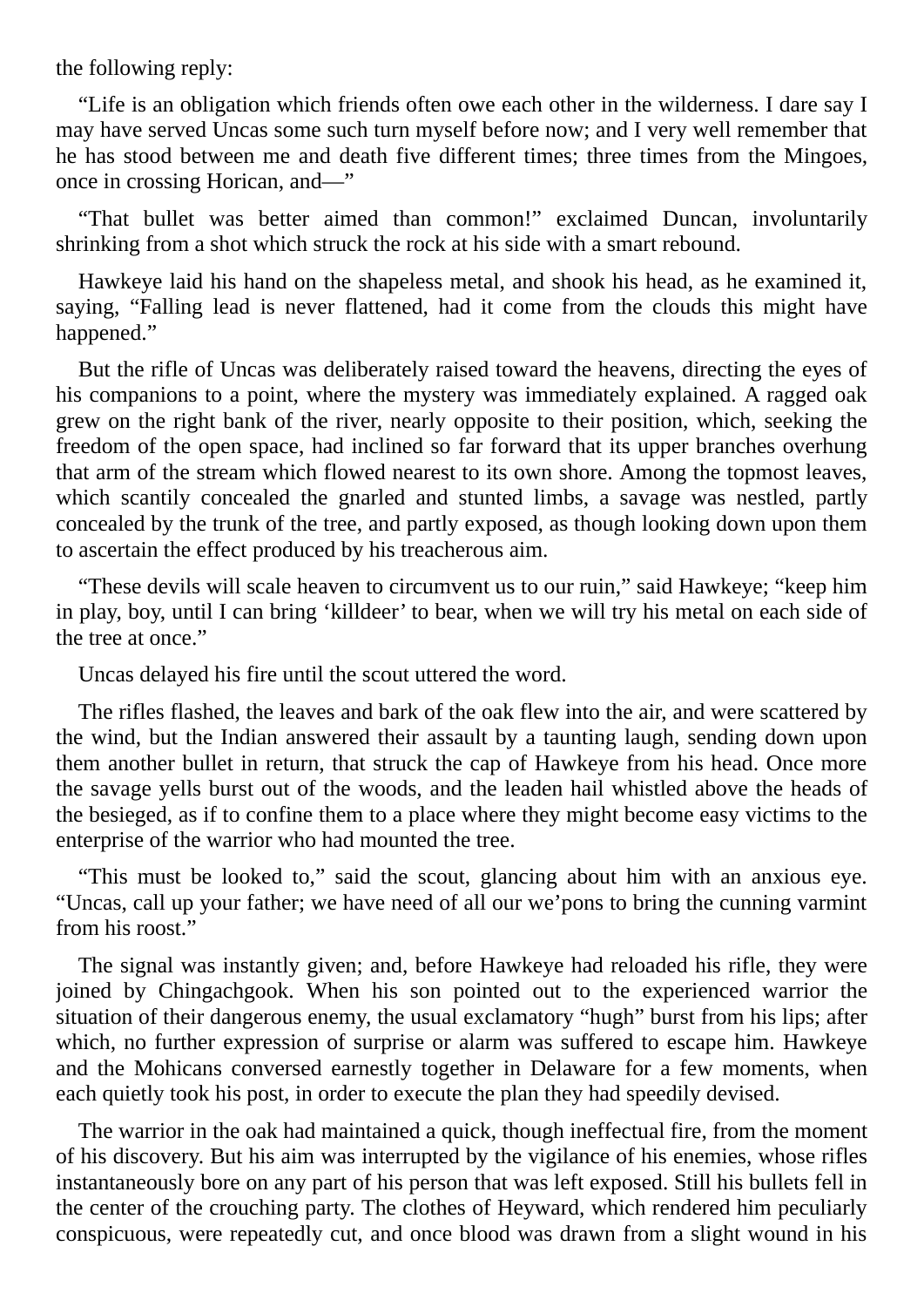the following reply:

“Life is an obligation which friends often owe each other in the wilderness. I dare say I may have served Uncas some such turn myself before now; and I very well remember that he has stood between me and death five different times; three times from the Mingoes, once in crossing Horican, and—”

“That bullet was better aimed than common!” exclaimed Duncan, involuntarily shrinking from a shot which struck the rock at his side with a smart rebound.

Hawkeye laid his hand on the shapeless metal, and shook his head, as he examined it, saying, “Falling lead is never flattened, had it come from the clouds this might have happened.”

But the rifle of Uncas was deliberately raised toward the heavens, directing the eyes of his companions to a point, where the mystery was immediately explained. A ragged oak grew on the right bank of the river, nearly opposite to their position, which, seeking the freedom of the open space, had inclined so far forward that its upper branches overhung that arm of the stream which flowed nearest to its own shore. Among the topmost leaves, which scantily concealed the gnarled and stunted limbs, a savage was nestled, partly concealed by the trunk of the tree, and partly exposed, as though looking down upon them to ascertain the effect produced by his treacherous aim.

“These devils will scale heaven to circumvent us to our ruin,” said Hawkeye; “keep him in play, boy, until I can bring ‘killdeer’ to bear, when we will try his metal on each side of the tree at once.”

Uncas delayed his fire until the scout uttered the word.

The rifles flashed, the leaves and bark of the oak flew into the air, and were scattered by the wind, but the Indian answered their assault by a taunting laugh, sending down upon them another bullet in return, that struck the cap of Hawkeye from his head. Once more the savage yells burst out of the woods, and the leaden hail whistled above the heads of the besieged, as if to confine them to a place where they might become easy victims to the enterprise of the warrior who had mounted the tree.

“This must be looked to,” said the scout, glancing about him with an anxious eye. “Uncas, call up your father; we have need of all our we’pons to bring the cunning varmint from his roost.”

The signal was instantly given; and, before Hawkeye had reloaded his rifle, they were joined by Chingachgook. When his son pointed out to the experienced warrior the situation of their dangerous enemy, the usual exclamatory “hugh” burst from his lips; after which, no further expression of surprise or alarm was suffered to escape him. Hawkeye and the Mohicans conversed earnestly together in Delaware for a few moments, when each quietly took his post, in order to execute the plan they had speedily devised.

The warrior in the oak had maintained a quick, though ineffectual fire, from the moment of his discovery. But his aim was interrupted by the vigilance of his enemies, whose rifles instantaneously bore on any part of his person that was left exposed. Still his bullets fell in the center of the crouching party. The clothes of Heyward, which rendered him peculiarly conspicuous, were repeatedly cut, and once blood was drawn from a slight wound in his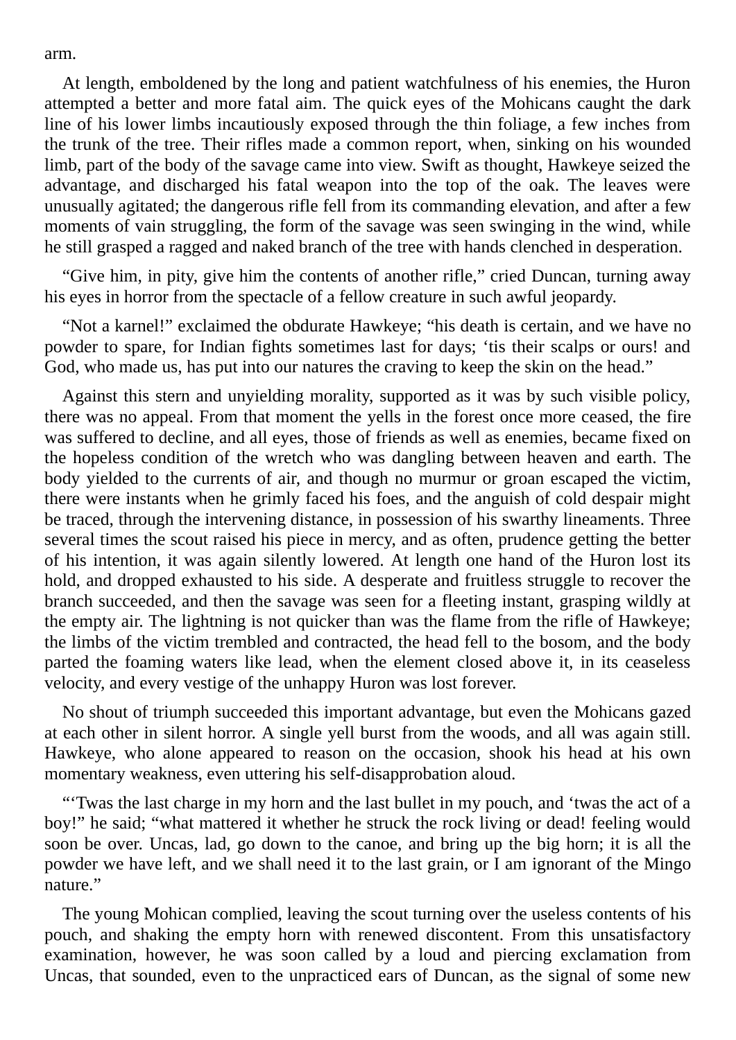arm.

At length, emboldened by the long and patient watchfulness of his enemies, the Huron attempted a better and more fatal aim. The quick eyes of the Mohicans caught the dark line of his lower limbs incautiously exposed through the thin foliage, a few inches from the trunk of the tree. Their rifles made a common report, when, sinking on his wounded limb, part of the body of the savage came into view. Swift as thought, Hawkeye seized the advantage, and discharged his fatal weapon into the top of the oak. The leaves were unusually agitated; the dangerous rifle fell from its commanding elevation, and after a few moments of vain struggling, the form of the savage was seen swinging in the wind, while he still grasped a ragged and naked branch of the tree with hands clenched in desperation.

"Give him, in pity, give him the contents of another rifle," cried Duncan, turning away his eyes in horror from the spectacle of a fellow creature in such awful jeopardy.

"Not a karnel!" exclaimed the obdurate Hawkeye; "his death is certain, and we have no powder to spare, for Indian fights sometimes last for days; 'tis their scalps or ours! and God, who made us, has put into our natures the craving to keep the skin on the head."

Against this stern and unyielding morality, supported as it was by such visible policy, there was no appeal. From that moment the yells in the forest once more ceased, the fire was suffered to decline, and all eyes, those of friends as well as enemies, became fixed on the hopeless condition of the wretch who was dangling between heaven and earth. The body yielded to the currents of air, and though no murmur or groan escaped the victim, there were instants when he grimly faced his foes, and the anguish of cold despair might be traced, through the intervening distance, in possession of his swarthy lineaments. Three several times the scout raised his piece in mercy, and as often, prudence getting the better of his intention, it was again silently lowered. At length one hand of the Huron lost its hold, and dropped exhausted to his side. A desperate and fruitless struggle to recover the branch succeeded, and then the savage was seen for a fleeting instant, grasping wildly at the empty air. The lightning is not quicker than was the flame from the rifle of Hawkeye; the limbs of the victim trembled and contracted, the head fell to the bosom, and the body parted the foaming waters like lead, when the element closed above it, in its ceaseless velocity, and every vestige of the unhappy Huron was lost forever.

No shout of triumph succeeded this important advantage, but even the Mohicans gazed at each other in silent horror. A single yell burst from the woods, and all was again still. Hawkeye, who alone appeared to reason on the occasion, shook his head at his own momentary weakness, even uttering his self-disapprobation aloud.

"'Twas the last charge in my horn and the last bullet in my pouch, and 'twas the act of a boy!" he said; "what mattered it whether he struck the rock living or dead! feeling would soon be over. Uncas, lad, go down to the canoe, and bring up the big horn; it is all the powder we have left, and we shall need it to the last grain, or I am ignorant of the Mingo nature."

The young Mohican complied, leaving the scout turning over the useless contents of his pouch, and shaking the empty horn with renewed discontent. From this unsatisfactory examination, however, he was soon called by a loud and piercing exclamation from Uncas, that sounded, even to the unpracticed ears of Duncan, as the signal of some new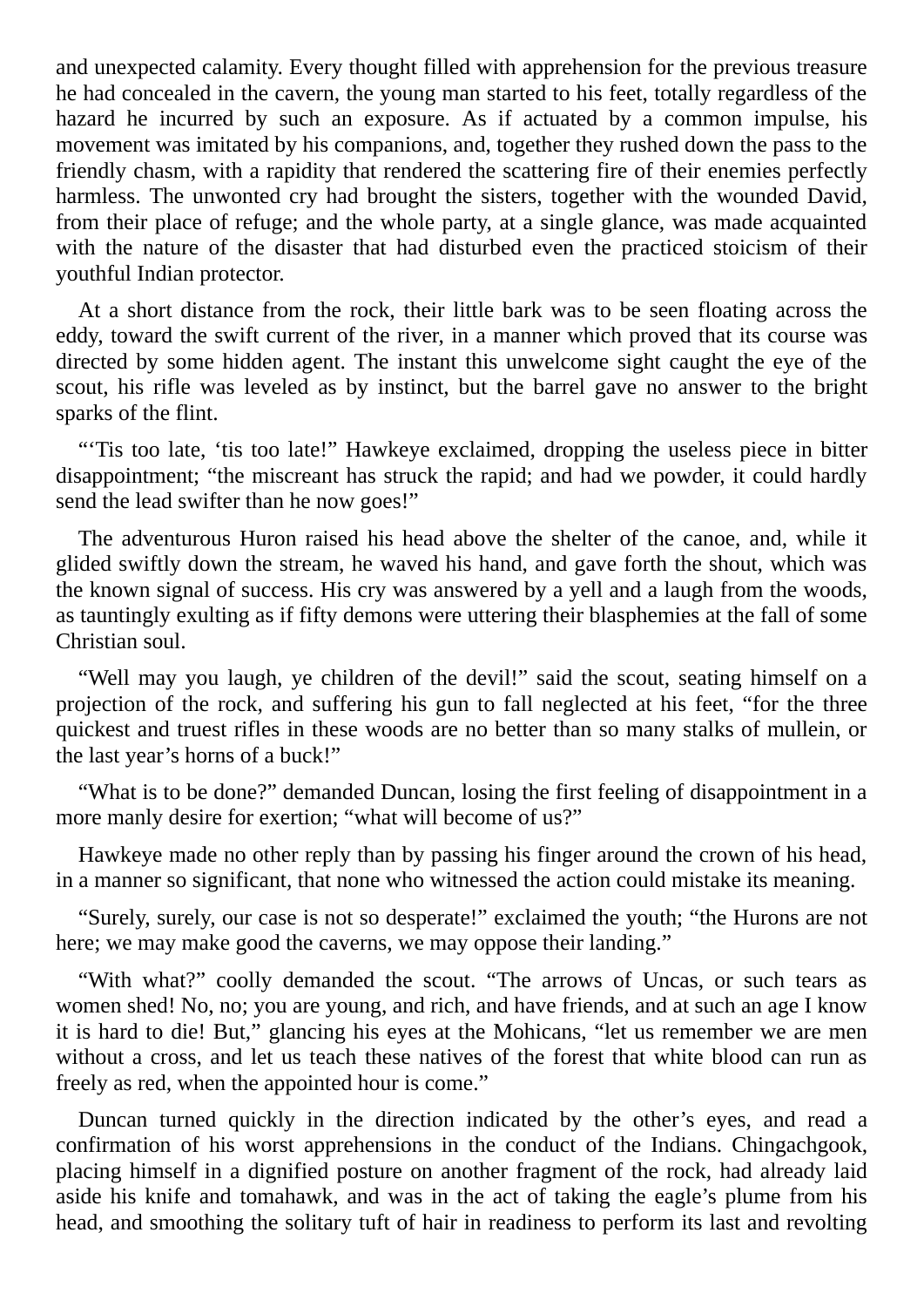and unexpected calamity. Every thought filled with apprehension for the previous treasure he had concealed in the cavern, the young man started to his feet, totally regardless of the hazard he incurred by such an exposure. As if actuated by a common impulse, his movement was imitated by his companions, and, together they rushed down the pass to the friendly chasm, with a rapidity that rendered the scattering fire of their enemies perfectly harmless. The unwonted cry had brought the sisters, together with the wounded David, from their place of refuge; and the whole party, at a single glance, was made acquainted with the nature of the disaster that had disturbed even the practiced stoicism of their youthful Indian protector.

At a short distance from the rock, their little bark was to be seen floating across the eddy, toward the swift current of the river, in a manner which proved that its course was directed by some hidden agent. The instant this unwelcome sight caught the eye of the scout, his rifle was leveled as by instinct, but the barrel gave no answer to the bright sparks of the flint.

"'Tis too late, 'tis too late!" Hawkeye exclaimed, dropping the useless piece in bitter disappointment; "the miscreant has struck the rapid; and had we powder, it could hardly send the lead swifter than he now goes!"

The adventurous Huron raised his head above the shelter of the canoe, and, while it glided swiftly down the stream, he waved his hand, and gave forth the shout, which was the known signal of success. His cry was answered by a yell and a laugh from the woods, as tauntingly exulting as if fifty demons were uttering their blasphemies at the fall of some Christian soul.

"Well may you laugh, ye children of the devil!" said the scout, seating himself on a projection of the rock, and suffering his gun to fall neglected at his feet, "for the three quickest and truest rifles in these woods are no better than so many stalks of mullein, or the last year's horns of a buck!"

"What is to be done?" demanded Duncan, losing the first feeling of disappointment in a more manly desire for exertion; "what will become of us?"

Hawkeye made no other reply than by passing his finger around the crown of his head, in a manner so significant, that none who witnessed the action could mistake its meaning.

"Surely, surely, our case is not so desperate!" exclaimed the youth; "the Hurons are not here; we may make good the caverns, we may oppose their landing."

"With what?" coolly demanded the scout. "The arrows of Uncas, or such tears as women shed! No, no; you are young, and rich, and have friends, and at such an age I know it is hard to die! But," glancing his eyes at the Mohicans, "let us remember we are men without a cross, and let us teach these natives of the forest that white blood can run as freely as red, when the appointed hour is come."

Duncan turned quickly in the direction indicated by the other's eyes, and read a confirmation of his worst apprehensions in the conduct of the Indians. Chingachgook, placing himself in a dignified posture on another fragment of the rock, had already laid aside his knife and tomahawk, and was in the act of taking the eagle's plume from his head, and smoothing the solitary tuft of hair in readiness to perform its last and revolting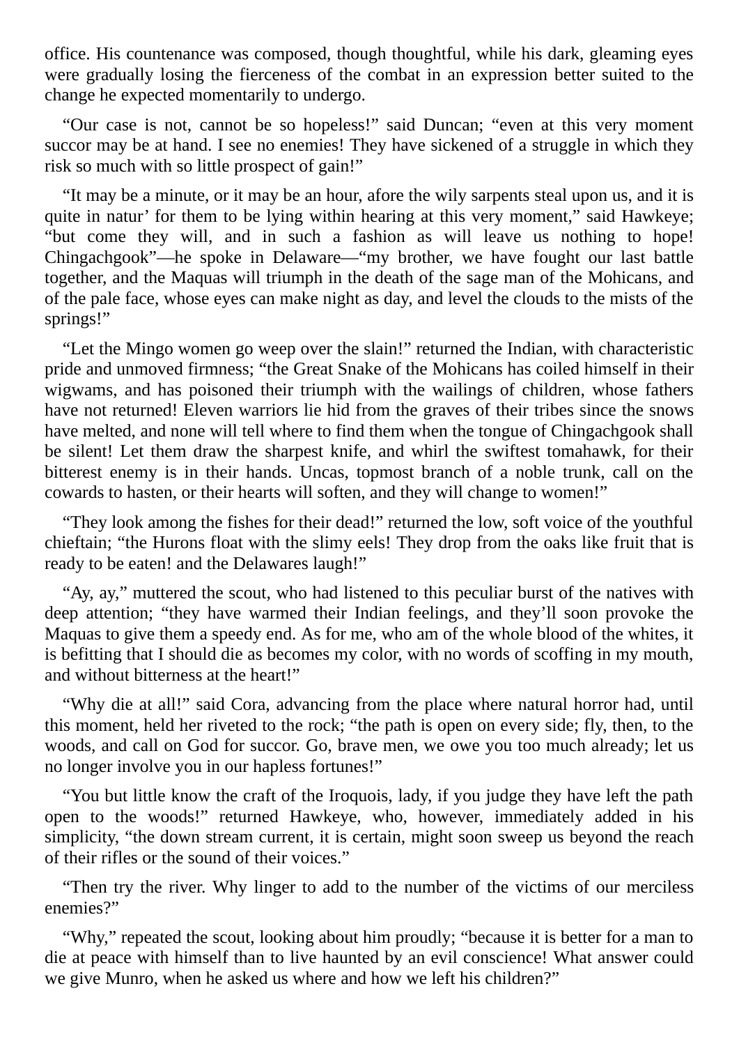office. His countenance was composed, though thoughtful, while his dark, gleaming eyes were gradually losing the fierceness of the combat in an expression better suited to the change he expected momentarily to undergo.

"Our case is not, cannot be so hopeless!" said Duncan; "even at this very moment succor may be at hand. I see no enemies! They have sickened of a struggle in which they risk so much with so little prospect of gain!"

"It may be a minute, or it may be an hour, afore the wily sarpents steal upon us, and it is quite in natur' for them to be lying within hearing at this very moment," said Hawkeye; "but come they will, and in such a fashion as will leave us nothing to hope! Chingachgook"—he spoke in Delaware—"my brother, we have fought our last battle together, and the Maquas will triumph in the death of the sage man of the Mohicans, and of the pale face, whose eyes can make night as day, and level the clouds to the mists of the springs!"

"Let the Mingo women go weep over the slain!" returned the Indian, with characteristic pride and unmoved firmness; "the Great Snake of the Mohicans has coiled himself in their wigwams, and has poisoned their triumph with the wailings of children, whose fathers have not returned! Eleven warriors lie hid from the graves of their tribes since the snows have melted, and none will tell where to find them when the tongue of Chingachgook shall be silent! Let them draw the sharpest knife, and whirl the swiftest tomahawk, for their bitterest enemy is in their hands. Uncas, topmost branch of a noble trunk, call on the cowards to hasten, or their hearts will soften, and they will change to women!"

"They look among the fishes for their dead!" returned the low, soft voice of the youthful chieftain; "the Hurons float with the slimy eels! They drop from the oaks like fruit that is ready to be eaten! and the Delawares laugh!"

"Ay, ay," muttered the scout, who had listened to this peculiar burst of the natives with deep attention; "they have warmed their Indian feelings, and they'll soon provoke the Maquas to give them a speedy end. As for me, who am of the whole blood of the whites, it is befitting that I should die as becomes my color, with no words of scoffing in my mouth, and without bitterness at the heart!"

"Why die at all!" said Cora, advancing from the place where natural horror had, until this moment, held her riveted to the rock; "the path is open on every side; fly, then, to the woods, and call on God for succor. Go, brave men, we owe you too much already; let us no longer involve you in our hapless fortunes!"

"You but little know the craft of the Iroquois, lady, if you judge they have left the path open to the woods!" returned Hawkeye, who, however, immediately added in his simplicity, "the down stream current, it is certain, might soon sweep us beyond the reach of their rifles or the sound of their voices."

"Then try the river. Why linger to add to the number of the victims of our merciless enemies?"

"Why," repeated the scout, looking about him proudly; "because it is better for a man to die at peace with himself than to live haunted by an evil conscience! What answer could we give Munro, when he asked us where and how we left his children?"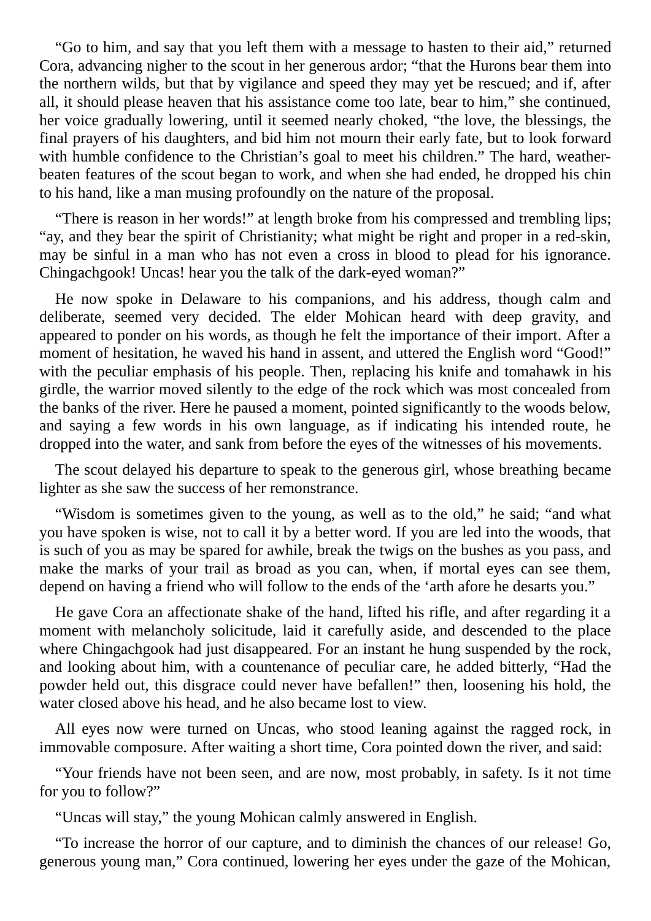“Go to him, and say that you left them with a message to hasten to their aid,” returned Cora, advancing nigher to the scout in her generous ardor; “that the Hurons bear them into the northern wilds, but that by vigilance and speed they may yet be rescued; and if, after all, it should please heaven that his assistance come too late, bear to him,” she continued, her voice gradually lowering, until it seemed nearly choked, “the love, the blessings, the final prayers of his daughters, and bid him not mourn their early fate, but to look forward with humble confidence to the Christian’s goal to meet his children.” The hard, weather-beaten features of the scout began to work, and when she had ended, he dropped his chin to his hand, like a man musing profoundly on the nature of the proposal.

“There is reason in her words!” at length broke from his compressed and trembling lips; “ay, and they bear the spirit of Christianity; what might be right and proper in a red-skin, may be sinful in a man who has not even a cross in blood to plead for his ignorance. Chingachgook! Uncas! hear you the talk of the dark-eyed woman?”

He now spoke in Delaware to his companions, and his address, though calm and deliberate, seemed very decided. The elder Mohican heard with deep gravity, and appeared to ponder on his words, as though he felt the importance of their import. After a moment of hesitation, he waved his hand in assent, and uttered the English word “Good!” with the peculiar emphasis of his people. Then, replacing his knife and tomahawk in his girdle, the warrior moved silently to the edge of the rock which was most concealed from the banks of the river. Here he paused a moment, pointed significantly to the woods below, and saying a few words in his own language, as if indicating his intended route, he dropped into the water, and sank from before the eyes of the witnesses of his movements.

The scout delayed his departure to speak to the generous girl, whose breathing became lighter as she saw the success of her remonstrance.

“Wisdom is sometimes given to the young, as well as to the old,” he said; “and what you have spoken is wise, not to call it by a better word. If you are led into the woods, that is such of you as may be spared for awhile, break the twigs on the bushes as you pass, and make the marks of your trail as broad as you can, when, if mortal eyes can see them, depend on having a friend who will follow to the ends of the ‘arth afore he desarts you.”

He gave Cora an affectionate shake of the hand, lifted his rifle, and after regarding it a moment with melancholy solicitude, laid it carefully aside, and descended to the place where Chingachgook had just disappeared. For an instant he hung suspended by the rock, and looking about him, with a countenance of peculiar care, he added bitterly, “Had the powder held out, this disgrace could never have befallen!” then, loosening his hold, the water closed above his head, and he also became lost to view.

All eyes now were turned on Uncas, who stood leaning against the ragged rock, in immovable composure. After waiting a short time, Cora pointed down the river, and said:

“Your friends have not been seen, and are now, most probably, in safety. Is it not time for you to follow?”

“Uncas will stay,” the young Mohican calmly answered in English.

“To increase the horror of our capture, and to diminish the chances of our release! Go, generous young man,” Cora continued, lowering her eyes under the gaze of the Mohican,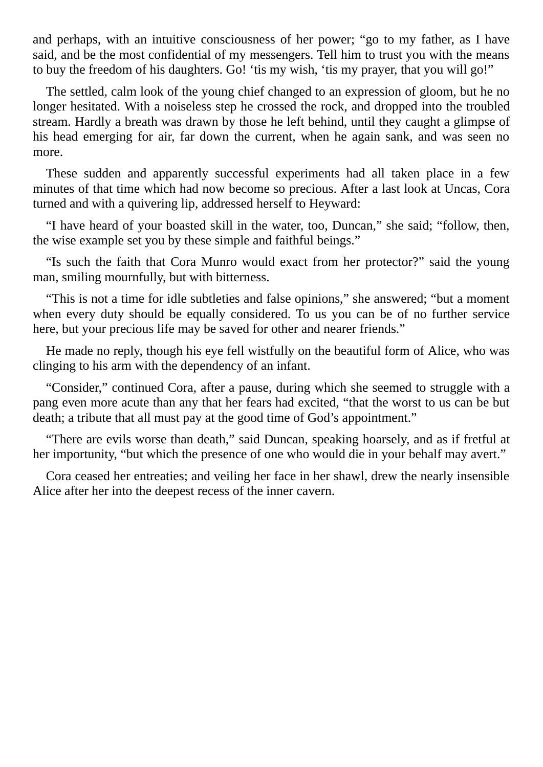and perhaps, with an intuitive consciousness of her power; "go to my father, as I have said, and be the most confidential of my messengers. Tell him to trust you with the means to buy the freedom of his daughters. Go! 'tis my wish, 'tis my prayer, that you will go!"

The settled, calm look of the young chief changed to an expression of gloom, but he no longer hesitated. With a noiseless step he crossed the rock, and dropped into the troubled stream. Hardly a breath was drawn by those he left behind, until they caught a glimpse of his head emerging for air, far down the current, when he again sank, and was seen no more.

These sudden and apparently successful experiments had all taken place in a few minutes of that time which had now become so precious. After a last look at Uncas, Cora turned and with a quivering lip, addressed herself to Heyward:

"I have heard of your boasted skill in the water, too, Duncan," she said; "follow, then, the wise example set you by these simple and faithful beings."

"Is such the faith that Cora Munro would exact from her protector?" said the young man, smiling mournfully, but with bitterness.

"This is not a time for idle subtleties and false opinions," she answered; "but a moment when every duty should be equally considered. To us you can be of no further service here, but your precious life may be saved for other and nearer friends."

He made no reply, though his eye fell wistfully on the beautiful form of Alice, who was clinging to his arm with the dependency of an infant.

"Consider," continued Cora, after a pause, during which she seemed to struggle with a pang even more acute than any that her fears had excited, "that the worst to us can be but death; a tribute that all must pay at the good time of God's appointment."

"There are evils worse than death," said Duncan, speaking hoarsely, and as if fretful at her importunity, "but which the presence of one who would die in your behalf may avert."

Cora ceased her entreaties; and veiling her face in her shawl, drew the nearly insensible Alice after her into the deepest recess of the inner cavern.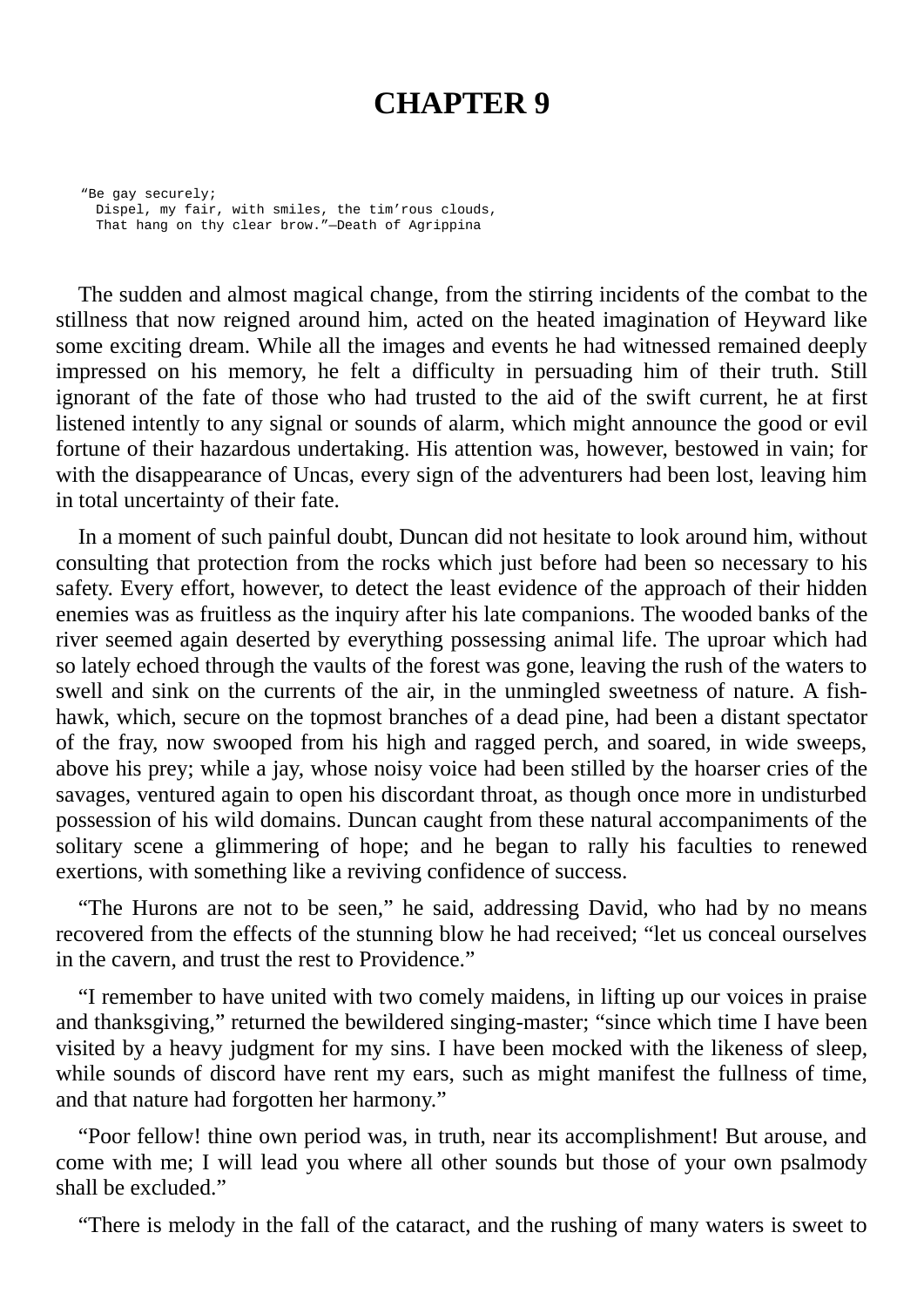# CHAPTER 9

> "Be gay securely;
> Dispel, my fair, with smiles, the tim'rous clouds,
> That hang on thy clear brow."—Death of Agrippina

The sudden and almost magical change, from the stirring incidents of the combat to the stillness that now reigned around him, acted on the heated imagination of Heyward like some exciting dream. While all the images and events he had witnessed remained deeply impressed on his memory, he felt a difficulty in persuading him of their truth. Still ignorant of the fate of those who had trusted to the aid of the swift current, he at first listened intently to any signal or sounds of alarm, which might announce the good or evil fortune of their hazardous undertaking. His attention was, however, bestowed in vain; for with the disappearance of Uncas, every sign of the adventurers had been lost, leaving him in total uncertainty of their fate.

In a moment of such painful doubt, Duncan did not hesitate to look around him, without consulting that protection from the rocks which just before had been so necessary to his safety. Every effort, however, to detect the least evidence of the approach of their hidden enemies was as fruitless as the inquiry after his late companions. The wooded banks of the river seemed again deserted by everything possessing animal life. The uproar which had so lately echoed through the vaults of the forest was gone, leaving the rush of the waters to swell and sink on the currents of the air, in the unmingled sweetness of nature. A fish-hawk, which, secure on the topmost branches of a dead pine, had been a distant spectator of the fray, now swooped from his high and ragged perch, and soared, in wide sweeps, above his prey; while a jay, whose noisy voice had been stilled by the hoarser cries of the savages, ventured again to open his discordant throat, as though once more in undisturbed possession of his wild domains. Duncan caught from these natural accompaniments of the solitary scene a glimmering of hope; and he began to rally his faculties to renewed exertions, with something like a reviving confidence of success.

"The Hurons are not to be seen," he said, addressing David, who had by no means recovered from the effects of the stunning blow he had received; "let us conceal ourselves in the cavern, and trust the rest to Providence."

"I remember to have united with two comely maidens, in lifting up our voices in praise and thanksgiving," returned the bewildered singing-master; "since which time I have been visited by a heavy judgment for my sins. I have been mocked with the likeness of sleep, while sounds of discord have rent my ears, such as might manifest the fullness of time, and that nature had forgotten her harmony."

"Poor fellow! thine own period was, in truth, near its accomplishment! But arouse, and come with me; I will lead you where all other sounds but those of your own psalmody shall be excluded."

"There is melody in the fall of the cataract, and the rushing of many waters is sweet to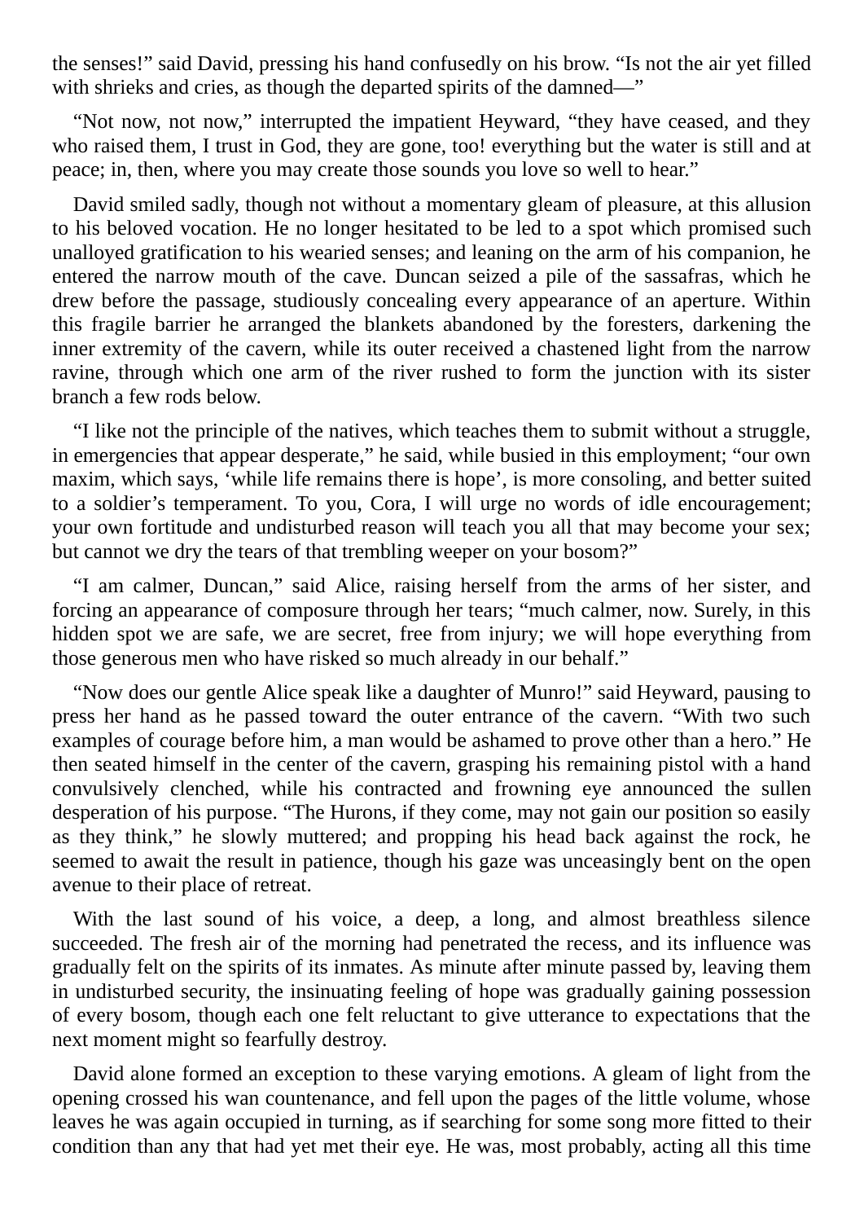the senses!” said David, pressing his hand confusedly on his brow. “Is not the air yet filled with shrieks and cries, as though the departed spirits of the damned—”

“Not now, not now,” interrupted the impatient Heyward, “they have ceased, and they who raised them, I trust in God, they are gone, too! everything but the water is still and at peace; in, then, where you may create those sounds you love so well to hear.”

David smiled sadly, though not without a momentary gleam of pleasure, at this allusion to his beloved vocation. He no longer hesitated to be led to a spot which promised such unalloyed gratification to his wearied senses; and leaning on the arm of his companion, he entered the narrow mouth of the cave. Duncan seized a pile of the sassafras, which he drew before the passage, studiously concealing every appearance of an aperture. Within this fragile barrier he arranged the blankets abandoned by the foresters, darkening the inner extremity of the cavern, while its outer received a chastened light from the narrow ravine, through which one arm of the river rushed to form the junction with its sister branch a few rods below.

“I like not the principle of the natives, which teaches them to submit without a struggle, in emergencies that appear desperate,” he said, while busied in this employment; “our own maxim, which says, ‘while life remains there is hope’, is more consoling, and better suited to a soldier’s temperament. To you, Cora, I will urge no words of idle encouragement; your own fortitude and undisturbed reason will teach you all that may become your sex; but cannot we dry the tears of that trembling weeper on your bosom?”

“I am calmer, Duncan,” said Alice, raising herself from the arms of her sister, and forcing an appearance of composure through her tears; “much calmer, now. Surely, in this hidden spot we are safe, we are secret, free from injury; we will hope everything from those generous men who have risked so much already in our behalf.”

“Now does our gentle Alice speak like a daughter of Munro!” said Heyward, pausing to press her hand as he passed toward the outer entrance of the cavern. “With two such examples of courage before him, a man would be ashamed to prove other than a hero.” He then seated himself in the center of the cavern, grasping his remaining pistol with a hand convulsively clenched, while his contracted and frowning eye announced the sullen desperation of his purpose. “The Hurons, if they come, may not gain our position so easily as they think,” he slowly muttered; and propping his head back against the rock, he seemed to await the result in patience, though his gaze was unceasingly bent on the open avenue to their place of retreat.

With the last sound of his voice, a deep, a long, and almost breathless silence succeeded. The fresh air of the morning had penetrated the recess, and its influence was gradually felt on the spirits of its inmates. As minute after minute passed by, leaving them in undisturbed security, the insinuating feeling of hope was gradually gaining possession of every bosom, though each one felt reluctant to give utterance to expectations that the next moment might so fearfully destroy.

David alone formed an exception to these varying emotions. A gleam of light from the opening crossed his wan countenance, and fell upon the pages of the little volume, whose leaves he was again occupied in turning, as if searching for some song more fitted to their condition than any that had yet met their eye. He was, most probably, acting all this time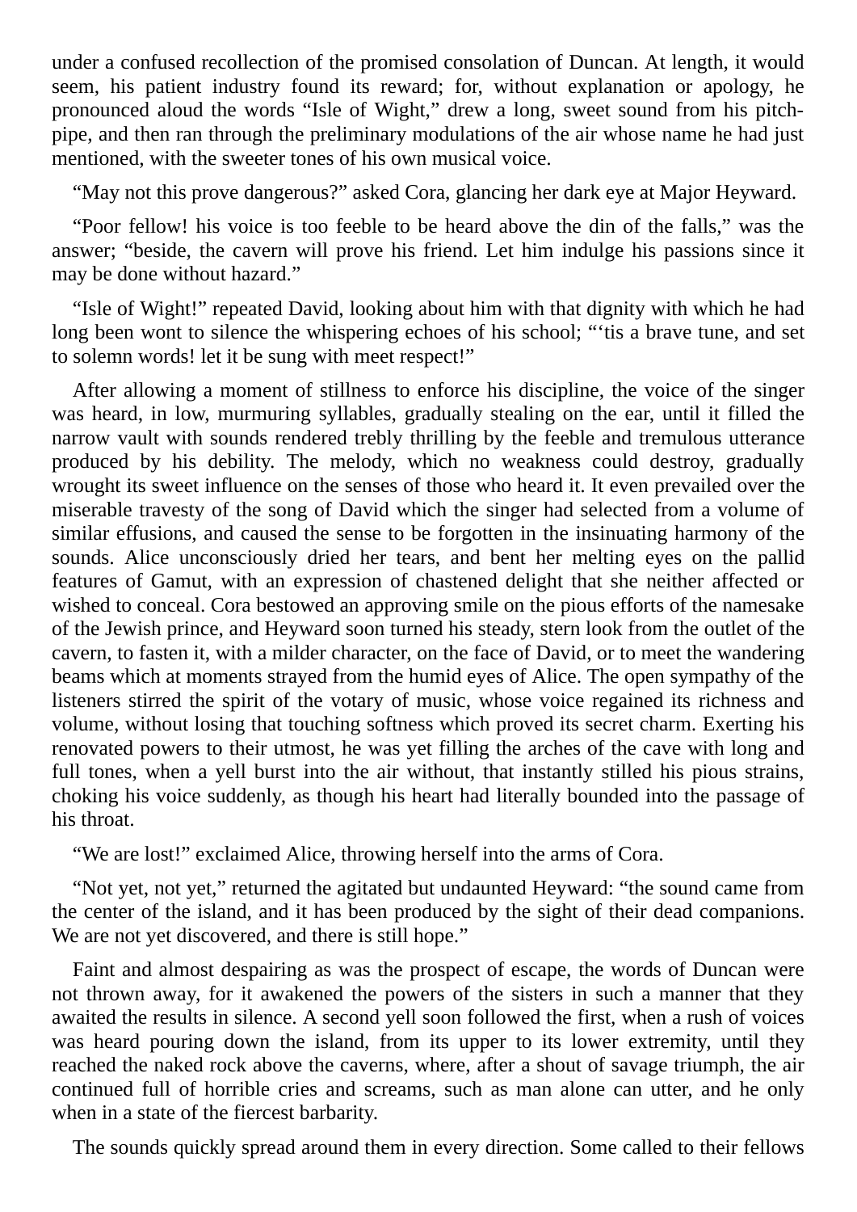under a confused recollection of the promised consolation of Duncan. At length, it would seem, his patient industry found its reward; for, without explanation or apology, he pronounced aloud the words “Isle of Wight,” drew a long, sweet sound from his pitch-pipe, and then ran through the preliminary modulations of the air whose name he had just mentioned, with the sweeter tones of his own musical voice.

“May not this prove dangerous?” asked Cora, glancing her dark eye at Major Heyward.

“Poor fellow! his voice is too feeble to be heard above the din of the falls,” was the answer; “beside, the cavern will prove his friend. Let him indulge his passions since it may be done without hazard.”

“Isle of Wight!” repeated David, looking about him with that dignity with which he had long been wont to silence the whispering echoes of his school; “‘tis a brave tune, and set to solemn words! let it be sung with meet respect!”

After allowing a moment of stillness to enforce his discipline, the voice of the singer was heard, in low, murmuring syllables, gradually stealing on the ear, until it filled the narrow vault with sounds rendered trebly thrilling by the feeble and tremulous utterance produced by his debility. The melody, which no weakness could destroy, gradually wrought its sweet influence on the senses of those who heard it. It even prevailed over the miserable travesty of the song of David which the singer had selected from a volume of similar effusions, and caused the sense to be forgotten in the insinuating harmony of the sounds. Alice unconsciously dried her tears, and bent her melting eyes on the pallid features of Gamut, with an expression of chastened delight that she neither affected or wished to conceal. Cora bestowed an approving smile on the pious efforts of the namesake of the Jewish prince, and Heyward soon turned his steady, stern look from the outlet of the cavern, to fasten it, with a milder character, on the face of David, or to meet the wandering beams which at moments strayed from the humid eyes of Alice. The open sympathy of the listeners stirred the spirit of the votary of music, whose voice regained its richness and volume, without losing that touching softness which proved its secret charm. Exerting his renovated powers to their utmost, he was yet filling the arches of the cave with long and full tones, when a yell burst into the air without, that instantly stilled his pious strains, choking his voice suddenly, as though his heart had literally bounded into the passage of his throat.

“We are lost!” exclaimed Alice, throwing herself into the arms of Cora.

“Not yet, not yet,” returned the agitated but undaunted Heyward: “the sound came from the center of the island, and it has been produced by the sight of their dead companions. We are not yet discovered, and there is still hope.”

Faint and almost despairing as was the prospect of escape, the words of Duncan were not thrown away, for it awakened the powers of the sisters in such a manner that they awaited the results in silence. A second yell soon followed the first, when a rush of voices was heard pouring down the island, from its upper to its lower extremity, until they reached the naked rock above the caverns, where, after a shout of savage triumph, the air continued full of horrible cries and screams, such as man alone can utter, and he only when in a state of the fiercest barbarity.

The sounds quickly spread around them in every direction. Some called to their fellows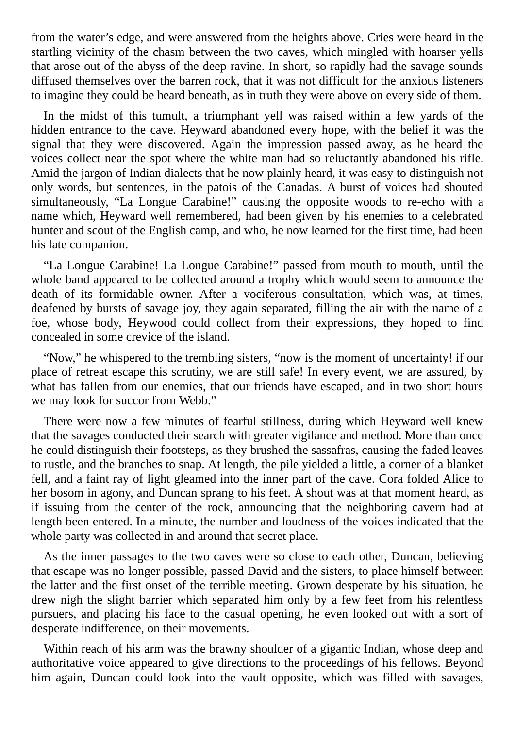from the water's edge, and were answered from the heights above. Cries were heard in the startling vicinity of the chasm between the two caves, which mingled with hoarser yells that arose out of the abyss of the deep ravine. In short, so rapidly had the savage sounds diffused themselves over the barren rock, that it was not difficult for the anxious listeners to imagine they could be heard beneath, as in truth they were above on every side of them.

In the midst of this tumult, a triumphant yell was raised within a few yards of the hidden entrance to the cave. Heyward abandoned every hope, with the belief it was the signal that they were discovered. Again the impression passed away, as he heard the voices collect near the spot where the white man had so reluctantly abandoned his rifle. Amid the jargon of Indian dialects that he now plainly heard, it was easy to distinguish not only words, but sentences, in the patois of the Canadas. A burst of voices had shouted simultaneously, "La Longue Carabine!" causing the opposite woods to re-echo with a name which, Heyward well remembered, had been given by his enemies to a celebrated hunter and scout of the English camp, and who, he now learned for the first time, had been his late companion.

"La Longue Carabine! La Longue Carabine!" passed from mouth to mouth, until the whole band appeared to be collected around a trophy which would seem to announce the death of its formidable owner. After a vociferous consultation, which was, at times, deafened by bursts of savage joy, they again separated, filling the air with the name of a foe, whose body, Heywood could collect from their expressions, they hoped to find concealed in some crevice of the island.

"Now," he whispered to the trembling sisters, "now is the moment of uncertainty! if our place of retreat escape this scrutiny, we are still safe! In every event, we are assured, by what has fallen from our enemies, that our friends have escaped, and in two short hours we may look for succor from Webb."

There were now a few minutes of fearful stillness, during which Heyward well knew that the savages conducted their search with greater vigilance and method. More than once he could distinguish their footsteps, as they brushed the sassafras, causing the faded leaves to rustle, and the branches to snap. At length, the pile yielded a little, a corner of a blanket fell, and a faint ray of light gleamed into the inner part of the cave. Cora folded Alice to her bosom in agony, and Duncan sprang to his feet. A shout was at that moment heard, as if issuing from the center of the rock, announcing that the neighboring cavern had at length been entered. In a minute, the number and loudness of the voices indicated that the whole party was collected in and around that secret place.

As the inner passages to the two caves were so close to each other, Duncan, believing that escape was no longer possible, passed David and the sisters, to place himself between the latter and the first onset of the terrible meeting. Grown desperate by his situation, he drew nigh the slight barrier which separated him only by a few feet from his relentless pursuers, and placing his face to the casual opening, he even looked out with a sort of desperate indifference, on their movements.

Within reach of his arm was the brawny shoulder of a gigantic Indian, whose deep and authoritative voice appeared to give directions to the proceedings of his fellows. Beyond him again, Duncan could look into the vault opposite, which was filled with savages,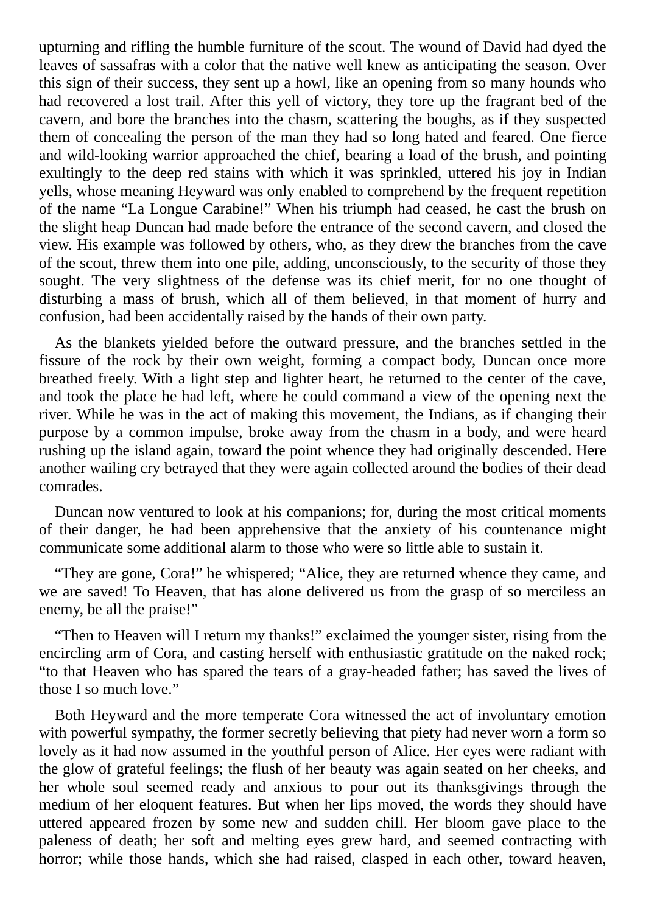upturning and rifling the humble furniture of the scout. The wound of David had dyed the leaves of sassafras with a color that the native well knew as anticipating the season. Over this sign of their success, they sent up a howl, like an opening from so many hounds who had recovered a lost trail. After this yell of victory, they tore up the fragrant bed of the cavern, and bore the branches into the chasm, scattering the boughs, as if they suspected them of concealing the person of the man they had so long hated and feared. One fierce and wild-looking warrior approached the chief, bearing a load of the brush, and pointing exultingly to the deep red stains with which it was sprinkled, uttered his joy in Indian yells, whose meaning Heyward was only enabled to comprehend by the frequent repetition of the name "La Longue Carabine!" When his triumph had ceased, he cast the brush on the slight heap Duncan had made before the entrance of the second cavern, and closed the view. His example was followed by others, who, as they drew the branches from the cave of the scout, threw them into one pile, adding, unconsciously, to the security of those they sought. The very slightness of the defense was its chief merit, for no one thought of disturbing a mass of brush, which all of them believed, in that moment of hurry and confusion, had been accidentally raised by the hands of their own party.

As the blankets yielded before the outward pressure, and the branches settled in the fissure of the rock by their own weight, forming a compact body, Duncan once more breathed freely. With a light step and lighter heart, he returned to the center of the cave, and took the place he had left, where he could command a view of the opening next the river. While he was in the act of making this movement, the Indians, as if changing their purpose by a common impulse, broke away from the chasm in a body, and were heard rushing up the island again, toward the point whence they had originally descended. Here another wailing cry betrayed that they were again collected around the bodies of their dead comrades.

Duncan now ventured to look at his companions; for, during the most critical moments of their danger, he had been apprehensive that the anxiety of his countenance might communicate some additional alarm to those who were so little able to sustain it.

"They are gone, Cora!" he whispered; "Alice, they are returned whence they came, and we are saved! To Heaven, that has alone delivered us from the grasp of so merciless an enemy, be all the praise!"

"Then to Heaven will I return my thanks!" exclaimed the younger sister, rising from the encircling arm of Cora, and casting herself with enthusiastic gratitude on the naked rock; "to that Heaven who has spared the tears of a gray-headed father; has saved the lives of those I so much love."

Both Heyward and the more temperate Cora witnessed the act of involuntary emotion with powerful sympathy, the former secretly believing that piety had never worn a form so lovely as it had now assumed in the youthful person of Alice. Her eyes were radiant with the glow of grateful feelings; the flush of her beauty was again seated on her cheeks, and her whole soul seemed ready and anxious to pour out its thanksgivings through the medium of her eloquent features. But when her lips moved, the words they should have uttered appeared frozen by some new and sudden chill. Her bloom gave place to the paleness of death; her soft and melting eyes grew hard, and seemed contracting with horror; while those hands, which she had raised, clasped in each other, toward heaven,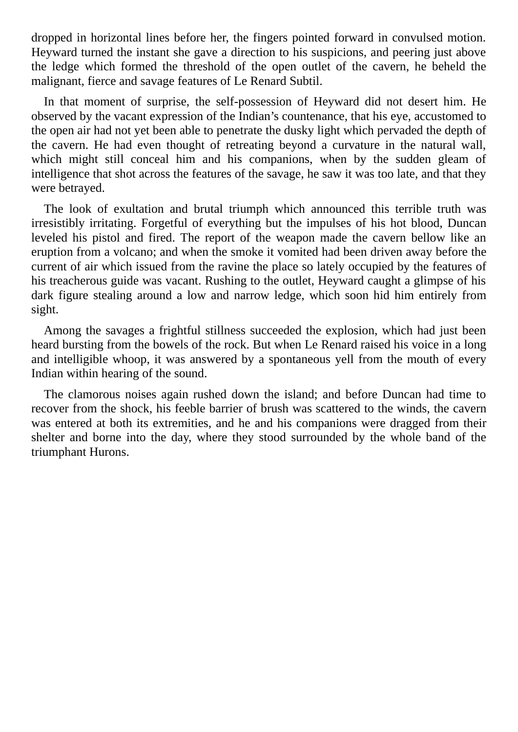dropped in horizontal lines before her, the fingers pointed forward in convulsed motion. Heyward turned the instant she gave a direction to his suspicions, and peering just above the ledge which formed the threshold of the open outlet of the cavern, he beheld the malignant, fierce and savage features of Le Renard Subtil.

In that moment of surprise, the self-possession of Heyward did not desert him. He observed by the vacant expression of the Indian's countenance, that his eye, accustomed to the open air had not yet been able to penetrate the dusky light which pervaded the depth of the cavern. He had even thought of retreating beyond a curvature in the natural wall, which might still conceal him and his companions, when by the sudden gleam of intelligence that shot across the features of the savage, he saw it was too late, and that they were betrayed.

The look of exultation and brutal triumph which announced this terrible truth was irresistibly irritating. Forgetful of everything but the impulses of his hot blood, Duncan leveled his pistol and fired. The report of the weapon made the cavern bellow like an eruption from a volcano; and when the smoke it vomited had been driven away before the current of air which issued from the ravine the place so lately occupied by the features of his treacherous guide was vacant. Rushing to the outlet, Heyward caught a glimpse of his dark figure stealing around a low and narrow ledge, which soon hid him entirely from sight.

Among the savages a frightful stillness succeeded the explosion, which had just been heard bursting from the bowels of the rock. But when Le Renard raised his voice in a long and intelligible whoop, it was answered by a spontaneous yell from the mouth of every Indian within hearing of the sound.

The clamorous noises again rushed down the island; and before Duncan had time to recover from the shock, his feeble barrier of brush was scattered to the winds, the cavern was entered at both its extremities, and he and his companions were dragged from their shelter and borne into the day, where they stood surrounded by the whole band of the triumphant Hurons.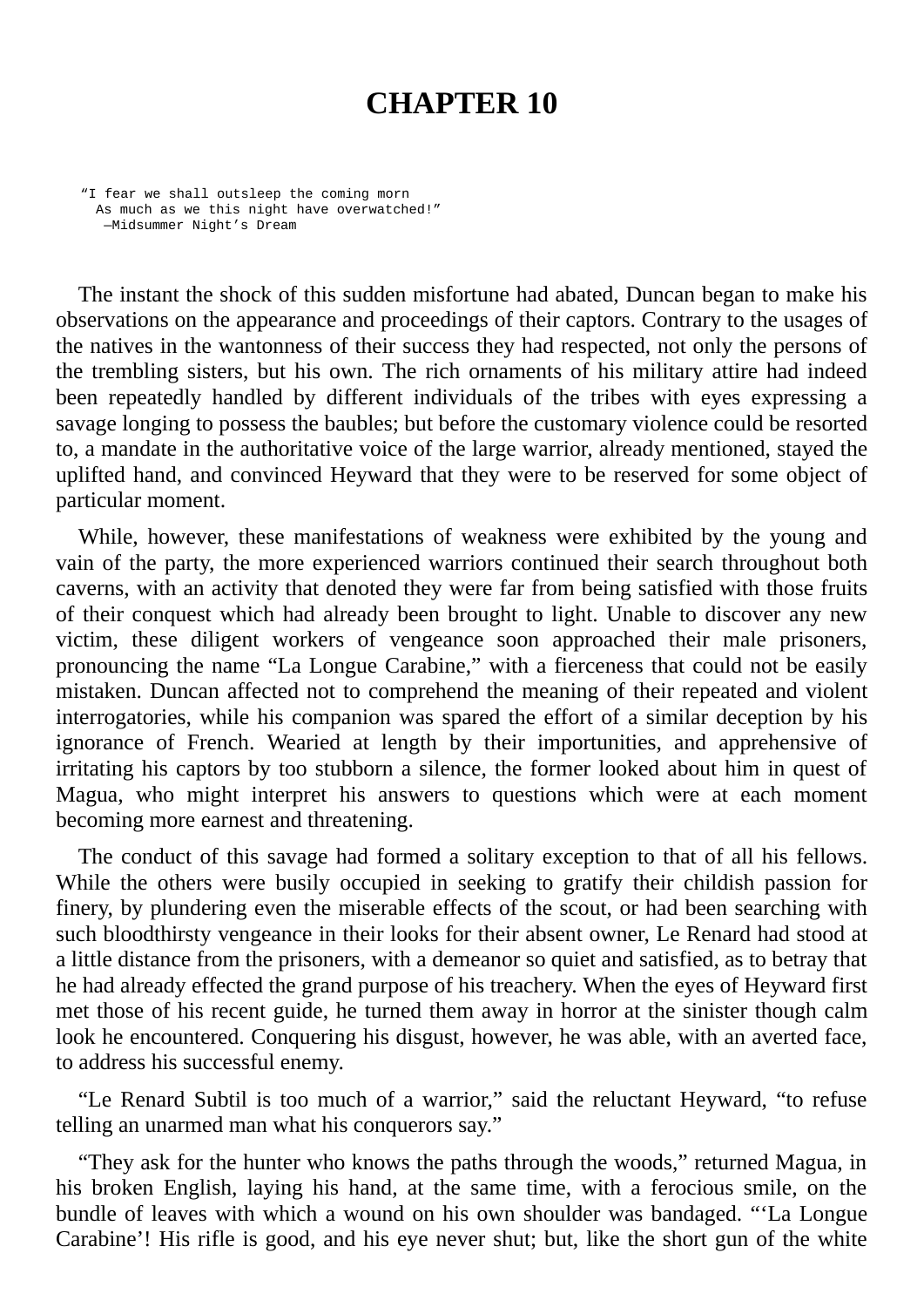# CHAPTER 10

```
“I fear we shall outsleep the coming morn
  As much as we this night have overwatched!”
   —Midsummer Night’s Dream
```

The instant the shock of this sudden misfortune had abated, Duncan began to make his observations on the appearance and proceedings of their captors. Contrary to the usages of the natives in the wantonness of their success they had respected, not only the persons of the trembling sisters, but his own. The rich ornaments of his military attire had indeed been repeatedly handled by different individuals of the tribes with eyes expressing a savage longing to possess the baubles; but before the customary violence could be resorted to, a mandate in the authoritative voice of the large warrior, already mentioned, stayed the uplifted hand, and convinced Heyward that they were to be reserved for some object of particular moment.

While, however, these manifestations of weakness were exhibited by the young and vain of the party, the more experienced warriors continued their search throughout both caverns, with an activity that denoted they were far from being satisfied with those fruits of their conquest which had already been brought to light. Unable to discover any new victim, these diligent workers of vengeance soon approached their male prisoners, pronouncing the name “La Longue Carabine,” with a fierceness that could not be easily mistaken. Duncan affected not to comprehend the meaning of their repeated and violent interrogatories, while his companion was spared the effort of a similar deception by his ignorance of French. Wearied at length by their importunities, and apprehensive of irritating his captors by too stubborn a silence, the former looked about him in quest of Magua, who might interpret his answers to questions which were at each moment becoming more earnest and threatening.

The conduct of this savage had formed a solitary exception to that of all his fellows. While the others were busily occupied in seeking to gratify their childish passion for finery, by plundering even the miserable effects of the scout, or had been searching with such bloodthirsty vengeance in their looks for their absent owner, Le Renard had stood at a little distance from the prisoners, with a demeanor so quiet and satisfied, as to betray that he had already effected the grand purpose of his treachery. When the eyes of Heyward first met those of his recent guide, he turned them away in horror at the sinister though calm look he encountered. Conquering his disgust, however, he was able, with an averted face, to address his successful enemy.

“Le Renard Subtil is too much of a warrior,” said the reluctant Heyward, “to refuse telling an unarmed man what his conquerors say.”

“They ask for the hunter who knows the paths through the woods,” returned Magua, in his broken English, laying his hand, at the same time, with a ferocious smile, on the bundle of leaves with which a wound on his own shoulder was bandaged. “‘La Longue Carabine’! His rifle is good, and his eye never shut; but, like the short gun of the white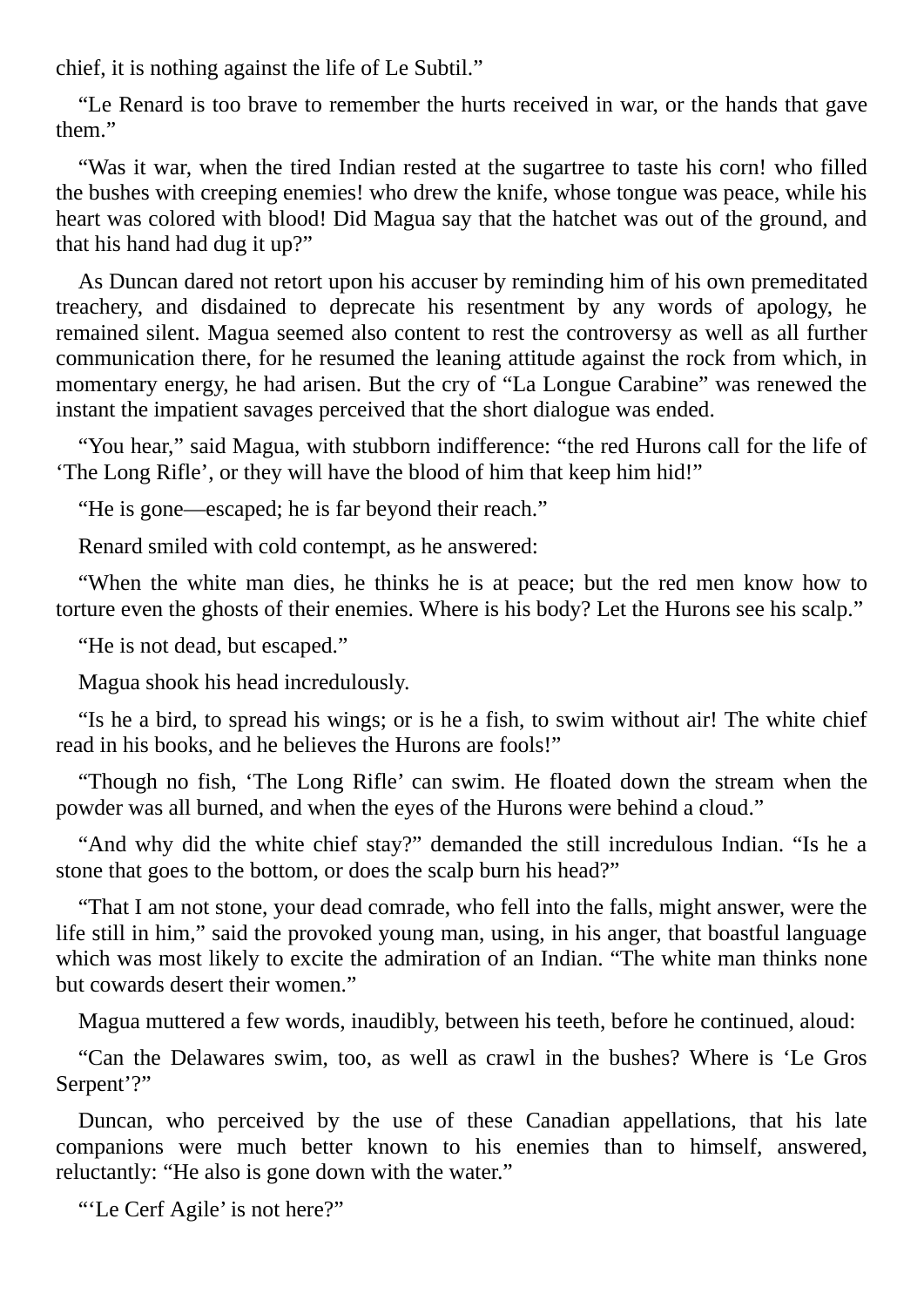chief, it is nothing against the life of Le Subtil."

"Le Renard is too brave to remember the hurts received in war, or the hands that gave them."

"Was it war, when the tired Indian rested at the sugartree to taste his corn! who filled the bushes with creeping enemies! who drew the knife, whose tongue was peace, while his heart was colored with blood! Did Magua say that the hatchet was out of the ground, and that his hand had dug it up?"

As Duncan dared not retort upon his accuser by reminding him of his own premeditated treachery, and disdained to deprecate his resentment by any words of apology, he remained silent. Magua seemed also content to rest the controversy as well as all further communication there, for he resumed the leaning attitude against the rock from which, in momentary energy, he had arisen. But the cry of "La Longue Carabine" was renewed the instant the impatient savages perceived that the short dialogue was ended.

"You hear," said Magua, with stubborn indifference: "the red Hurons call for the life of 'The Long Rifle', or they will have the blood of him that keep him hid!"

"He is gone—escaped; he is far beyond their reach."

Renard smiled with cold contempt, as he answered:

"When the white man dies, he thinks he is at peace; but the red men know how to torture even the ghosts of their enemies. Where is his body? Let the Hurons see his scalp."

"He is not dead, but escaped."

Magua shook his head incredulously.

"Is he a bird, to spread his wings; or is he a fish, to swim without air! The white chief read in his books, and he believes the Hurons are fools!"

"Though no fish, 'The Long Rifle' can swim. He floated down the stream when the powder was all burned, and when the eyes of the Hurons were behind a cloud."

"And why did the white chief stay?" demanded the still incredulous Indian. "Is he a stone that goes to the bottom, or does the scalp burn his head?"

"That I am not stone, your dead comrade, who fell into the falls, might answer, were the life still in him," said the provoked young man, using, in his anger, that boastful language which was most likely to excite the admiration of an Indian. "The white man thinks none but cowards desert their women."

Magua muttered a few words, inaudibly, between his teeth, before he continued, aloud:

"Can the Delawares swim, too, as well as crawl in the bushes? Where is 'Le Gros Serpent'?"

Duncan, who perceived by the use of these Canadian appellations, that his late companions were much better known to his enemies than to himself, answered, reluctantly: "He also is gone down with the water."

"'Le Cerf Agile' is not here?"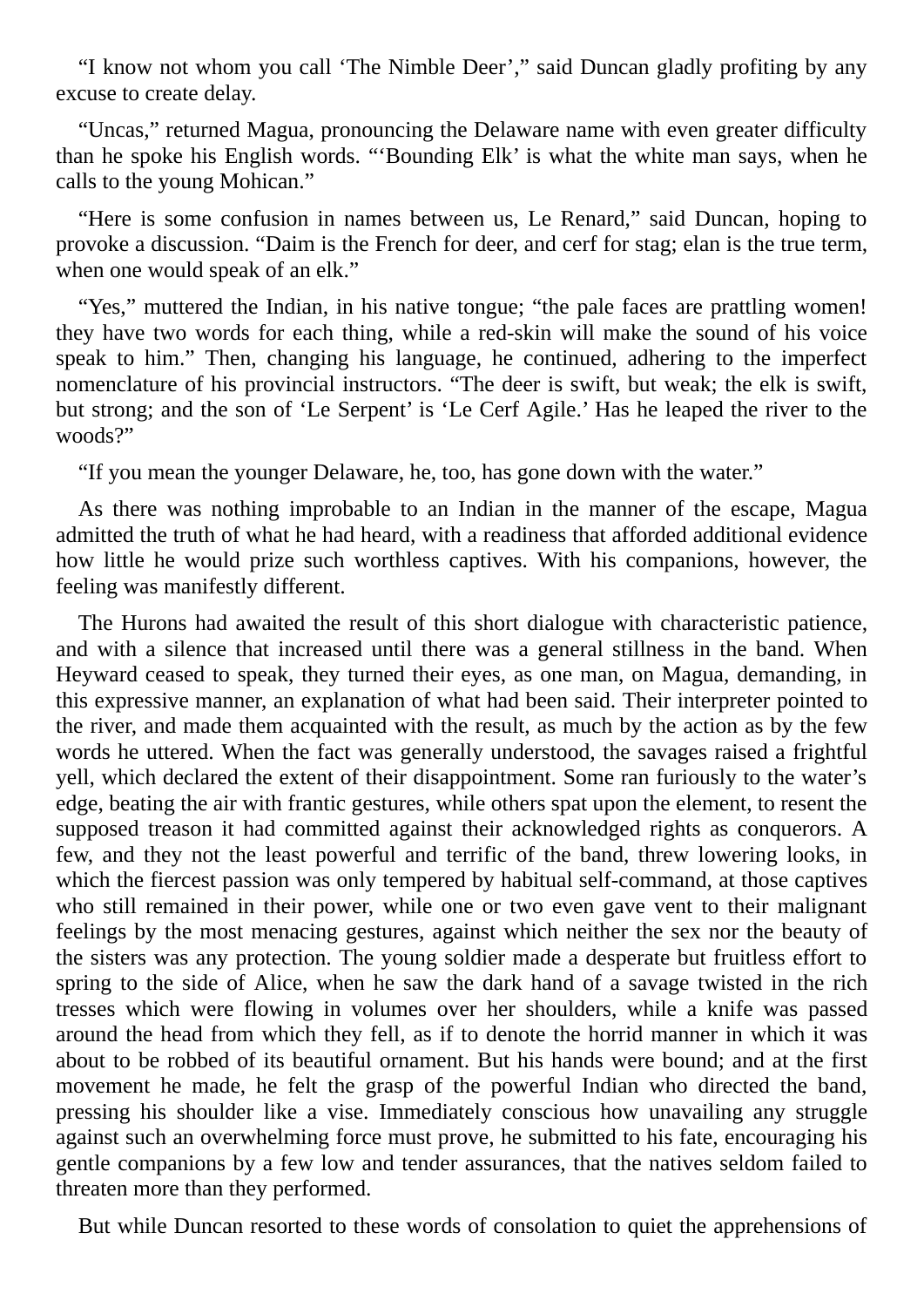"I know not whom you call 'The Nimble Deer'," said Duncan gladly profiting by any excuse to create delay.

"Uncas," returned Magua, pronouncing the Delaware name with even greater difficulty than he spoke his English words. "'Bounding Elk' is what the white man says, when he calls to the young Mohican."

"Here is some confusion in names between us, Le Renard," said Duncan, hoping to provoke a discussion. "Daim is the French for deer, and cerf for stag; elan is the true term, when one would speak of an elk."

"Yes," muttered the Indian, in his native tongue; "the pale faces are prattling women! they have two words for each thing, while a red-skin will make the sound of his voice speak to him." Then, changing his language, he continued, adhering to the imperfect nomenclature of his provincial instructors. "The deer is swift, but weak; the elk is swift, but strong; and the son of 'Le Serpent' is 'Le Cerf Agile.' Has he leaped the river to the woods?"

"If you mean the younger Delaware, he, too, has gone down with the water."

As there was nothing improbable to an Indian in the manner of the escape, Magua admitted the truth of what he had heard, with a readiness that afforded additional evidence how little he would prize such worthless captives. With his companions, however, the feeling was manifestly different.

The Hurons had awaited the result of this short dialogue with characteristic patience, and with a silence that increased until there was a general stillness in the band. When Heyward ceased to speak, they turned their eyes, as one man, on Magua, demanding, in this expressive manner, an explanation of what had been said. Their interpreter pointed to the river, and made them acquainted with the result, as much by the action as by the few words he uttered. When the fact was generally understood, the savages raised a frightful yell, which declared the extent of their disappointment. Some ran furiously to the water's edge, beating the air with frantic gestures, while others spat upon the element, to resent the supposed treason it had committed against their acknowledged rights as conquerors. A few, and they not the least powerful and terrific of the band, threw lowering looks, in which the fiercest passion was only tempered by habitual self-command, at those captives who still remained in their power, while one or two even gave vent to their malignant feelings by the most menacing gestures, against which neither the sex nor the beauty of the sisters was any protection. The young soldier made a desperate but fruitless effort to spring to the side of Alice, when he saw the dark hand of a savage twisted in the rich tresses which were flowing in volumes over her shoulders, while a knife was passed around the head from which they fell, as if to denote the horrid manner in which it was about to be robbed of its beautiful ornament. But his hands were bound; and at the first movement he made, he felt the grasp of the powerful Indian who directed the band, pressing his shoulder like a vise. Immediately conscious how unavailing any struggle against such an overwhelming force must prove, he submitted to his fate, encouraging his gentle companions by a few low and tender assurances, that the natives seldom failed to threaten more than they performed.

But while Duncan resorted to these words of consolation to quiet the apprehensions of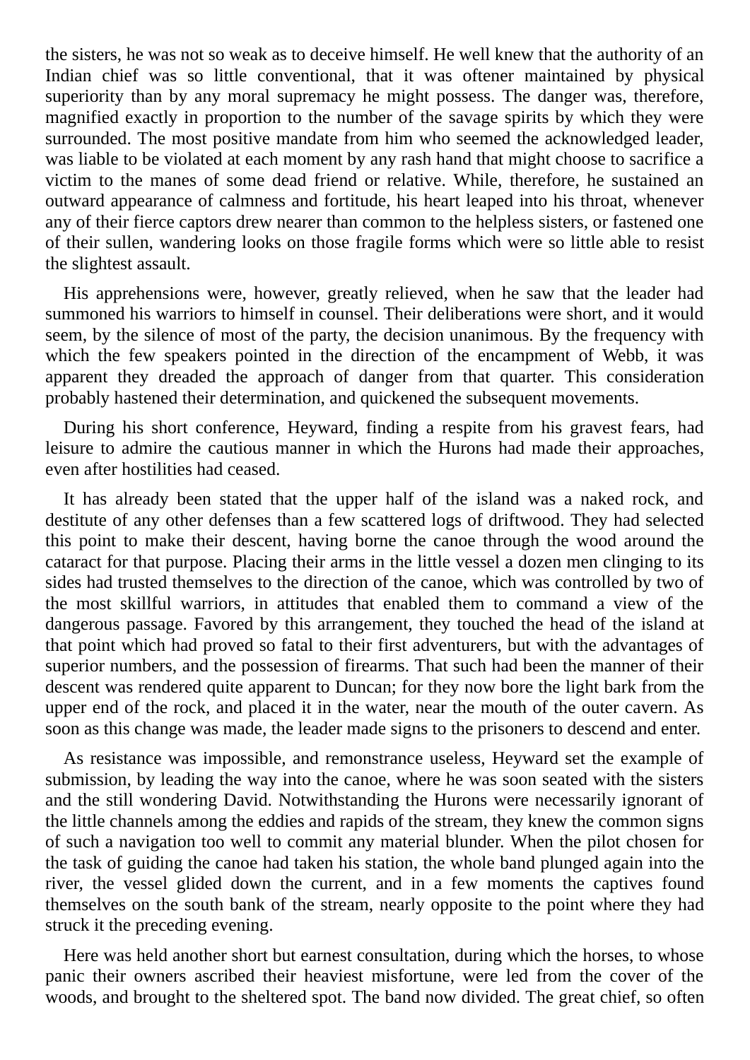the sisters, he was not so weak as to deceive himself. He well knew that the authority of an Indian chief was so little conventional, that it was oftener maintained by physical superiority than by any moral supremacy he might possess. The danger was, therefore, magnified exactly in proportion to the number of the savage spirits by which they were surrounded. The most positive mandate from him who seemed the acknowledged leader, was liable to be violated at each moment by any rash hand that might choose to sacrifice a victim to the manes of some dead friend or relative. While, therefore, he sustained an outward appearance of calmness and fortitude, his heart leaped into his throat, whenever any of their fierce captors drew nearer than common to the helpless sisters, or fastened one of their sullen, wandering looks on those fragile forms which were so little able to resist the slightest assault.

His apprehensions were, however, greatly relieved, when he saw that the leader had summoned his warriors to himself in counsel. Their deliberations were short, and it would seem, by the silence of most of the party, the decision unanimous. By the frequency with which the few speakers pointed in the direction of the encampment of Webb, it was apparent they dreaded the approach of danger from that quarter. This consideration probably hastened their determination, and quickened the subsequent movements.

During his short conference, Heyward, finding a respite from his gravest fears, had leisure to admire the cautious manner in which the Hurons had made their approaches, even after hostilities had ceased.

It has already been stated that the upper half of the island was a naked rock, and destitute of any other defenses than a few scattered logs of driftwood. They had selected this point to make their descent, having borne the canoe through the wood around the cataract for that purpose. Placing their arms in the little vessel a dozen men clinging to its sides had trusted themselves to the direction of the canoe, which was controlled by two of the most skillful warriors, in attitudes that enabled them to command a view of the dangerous passage. Favored by this arrangement, they touched the head of the island at that point which had proved so fatal to their first adventurers, but with the advantages of superior numbers, and the possession of firearms. That such had been the manner of their descent was rendered quite apparent to Duncan; for they now bore the light bark from the upper end of the rock, and placed it in the water, near the mouth of the outer cavern. As soon as this change was made, the leader made signs to the prisoners to descend and enter.

As resistance was impossible, and remonstrance useless, Heyward set the example of submission, by leading the way into the canoe, where he was soon seated with the sisters and the still wondering David. Notwithstanding the Hurons were necessarily ignorant of the little channels among the eddies and rapids of the stream, they knew the common signs of such a navigation too well to commit any material blunder. When the pilot chosen for the task of guiding the canoe had taken his station, the whole band plunged again into the river, the vessel glided down the current, and in a few moments the captives found themselves on the south bank of the stream, nearly opposite to the point where they had struck it the preceding evening.

Here was held another short but earnest consultation, during which the horses, to whose panic their owners ascribed their heaviest misfortune, were led from the cover of the woods, and brought to the sheltered spot. The band now divided. The great chief, so often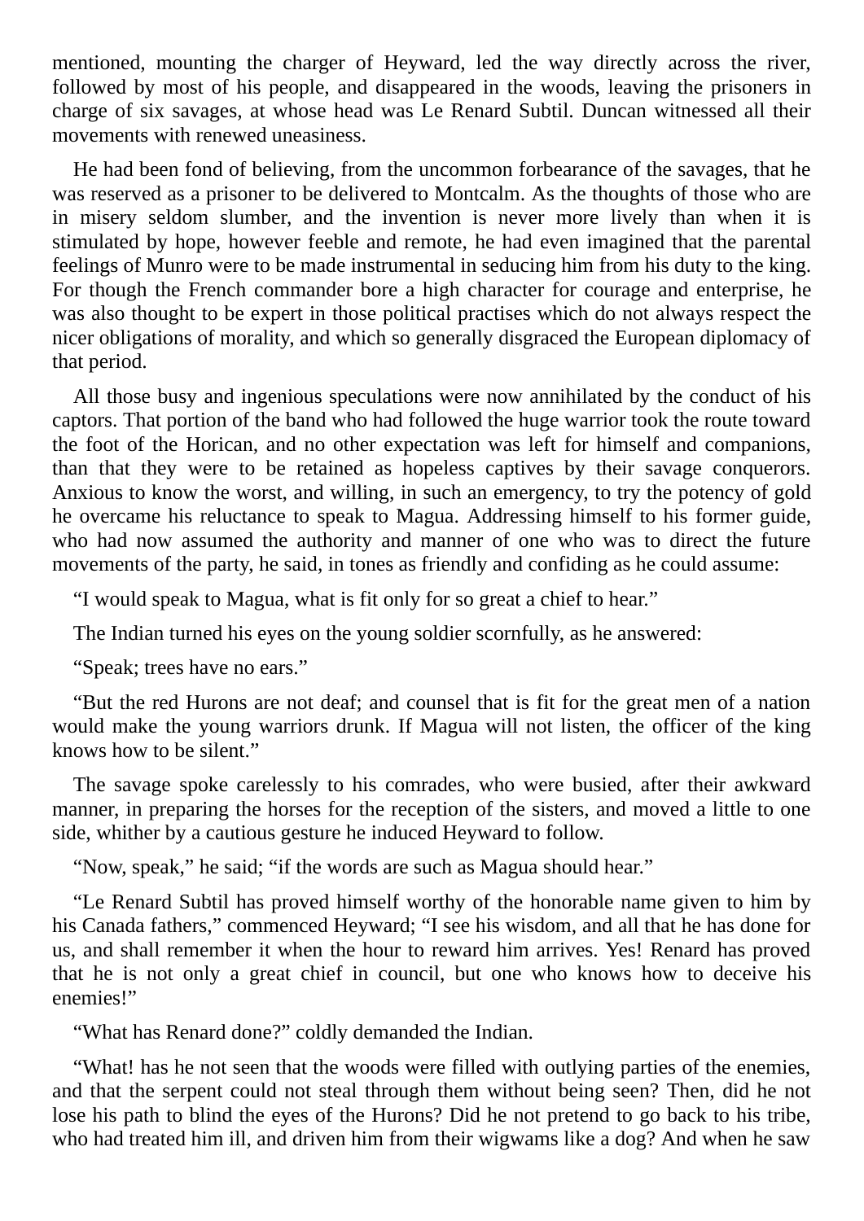mentioned, mounting the charger of Heyward, led the way directly across the river, followed by most of his people, and disappeared in the woods, leaving the prisoners in charge of six savages, at whose head was Le Renard Subtil. Duncan witnessed all their movements with renewed uneasiness.

He had been fond of believing, from the uncommon forbearance of the savages, that he was reserved as a prisoner to be delivered to Montcalm. As the thoughts of those who are in misery seldom slumber, and the invention is never more lively than when it is stimulated by hope, however feeble and remote, he had even imagined that the parental feelings of Munro were to be made instrumental in seducing him from his duty to the king. For though the French commander bore a high character for courage and enterprise, he was also thought to be expert in those political practises which do not always respect the nicer obligations of morality, and which so generally disgraced the European diplomacy of that period.

All those busy and ingenious speculations were now annihilated by the conduct of his captors. That portion of the band who had followed the huge warrior took the route toward the foot of the Horican, and no other expectation was left for himself and companions, than that they were to be retained as hopeless captives by their savage conquerors. Anxious to know the worst, and willing, in such an emergency, to try the potency of gold he overcame his reluctance to speak to Magua. Addressing himself to his former guide, who had now assumed the authority and manner of one who was to direct the future movements of the party, he said, in tones as friendly and confiding as he could assume:

“I would speak to Magua, what is fit only for so great a chief to hear.”

The Indian turned his eyes on the young soldier scornfully, as he answered:

“Speak; trees have no ears.”

“But the red Hurons are not deaf; and counsel that is fit for the great men of a nation would make the young warriors drunk. If Magua will not listen, the officer of the king knows how to be silent.”

The savage spoke carelessly to his comrades, who were busied, after their awkward manner, in preparing the horses for the reception of the sisters, and moved a little to one side, whither by a cautious gesture he induced Heyward to follow.

“Now, speak,” he said; “if the words are such as Magua should hear.”

“Le Renard Subtil has proved himself worthy of the honorable name given to him by his Canada fathers,” commenced Heyward; “I see his wisdom, and all that he has done for us, and shall remember it when the hour to reward him arrives. Yes! Renard has proved that he is not only a great chief in council, but one who knows how to deceive his enemies!”

“What has Renard done?” coldly demanded the Indian.

“What! has he not seen that the woods were filled with outlying parties of the enemies, and that the serpent could not steal through them without being seen? Then, did he not lose his path to blind the eyes of the Hurons? Did he not pretend to go back to his tribe, who had treated him ill, and driven him from their wigwams like a dog? And when he saw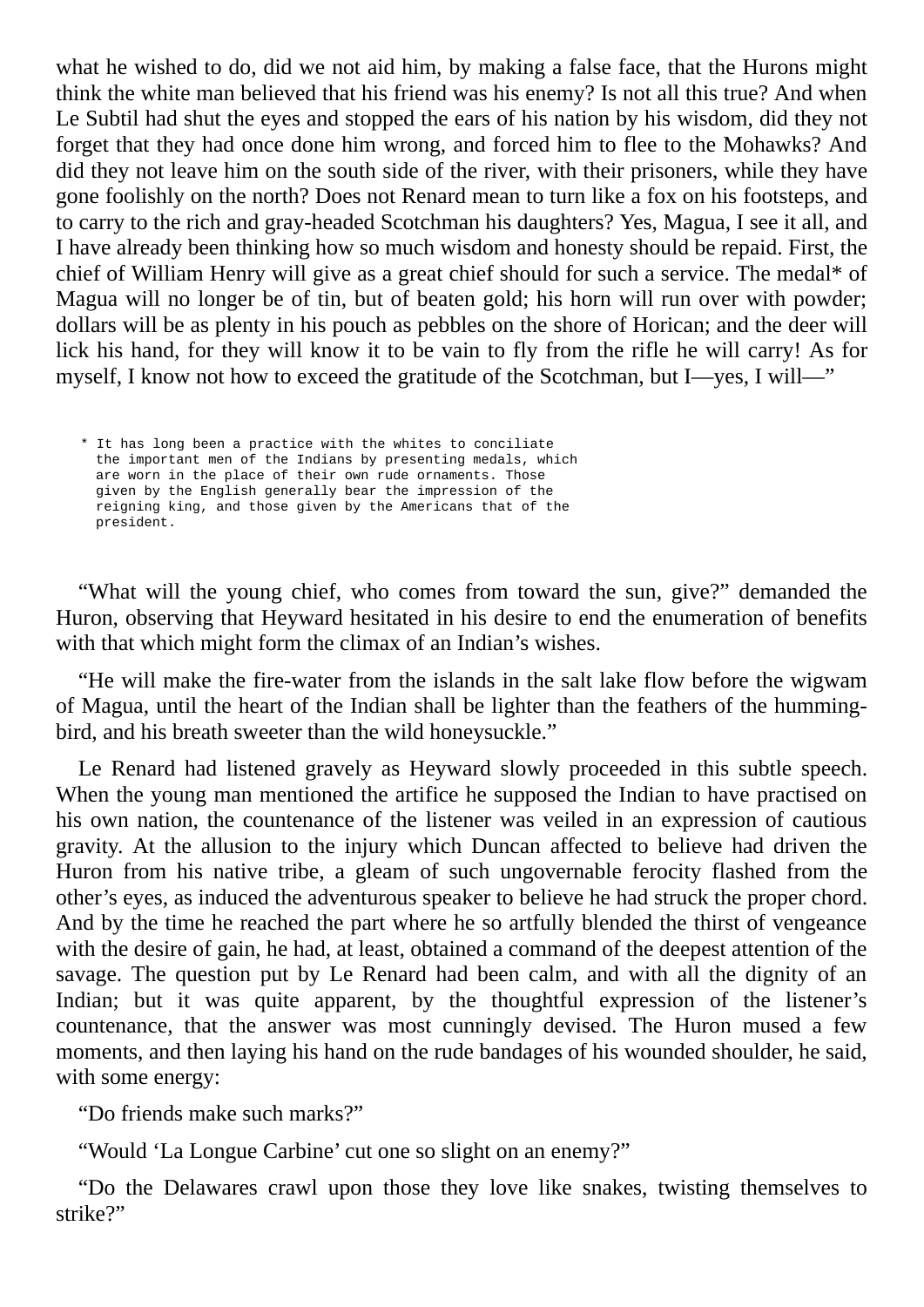what he wished to do, did we not aid him, by making a false face, that the Hurons might think the white man believed that his friend was his enemy? Is not all this true? And when Le Subtil had shut the eyes and stopped the ears of his nation by his wisdom, did they not forget that they had once done him wrong, and forced him to flee to the Mohawks? And did they not leave him on the south side of the river, with their prisoners, while they have gone foolishly on the north? Does not Renard mean to turn like a fox on his footsteps, and to carry to the rich and gray-headed Scotchman his daughters? Yes, Magua, I see it all, and I have already been thinking how so much wisdom and honesty should be repaid. First, the chief of William Henry will give as a great chief should for such a service. The medal* of Magua will no longer be of tin, but of beaten gold; his horn will run over with powder; dollars will be as plenty in his pouch as pebbles on the shore of Horican; and the deer will lick his hand, for they will know it to be vain to fly from the rifle he will carry! As for myself, I know not how to exceed the gratitude of the Scotchman, but I—yes, I will—"

```
* It has long been a practice with the whites to conciliate
  the important men of the Indians by presenting medals, which
  are worn in the place of their own rude ornaments. Those
  given by the English generally bear the impression of the
  reigning king, and those given by the Americans that of the
  president.
```

"What will the young chief, who comes from toward the sun, give?" demanded the Huron, observing that Heyward hesitated in his desire to end the enumeration of benefits with that which might form the climax of an Indian's wishes.

"He will make the fire-water from the islands in the salt lake flow before the wigwam of Magua, until the heart of the Indian shall be lighter than the feathers of the humming-bird, and his breath sweeter than the wild honeysuckle."

Le Renard had listened gravely as Heyward slowly proceeded in this subtle speech. When the young man mentioned the artifice he supposed the Indian to have practised on his own nation, the countenance of the listener was veiled in an expression of cautious gravity. At the allusion to the injury which Duncan affected to believe had driven the Huron from his native tribe, a gleam of such ungovernable ferocity flashed from the other's eyes, as induced the adventurous speaker to believe he had struck the proper chord. And by the time he reached the part where he so artfully blended the thirst of vengeance with the desire of gain, he had, at least, obtained a command of the deepest attention of the savage. The question put by Le Renard had been calm, and with all the dignity of an Indian; but it was quite apparent, by the thoughtful expression of the listener's countenance, that the answer was most cunningly devised. The Huron mused a few moments, and then laying his hand on the rude bandages of his wounded shoulder, he said, with some energy:

"Do friends make such marks?"

"Would 'La Longue Carbine' cut one so slight on an enemy?"

"Do the Delawares crawl upon those they love like snakes, twisting themselves to strike?"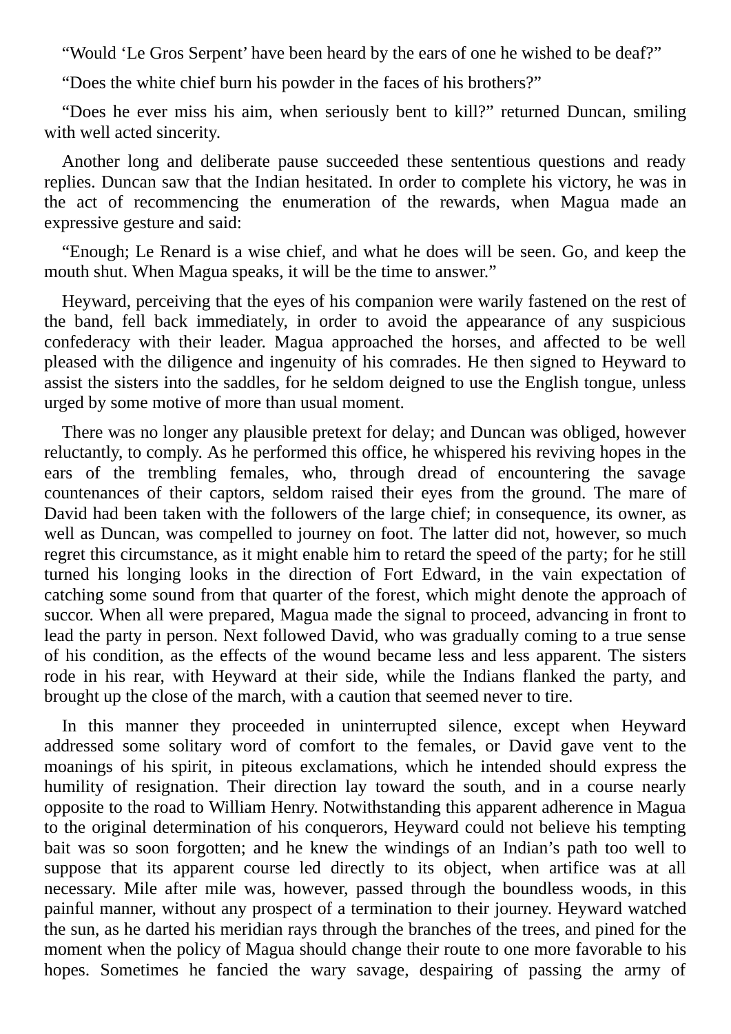"Would 'Le Gros Serpent' have been heard by the ears of one he wished to be deaf?"

"Does the white chief burn his powder in the faces of his brothers?"

"Does he ever miss his aim, when seriously bent to kill?" returned Duncan, smiling with well acted sincerity.

Another long and deliberate pause succeeded these sententious questions and ready replies. Duncan saw that the Indian hesitated. In order to complete his victory, he was in the act of recommencing the enumeration of the rewards, when Magua made an expressive gesture and said:

"Enough; Le Renard is a wise chief, and what he does will be seen. Go, and keep the mouth shut. When Magua speaks, it will be the time to answer."

Heyward, perceiving that the eyes of his companion were warily fastened on the rest of the band, fell back immediately, in order to avoid the appearance of any suspicious confederacy with their leader. Magua approached the horses, and affected to be well pleased with the diligence and ingenuity of his comrades. He then signed to Heyward to assist the sisters into the saddles, for he seldom deigned to use the English tongue, unless urged by some motive of more than usual moment.

There was no longer any plausible pretext for delay; and Duncan was obliged, however reluctantly, to comply. As he performed this office, he whispered his reviving hopes in the ears of the trembling females, who, through dread of encountering the savage countenances of their captors, seldom raised their eyes from the ground. The mare of David had been taken with the followers of the large chief; in consequence, its owner, as well as Duncan, was compelled to journey on foot. The latter did not, however, so much regret this circumstance, as it might enable him to retard the speed of the party; for he still turned his longing looks in the direction of Fort Edward, in the vain expectation of catching some sound from that quarter of the forest, which might denote the approach of succor. When all were prepared, Magua made the signal to proceed, advancing in front to lead the party in person. Next followed David, who was gradually coming to a true sense of his condition, as the effects of the wound became less and less apparent. The sisters rode in his rear, with Heyward at their side, while the Indians flanked the party, and brought up the close of the march, with a caution that seemed never to tire.

In this manner they proceeded in uninterrupted silence, except when Heyward addressed some solitary word of comfort to the females, or David gave vent to the moanings of his spirit, in piteous exclamations, which he intended should express the humility of resignation. Their direction lay toward the south, and in a course nearly opposite to the road to William Henry. Notwithstanding this apparent adherence in Magua to the original determination of his conquerors, Heyward could not believe his tempting bait was so soon forgotten; and he knew the windings of an Indian's path too well to suppose that its apparent course led directly to its object, when artifice was at all necessary. Mile after mile was, however, passed through the boundless woods, in this painful manner, without any prospect of a termination to their journey. Heyward watched the sun, as he darted his meridian rays through the branches of the trees, and pined for the moment when the policy of Magua should change their route to one more favorable to his hopes. Sometimes he fancied the wary savage, despairing of passing the army of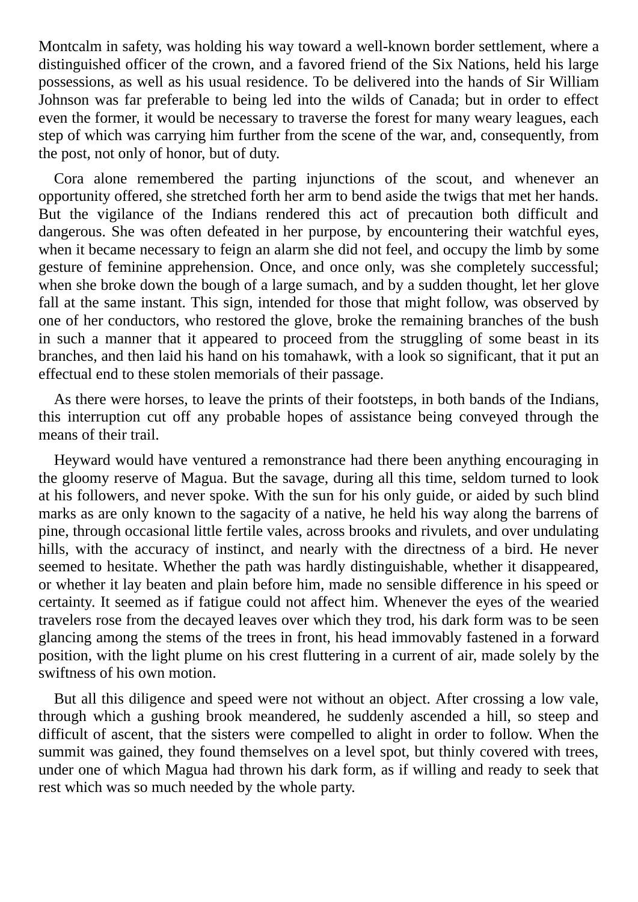Montcalm in safety, was holding his way toward a well-known border settlement, where a distinguished officer of the crown, and a favored friend of the Six Nations, held his large possessions, as well as his usual residence. To be delivered into the hands of Sir William Johnson was far preferable to being led into the wilds of Canada; but in order to effect even the former, it would be necessary to traverse the forest for many weary leagues, each step of which was carrying him further from the scene of the war, and, consequently, from the post, not only of honor, but of duty.

Cora alone remembered the parting injunctions of the scout, and whenever an opportunity offered, she stretched forth her arm to bend aside the twigs that met her hands. But the vigilance of the Indians rendered this act of precaution both difficult and dangerous. She was often defeated in her purpose, by encountering their watchful eyes, when it became necessary to feign an alarm she did not feel, and occupy the limb by some gesture of feminine apprehension. Once, and once only, was she completely successful; when she broke down the bough of a large sumach, and by a sudden thought, let her glove fall at the same instant. This sign, intended for those that might follow, was observed by one of her conductors, who restored the glove, broke the remaining branches of the bush in such a manner that it appeared to proceed from the struggling of some beast in its branches, and then laid his hand on his tomahawk, with a look so significant, that it put an effectual end to these stolen memorials of their passage.

As there were horses, to leave the prints of their footsteps, in both bands of the Indians, this interruption cut off any probable hopes of assistance being conveyed through the means of their trail.

Heyward would have ventured a remonstrance had there been anything encouraging in the gloomy reserve of Magua. But the savage, during all this time, seldom turned to look at his followers, and never spoke. With the sun for his only guide, or aided by such blind marks as are only known to the sagacity of a native, he held his way along the barrens of pine, through occasional little fertile vales, across brooks and rivulets, and over undulating hills, with the accuracy of instinct, and nearly with the directness of a bird. He never seemed to hesitate. Whether the path was hardly distinguishable, whether it disappeared, or whether it lay beaten and plain before him, made no sensible difference in his speed or certainty. It seemed as if fatigue could not affect him. Whenever the eyes of the wearied travelers rose from the decayed leaves over which they trod, his dark form was to be seen glancing among the stems of the trees in front, his head immovably fastened in a forward position, with the light plume on his crest fluttering in a current of air, made solely by the swiftness of his own motion.

But all this diligence and speed were not without an object. After crossing a low vale, through which a gushing brook meandered, he suddenly ascended a hill, so steep and difficult of ascent, that the sisters were compelled to alight in order to follow. When the summit was gained, they found themselves on a level spot, but thinly covered with trees, under one of which Magua had thrown his dark form, as if willing and ready to seek that rest which was so much needed by the whole party.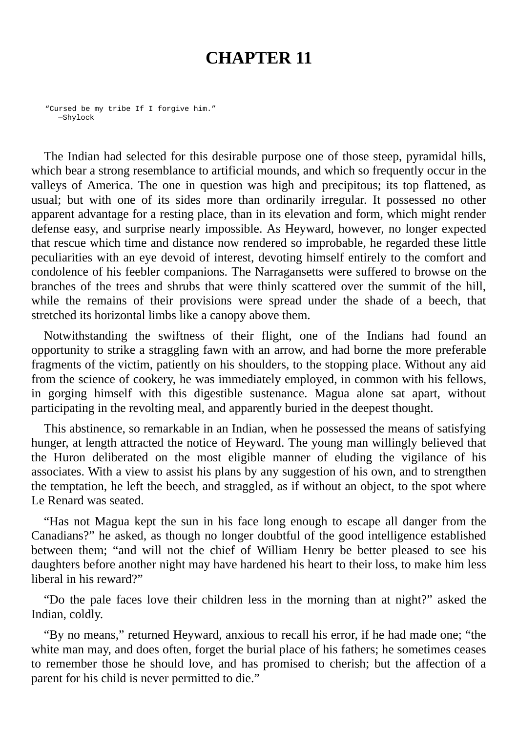# CHAPTER 11

> "Cursed be my tribe If I forgive him."
> —Shylock

The Indian had selected for this desirable purpose one of those steep, pyramidal hills, which bear a strong resemblance to artificial mounds, and which so frequently occur in the valleys of America. The one in question was high and precipitous; its top flattened, as usual; but with one of its sides more than ordinarily irregular. It possessed no other apparent advantage for a resting place, than in its elevation and form, which might render defense easy, and surprise nearly impossible. As Heyward, however, no longer expected that rescue which time and distance now rendered so improbable, he regarded these little peculiarities with an eye devoid of interest, devoting himself entirely to the comfort and condolence of his feebler companions. The Narragansetts were suffered to browse on the branches of the trees and shrubs that were thinly scattered over the summit of the hill, while the remains of their provisions were spread under the shade of a beech, that stretched its horizontal limbs like a canopy above them.

Notwithstanding the swiftness of their flight, one of the Indians had found an opportunity to strike a straggling fawn with an arrow, and had borne the more preferable fragments of the victim, patiently on his shoulders, to the stopping place. Without any aid from the science of cookery, he was immediately employed, in common with his fellows, in gorging himself with this digestible sustenance. Magua alone sat apart, without participating in the revolting meal, and apparently buried in the deepest thought.

This abstinence, so remarkable in an Indian, when he possessed the means of satisfying hunger, at length attracted the notice of Heyward. The young man willingly believed that the Huron deliberated on the most eligible manner of eluding the vigilance of his associates. With a view to assist his plans by any suggestion of his own, and to strengthen the temptation, he left the beech, and straggled, as if without an object, to the spot where Le Renard was seated.

"Has not Magua kept the sun in his face long enough to escape all danger from the Canadians?" he asked, as though no longer doubtful of the good intelligence established between them; "and will not the chief of William Henry be better pleased to see his daughters before another night may have hardened his heart to their loss, to make him less liberal in his reward?"

"Do the pale faces love their children less in the morning than at night?" asked the Indian, coldly.

"By no means," returned Heyward, anxious to recall his error, if he had made one; "the white man may, and does often, forget the burial place of his fathers; he sometimes ceases to remember those he should love, and has promised to cherish; but the affection of a parent for his child is never permitted to die."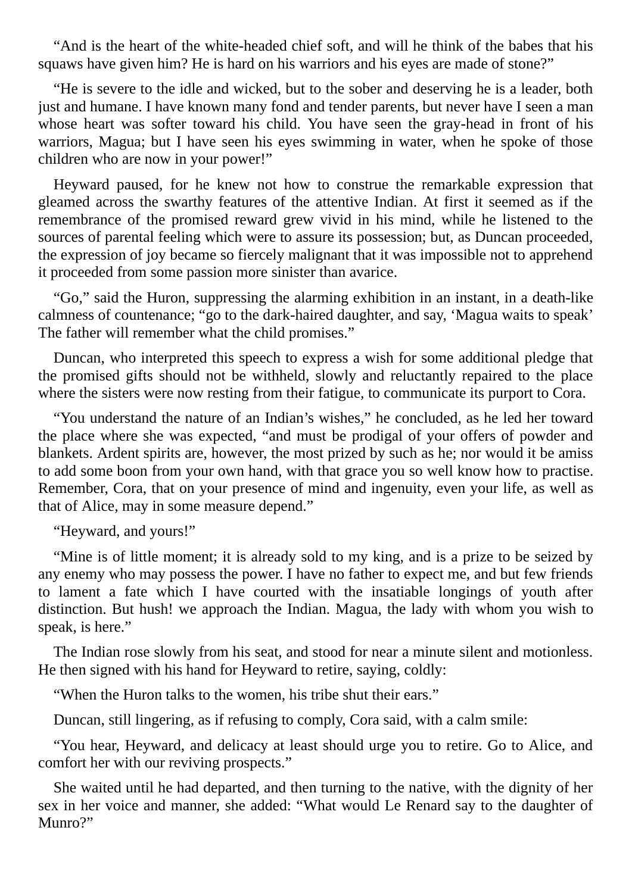“And is the heart of the white-headed chief soft, and will he think of the babes that his squaws have given him? He is hard on his warriors and his eyes are made of stone?”

“He is severe to the idle and wicked, but to the sober and deserving he is a leader, both just and humane. I have known many fond and tender parents, but never have I seen a man whose heart was softer toward his child. You have seen the gray-head in front of his warriors, Magua; but I have seen his eyes swimming in water, when he spoke of those children who are now in your power!”

Heyward paused, for he knew not how to construe the remarkable expression that gleamed across the swarthy features of the attentive Indian. At first it seemed as if the remembrance of the promised reward grew vivid in his mind, while he listened to the sources of parental feeling which were to assure its possession; but, as Duncan proceeded, the expression of joy became so fiercely malignant that it was impossible not to apprehend it proceeded from some passion more sinister than avarice.

“Go,” said the Huron, suppressing the alarming exhibition in an instant, in a death-like calmness of countenance; “go to the dark-haired daughter, and say, ‘Magua waits to speak’ The father will remember what the child promises.”

Duncan, who interpreted this speech to express a wish for some additional pledge that the promised gifts should not be withheld, slowly and reluctantly repaired to the place where the sisters were now resting from their fatigue, to communicate its purport to Cora.

“You understand the nature of an Indian’s wishes,” he concluded, as he led her toward the place where she was expected, “and must be prodigal of your offers of powder and blankets. Ardent spirits are, however, the most prized by such as he; nor would it be amiss to add some boon from your own hand, with that grace you so well know how to practise. Remember, Cora, that on your presence of mind and ingenuity, even your life, as well as that of Alice, may in some measure depend.”

“Heyward, and yours!”

“Mine is of little moment; it is already sold to my king, and is a prize to be seized by any enemy who may possess the power. I have no father to expect me, and but few friends to lament a fate which I have courted with the insatiable longings of youth after distinction. But hush! we approach the Indian. Magua, the lady with whom you wish to speak, is here.”

The Indian rose slowly from his seat, and stood for near a minute silent and motionless. He then signed with his hand for Heyward to retire, saying, coldly:

“When the Huron talks to the women, his tribe shut their ears.”

Duncan, still lingering, as if refusing to comply, Cora said, with a calm smile:

“You hear, Heyward, and delicacy at least should urge you to retire. Go to Alice, and comfort her with our reviving prospects.”

She waited until he had departed, and then turning to the native, with the dignity of her sex in her voice and manner, she added: “What would Le Renard say to the daughter of Munro?”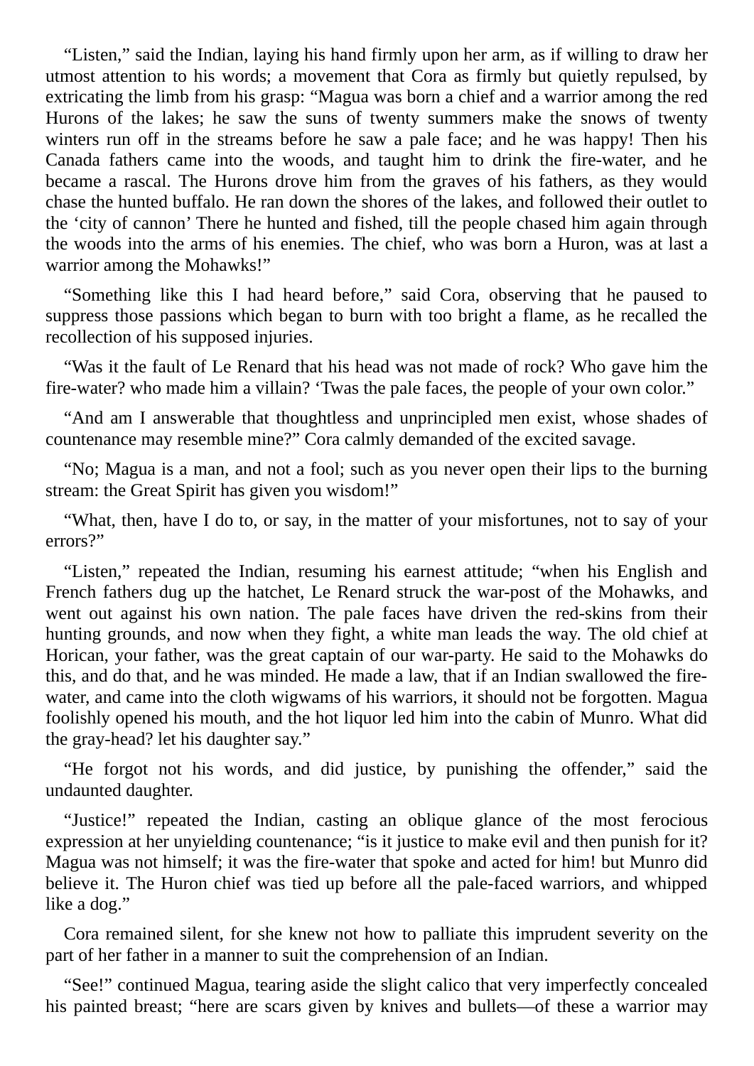"Listen," said the Indian, laying his hand firmly upon her arm, as if willing to draw her utmost attention to his words; a movement that Cora as firmly but quietly repulsed, by extricating the limb from his grasp: "Magua was born a chief and a warrior among the red Hurons of the lakes; he saw the suns of twenty summers make the snows of twenty winters run off in the streams before he saw a pale face; and he was happy! Then his Canada fathers came into the woods, and taught him to drink the fire-water, and he became a rascal. The Hurons drove him from the graves of his fathers, as they would chase the hunted buffalo. He ran down the shores of the lakes, and followed their outlet to the 'city of cannon' There he hunted and fished, till the people chased him again through the woods into the arms of his enemies. The chief, who was born a Huron, was at last a warrior among the Mohawks!"

"Something like this I had heard before," said Cora, observing that he paused to suppress those passions which began to burn with too bright a flame, as he recalled the recollection of his supposed injuries.

"Was it the fault of Le Renard that his head was not made of rock? Who gave him the fire-water? who made him a villain? 'Twas the pale faces, the people of your own color."

"And am I answerable that thoughtless and unprincipled men exist, whose shades of countenance may resemble mine?" Cora calmly demanded of the excited savage.

"No; Magua is a man, and not a fool; such as you never open their lips to the burning stream: the Great Spirit has given you wisdom!"

"What, then, have I do to, or say, in the matter of your misfortunes, not to say of your errors?"

"Listen," repeated the Indian, resuming his earnest attitude; "when his English and French fathers dug up the hatchet, Le Renard struck the war-post of the Mohawks, and went out against his own nation. The pale faces have driven the red-skins from their hunting grounds, and now when they fight, a white man leads the way. The old chief at Horican, your father, was the great captain of our war-party. He said to the Mohawks do this, and do that, and he was minded. He made a law, that if an Indian swallowed the fire-water, and came into the cloth wigwams of his warriors, it should not be forgotten. Magua foolishly opened his mouth, and the hot liquor led him into the cabin of Munro. What did the gray-head? let his daughter say."

"He forgot not his words, and did justice, by punishing the offender," said the undaunted daughter.

"Justice!" repeated the Indian, casting an oblique glance of the most ferocious expression at her unyielding countenance; "is it justice to make evil and then punish for it? Magua was not himself; it was the fire-water that spoke and acted for him! but Munro did believe it. The Huron chief was tied up before all the pale-faced warriors, and whipped like a dog."

Cora remained silent, for she knew not how to palliate this imprudent severity on the part of her father in a manner to suit the comprehension of an Indian.

"See!" continued Magua, tearing aside the slight calico that very imperfectly concealed his painted breast; "here are scars given by knives and bullets—of these a warrior may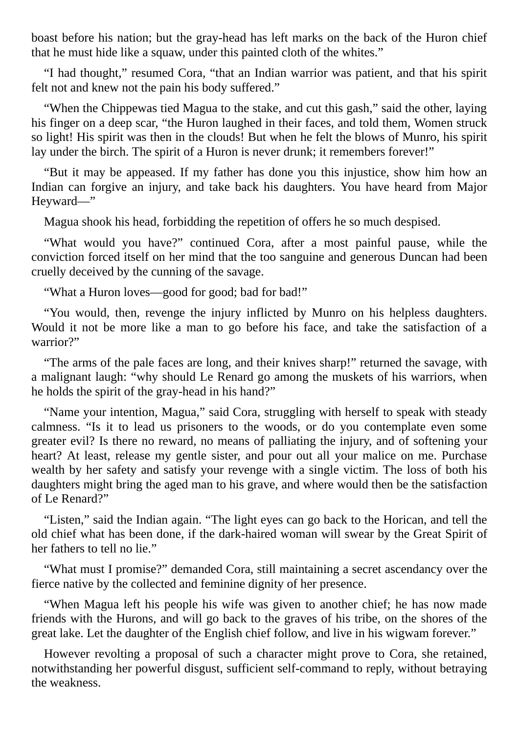boast before his nation; but the gray-head has left marks on the back of the Huron chief that he must hide like a squaw, under this painted cloth of the whites."

"I had thought," resumed Cora, "that an Indian warrior was patient, and that his spirit felt not and knew not the pain his body suffered."

"When the Chippewas tied Magua to the stake, and cut this gash," said the other, laying his finger on a deep scar, "the Huron laughed in their faces, and told them, Women struck so light! His spirit was then in the clouds! But when he felt the blows of Munro, his spirit lay under the birch. The spirit of a Huron is never drunk; it remembers forever!"

"But it may be appeased. If my father has done you this injustice, show him how an Indian can forgive an injury, and take back his daughters. You have heard from Major Heyward—"

Magua shook his head, forbidding the repetition of offers he so much despised.

"What would you have?" continued Cora, after a most painful pause, while the conviction forced itself on her mind that the too sanguine and generous Duncan had been cruelly deceived by the cunning of the savage.

"What a Huron loves—good for good; bad for bad!"

"You would, then, revenge the injury inflicted by Munro on his helpless daughters. Would it not be more like a man to go before his face, and take the satisfaction of a warrior?"

"The arms of the pale faces are long, and their knives sharp!" returned the savage, with a malignant laugh: "why should Le Renard go among the muskets of his warriors, when he holds the spirit of the gray-head in his hand?"

"Name your intention, Magua," said Cora, struggling with herself to speak with steady calmness. "Is it to lead us prisoners to the woods, or do you contemplate even some greater evil? Is there no reward, no means of palliating the injury, and of softening your heart? At least, release my gentle sister, and pour out all your malice on me. Purchase wealth by her safety and satisfy your revenge with a single victim. The loss of both his daughters might bring the aged man to his grave, and where would then be the satisfaction of Le Renard?"

"Listen," said the Indian again. "The light eyes can go back to the Horican, and tell the old chief what has been done, if the dark-haired woman will swear by the Great Spirit of her fathers to tell no lie."

"What must I promise?" demanded Cora, still maintaining a secret ascendancy over the fierce native by the collected and feminine dignity of her presence.

"When Magua left his people his wife was given to another chief; he has now made friends with the Hurons, and will go back to the graves of his tribe, on the shores of the great lake. Let the daughter of the English chief follow, and live in his wigwam forever."

However revolting a proposal of such a character might prove to Cora, she retained, notwithstanding her powerful disgust, sufficient self-command to reply, without betraying the weakness.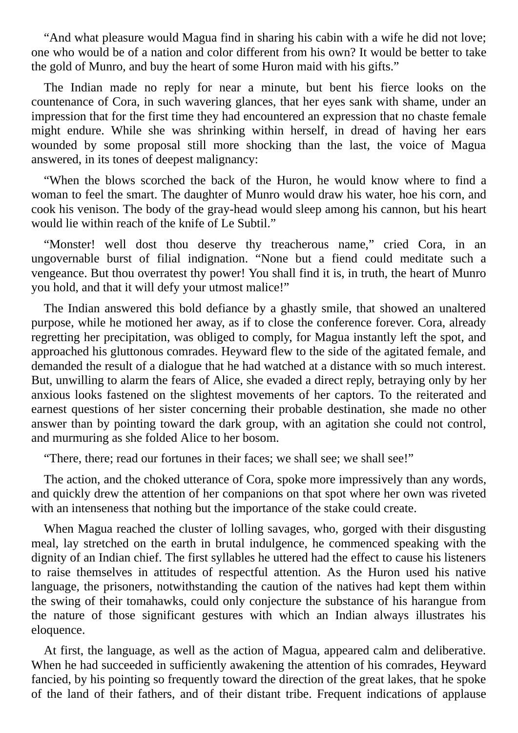"And what pleasure would Magua find in sharing his cabin with a wife he did not love; one who would be of a nation and color different from his own? It would be better to take the gold of Munro, and buy the heart of some Huron maid with his gifts."

The Indian made no reply for near a minute, but bent his fierce looks on the countenance of Cora, in such wavering glances, that her eyes sank with shame, under an impression that for the first time they had encountered an expression that no chaste female might endure. While she was shrinking within herself, in dread of having her ears wounded by some proposal still more shocking than the last, the voice of Magua answered, in its tones of deepest malignancy:

"When the blows scorched the back of the Huron, he would know where to find a woman to feel the smart. The daughter of Munro would draw his water, hoe his corn, and cook his venison. The body of the gray-head would sleep among his cannon, but his heart would lie within reach of the knife of Le Subtil."

"Monster! well dost thou deserve thy treacherous name," cried Cora, in an ungovernable burst of filial indignation. "None but a fiend could meditate such a vengeance. But thou overratest thy power! You shall find it is, in truth, the heart of Munro you hold, and that it will defy your utmost malice!"

The Indian answered this bold defiance by a ghastly smile, that showed an unaltered purpose, while he motioned her away, as if to close the conference forever. Cora, already regretting her precipitation, was obliged to comply, for Magua instantly left the spot, and approached his gluttonous comrades. Heyward flew to the side of the agitated female, and demanded the result of a dialogue that he had watched at a distance with so much interest. But, unwilling to alarm the fears of Alice, she evaded a direct reply, betraying only by her anxious looks fastened on the slightest movements of her captors. To the reiterated and earnest questions of her sister concerning their probable destination, she made no other answer than by pointing toward the dark group, with an agitation she could not control, and murmuring as she folded Alice to her bosom.

"There, there; read our fortunes in their faces; we shall see; we shall see!"

The action, and the choked utterance of Cora, spoke more impressively than any words, and quickly drew the attention of her companions on that spot where her own was riveted with an intenseness that nothing but the importance of the stake could create.

When Magua reached the cluster of lolling savages, who, gorged with their disgusting meal, lay stretched on the earth in brutal indulgence, he commenced speaking with the dignity of an Indian chief. The first syllables he uttered had the effect to cause his listeners to raise themselves in attitudes of respectful attention. As the Huron used his native language, the prisoners, notwithstanding the caution of the natives had kept them within the swing of their tomahawks, could only conjecture the substance of his harangue from the nature of those significant gestures with which an Indian always illustrates his eloquence.

At first, the language, as well as the action of Magua, appeared calm and deliberative. When he had succeeded in sufficiently awakening the attention of his comrades, Heyward fancied, by his pointing so frequently toward the direction of the great lakes, that he spoke of the land of their fathers, and of their distant tribe. Frequent indications of applause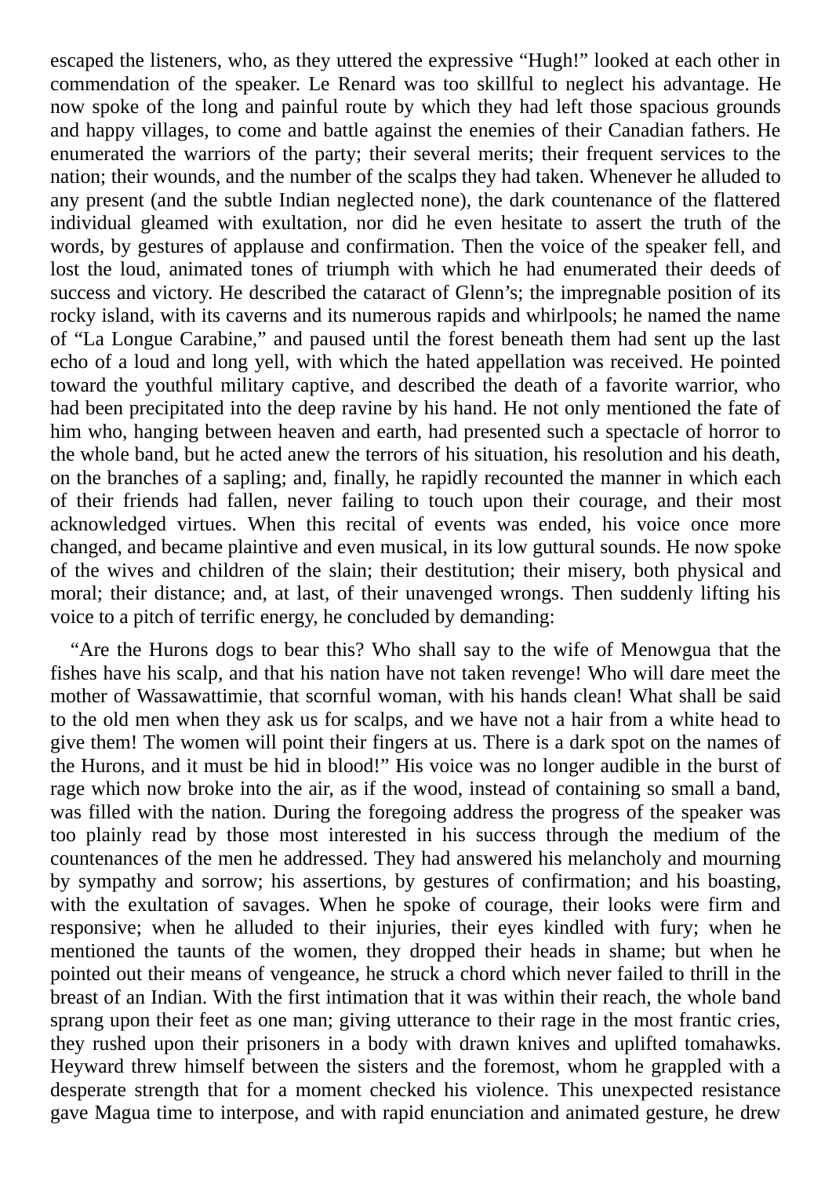escaped the listeners, who, as they uttered the expressive "Hugh!" looked at each other in commendation of the speaker. Le Renard was too skillful to neglect his advantage. He now spoke of the long and painful route by which they had left those spacious grounds and happy villages, to come and battle against the enemies of their Canadian fathers. He enumerated the warriors of the party; their several merits; their frequent services to the nation; their wounds, and the number of the scalps they had taken. Whenever he alluded to any present (and the subtle Indian neglected none), the dark countenance of the flattered individual gleamed with exultation, nor did he even hesitate to assert the truth of the words, by gestures of applause and confirmation. Then the voice of the speaker fell, and lost the loud, animated tones of triumph with which he had enumerated their deeds of success and victory. He described the cataract of Glenn's; the impregnable position of its rocky island, with its caverns and its numerous rapids and whirlpools; he named the name of "La Longue Carabine," and paused until the forest beneath them had sent up the last echo of a loud and long yell, with which the hated appellation was received. He pointed toward the youthful military captive, and described the death of a favorite warrior, who had been precipitated into the deep ravine by his hand. He not only mentioned the fate of him who, hanging between heaven and earth, had presented such a spectacle of horror to the whole band, but he acted anew the terrors of his situation, his resolution and his death, on the branches of a sapling; and, finally, he rapidly recounted the manner in which each of their friends had fallen, never failing to touch upon their courage, and their most acknowledged virtues. When this recital of events was ended, his voice once more changed, and became plaintive and even musical, in its low guttural sounds. He now spoke of the wives and children of the slain; their destitution; their misery, both physical and moral; their distance; and, at last, of their unavenged wrongs. Then suddenly lifting his voice to a pitch of terrific energy, he concluded by demanding:

"Are the Hurons dogs to bear this? Who shall say to the wife of Menowgua that the fishes have his scalp, and that his nation have not taken revenge! Who will dare meet the mother of Wassawattimie, that scornful woman, with his hands clean! What shall be said to the old men when they ask us for scalps, and we have not a hair from a white head to give them! The women will point their fingers at us. There is a dark spot on the names of the Hurons, and it must be hid in blood!" His voice was no longer audible in the burst of rage which now broke into the air, as if the wood, instead of containing so small a band, was filled with the nation. During the foregoing address the progress of the speaker was too plainly read by those most interested in his success through the medium of the countenances of the men he addressed. They had answered his melancholy and mourning by sympathy and sorrow; his assertions, by gestures of confirmation; and his boasting, with the exultation of savages. When he spoke of courage, their looks were firm and responsive; when he alluded to their injuries, their eyes kindled with fury; when he mentioned the taunts of the women, they dropped their heads in shame; but when he pointed out their means of vengeance, he struck a chord which never failed to thrill in the breast of an Indian. With the first intimation that it was within their reach, the whole band sprang upon their feet as one man; giving utterance to their rage in the most frantic cries, they rushed upon their prisoners in a body with drawn knives and uplifted tomahawks. Heyward threw himself between the sisters and the foremost, whom he grappled with a desperate strength that for a moment checked his violence. This unexpected resistance gave Magua time to interpose, and with rapid enunciation and animated gesture, he drew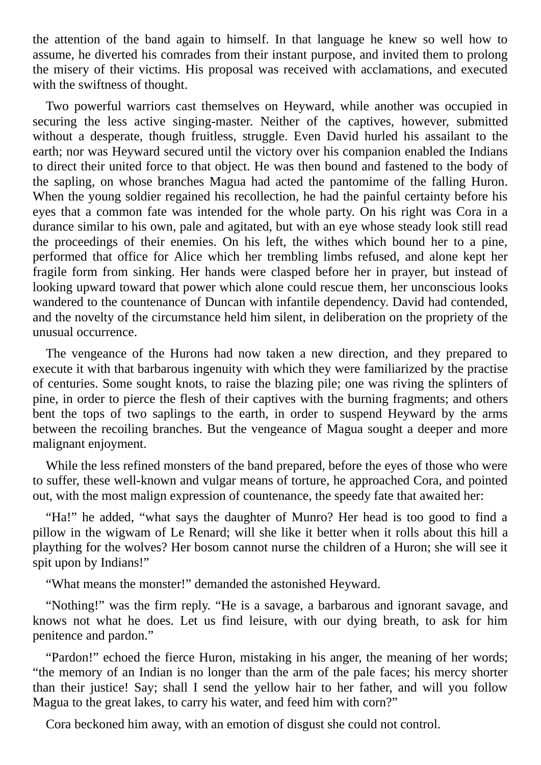the attention of the band again to himself. In that language he knew so well how to assume, he diverted his comrades from their instant purpose, and invited them to prolong the misery of their victims. His proposal was received with acclamations, and executed with the swiftness of thought.

Two powerful warriors cast themselves on Heyward, while another was occupied in securing the less active singing-master. Neither of the captives, however, submitted without a desperate, though fruitless, struggle. Even David hurled his assailant to the earth; nor was Heyward secured until the victory over his companion enabled the Indians to direct their united force to that object. He was then bound and fastened to the body of the sapling, on whose branches Magua had acted the pantomime of the falling Huron. When the young soldier regained his recollection, he had the painful certainty before his eyes that a common fate was intended for the whole party. On his right was Cora in a durance similar to his own, pale and agitated, but with an eye whose steady look still read the proceedings of their enemies. On his left, the withes which bound her to a pine, performed that office for Alice which her trembling limbs refused, and alone kept her fragile form from sinking. Her hands were clasped before her in prayer, but instead of looking upward toward that power which alone could rescue them, her unconscious looks wandered to the countenance of Duncan with infantile dependency. David had contended, and the novelty of the circumstance held him silent, in deliberation on the propriety of the unusual occurrence.

The vengeance of the Hurons had now taken a new direction, and they prepared to execute it with that barbarous ingenuity with which they were familiarized by the practise of centuries. Some sought knots, to raise the blazing pile; one was riving the splinters of pine, in order to pierce the flesh of their captives with the burning fragments; and others bent the tops of two saplings to the earth, in order to suspend Heyward by the arms between the recoiling branches. But the vengeance of Magua sought a deeper and more malignant enjoyment.

While the less refined monsters of the band prepared, before the eyes of those who were to suffer, these well-known and vulgar means of torture, he approached Cora, and pointed out, with the most malign expression of countenance, the speedy fate that awaited her:

"Ha!" he added, "what says the daughter of Munro? Her head is too good to find a pillow in the wigwam of Le Renard; will she like it better when it rolls about this hill a plaything for the wolves? Her bosom cannot nurse the children of a Huron; she will see it spit upon by Indians!"

"What means the monster!" demanded the astonished Heyward.

"Nothing!" was the firm reply. "He is a savage, a barbarous and ignorant savage, and knows not what he does. Let us find leisure, with our dying breath, to ask for him penitence and pardon."

"Pardon!" echoed the fierce Huron, mistaking in his anger, the meaning of her words; "the memory of an Indian is no longer than the arm of the pale faces; his mercy shorter than their justice! Say; shall I send the yellow hair to her father, and will you follow Magua to the great lakes, to carry his water, and feed him with corn?"

Cora beckoned him away, with an emotion of disgust she could not control.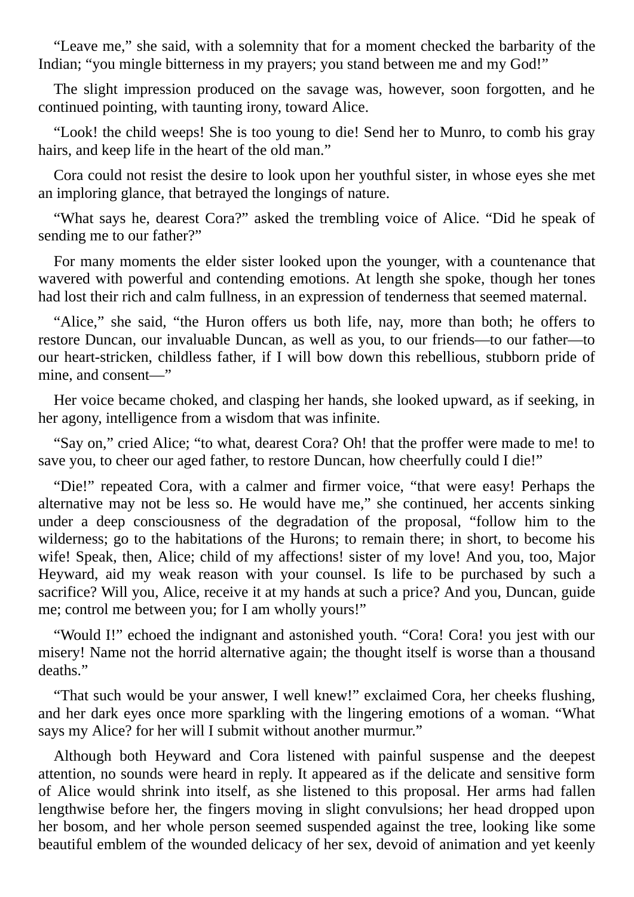"Leave me," she said, with a solemnity that for a moment checked the barbarity of the Indian; "you mingle bitterness in my prayers; you stand between me and my God!"

The slight impression produced on the savage was, however, soon forgotten, and he continued pointing, with taunting irony, toward Alice.

"Look! the child weeps! She is too young to die! Send her to Munro, to comb his gray hairs, and keep life in the heart of the old man."

Cora could not resist the desire to look upon her youthful sister, in whose eyes she met an imploring glance, that betrayed the longings of nature.

"What says he, dearest Cora?" asked the trembling voice of Alice. "Did he speak of sending me to our father?"

For many moments the elder sister looked upon the younger, with a countenance that wavered with powerful and contending emotions. At length she spoke, though her tones had lost their rich and calm fullness, in an expression of tenderness that seemed maternal.

"Alice," she said, "the Huron offers us both life, nay, more than both; he offers to restore Duncan, our invaluable Duncan, as well as you, to our friends—to our father—to our heart-stricken, childless father, if I will bow down this rebellious, stubborn pride of mine, and consent—"

Her voice became choked, and clasping her hands, she looked upward, as if seeking, in her agony, intelligence from a wisdom that was infinite.

"Say on," cried Alice; "to what, dearest Cora? Oh! that the proffer were made to me! to save you, to cheer our aged father, to restore Duncan, how cheerfully could I die!"

"Die!" repeated Cora, with a calmer and firmer voice, "that were easy! Perhaps the alternative may not be less so. He would have me," she continued, her accents sinking under a deep consciousness of the degradation of the proposal, "follow him to the wilderness; go to the habitations of the Hurons; to remain there; in short, to become his wife! Speak, then, Alice; child of my affections! sister of my love! And you, too, Major Heyward, aid my weak reason with your counsel. Is life to be purchased by such a sacrifice? Will you, Alice, receive it at my hands at such a price? And you, Duncan, guide me; control me between you; for I am wholly yours!"

"Would I!" echoed the indignant and astonished youth. "Cora! Cora! you jest with our misery! Name not the horrid alternative again; the thought itself is worse than a thousand deaths."

"That such would be your answer, I well knew!" exclaimed Cora, her cheeks flushing, and her dark eyes once more sparkling with the lingering emotions of a woman. "What says my Alice? for her will I submit without another murmur."

Although both Heyward and Cora listened with painful suspense and the deepest attention, no sounds were heard in reply. It appeared as if the delicate and sensitive form of Alice would shrink into itself, as she listened to this proposal. Her arms had fallen lengthwise before her, the fingers moving in slight convulsions; her head dropped upon her bosom, and her whole person seemed suspended against the tree, looking like some beautiful emblem of the wounded delicacy of her sex, devoid of animation and yet keenly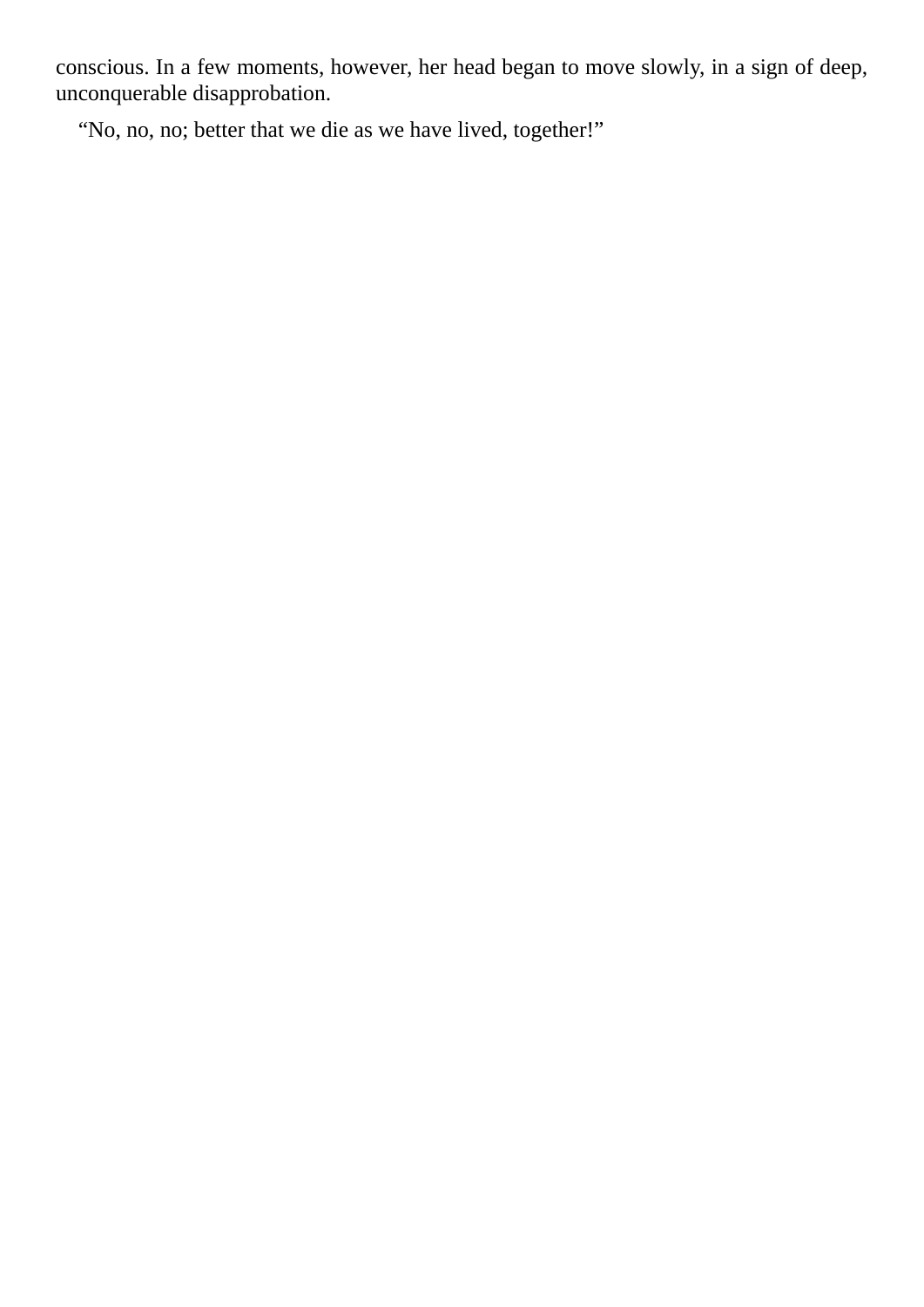conscious. In a few moments, however, her head began to move slowly, in a sign of deep, unconquerable disapprobation.

“No, no, no; better that we die as we have lived, together!”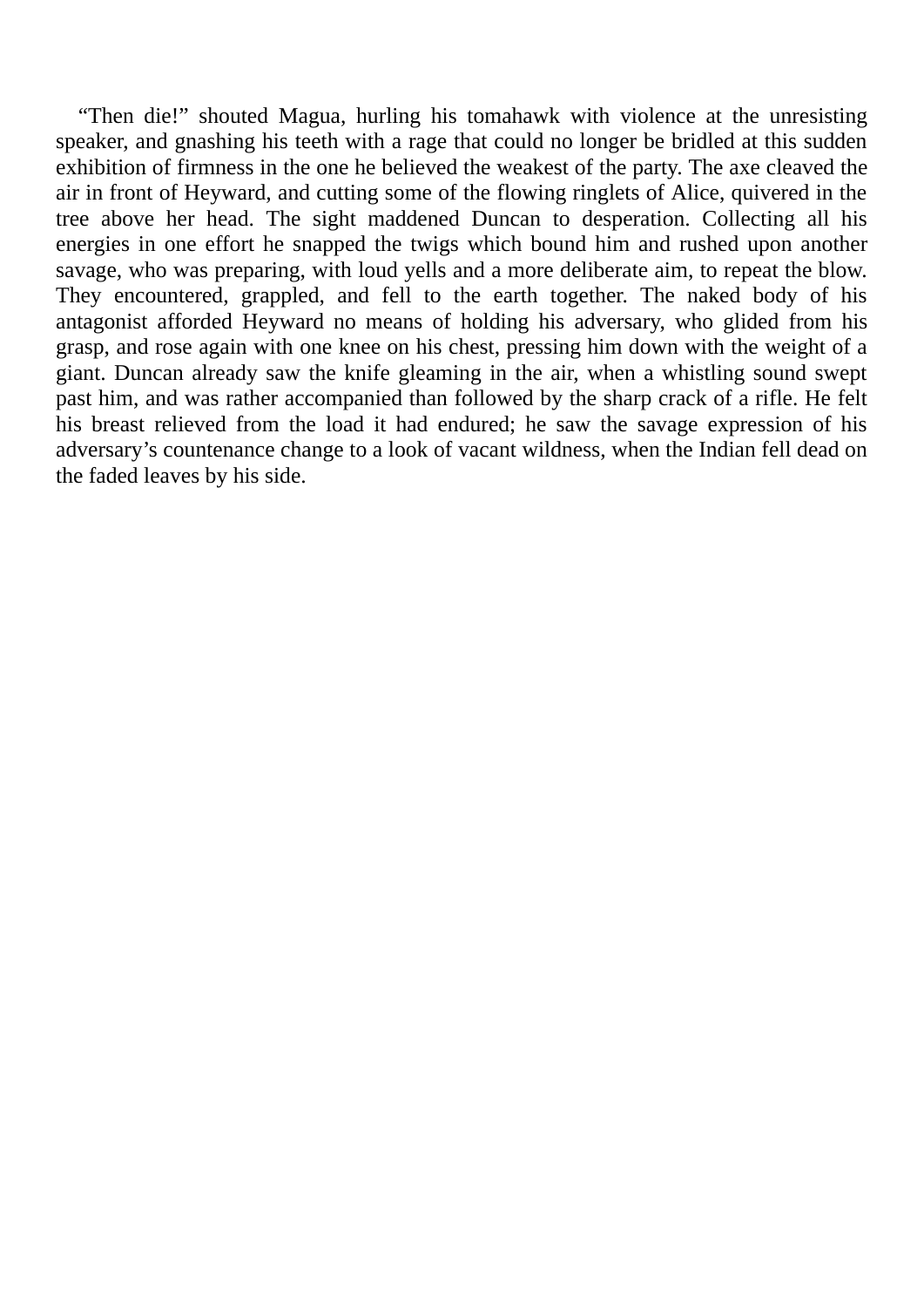“Then die!” shouted Magua, hurling his tomahawk with violence at the unresisting speaker, and gnashing his teeth with a rage that could no longer be bridled at this sudden exhibition of firmness in the one he believed the weakest of the party. The axe cleaved the air in front of Heyward, and cutting some of the flowing ringlets of Alice, quivered in the tree above her head. The sight maddened Duncan to desperation. Collecting all his energies in one effort he snapped the twigs which bound him and rushed upon another savage, who was preparing, with loud yells and a more deliberate aim, to repeat the blow. They encountered, grappled, and fell to the earth together. The naked body of his antagonist afforded Heyward no means of holding his adversary, who glided from his grasp, and rose again with one knee on his chest, pressing him down with the weight of a giant. Duncan already saw the knife gleaming in the air, when a whistling sound swept past him, and was rather accompanied than followed by the sharp crack of a rifle. He felt his breast relieved from the load it had endured; he saw the savage expression of his adversary’s countenance change to a look of vacant wildness, when the Indian fell dead on the faded leaves by his side.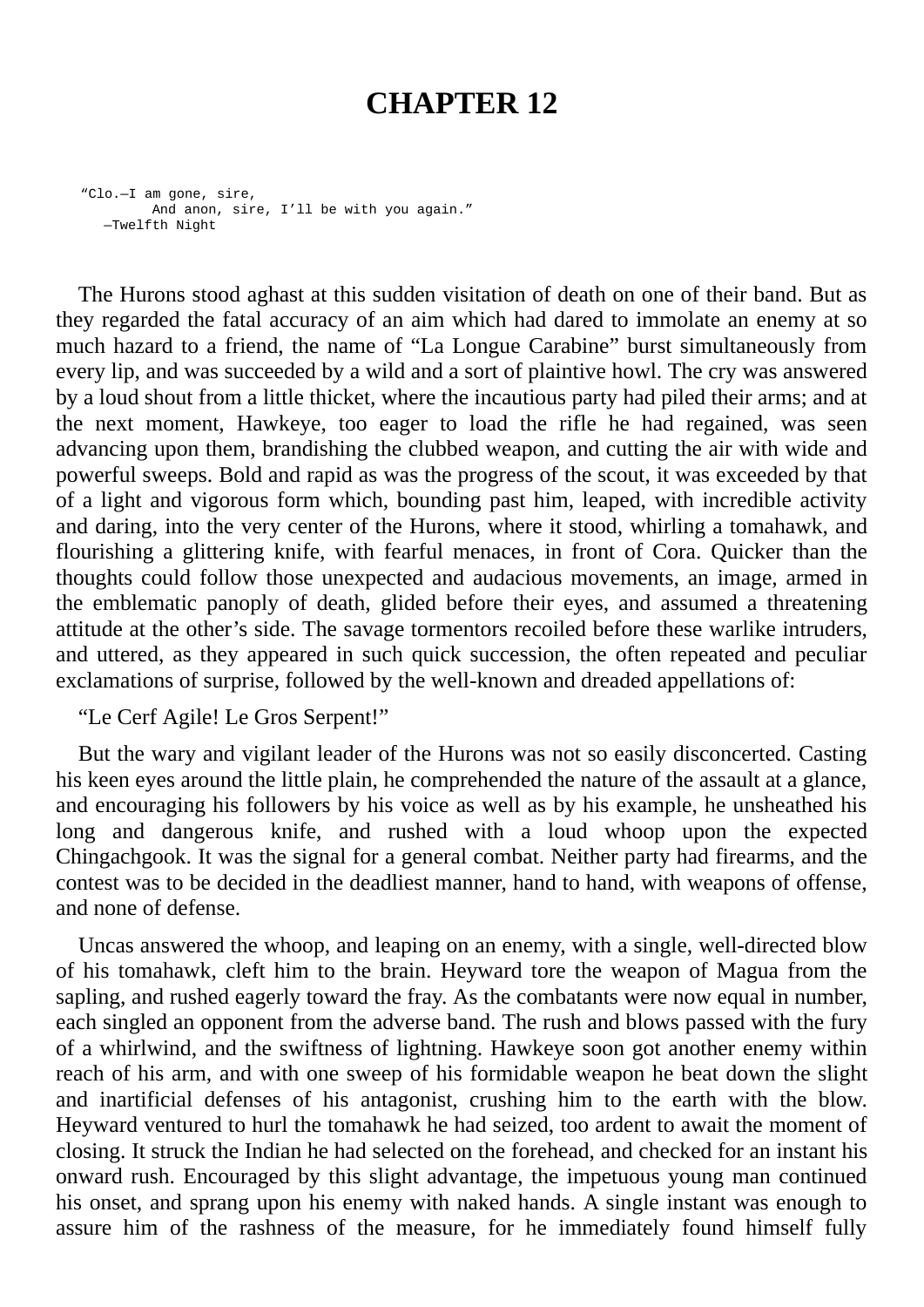# CHAPTER 12

```
“Clo.—I am gone, sire,
        And anon, sire, I’ll be with you again.”
    —Twelfth Night
```

The Hurons stood aghast at this sudden visitation of death on one of their band. But as they regarded the fatal accuracy of an aim which had dared to immolate an enemy at so much hazard to a friend, the name of “La Longue Carabine” burst simultaneously from every lip, and was succeeded by a wild and a sort of plaintive howl. The cry was answered by a loud shout from a little thicket, where the incautious party had piled their arms; and at the next moment, Hawkeye, too eager to load the rifle he had regained, was seen advancing upon them, brandishing the clubbed weapon, and cutting the air with wide and powerful sweeps. Bold and rapid as was the progress of the scout, it was exceeded by that of a light and vigorous form which, bounding past him, leaped, with incredible activity and daring, into the very center of the Hurons, where it stood, whirling a tomahawk, and flourishing a glittering knife, with fearful menaces, in front of Cora. Quicker than the thoughts could follow those unexpected and audacious movements, an image, armed in the emblematic panoply of death, glided before their eyes, and assumed a threatening attitude at the other’s side. The savage tormentors recoiled before these warlike intruders, and uttered, as they appeared in such quick succession, the often repeated and peculiar exclamations of surprise, followed by the well-known and dreaded appellations of:

“Le Cerf Agile! Le Gros Serpent!”

But the wary and vigilant leader of the Hurons was not so easily disconcerted. Casting his keen eyes around the little plain, he comprehended the nature of the assault at a glance, and encouraging his followers by his voice as well as by his example, he unsheathed his long and dangerous knife, and rushed with a loud whoop upon the expected Chingachgook. It was the signal for a general combat. Neither party had firearms, and the contest was to be decided in the deadliest manner, hand to hand, with weapons of offense, and none of defense.

Uncas answered the whoop, and leaping on an enemy, with a single, well-directed blow of his tomahawk, cleft him to the brain. Heyward tore the weapon of Magua from the sapling, and rushed eagerly toward the fray. As the combatants were now equal in number, each singled an opponent from the adverse band. The rush and blows passed with the fury of a whirlwind, and the swiftness of lightning. Hawkeye soon got another enemy within reach of his arm, and with one sweep of his formidable weapon he beat down the slight and inartificial defenses of his antagonist, crushing him to the earth with the blow. Heyward ventured to hurl the tomahawk he had seized, too ardent to await the moment of closing. It struck the Indian he had selected on the forehead, and checked for an instant his onward rush. Encouraged by this slight advantage, the impetuous young man continued his onset, and sprang upon his enemy with naked hands. A single instant was enough to assure him of the rashness of the measure, for he immediately found himself fully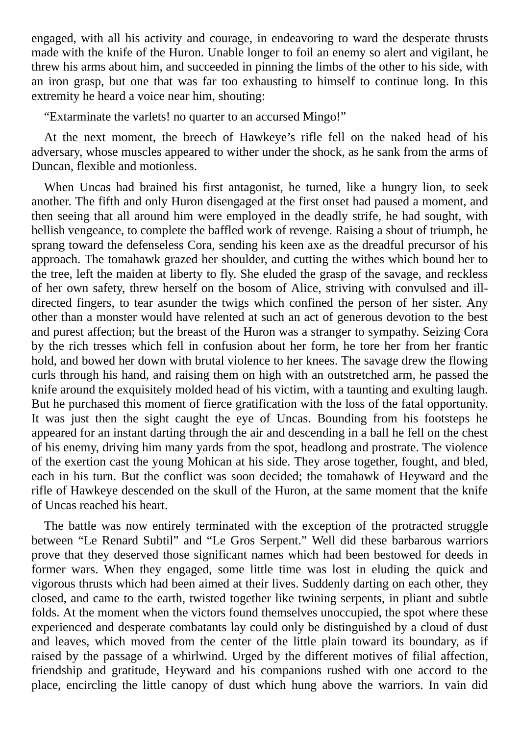engaged, with all his activity and courage, in endeavoring to ward the desperate thrusts made with the knife of the Huron. Unable longer to foil an enemy so alert and vigilant, he threw his arms about him, and succeeded in pinning the limbs of the other to his side, with an iron grasp, but one that was far too exhausting to himself to continue long. In this extremity he heard a voice near him, shouting:

"Extarminate the varlets! no quarter to an accursed Mingo!"

At the next moment, the breech of Hawkeye's rifle fell on the naked head of his adversary, whose muscles appeared to wither under the shock, as he sank from the arms of Duncan, flexible and motionless.

When Uncas had brained his first antagonist, he turned, like a hungry lion, to seek another. The fifth and only Huron disengaged at the first onset had paused a moment, and then seeing that all around him were employed in the deadly strife, he had sought, with hellish vengeance, to complete the baffled work of revenge. Raising a shout of triumph, he sprang toward the defenseless Cora, sending his keen axe as the dreadful precursor of his approach. The tomahawk grazed her shoulder, and cutting the withes which bound her to the tree, left the maiden at liberty to fly. She eluded the grasp of the savage, and reckless of her own safety, threw herself on the bosom of Alice, striving with convulsed and ill-directed fingers, to tear asunder the twigs which confined the person of her sister. Any other than a monster would have relented at such an act of generous devotion to the best and purest affection; but the breast of the Huron was a stranger to sympathy. Seizing Cora by the rich tresses which fell in confusion about her form, he tore her from her frantic hold, and bowed her down with brutal violence to her knees. The savage drew the flowing curls through his hand, and raising them on high with an outstretched arm, he passed the knife around the exquisitely molded head of his victim, with a taunting and exulting laugh. But he purchased this moment of fierce gratification with the loss of the fatal opportunity. It was just then the sight caught the eye of Uncas. Bounding from his footsteps he appeared for an instant darting through the air and descending in a ball he fell on the chest of his enemy, driving him many yards from the spot, headlong and prostrate. The violence of the exertion cast the young Mohican at his side. They arose together, fought, and bled, each in his turn. But the conflict was soon decided; the tomahawk of Heyward and the rifle of Hawkeye descended on the skull of the Huron, at the same moment that the knife of Uncas reached his heart.

The battle was now entirely terminated with the exception of the protracted struggle between "Le Renard Subtil" and "Le Gros Serpent." Well did these barbarous warriors prove that they deserved those significant names which had been bestowed for deeds in former wars. When they engaged, some little time was lost in eluding the quick and vigorous thrusts which had been aimed at their lives. Suddenly darting on each other, they closed, and came to the earth, twisted together like twining serpents, in pliant and subtle folds. At the moment when the victors found themselves unoccupied, the spot where these experienced and desperate combatants lay could only be distinguished by a cloud of dust and leaves, which moved from the center of the little plain toward its boundary, as if raised by the passage of a whirlwind. Urged by the different motives of filial affection, friendship and gratitude, Heyward and his companions rushed with one accord to the place, encircling the little canopy of dust which hung above the warriors. In vain did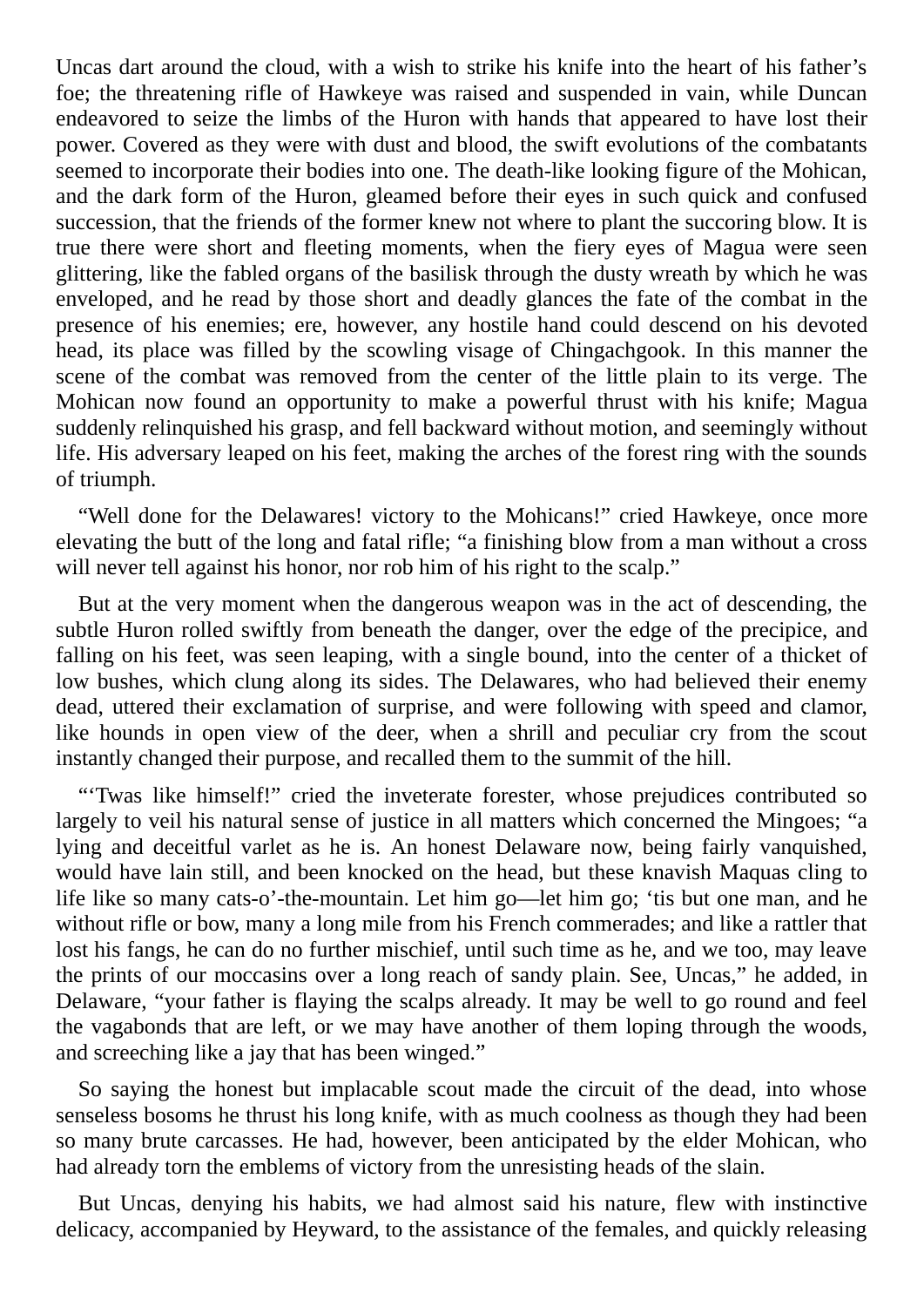Uncas dart around the cloud, with a wish to strike his knife into the heart of his father's foe; the threatening rifle of Hawkeye was raised and suspended in vain, while Duncan endeavored to seize the limbs of the Huron with hands that appeared to have lost their power. Covered as they were with dust and blood, the swift evolutions of the combatants seemed to incorporate their bodies into one. The death-like looking figure of the Mohican, and the dark form of the Huron, gleamed before their eyes in such quick and confused succession, that the friends of the former knew not where to plant the succoring blow. It is true there were short and fleeting moments, when the fiery eyes of Magua were seen glittering, like the fabled organs of the basilisk through the dusty wreath by which he was enveloped, and he read by those short and deadly glances the fate of the combat in the presence of his enemies; ere, however, any hostile hand could descend on his devoted head, its place was filled by the scowling visage of Chingachgook. In this manner the scene of the combat was removed from the center of the little plain to its verge. The Mohican now found an opportunity to make a powerful thrust with his knife; Magua suddenly relinquished his grasp, and fell backward without motion, and seemingly without life. His adversary leaped on his feet, making the arches of the forest ring with the sounds of triumph.

"Well done for the Delawares! victory to the Mohicans!" cried Hawkeye, once more elevating the butt of the long and fatal rifle; "a finishing blow from a man without a cross will never tell against his honor, nor rob him of his right to the scalp."

But at the very moment when the dangerous weapon was in the act of descending, the subtle Huron rolled swiftly from beneath the danger, over the edge of the precipice, and falling on his feet, was seen leaping, with a single bound, into the center of a thicket of low bushes, which clung along its sides. The Delawares, who had believed their enemy dead, uttered their exclamation of surprise, and were following with speed and clamor, like hounds in open view of the deer, when a shrill and peculiar cry from the scout instantly changed their purpose, and recalled them to the summit of the hill.

"'Twas like himself!" cried the inveterate forester, whose prejudices contributed so largely to veil his natural sense of justice in all matters which concerned the Mingoes; "a lying and deceitful varlet as he is. An honest Delaware now, being fairly vanquished, would have lain still, and been knocked on the head, but these knavish Maquas cling to life like so many cats-o'-the-mountain. Let him go—let him go; 'tis but one man, and he without rifle or bow, many a long mile from his French commerades; and like a rattler that lost his fangs, he can do no further mischief, until such time as he, and we too, may leave the prints of our moccasins over a long reach of sandy plain. See, Uncas," he added, in Delaware, "your father is flaying the scalps already. It may be well to go round and feel the vagabonds that are left, or we may have another of them loping through the woods, and screeching like a jay that has been winged."

So saying the honest but implacable scout made the circuit of the dead, into whose senseless bosoms he thrust his long knife, with as much coolness as though they had been so many brute carcasses. He had, however, been anticipated by the elder Mohican, who had already torn the emblems of victory from the unresisting heads of the slain.

But Uncas, denying his habits, we had almost said his nature, flew with instinctive delicacy, accompanied by Heyward, to the assistance of the females, and quickly releasing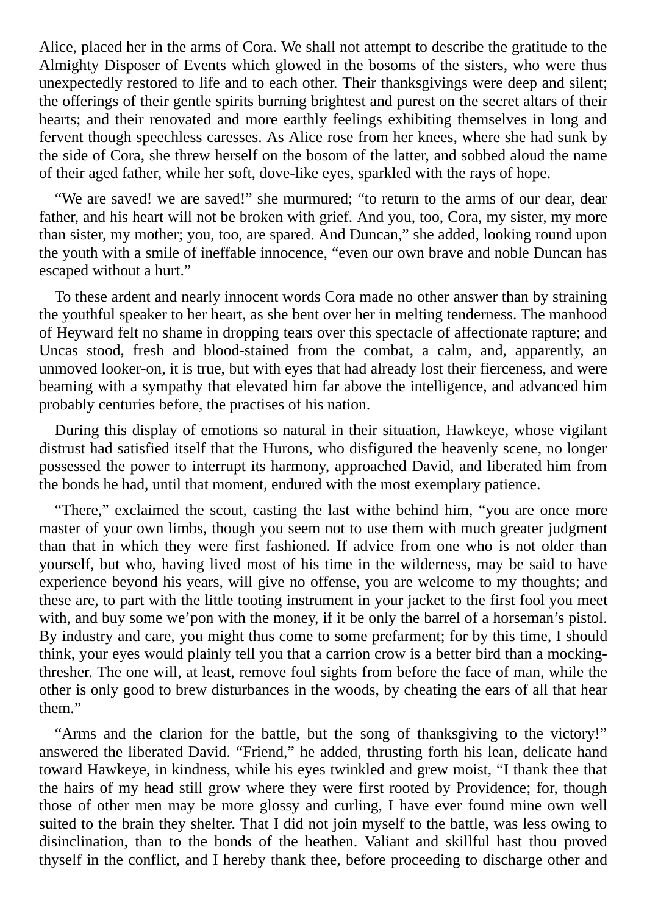Alice, placed her in the arms of Cora. We shall not attempt to describe the gratitude to the Almighty Disposer of Events which glowed in the bosoms of the sisters, who were thus unexpectedly restored to life and to each other. Their thanksgivings were deep and silent; the offerings of their gentle spirits burning brightest and purest on the secret altars of their hearts; and their renovated and more earthly feelings exhibiting themselves in long and fervent though speechless caresses. As Alice rose from her knees, where she had sunk by the side of Cora, she threw herself on the bosom of the latter, and sobbed aloud the name of their aged father, while her soft, dove-like eyes, sparkled with the rays of hope.

"We are saved! we are saved!" she murmured; "to return to the arms of our dear, dear father, and his heart will not be broken with grief. And you, too, Cora, my sister, my more than sister, my mother; you, too, are spared. And Duncan," she added, looking round upon the youth with a smile of ineffable innocence, "even our own brave and noble Duncan has escaped without a hurt."

To these ardent and nearly innocent words Cora made no other answer than by straining the youthful speaker to her heart, as she bent over her in melting tenderness. The manhood of Heyward felt no shame in dropping tears over this spectacle of affectionate rapture; and Uncas stood, fresh and blood-stained from the combat, a calm, and, apparently, an unmoved looker-on, it is true, but with eyes that had already lost their fierceness, and were beaming with a sympathy that elevated him far above the intelligence, and advanced him probably centuries before, the practises of his nation.

During this display of emotions so natural in their situation, Hawkeye, whose vigilant distrust had satisfied itself that the Hurons, who disfigured the heavenly scene, no longer possessed the power to interrupt its harmony, approached David, and liberated him from the bonds he had, until that moment, endured with the most exemplary patience.

"There," exclaimed the scout, casting the last withe behind him, "you are once more master of your own limbs, though you seem not to use them with much greater judgment than that in which they were first fashioned. If advice from one who is not older than yourself, but who, having lived most of his time in the wilderness, may be said to have experience beyond his years, will give no offense, you are welcome to my thoughts; and these are, to part with the little tooting instrument in your jacket to the first fool you meet with, and buy some we'pon with the money, if it be only the barrel of a horseman's pistol. By industry and care, you might thus come to some prefarment; for by this time, I should think, your eyes would plainly tell you that a carrion crow is a better bird than a mocking-thresher. The one will, at least, remove foul sights from before the face of man, while the other is only good to brew disturbances in the woods, by cheating the ears of all that hear them."

"Arms and the clarion for the battle, but the song of thanksgiving to the victory!" answered the liberated David. "Friend," he added, thrusting forth his lean, delicate hand toward Hawkeye, in kindness, while his eyes twinkled and grew moist, "I thank thee that the hairs of my head still grow where they were first rooted by Providence; for, though those of other men may be more glossy and curling, I have ever found mine own well suited to the brain they shelter. That I did not join myself to the battle, was less owing to disinclination, than to the bonds of the heathen. Valiant and skillful hast thou proved thyself in the conflict, and I hereby thank thee, before proceeding to discharge other and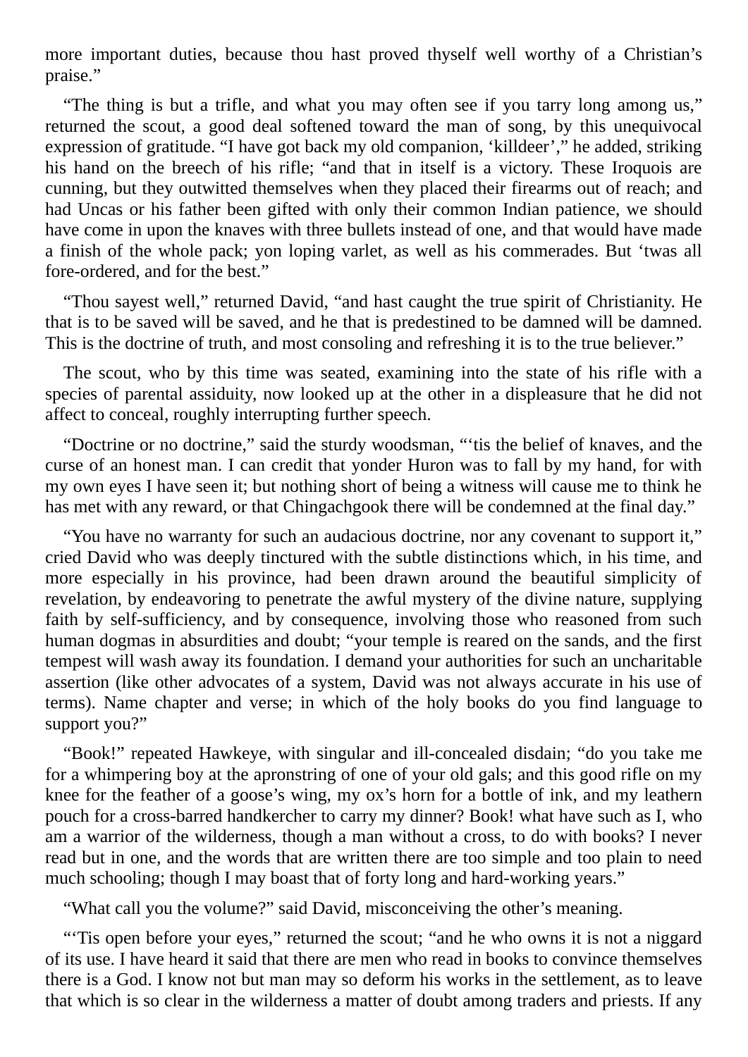more important duties, because thou hast proved thyself well worthy of a Christian's praise."

"The thing is but a trifle, and what you may often see if you tarry long among us," returned the scout, a good deal softened toward the man of song, by this unequivocal expression of gratitude. "I have got back my old companion, 'killdeer'," he added, striking his hand on the breech of his rifle; "and that in itself is a victory. These Iroquois are cunning, but they outwitted themselves when they placed their firearms out of reach; and had Uncas or his father been gifted with only their common Indian patience, we should have come in upon the knaves with three bullets instead of one, and that would have made a finish of the whole pack; yon loping varlet, as well as his commerades. But 'twas all fore-ordered, and for the best."

"Thou sayest well," returned David, "and hast caught the true spirit of Christianity. He that is to be saved will be saved, and he that is predestined to be damned will be damned. This is the doctrine of truth, and most consoling and refreshing it is to the true believer."

The scout, who by this time was seated, examining into the state of his rifle with a species of parental assiduity, now looked up at the other in a displeasure that he did not affect to conceal, roughly interrupting further speech.

"Doctrine or no doctrine," said the sturdy woodsman, "'tis the belief of knaves, and the curse of an honest man. I can credit that yonder Huron was to fall by my hand, for with my own eyes I have seen it; but nothing short of being a witness will cause me to think he has met with any reward, or that Chingachgook there will be condemned at the final day."

"You have no warranty for such an audacious doctrine, nor any covenant to support it," cried David who was deeply tinctured with the subtle distinctions which, in his time, and more especially in his province, had been drawn around the beautiful simplicity of revelation, by endeavoring to penetrate the awful mystery of the divine nature, supplying faith by self-sufficiency, and by consequence, involving those who reasoned from such human dogmas in absurdities and doubt; "your temple is reared on the sands, and the first tempest will wash away its foundation. I demand your authorities for such an uncharitable assertion (like other advocates of a system, David was not always accurate in his use of terms). Name chapter and verse; in which of the holy books do you find language to support you?"

"Book!" repeated Hawkeye, with singular and ill-concealed disdain; "do you take me for a whimpering boy at the apronstring of one of your old gals; and this good rifle on my knee for the feather of a goose's wing, my ox's horn for a bottle of ink, and my leathern pouch for a cross-barred handkercher to carry my dinner? Book! what have such as I, who am a warrior of the wilderness, though a man without a cross, to do with books? I never read but in one, and the words that are written there are too simple and too plain to need much schooling; though I may boast that of forty long and hard-working years."

"What call you the volume?" said David, misconceiving the other's meaning.

"'Tis open before your eyes," returned the scout; "and he who owns it is not a niggard of its use. I have heard it said that there are men who read in books to convince themselves there is a God. I know not but man may so deform his works in the settlement, as to leave that which is so clear in the wilderness a matter of doubt among traders and priests. If any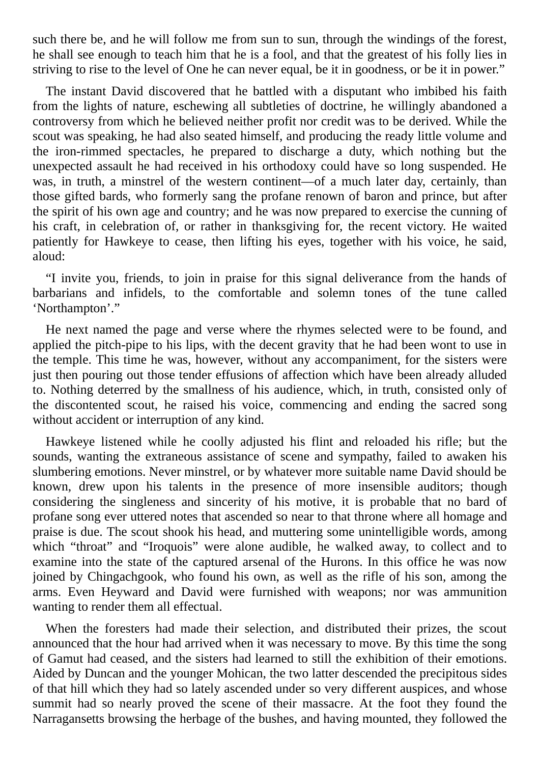such there be, and he will follow me from sun to sun, through the windings of the forest, he shall see enough to teach him that he is a fool, and that the greatest of his folly lies in striving to rise to the level of One he can never equal, be it in goodness, or be it in power.”

The instant David discovered that he battled with a disputant who imbibed his faith from the lights of nature, eschewing all subtleties of doctrine, he willingly abandoned a controversy from which he believed neither profit nor credit was to be derived. While the scout was speaking, he had also seated himself, and producing the ready little volume and the iron-rimmed spectacles, he prepared to discharge a duty, which nothing but the unexpected assault he had received in his orthodoxy could have so long suspended. He was, in truth, a minstrel of the western continent—of a much later day, certainly, than those gifted bards, who formerly sang the profane renown of baron and prince, but after the spirit of his own age and country; and he was now prepared to exercise the cunning of his craft, in celebration of, or rather in thanksgiving for, the recent victory. He waited patiently for Hawkeye to cease, then lifting his eyes, together with his voice, he said, aloud:

“I invite you, friends, to join in praise for this signal deliverance from the hands of barbarians and infidels, to the comfortable and solemn tones of the tune called ‘Northampton’.”

He next named the page and verse where the rhymes selected were to be found, and applied the pitch-pipe to his lips, with the decent gravity that he had been wont to use in the temple. This time he was, however, without any accompaniment, for the sisters were just then pouring out those tender effusions of affection which have been already alluded to. Nothing deterred by the smallness of his audience, which, in truth, consisted only of the discontented scout, he raised his voice, commencing and ending the sacred song without accident or interruption of any kind.

Hawkeye listened while he coolly adjusted his flint and reloaded his rifle; but the sounds, wanting the extraneous assistance of scene and sympathy, failed to awaken his slumbering emotions. Never minstrel, or by whatever more suitable name David should be known, drew upon his talents in the presence of more insensible auditors; though considering the singleness and sincerity of his motive, it is probable that no bard of profane song ever uttered notes that ascended so near to that throne where all homage and praise is due. The scout shook his head, and muttering some unintelligible words, among which “throat” and “Iroquois” were alone audible, he walked away, to collect and to examine into the state of the captured arsenal of the Hurons. In this office he was now joined by Chingachgook, who found his own, as well as the rifle of his son, among the arms. Even Heyward and David were furnished with weapons; nor was ammunition wanting to render them all effectual.

When the foresters had made their selection, and distributed their prizes, the scout announced that the hour had arrived when it was necessary to move. By this time the song of Gamut had ceased, and the sisters had learned to still the exhibition of their emotions. Aided by Duncan and the younger Mohican, the two latter descended the precipitous sides of that hill which they had so lately ascended under so very different auspices, and whose summit had so nearly proved the scene of their massacre. At the foot they found the Narragansetts browsing the herbage of the bushes, and having mounted, they followed the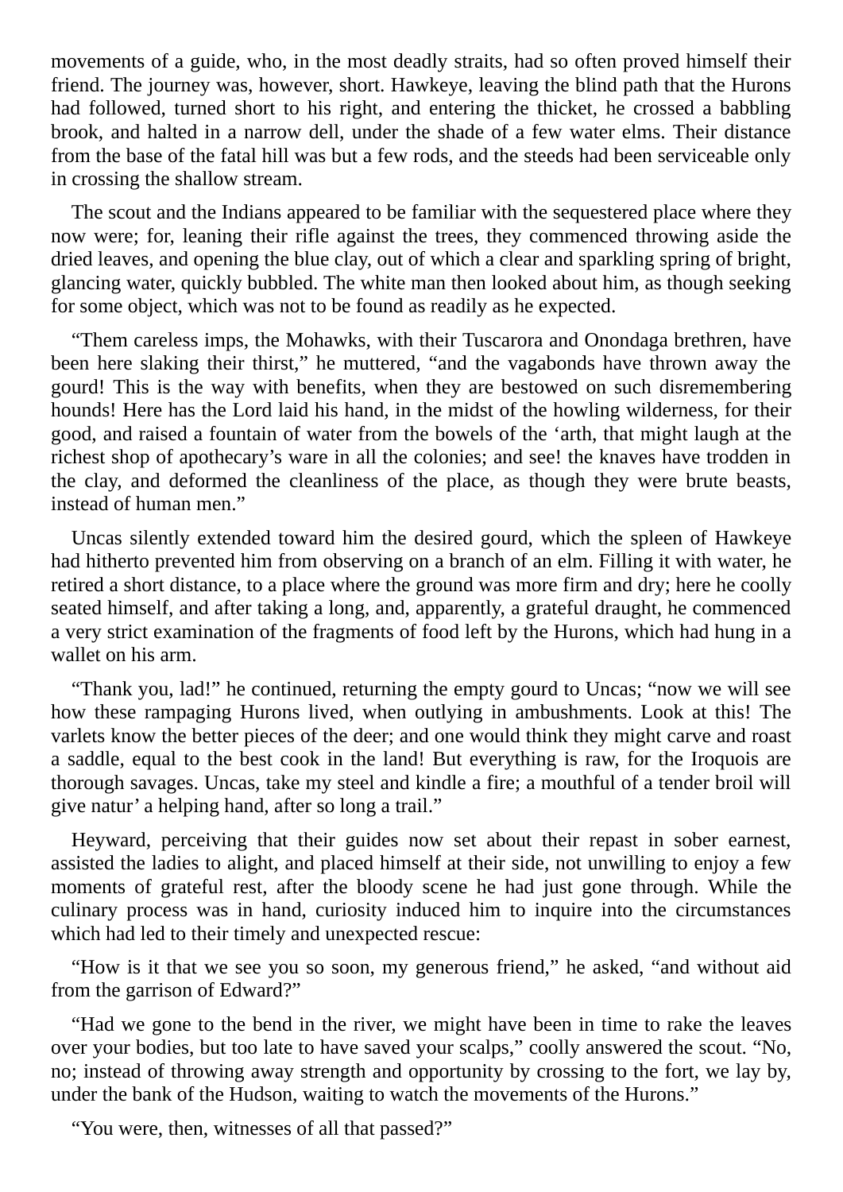movements of a guide, who, in the most deadly straits, had so often proved himself their friend. The journey was, however, short. Hawkeye, leaving the blind path that the Hurons had followed, turned short to his right, and entering the thicket, he crossed a babbling brook, and halted in a narrow dell, under the shade of a few water elms. Their distance from the base of the fatal hill was but a few rods, and the steeds had been serviceable only in crossing the shallow stream.

The scout and the Indians appeared to be familiar with the sequestered place where they now were; for, leaning their rifle against the trees, they commenced throwing aside the dried leaves, and opening the blue clay, out of which a clear and sparkling spring of bright, glancing water, quickly bubbled. The white man then looked about him, as though seeking for some object, which was not to be found as readily as he expected.

“Them careless imps, the Mohawks, with their Tuscarora and Onondaga brethren, have been here slaking their thirst,” he muttered, “and the vagabonds have thrown away the gourd! This is the way with benefits, when they are bestowed on such disremembering hounds! Here has the Lord laid his hand, in the midst of the howling wilderness, for their good, and raised a fountain of water from the bowels of the ‘arth, that might laugh at the richest shop of apothecary’s ware in all the colonies; and see! the knaves have trodden in the clay, and deformed the cleanliness of the place, as though they were brute beasts, instead of human men.”

Uncas silently extended toward him the desired gourd, which the spleen of Hawkeye had hitherto prevented him from observing on a branch of an elm. Filling it with water, he retired a short distance, to a place where the ground was more firm and dry; here he coolly seated himself, and after taking a long, and, apparently, a grateful draught, he commenced a very strict examination of the fragments of food left by the Hurons, which had hung in a wallet on his arm.

“Thank you, lad!” he continued, returning the empty gourd to Uncas; “now we will see how these rampaging Hurons lived, when outlying in ambushments. Look at this! The varlets know the better pieces of the deer; and one would think they might carve and roast a saddle, equal to the best cook in the land! But everything is raw, for the Iroquois are thorough savages. Uncas, take my steel and kindle a fire; a mouthful of a tender broil will give natur’ a helping hand, after so long a trail.”

Heyward, perceiving that their guides now set about their repast in sober earnest, assisted the ladies to alight, and placed himself at their side, not unwilling to enjoy a few moments of grateful rest, after the bloody scene he had just gone through. While the culinary process was in hand, curiosity induced him to inquire into the circumstances which had led to their timely and unexpected rescue:

“How is it that we see you so soon, my generous friend,” he asked, “and without aid from the garrison of Edward?”

“Had we gone to the bend in the river, we might have been in time to rake the leaves over your bodies, but too late to have saved your scalps,” coolly answered the scout. “No, no; instead of throwing away strength and opportunity by crossing to the fort, we lay by, under the bank of the Hudson, waiting to watch the movements of the Hurons.”

“You were, then, witnesses of all that passed?”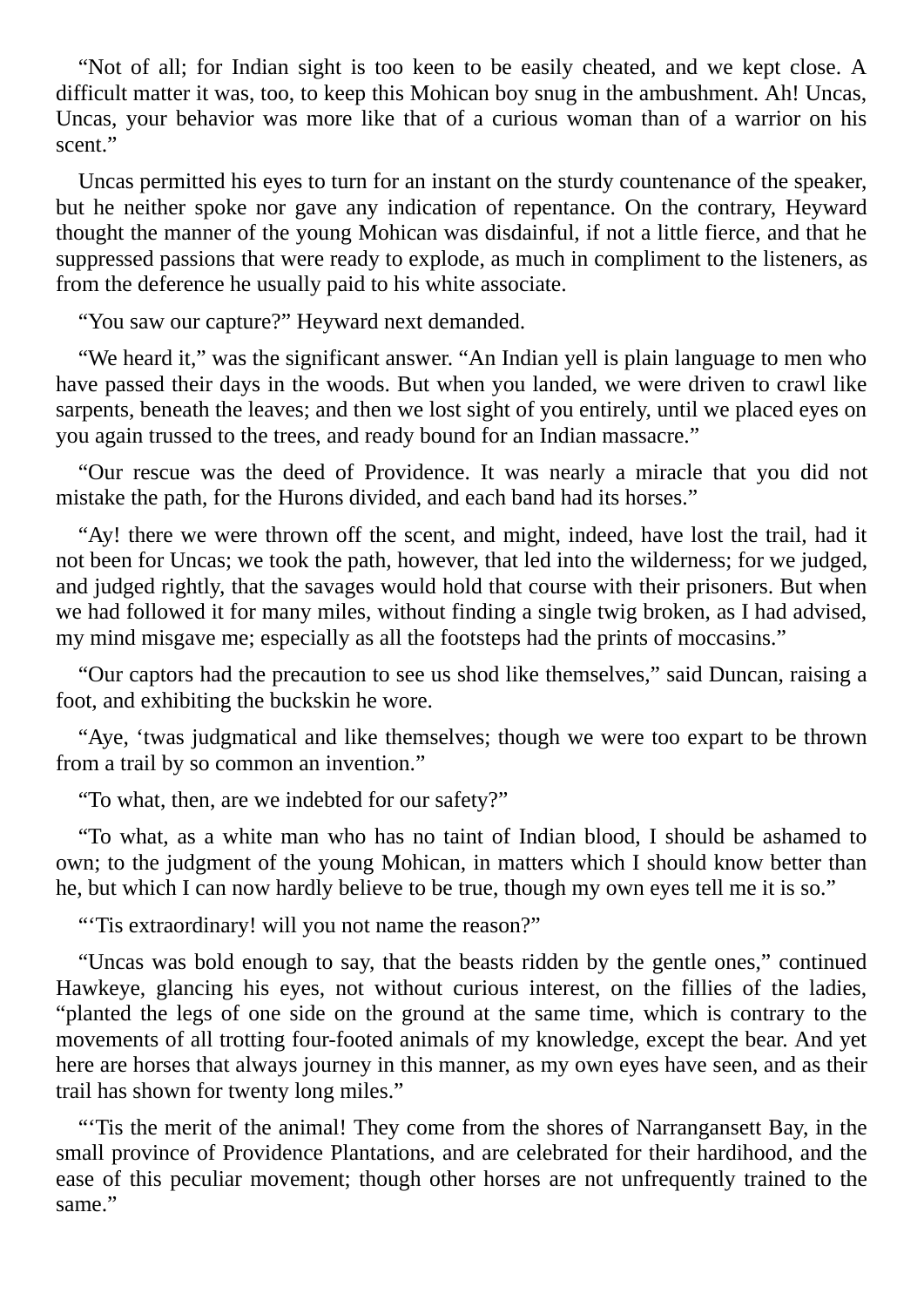"Not of all; for Indian sight is too keen to be easily cheated, and we kept close. A difficult matter it was, too, to keep this Mohican boy snug in the ambushment. Ah! Uncas, Uncas, your behavior was more like that of a curious woman than of a warrior on his scent."

Uncas permitted his eyes to turn for an instant on the sturdy countenance of the speaker, but he neither spoke nor gave any indication of repentance. On the contrary, Heyward thought the manner of the young Mohican was disdainful, if not a little fierce, and that he suppressed passions that were ready to explode, as much in compliment to the listeners, as from the deference he usually paid to his white associate.

"You saw our capture?" Heyward next demanded.

"We heard it," was the significant answer. "An Indian yell is plain language to men who have passed their days in the woods. But when you landed, we were driven to crawl like sarpents, beneath the leaves; and then we lost sight of you entirely, until we placed eyes on you again trussed to the trees, and ready bound for an Indian massacre."

"Our rescue was the deed of Providence. It was nearly a miracle that you did not mistake the path, for the Hurons divided, and each band had its horses."

"Ay! there we were thrown off the scent, and might, indeed, have lost the trail, had it not been for Uncas; we took the path, however, that led into the wilderness; for we judged, and judged rightly, that the savages would hold that course with their prisoners. But when we had followed it for many miles, without finding a single twig broken, as I had advised, my mind misgave me; especially as all the footsteps had the prints of moccasins."

"Our captors had the precaution to see us shod like themselves," said Duncan, raising a foot, and exhibiting the buckskin he wore.

"Aye, 'twas judgmatical and like themselves; though we were too expart to be thrown from a trail by so common an invention."

"To what, then, are we indebted for our safety?"

"To what, as a white man who has no taint of Indian blood, I should be ashamed to own; to the judgment of the young Mohican, in matters which I should know better than he, but which I can now hardly believe to be true, though my own eyes tell me it is so."

"'Tis extraordinary! will you not name the reason?"

"Uncas was bold enough to say, that the beasts ridden by the gentle ones," continued Hawkeye, glancing his eyes, not without curious interest, on the fillies of the ladies, "planted the legs of one side on the ground at the same time, which is contrary to the movements of all trotting four-footed animals of my knowledge, except the bear. And yet here are horses that always journey in this manner, as my own eyes have seen, and as their trail has shown for twenty long miles."

"'Tis the merit of the animal! They come from the shores of Narragansett Bay, in the small province of Providence Plantations, and are celebrated for their hardihood, and the ease of this peculiar movement; though other horses are not unfrequently trained to the same."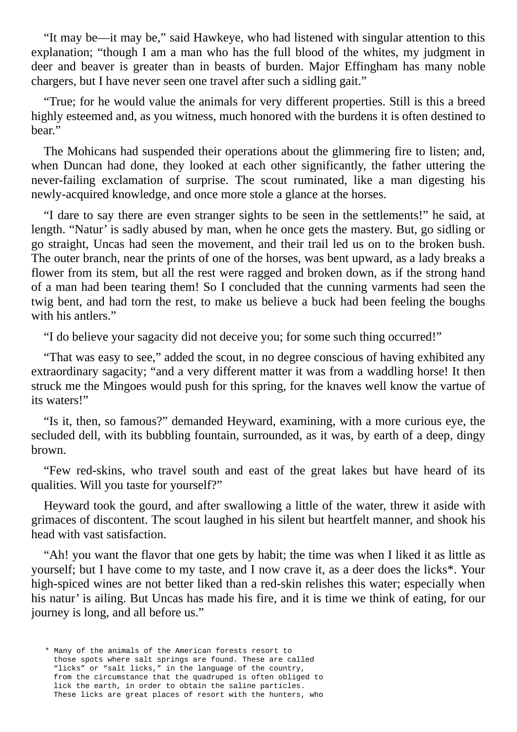"It may be—it may be," said Hawkeye, who had listened with singular attention to this explanation; "though I am a man who has the full blood of the whites, my judgment in deer and beaver is greater than in beasts of burden. Major Effingham has many noble chargers, but I have never seen one travel after such a sidling gait."

"True; for he would value the animals for very different properties. Still is this a breed highly esteemed and, as you witness, much honored with the burdens it is often destined to bear."

The Mohicans had suspended their operations about the glimmering fire to listen; and, when Duncan had done, they looked at each other significantly, the father uttering the never-failing exclamation of surprise. The scout ruminated, like a man digesting his newly-acquired knowledge, and once more stole a glance at the horses.

"I dare to say there are even stranger sights to be seen in the settlements!" he said, at length. "Natur' is sadly abused by man, when he once gets the mastery. But, go sidling or go straight, Uncas had seen the movement, and their trail led us on to the broken bush. The outer branch, near the prints of one of the horses, was bent upward, as a lady breaks a flower from its stem, but all the rest were ragged and broken down, as if the strong hand of a man had been tearing them! So I concluded that the cunning varments had seen the twig bent, and had torn the rest, to make us believe a buck had been feeling the boughs with his antlers."

"I do believe your sagacity did not deceive you; for some such thing occurred!"

"That was easy to see," added the scout, in no degree conscious of having exhibited any extraordinary sagacity; "and a very different matter it was from a waddling horse! It then struck me the Mingoes would push for this spring, for the knaves well know the vartue of its waters!"

"Is it, then, so famous?" demanded Heyward, examining, with a more curious eye, the secluded dell, with its bubbling fountain, surrounded, as it was, by earth of a deep, dingy brown.

"Few red-skins, who travel south and east of the great lakes but have heard of its qualities. Will you taste for yourself?"

Heyward took the gourd, and after swallowing a little of the water, threw it aside with grimaces of discontent. The scout laughed in his silent but heartfelt manner, and shook his head with vast satisfaction.

"Ah! you want the flavor that one gets by habit; the time was when I liked it as little as yourself; but I have come to my taste, and I now crave it, as a deer does the licks*. Your high-spiced wines are not better liked than a red-skin relishes this water; especially when his natur' is ailing. But Uncas has made his fire, and it is time we think of eating, for our journey is long, and all before us."

```
* Many of the animals of the American forests resort to
  those spots where salt springs are found. These are called
  "licks" or "salt licks," in the language of the country,
  from the circumstance that the quadruped is often obliged to
  lick the earth, in order to obtain the saline particles.
  These licks are great places of resort with the hunters, who
```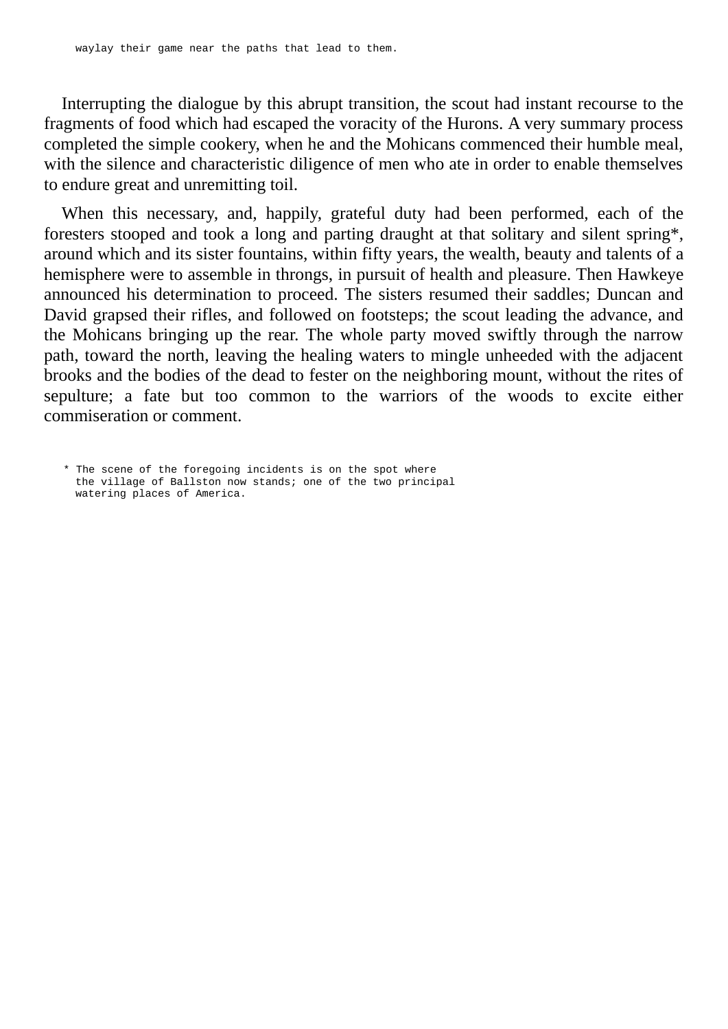waylay their game near the paths that lead to them.

Interrupting the dialogue by this abrupt transition, the scout had instant recourse to the fragments of food which had escaped the voracity of the Hurons. A very summary process completed the simple cookery, when he and the Mohicans commenced their humble meal, with the silence and characteristic diligence of men who ate in order to enable themselves to endure great and unremitting toil.

When this necessary, and, happily, grateful duty had been performed, each of the foresters stooped and took a long and parting draught at that solitary and silent spring*, around which and its sister fountains, within fifty years, the wealth, beauty and talents of a hemisphere were to assemble in throngs, in pursuit of health and pleasure. Then Hawkeye announced his determination to proceed. The sisters resumed their saddles; Duncan and David grapsed their rifles, and followed on footsteps; the scout leading the advance, and the Mohicans bringing up the rear. The whole party moved swiftly through the narrow path, toward the north, leaving the healing waters to mingle unheeded with the adjacent brooks and the bodies of the dead to fester on the neighboring mount, without the rites of sepulture; a fate but too common to the warriors of the woods to excite either commiseration or comment.

\* The scene of the foregoing incidents is on the spot where the village of Ballston now stands; one of the two principal watering places of America.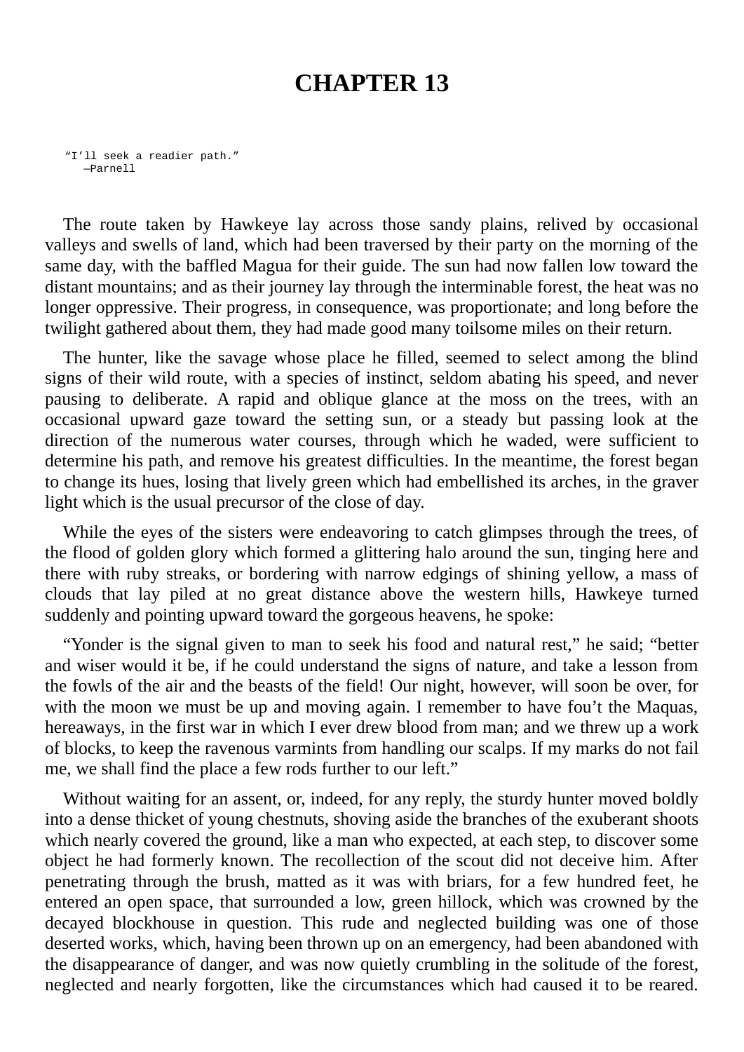# CHAPTER 13

> "I'll seek a readier path."
> —Parnell

The route taken by Hawkeye lay across those sandy plains, relived by occasional valleys and swells of land, which had been traversed by their party on the morning of the same day, with the baffled Magua for their guide. The sun had now fallen low toward the distant mountains; and as their journey lay through the interminable forest, the heat was no longer oppressive. Their progress, in consequence, was proportionate; and long before the twilight gathered about them, they had made good many toilsome miles on their return.

The hunter, like the savage whose place he filled, seemed to select among the blind signs of their wild route, with a species of instinct, seldom abating his speed, and never pausing to deliberate. A rapid and oblique glance at the moss on the trees, with an occasional upward gaze toward the setting sun, or a steady but passing look at the direction of the numerous water courses, through which he waded, were sufficient to determine his path, and remove his greatest difficulties. In the meantime, the forest began to change its hues, losing that lively green which had embellished its arches, in the graver light which is the usual precursor of the close of day.

While the eyes of the sisters were endeavoring to catch glimpses through the trees, of the flood of golden glory which formed a glittering halo around the sun, tinging here and there with ruby streaks, or bordering with narrow edgings of shining yellow, a mass of clouds that lay piled at no great distance above the western hills, Hawkeye turned suddenly and pointing upward toward the gorgeous heavens, he spoke:

"Yonder is the signal given to man to seek his food and natural rest," he said; "better and wiser would it be, if he could understand the signs of nature, and take a lesson from the fowls of the air and the beasts of the field! Our night, however, will soon be over, for with the moon we must be up and moving again. I remember to have fou't the Maquas, hereaways, in the first war in which I ever drew blood from man; and we threw up a work of blocks, to keep the ravenous varmints from handling our scalps. If my marks do not fail me, we shall find the place a few rods further to our left."

Without waiting for an assent, or, indeed, for any reply, the sturdy hunter moved boldly into a dense thicket of young chestnuts, shoving aside the branches of the exuberant shoots which nearly covered the ground, like a man who expected, at each step, to discover some object he had formerly known. The recollection of the scout did not deceive him. After penetrating through the brush, matted as it was with briars, for a few hundred feet, he entered an open space, that surrounded a low, green hillock, which was crowned by the decayed blockhouse in question. This rude and neglected building was one of those deserted works, which, having been thrown up on an emergency, had been abandoned with the disappearance of danger, and was now quietly crumbling in the solitude of the forest, neglected and nearly forgotten, like the circumstances which had caused it to be reared.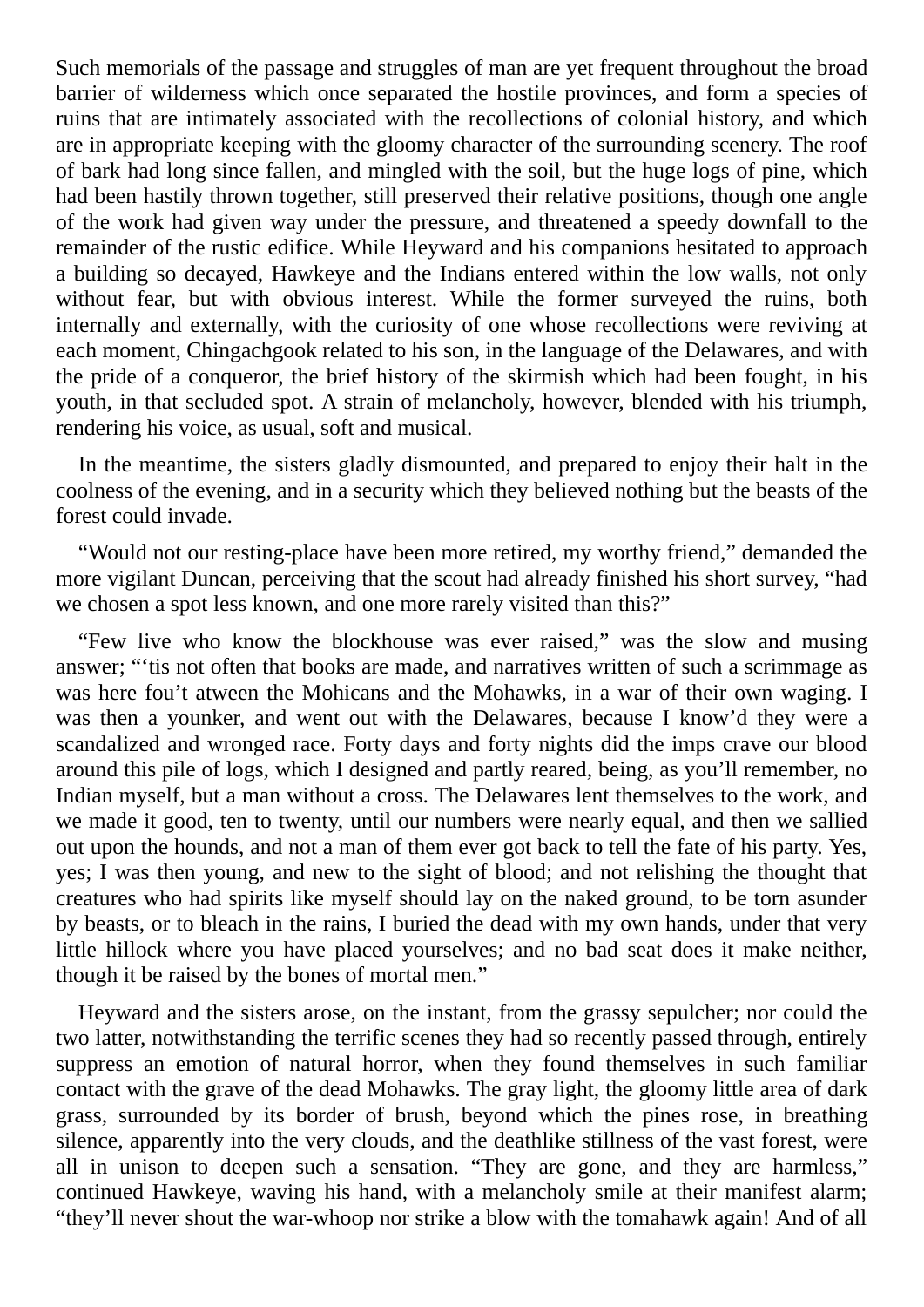Such memorials of the passage and struggles of man are yet frequent throughout the broad barrier of wilderness which once separated the hostile provinces, and form a species of ruins that are intimately associated with the recollections of colonial history, and which are in appropriate keeping with the gloomy character of the surrounding scenery. The roof of bark had long since fallen, and mingled with the soil, but the huge logs of pine, which had been hastily thrown together, still preserved their relative positions, though one angle of the work had given way under the pressure, and threatened a speedy downfall to the remainder of the rustic edifice. While Heyward and his companions hesitated to approach a building so decayed, Hawkeye and the Indians entered within the low walls, not only without fear, but with obvious interest. While the former surveyed the ruins, both internally and externally, with the curiosity of one whose recollections were reviving at each moment, Chingachgook related to his son, in the language of the Delawares, and with the pride of a conqueror, the brief history of the skirmish which had been fought, in his youth, in that secluded spot. A strain of melancholy, however, blended with his triumph, rendering his voice, as usual, soft and musical.

In the meantime, the sisters gladly dismounted, and prepared to enjoy their halt in the coolness of the evening, and in a security which they believed nothing but the beasts of the forest could invade.

“Would not our resting-place have been more retired, my worthy friend,” demanded the more vigilant Duncan, perceiving that the scout had already finished his short survey, “had we chosen a spot less known, and one more rarely visited than this?”

“Few live who know the blockhouse was ever raised,” was the slow and musing answer; “‘tis not often that books are made, and narratives written of such a scrimmage as was here fou’t atween the Mohicans and the Mohawks, in a war of their own waging. I was then a younker, and went out with the Delawares, because I know’d they were a scandalized and wronged race. Forty days and forty nights did the imps crave our blood around this pile of logs, which I designed and partly reared, being, as you’ll remember, no Indian myself, but a man without a cross. The Delawares lent themselves to the work, and we made it good, ten to twenty, until our numbers were nearly equal, and then we sallied out upon the hounds, and not a man of them ever got back to tell the fate of his party. Yes, yes; I was then young, and new to the sight of blood; and not relishing the thought that creatures who had spirits like myself should lay on the naked ground, to be torn asunder by beasts, or to bleach in the rains, I buried the dead with my own hands, under that very little hillock where you have placed yourselves; and no bad seat does it make neither, though it be raised by the bones of mortal men.”

Heyward and the sisters arose, on the instant, from the grassy sepulcher; nor could the two latter, notwithstanding the terrific scenes they had so recently passed through, entirely suppress an emotion of natural horror, when they found themselves in such familiar contact with the grave of the dead Mohawks. The gray light, the gloomy little area of dark grass, surrounded by its border of brush, beyond which the pines rose, in breathing silence, apparently into the very clouds, and the deathlike stillness of the vast forest, were all in unison to deepen such a sensation. “They are gone, and they are harmless,” continued Hawkeye, waving his hand, with a melancholy smile at their manifest alarm; “they’ll never shout the war-whoop nor strike a blow with the tomahawk again! And of all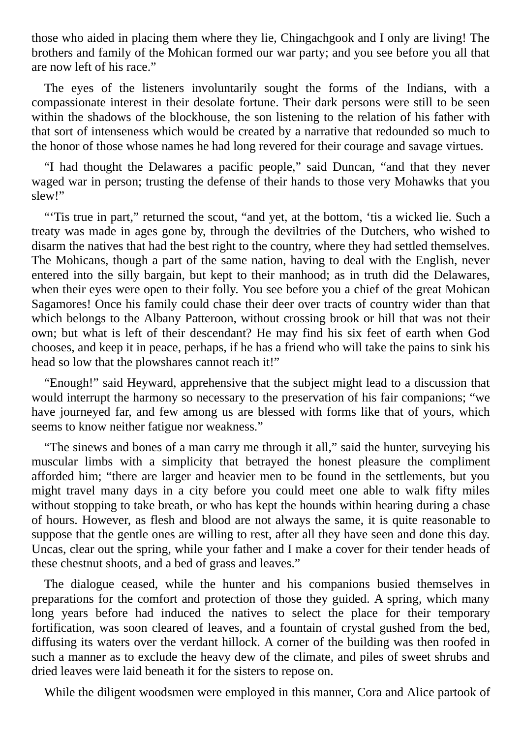those who aided in placing them where they lie, Chingachgook and I only are living! The brothers and family of the Mohican formed our war party; and you see before you all that are now left of his race."

The eyes of the listeners involuntarily sought the forms of the Indians, with a compassionate interest in their desolate fortune. Their dark persons were still to be seen within the shadows of the blockhouse, the son listening to the relation of his father with that sort of intenseness which would be created by a narrative that redounded so much to the honor of those whose names he had long revered for their courage and savage virtues.

"I had thought the Delawares a pacific people," said Duncan, "and that they never waged war in person; trusting the defense of their hands to those very Mohawks that you slew!"

"'Tis true in part," returned the scout, "and yet, at the bottom, 'tis a wicked lie. Such a treaty was made in ages gone by, through the deviltries of the Dutchers, who wished to disarm the natives that had the best right to the country, where they had settled themselves. The Mohicans, though a part of the same nation, having to deal with the English, never entered into the silly bargain, but kept to their manhood; as in truth did the Delawares, when their eyes were open to their folly. You see before you a chief of the great Mohican Sagamores! Once his family could chase their deer over tracts of country wider than that which belongs to the Albany Patteroon, without crossing brook or hill that was not their own; but what is left of their descendant? He may find his six feet of earth when God chooses, and keep it in peace, perhaps, if he has a friend who will take the pains to sink his head so low that the plowshares cannot reach it!"

"Enough!" said Heyward, apprehensive that the subject might lead to a discussion that would interrupt the harmony so necessary to the preservation of his fair companions; "we have journeyed far, and few among us are blessed with forms like that of yours, which seems to know neither fatigue nor weakness."

"The sinews and bones of a man carry me through it all," said the hunter, surveying his muscular limbs with a simplicity that betrayed the honest pleasure the compliment afforded him; "there are larger and heavier men to be found in the settlements, but you might travel many days in a city before you could meet one able to walk fifty miles without stopping to take breath, or who has kept the hounds within hearing during a chase of hours. However, as flesh and blood are not always the same, it is quite reasonable to suppose that the gentle ones are willing to rest, after all they have seen and done this day. Uncas, clear out the spring, while your father and I make a cover for their tender heads of these chestnut shoots, and a bed of grass and leaves."

The dialogue ceased, while the hunter and his companions busied themselves in preparations for the comfort and protection of those they guided. A spring, which many long years before had induced the natives to select the place for their temporary fortification, was soon cleared of leaves, and a fountain of crystal gushed from the bed, diffusing its waters over the verdant hillock. A corner of the building was then roofed in such a manner as to exclude the heavy dew of the climate, and piles of sweet shrubs and dried leaves were laid beneath it for the sisters to repose on.

While the diligent woodsmen were employed in this manner, Cora and Alice partook of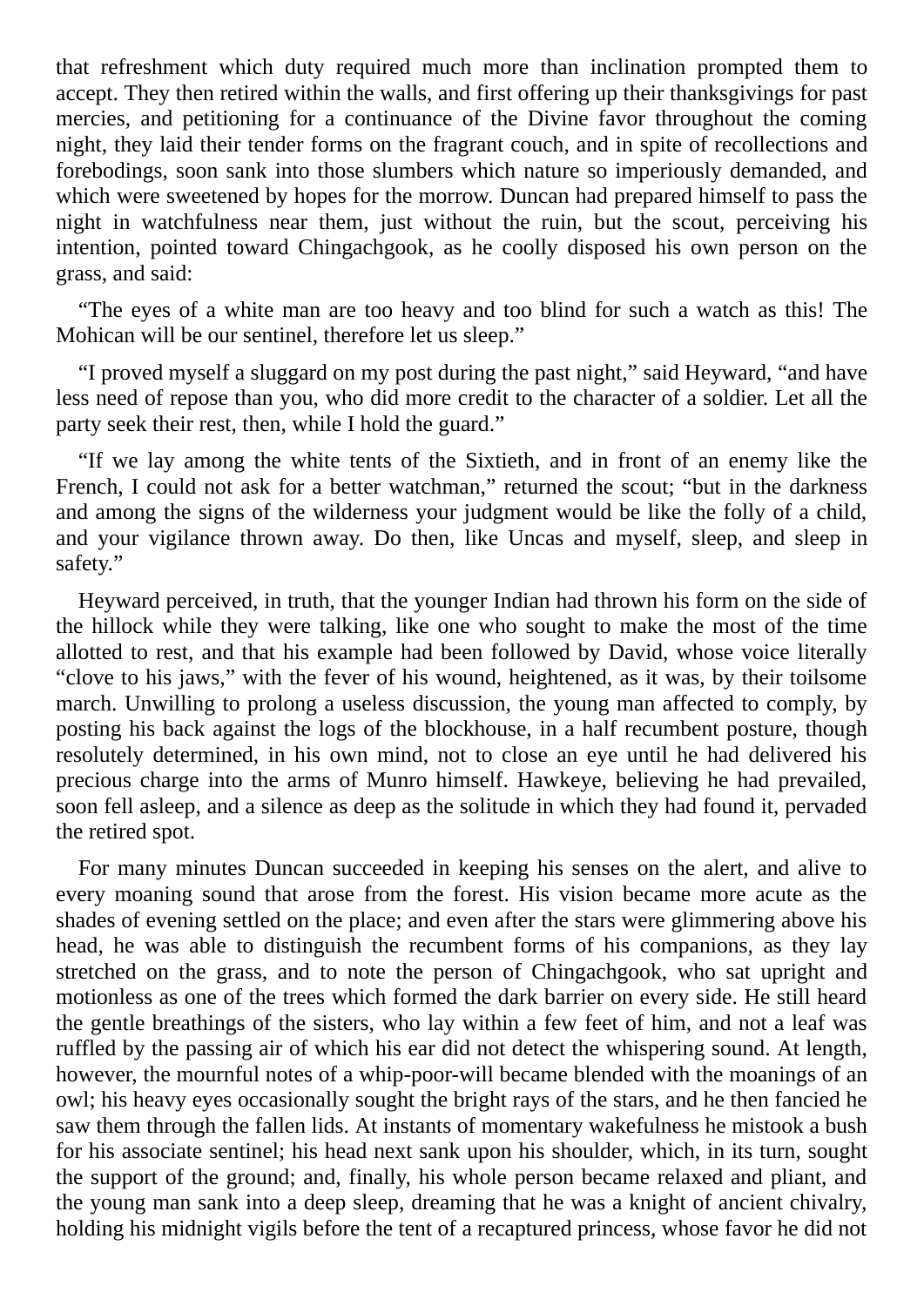that refreshment which duty required much more than inclination prompted them to accept. They then retired within the walls, and first offering up their thanksgivings for past mercies, and petitioning for a continuance of the Divine favor throughout the coming night, they laid their tender forms on the fragrant couch, and in spite of recollections and forebodings, soon sank into those slumbers which nature so imperiously demanded, and which were sweetened by hopes for the morrow. Duncan had prepared himself to pass the night in watchfulness near them, just without the ruin, but the scout, perceiving his intention, pointed toward Chingachgook, as he coolly disposed his own person on the grass, and said:

"The eyes of a white man are too heavy and too blind for such a watch as this! The Mohican will be our sentinel, therefore let us sleep."

"I proved myself a sluggard on my post during the past night," said Heyward, "and have less need of repose than you, who did more credit to the character of a soldier. Let all the party seek their rest, then, while I hold the guard."

"If we lay among the white tents of the Sixtieth, and in front of an enemy like the French, I could not ask for a better watchman," returned the scout; "but in the darkness and among the signs of the wilderness your judgment would be like the folly of a child, and your vigilance thrown away. Do then, like Uncas and myself, sleep, and sleep in safety."

Heyward perceived, in truth, that the younger Indian had thrown his form on the side of the hillock while they were talking, like one who sought to make the most of the time allotted to rest, and that his example had been followed by David, whose voice literally "clove to his jaws," with the fever of his wound, heightened, as it was, by their toilsome march. Unwilling to prolong a useless discussion, the young man affected to comply, by posting his back against the logs of the blockhouse, in a half recumbent posture, though resolutely determined, in his own mind, not to close an eye until he had delivered his precious charge into the arms of Munro himself. Hawkeye, believing he had prevailed, soon fell asleep, and a silence as deep as the solitude in which they had found it, pervaded the retired spot.

For many minutes Duncan succeeded in keeping his senses on the alert, and alive to every moaning sound that arose from the forest. His vision became more acute as the shades of evening settled on the place; and even after the stars were glimmering above his head, he was able to distinguish the recumbent forms of his companions, as they lay stretched on the grass, and to note the person of Chingachgook, who sat upright and motionless as one of the trees which formed the dark barrier on every side. He still heard the gentle breathings of the sisters, who lay within a few feet of him, and not a leaf was ruffled by the passing air of which his ear did not detect the whispering sound. At length, however, the mournful notes of a whip-poor-will became blended with the moanings of an owl; his heavy eyes occasionally sought the bright rays of the stars, and he then fancied he saw them through the fallen lids. At instants of momentary wakefulness he mistook a bush for his associate sentinel; his head next sank upon his shoulder, which, in its turn, sought the support of the ground; and, finally, his whole person became relaxed and pliant, and the young man sank into a deep sleep, dreaming that he was a knight of ancient chivalry, holding his midnight vigils before the tent of a recaptured princess, whose favor he did not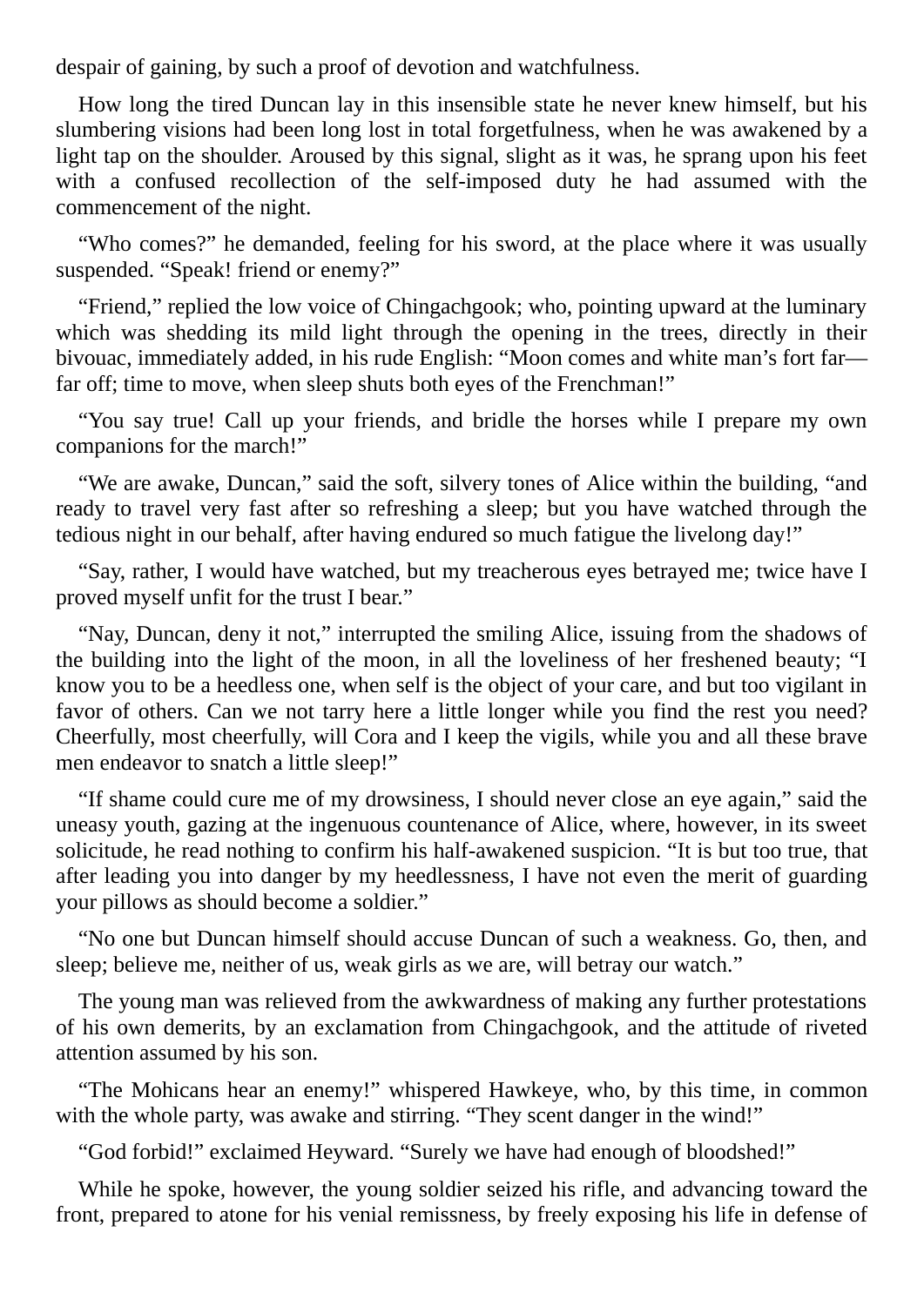despair of gaining, by such a proof of devotion and watchfulness.

How long the tired Duncan lay in this insensible state he never knew himself, but his slumbering visions had been long lost in total forgetfulness, when he was awakened by a light tap on the shoulder. Aroused by this signal, slight as it was, he sprang upon his feet with a confused recollection of the self-imposed duty he had assumed with the commencement of the night.

“Who comes?” he demanded, feeling for his sword, at the place where it was usually suspended. “Speak! friend or enemy?”

“Friend,” replied the low voice of Chingachgook; who, pointing upward at the luminary which was shedding its mild light through the opening in the trees, directly in their bivouac, immediately added, in his rude English: “Moon comes and white man’s fort far—far off; time to move, when sleep shuts both eyes of the Frenchman!”

“You say true! Call up your friends, and bridle the horses while I prepare my own companions for the march!”

“We are awake, Duncan,” said the soft, silvery tones of Alice within the building, “and ready to travel very fast after so refreshing a sleep; but you have watched through the tedious night in our behalf, after having endured so much fatigue the livelong day!”

“Say, rather, I would have watched, but my treacherous eyes betrayed me; twice have I proved myself unfit for the trust I bear.”

“Nay, Duncan, deny it not,” interrupted the smiling Alice, issuing from the shadows of the building into the light of the moon, in all the loveliness of her freshened beauty; “I know you to be a heedless one, when self is the object of your care, and but too vigilant in favor of others. Can we not tarry here a little longer while you find the rest you need? Cheerfully, most cheerfully, will Cora and I keep the vigils, while you and all these brave men endeavor to snatch a little sleep!”

“If shame could cure me of my drowsiness, I should never close an eye again,” said the uneasy youth, gazing at the ingenuous countenance of Alice, where, however, in its sweet solicitude, he read nothing to confirm his half-awakened suspicion. “It is but too true, that after leading you into danger by my heedlessness, I have not even the merit of guarding your pillows as should become a soldier.”

“No one but Duncan himself should accuse Duncan of such a weakness. Go, then, and sleep; believe me, neither of us, weak girls as we are, will betray our watch.”

The young man was relieved from the awkwardness of making any further protestations of his own demerits, by an exclamation from Chingachgook, and the attitude of riveted attention assumed by his son.

“The Mohicans hear an enemy!” whispered Hawkeye, who, by this time, in common with the whole party, was awake and stirring. “They scent danger in the wind!”

“God forbid!” exclaimed Heyward. “Surely we have had enough of bloodshed!”

While he spoke, however, the young soldier seized his rifle, and advancing toward the front, prepared to atone for his venial remissness, by freely exposing his life in defense of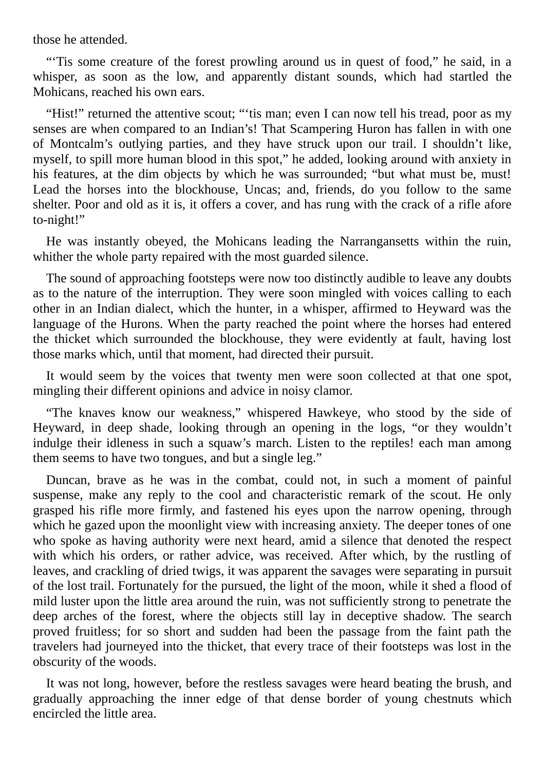those he attended.

"'Tis some creature of the forest prowling around us in quest of food," he said, in a whisper, as soon as the low, and apparently distant sounds, which had startled the Mohicans, reached his own ears.

"Hist!" returned the attentive scout; "'tis man; even I can now tell his tread, poor as my senses are when compared to an Indian's! That Scampering Huron has fallen in with one of Montcalm's outlying parties, and they have struck upon our trail. I shouldn't like, myself, to spill more human blood in this spot," he added, looking around with anxiety in his features, at the dim objects by which he was surrounded; "but what must be, must! Lead the horses into the blockhouse, Uncas; and, friends, do you follow to the same shelter. Poor and old as it is, it offers a cover, and has rung with the crack of a rifle afore to-night!"

He was instantly obeyed, the Mohicans leading the Narrangansetts within the ruin, whither the whole party repaired with the most guarded silence.

The sound of approaching footsteps were now too distinctly audible to leave any doubts as to the nature of the interruption. They were soon mingled with voices calling to each other in an Indian dialect, which the hunter, in a whisper, affirmed to Heyward was the language of the Hurons. When the party reached the point where the horses had entered the thicket which surrounded the blockhouse, they were evidently at fault, having lost those marks which, until that moment, had directed their pursuit.

It would seem by the voices that twenty men were soon collected at that one spot, mingling their different opinions and advice in noisy clamor.

"The knaves know our weakness," whispered Hawkeye, who stood by the side of Heyward, in deep shade, looking through an opening in the logs, "or they wouldn't indulge their idleness in such a squaw's march. Listen to the reptiles! each man among them seems to have two tongues, and but a single leg."

Duncan, brave as he was in the combat, could not, in such a moment of painful suspense, make any reply to the cool and characteristic remark of the scout. He only grasped his rifle more firmly, and fastened his eyes upon the narrow opening, through which he gazed upon the moonlight view with increasing anxiety. The deeper tones of one who spoke as having authority were next heard, amid a silence that denoted the respect with which his orders, or rather advice, was received. After which, by the rustling of leaves, and crackling of dried twigs, it was apparent the savages were separating in pursuit of the lost trail. Fortunately for the pursued, the light of the moon, while it shed a flood of mild luster upon the little area around the ruin, was not sufficiently strong to penetrate the deep arches of the forest, where the objects still lay in deceptive shadow. The search proved fruitless; for so short and sudden had been the passage from the faint path the travelers had journeyed into the thicket, that every trace of their footsteps was lost in the obscurity of the woods.

It was not long, however, before the restless savages were heard beating the brush, and gradually approaching the inner edge of that dense border of young chestnuts which encircled the little area.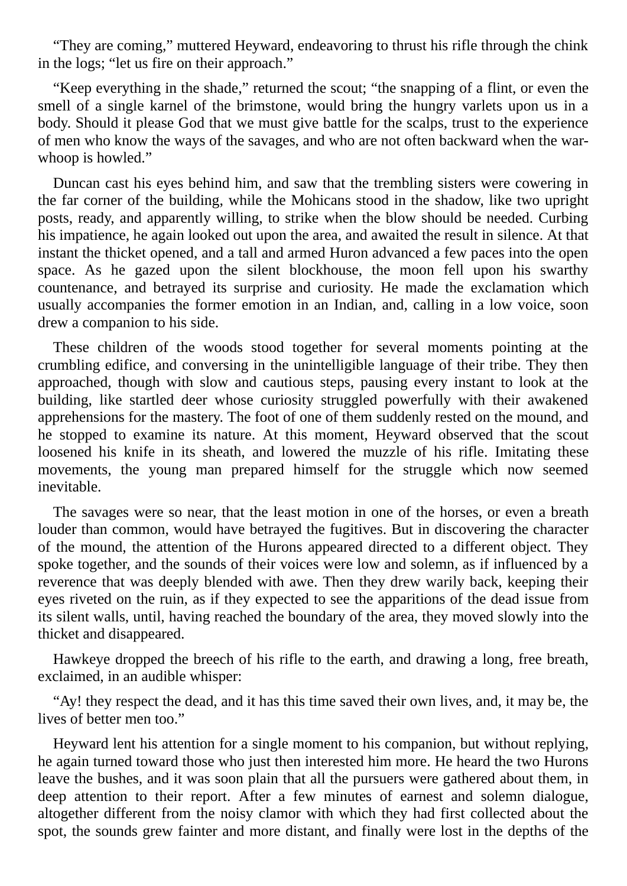“They are coming,” muttered Heyward, endeavoring to thrust his rifle through the chink in the logs; “let us fire on their approach.”

“Keep everything in the shade,” returned the scout; “the snapping of a flint, or even the smell of a single karnel of the brimstone, would bring the hungry varlets upon us in a body. Should it please God that we must give battle for the scalps, trust to the experience of men who know the ways of the savages, and who are not often backward when the war-whoop is howled.”

Duncan cast his eyes behind him, and saw that the trembling sisters were cowering in the far corner of the building, while the Mohicans stood in the shadow, like two upright posts, ready, and apparently willing, to strike when the blow should be needed. Curbing his impatience, he again looked out upon the area, and awaited the result in silence. At that instant the thicket opened, and a tall and armed Huron advanced a few paces into the open space. As he gazed upon the silent blockhouse, the moon fell upon his swarthy countenance, and betrayed its surprise and curiosity. He made the exclamation which usually accompanies the former emotion in an Indian, and, calling in a low voice, soon drew a companion to his side.

These children of the woods stood together for several moments pointing at the crumbling edifice, and conversing in the unintelligible language of their tribe. They then approached, though with slow and cautious steps, pausing every instant to look at the building, like startled deer whose curiosity struggled powerfully with their awakened apprehensions for the mastery. The foot of one of them suddenly rested on the mound, and he stopped to examine its nature. At this moment, Heyward observed that the scout loosened his knife in its sheath, and lowered the muzzle of his rifle. Imitating these movements, the young man prepared himself for the struggle which now seemed inevitable.

The savages were so near, that the least motion in one of the horses, or even a breath louder than common, would have betrayed the fugitives. But in discovering the character of the mound, the attention of the Hurons appeared directed to a different object. They spoke together, and the sounds of their voices were low and solemn, as if influenced by a reverence that was deeply blended with awe. Then they drew warily back, keeping their eyes riveted on the ruin, as if they expected to see the apparitions of the dead issue from its silent walls, until, having reached the boundary of the area, they moved slowly into the thicket and disappeared.

Hawkeye dropped the breech of his rifle to the earth, and drawing a long, free breath, exclaimed, in an audible whisper:

“Ay! they respect the dead, and it has this time saved their own lives, and, it may be, the lives of better men too.”

Heyward lent his attention for a single moment to his companion, but without replying, he again turned toward those who just then interested him more. He heard the two Hurons leave the bushes, and it was soon plain that all the pursuers were gathered about them, in deep attention to their report. After a few minutes of earnest and solemn dialogue, altogether different from the noisy clamor with which they had first collected about the spot, the sounds grew fainter and more distant, and finally were lost in the depths of the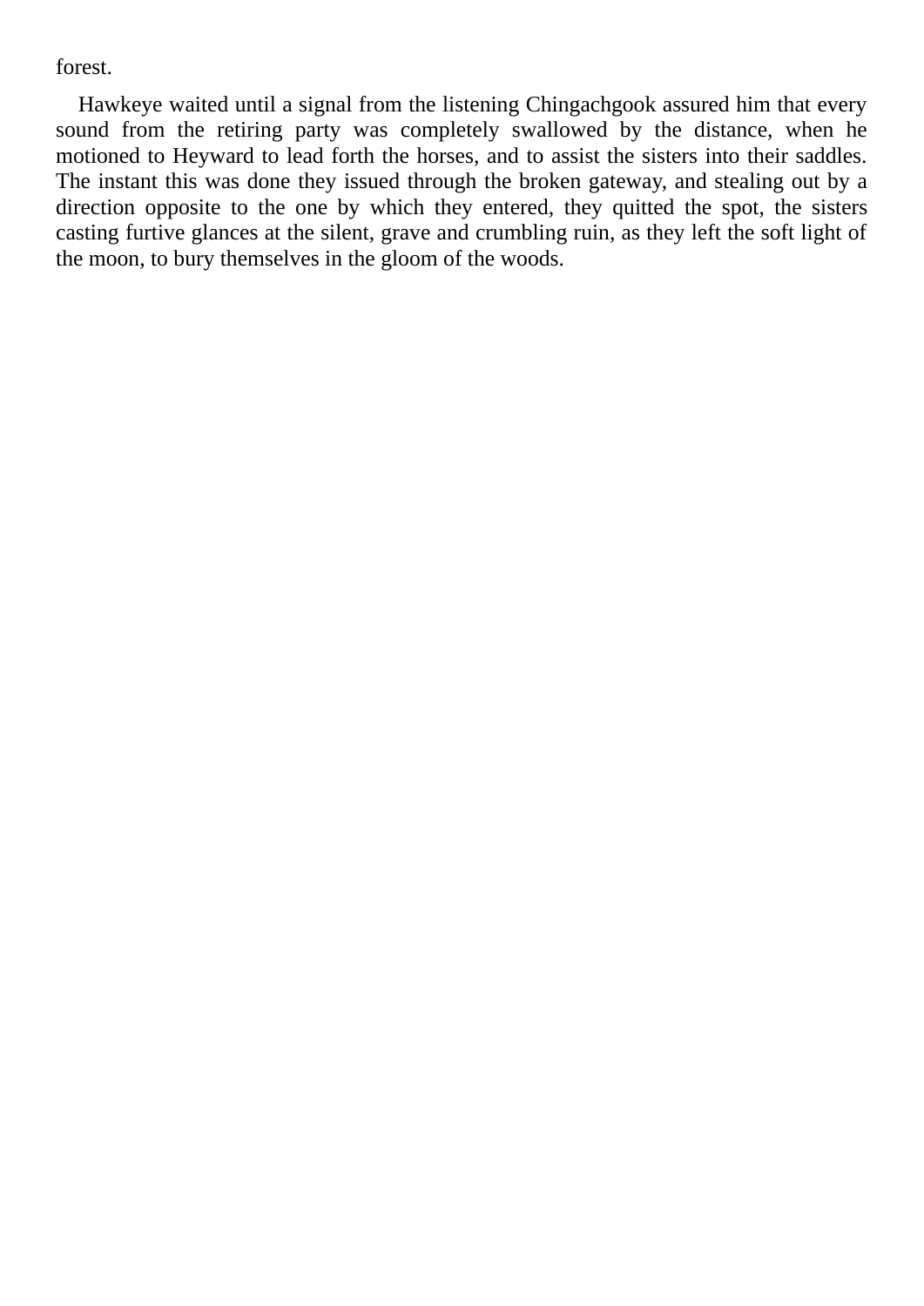forest.

Hawkeye waited until a signal from the listening Chingachgook assured him that every sound from the retiring party was completely swallowed by the distance, when he motioned to Heyward to lead forth the horses, and to assist the sisters into their saddles. The instant this was done they issued through the broken gateway, and stealing out by a direction opposite to the one by which they entered, they quitted the spot, the sisters casting furtive glances at the silent, grave and crumbling ruin, as they left the soft light of the moon, to bury themselves in the gloom of the woods.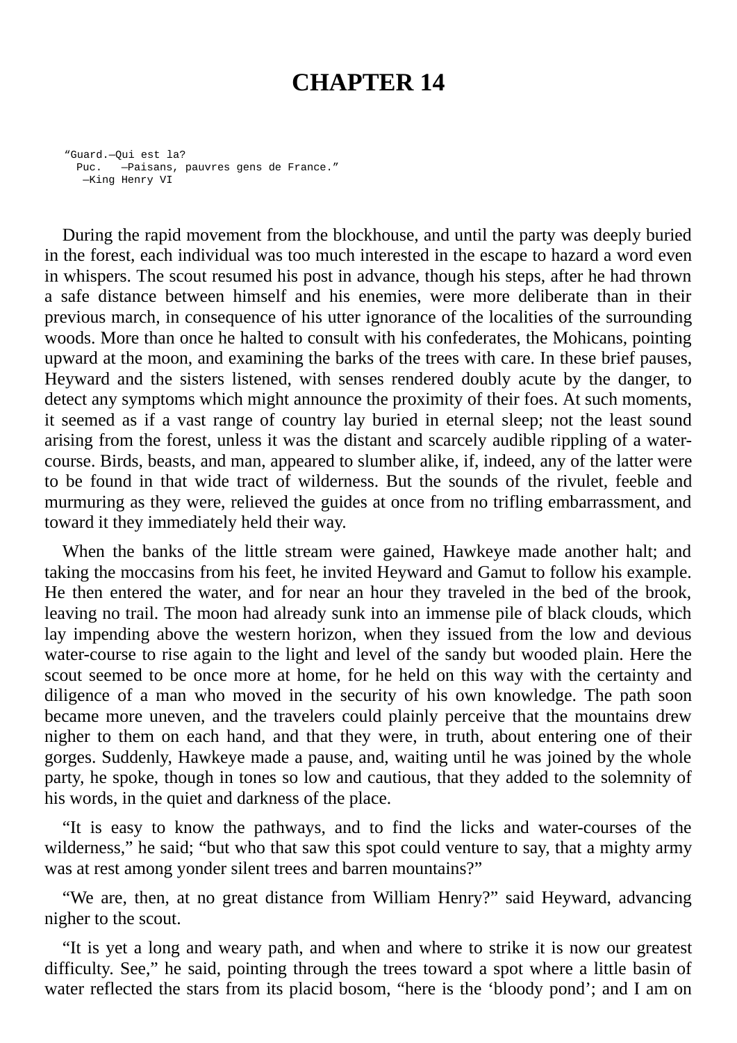# CHAPTER 14

> “Guard.—Qui est la?
> Puc. —Paisans, pauvres gens de France.”
> —King Henry VI

During the rapid movement from the blockhouse, and until the party was deeply buried in the forest, each individual was too much interested in the escape to hazard a word even in whispers. The scout resumed his post in advance, though his steps, after he had thrown a safe distance between himself and his enemies, were more deliberate than in their previous march, in consequence of his utter ignorance of the localities of the surrounding woods. More than once he halted to consult with his confederates, the Mohicans, pointing upward at the moon, and examining the barks of the trees with care. In these brief pauses, Heyward and the sisters listened, with senses rendered doubly acute by the danger, to detect any symptoms which might announce the proximity of their foes. At such moments, it seemed as if a vast range of country lay buried in eternal sleep; not the least sound arising from the forest, unless it was the distant and scarcely audible rippling of a water-course. Birds, beasts, and man, appeared to slumber alike, if, indeed, any of the latter were to be found in that wide tract of wilderness. But the sounds of the rivulet, feeble and murmuring as they were, relieved the guides at once from no trifling embarrassment, and toward it they immediately held their way.

When the banks of the little stream were gained, Hawkeye made another halt; and taking the moccasins from his feet, he invited Heyward and Gamut to follow his example. He then entered the water, and for near an hour they traveled in the bed of the brook, leaving no trail. The moon had already sunk into an immense pile of black clouds, which lay impending above the western horizon, when they issued from the low and devious water-course to rise again to the light and level of the sandy but wooded plain. Here the scout seemed to be once more at home, for he held on this way with the certainty and diligence of a man who moved in the security of his own knowledge. The path soon became more uneven, and the travelers could plainly perceive that the mountains drew nigher to them on each hand, and that they were, in truth, about entering one of their gorges. Suddenly, Hawkeye made a pause, and, waiting until he was joined by the whole party, he spoke, though in tones so low and cautious, that they added to the solemnity of his words, in the quiet and darkness of the place.

“It is easy to know the pathways, and to find the licks and water-courses of the wilderness,” he said; “but who that saw this spot could venture to say, that a mighty army was at rest among yonder silent trees and barren mountains?”

“We are, then, at no great distance from William Henry?” said Heyward, advancing nigher to the scout.

“It is yet a long and weary path, and when and where to strike it is now our greatest difficulty. See,” he said, pointing through the trees toward a spot where a little basin of water reflected the stars from its placid bosom, “here is the ‘bloody pond’; and I am on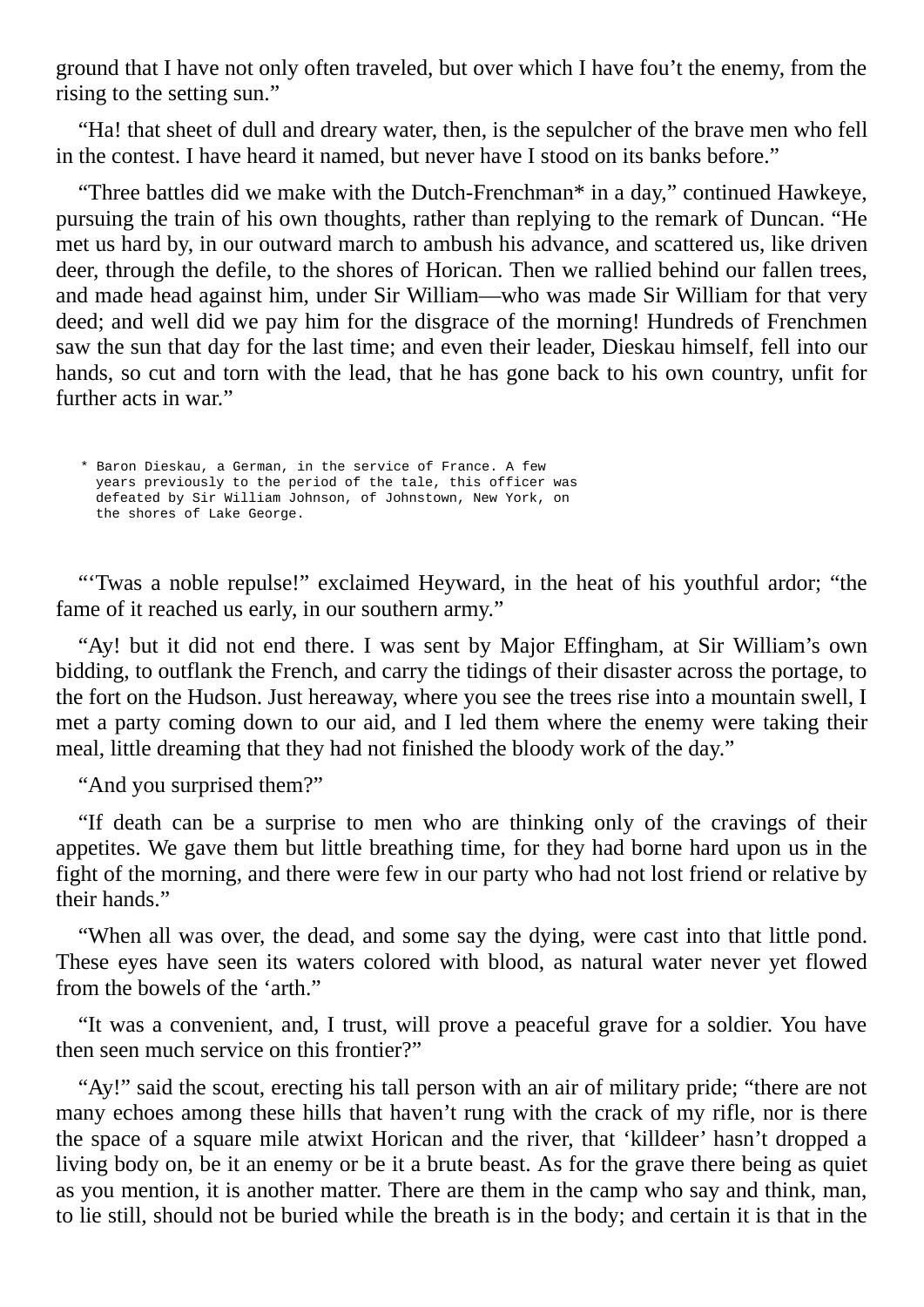ground that I have not only often traveled, but over which I have fou't the enemy, from the rising to the setting sun."

"Ha! that sheet of dull and dreary water, then, is the sepulcher of the brave men who fell in the contest. I have heard it named, but never have I stood on its banks before."

"Three battles did we make with the Dutch-Frenchman* in a day," continued Hawkeye, pursuing the train of his own thoughts, rather than replying to the remark of Duncan. "He met us hard by, in our outward march to ambush his advance, and scattered us, like driven deer, through the defile, to the shores of Horican. Then we rallied behind our fallen trees, and made head against him, under Sir William—who was made Sir William for that very deed; and well did we pay him for the disgrace of the morning! Hundreds of Frenchmen saw the sun that day for the last time; and even their leader, Dieskau himself, fell into our hands, so cut and torn with the lead, that he has gone back to his own country, unfit for further acts in war."

```
* Baron Dieskau, a German, in the service of France. A few
  years previously to the period of the tale, this officer was
  defeated by Sir William Johnson, of Johnstown, New York, on
  the shores of Lake George.
```

"'Twas a noble repulse!" exclaimed Heyward, in the heat of his youthful ardor; "the fame of it reached us early, in our southern army."

"Ay! but it did not end there. I was sent by Major Effingham, at Sir William's own bidding, to outflank the French, and carry the tidings of their disaster across the portage, to the fort on the Hudson. Just hereaway, where you see the trees rise into a mountain swell, I met a party coming down to our aid, and I led them where the enemy were taking their meal, little dreaming that they had not finished the bloody work of the day."

"And you surprised them?"

"If death can be a surprise to men who are thinking only of the cravings of their appetites. We gave them but little breathing time, for they had borne hard upon us in the fight of the morning, and there were few in our party who had not lost friend or relative by their hands."

"When all was over, the dead, and some say the dying, were cast into that little pond. These eyes have seen its waters colored with blood, as natural water never yet flowed from the bowels of the 'arth."

"It was a convenient, and, I trust, will prove a peaceful grave for a soldier. You have then seen much service on this frontier?"

"Ay!" said the scout, erecting his tall person with an air of military pride; "there are not many echoes among these hills that haven't rung with the crack of my rifle, nor is there the space of a square mile atwixt Horican and the river, that 'killdeer' hasn't dropped a living body on, be it an enemy or be it a brute beast. As for the grave there being as quiet as you mention, it is another matter. There are them in the camp who say and think, man, to lie still, should not be buried while the breath is in the body; and certain it is that in the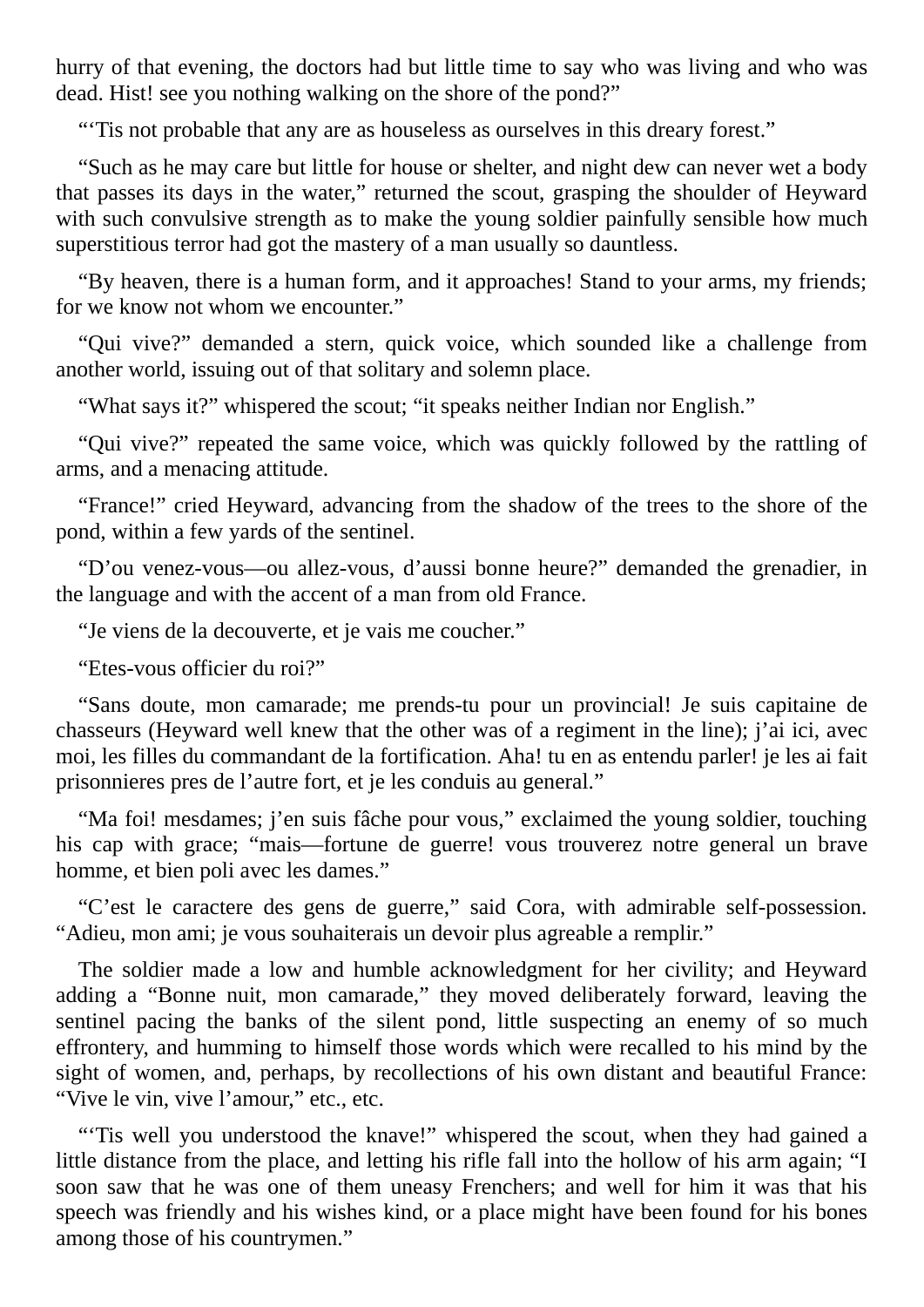hurry of that evening, the doctors had but little time to say who was living and who was dead. Hist! see you nothing walking on the shore of the pond?"

"'Tis not probable that any are as houseless as ourselves in this dreary forest."

"Such as he may care but little for house or shelter, and night dew can never wet a body that passes its days in the water," returned the scout, grasping the shoulder of Heyward with such convulsive strength as to make the young soldier painfully sensible how much superstitious terror had got the mastery of a man usually so dauntless.

"By heaven, there is a human form, and it approaches! Stand to your arms, my friends; for we know not whom we encounter."

"Qui vive?" demanded a stern, quick voice, which sounded like a challenge from another world, issuing out of that solitary and solemn place.

"What says it?" whispered the scout; "it speaks neither Indian nor English."

"Qui vive?" repeated the same voice, which was quickly followed by the rattling of arms, and a menacing attitude.

"France!" cried Heyward, advancing from the shadow of the trees to the shore of the pond, within a few yards of the sentinel.

"D'ou venez-vous—ou allez-vous, d'aussi bonne heure?" demanded the grenadier, in the language and with the accent of a man from old France.

"Je viens de la decouverte, et je vais me coucher."

"Etes-vous officier du roi?"

"Sans doute, mon camarade; me prends-tu pour un provincial! Je suis capitaine de chasseurs (Heyward well knew that the other was of a regiment in the line); j'ai ici, avec moi, les filles du commandant de la fortification. Aha! tu en as entendu parler! je les ai fait prisonnieres pres de l'autre fort, et je les conduis au general."

"Ma foi! mesdames; j'en suis fâche pour vous," exclaimed the young soldier, touching his cap with grace; "mais—fortune de guerre! vous trouverez notre general un brave homme, et bien poli avec les dames."

"C'est le caractere des gens de guerre," said Cora, with admirable self-possession. "Adieu, mon ami; je vous souhaiterais un devoir plus agreable a remplir."

The soldier made a low and humble acknowledgment for her civility; and Heyward adding a "Bonne nuit, mon camarade," they moved deliberately forward, leaving the sentinel pacing the banks of the silent pond, little suspecting an enemy of so much effrontery, and humming to himself those words which were recalled to his mind by the sight of women, and, perhaps, by recollections of his own distant and beautiful France: "Vive le vin, vive l'amour," etc., etc.

"'Tis well you understood the knave!" whispered the scout, when they had gained a little distance from the place, and letting his rifle fall into the hollow of his arm again; "I soon saw that he was one of them uneasy Frenchers; and well for him it was that his speech was friendly and his wishes kind, or a place might have been found for his bones among those of his countrymen."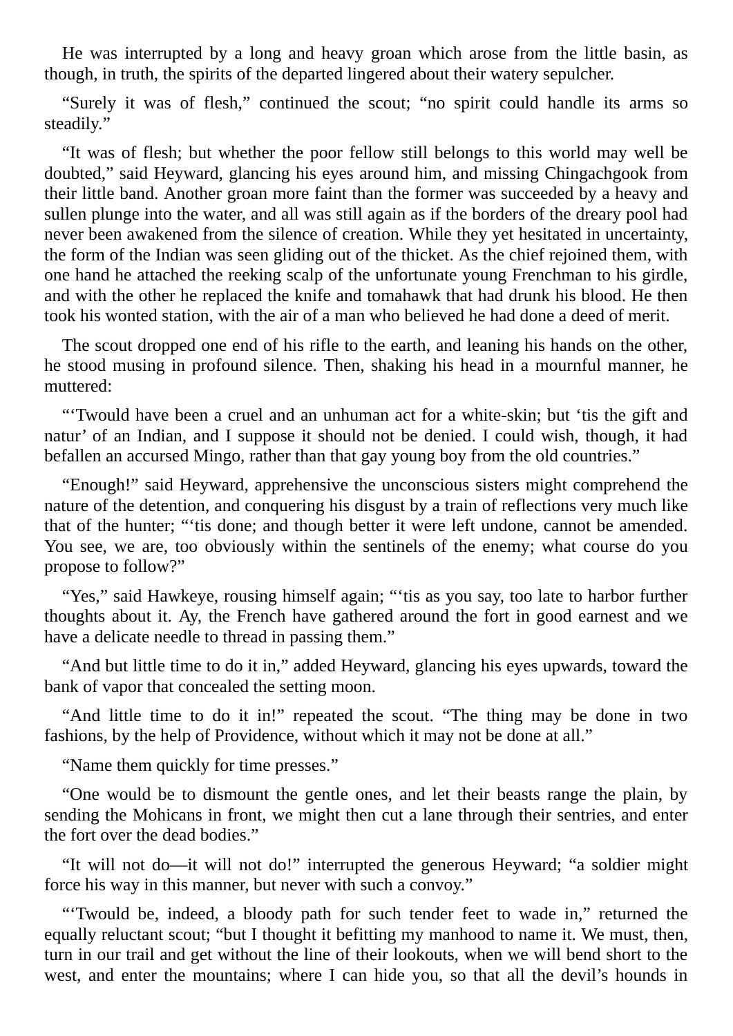He was interrupted by a long and heavy groan which arose from the little basin, as though, in truth, the spirits of the departed lingered about their watery sepulcher.

"Surely it was of flesh," continued the scout; "no spirit could handle its arms so steadily."

"It was of flesh; but whether the poor fellow still belongs to this world may well be doubted," said Heyward, glancing his eyes around him, and missing Chingachgook from their little band. Another groan more faint than the former was succeeded by a heavy and sullen plunge into the water, and all was still again as if the borders of the dreary pool had never been awakened from the silence of creation. While they yet hesitated in uncertainty, the form of the Indian was seen gliding out of the thicket. As the chief rejoined them, with one hand he attached the reeking scalp of the unfortunate young Frenchman to his girdle, and with the other he replaced the knife and tomahawk that had drunk his blood. He then took his wonted station, with the air of a man who believed he had done a deed of merit.

The scout dropped one end of his rifle to the earth, and leaning his hands on the other, he stood musing in profound silence. Then, shaking his head in a mournful manner, he muttered:

"'Twould have been a cruel and an unhuman act for a white-skin; but 'tis the gift and natur' of an Indian, and I suppose it should not be denied. I could wish, though, it had befallen an accursed Mingo, rather than that gay young boy from the old countries."

"Enough!" said Heyward, apprehensive the unconscious sisters might comprehend the nature of the detention, and conquering his disgust by a train of reflections very much like that of the hunter; "'tis done; and though better it were left undone, cannot be amended. You see, we are, too obviously within the sentinels of the enemy; what course do you propose to follow?"

"Yes," said Hawkeye, rousing himself again; "'tis as you say, too late to harbor further thoughts about it. Ay, the French have gathered around the fort in good earnest and we have a delicate needle to thread in passing them."

"And but little time to do it in," added Heyward, glancing his eyes upwards, toward the bank of vapor that concealed the setting moon.

"And little time to do it in!" repeated the scout. "The thing may be done in two fashions, by the help of Providence, without which it may not be done at all."

"Name them quickly for time presses."

"One would be to dismount the gentle ones, and let their beasts range the plain, by sending the Mohicans in front, we might then cut a lane through their sentries, and enter the fort over the dead bodies."

"It will not do—it will not do!" interrupted the generous Heyward; "a soldier might force his way in this manner, but never with such a convoy."

"'Twould be, indeed, a bloody path for such tender feet to wade in," returned the equally reluctant scout; "but I thought it befitting my manhood to name it. We must, then, turn in our trail and get without the line of their lookouts, when we will bend short to the west, and enter the mountains; where I can hide you, so that all the devil's hounds in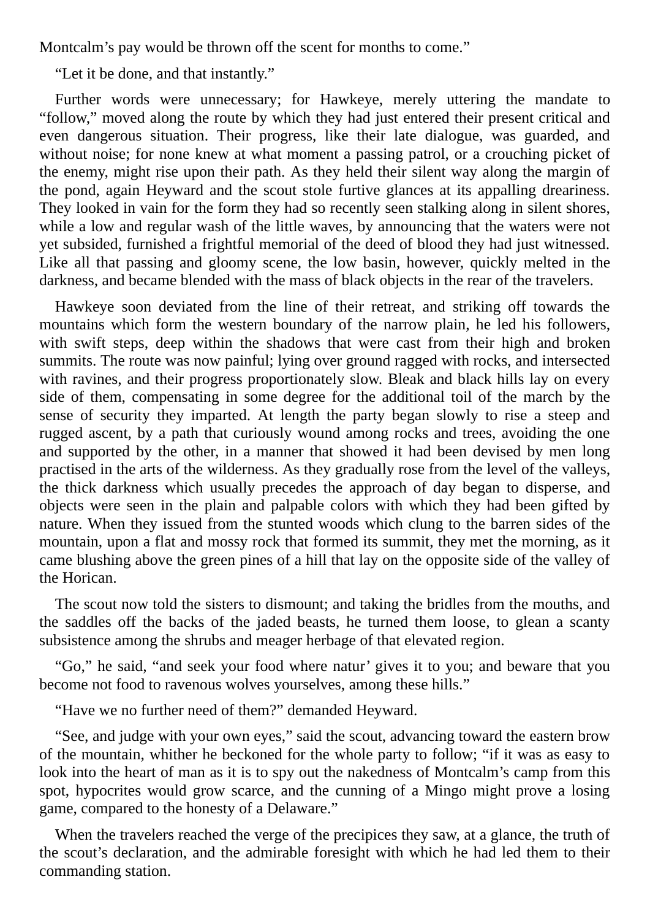Montcalm’s pay would be thrown off the scent for months to come.”

“Let it be done, and that instantly.”

Further words were unnecessary; for Hawkeye, merely uttering the mandate to “follow,” moved along the route by which they had just entered their present critical and even dangerous situation. Their progress, like their late dialogue, was guarded, and without noise; for none knew at what moment a passing patrol, or a crouching picket of the enemy, might rise upon their path. As they held their silent way along the margin of the pond, again Heyward and the scout stole furtive glances at its appalling dreariness. They looked in vain for the form they had so recently seen stalking along in silent shores, while a low and regular wash of the little waves, by announcing that the waters were not yet subsided, furnished a frightful memorial of the deed of blood they had just witnessed. Like all that passing and gloomy scene, the low basin, however, quickly melted in the darkness, and became blended with the mass of black objects in the rear of the travelers.

Hawkeye soon deviated from the line of their retreat, and striking off towards the mountains which form the western boundary of the narrow plain, he led his followers, with swift steps, deep within the shadows that were cast from their high and broken summits. The route was now painful; lying over ground ragged with rocks, and intersected with ravines, and their progress proportionately slow. Bleak and black hills lay on every side of them, compensating in some degree for the additional toil of the march by the sense of security they imparted. At length the party began slowly to rise a steep and rugged ascent, by a path that curiously wound among rocks and trees, avoiding the one and supported by the other, in a manner that showed it had been devised by men long practised in the arts of the wilderness. As they gradually rose from the level of the valleys, the thick darkness which usually precedes the approach of day began to disperse, and objects were seen in the plain and palpable colors with which they had been gifted by nature. When they issued from the stunted woods which clung to the barren sides of the mountain, upon a flat and mossy rock that formed its summit, they met the morning, as it came blushing above the green pines of a hill that lay on the opposite side of the valley of the Horican.

The scout now told the sisters to dismount; and taking the bridles from the mouths, and the saddles off the backs of the jaded beasts, he turned them loose, to glean a scanty subsistence among the shrubs and meager herbage of that elevated region.

“Go,” he said, “and seek your food where natur’ gives it to you; and beware that you become not food to ravenous wolves yourselves, among these hills.”

“Have we no further need of them?” demanded Heyward.

“See, and judge with your own eyes,” said the scout, advancing toward the eastern brow of the mountain, whither he beckoned for the whole party to follow; “if it was as easy to look into the heart of man as it is to spy out the nakedness of Montcalm’s camp from this spot, hypocrites would grow scarce, and the cunning of a Mingo might prove a losing game, compared to the honesty of a Delaware.”

When the travelers reached the verge of the precipices they saw, at a glance, the truth of the scout’s declaration, and the admirable foresight with which he had led them to their commanding station.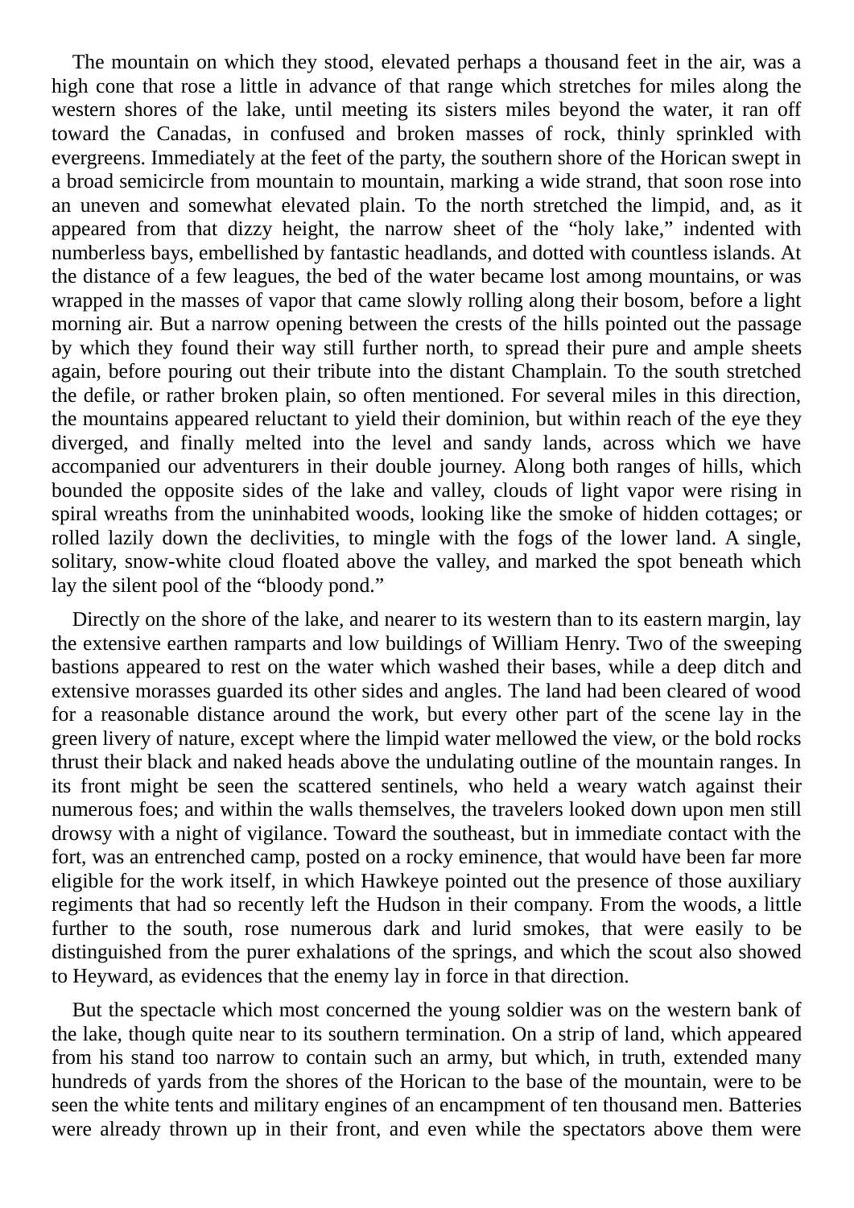The mountain on which they stood, elevated perhaps a thousand feet in the air, was a high cone that rose a little in advance of that range which stretches for miles along the western shores of the lake, until meeting its sisters miles beyond the water, it ran off toward the Canadas, in confused and broken masses of rock, thinly sprinkled with evergreens. Immediately at the feet of the party, the southern shore of the Horican swept in a broad semicircle from mountain to mountain, marking a wide strand, that soon rose into an uneven and somewhat elevated plain. To the north stretched the limpid, and, as it appeared from that dizzy height, the narrow sheet of the "holy lake," indented with numberless bays, embellished by fantastic headlands, and dotted with countless islands. At the distance of a few leagues, the bed of the water became lost among mountains, or was wrapped in the masses of vapor that came slowly rolling along their bosom, before a light morning air. But a narrow opening between the crests of the hills pointed out the passage by which they found their way still further north, to spread their pure and ample sheets again, before pouring out their tribute into the distant Champlain. To the south stretched the defile, or rather broken plain, so often mentioned. For several miles in this direction, the mountains appeared reluctant to yield their dominion, but within reach of the eye they diverged, and finally melted into the level and sandy lands, across which we have accompanied our adventurers in their double journey. Along both ranges of hills, which bounded the opposite sides of the lake and valley, clouds of light vapor were rising in spiral wreaths from the uninhabited woods, looking like the smoke of hidden cottages; or rolled lazily down the declivities, to mingle with the fogs of the lower land. A single, solitary, snow-white cloud floated above the valley, and marked the spot beneath which lay the silent pool of the "bloody pond."

Directly on the shore of the lake, and nearer to its western than to its eastern margin, lay the extensive earthen ramparts and low buildings of William Henry. Two of the sweeping bastions appeared to rest on the water which washed their bases, while a deep ditch and extensive morasses guarded its other sides and angles. The land had been cleared of wood for a reasonable distance around the work, but every other part of the scene lay in the green livery of nature, except where the limpid water mellowed the view, or the bold rocks thrust their black and naked heads above the undulating outline of the mountain ranges. In its front might be seen the scattered sentinels, who held a weary watch against their numerous foes; and within the walls themselves, the travelers looked down upon men still drowsy with a night of vigilance. Toward the southeast, but in immediate contact with the fort, was an entrenched camp, posted on a rocky eminence, that would have been far more eligible for the work itself, in which Hawkeye pointed out the presence of those auxiliary regiments that had so recently left the Hudson in their company. From the woods, a little further to the south, rose numerous dark and lurid smokes, that were easily to be distinguished from the purer exhalations of the springs, and which the scout also showed to Heyward, as evidences that the enemy lay in force in that direction.

But the spectacle which most concerned the young soldier was on the western bank of the lake, though quite near to its southern termination. On a strip of land, which appeared from his stand too narrow to contain such an army, but which, in truth, extended many hundreds of yards from the shores of the Horican to the base of the mountain, were to be seen the white tents and military engines of an encampment of ten thousand men. Batteries were already thrown up in their front, and even while the spectators above them were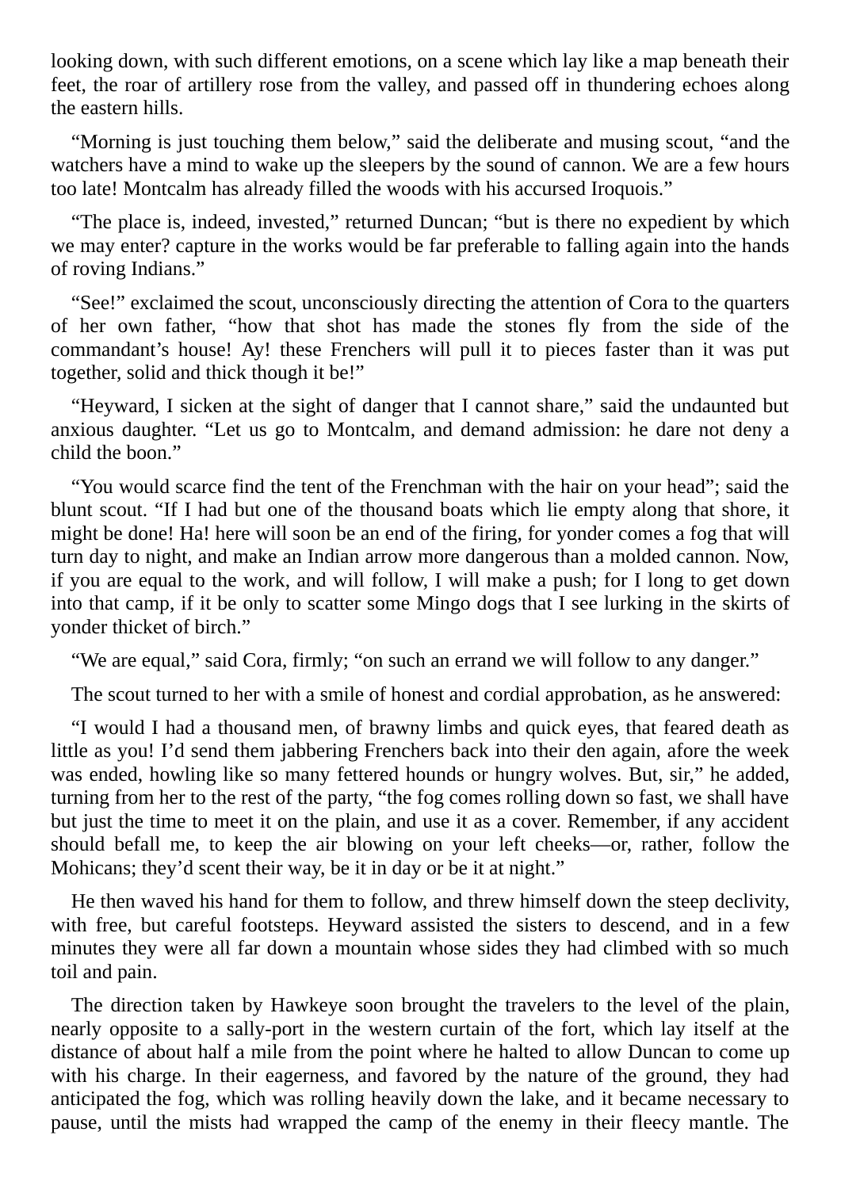looking down, with such different emotions, on a scene which lay like a map beneath their feet, the roar of artillery rose from the valley, and passed off in thundering echoes along the eastern hills.

"Morning is just touching them below," said the deliberate and musing scout, "and the watchers have a mind to wake up the sleepers by the sound of cannon. We are a few hours too late! Montcalm has already filled the woods with his accursed Iroquois."

"The place is, indeed, invested," returned Duncan; "but is there no expedient by which we may enter? capture in the works would be far preferable to falling again into the hands of roving Indians."

"See!" exclaimed the scout, unconsciously directing the attention of Cora to the quarters of her own father, "how that shot has made the stones fly from the side of the commandant's house! Ay! these Frenchers will pull it to pieces faster than it was put together, solid and thick though it be!"

"Heyward, I sicken at the sight of danger that I cannot share," said the undaunted but anxious daughter. "Let us go to Montcalm, and demand admission: he dare not deny a child the boon."

"You would scarce find the tent of the Frenchman with the hair on your head"; said the blunt scout. "If I had but one of the thousand boats which lie empty along that shore, it might be done! Ha! here will soon be an end of the firing, for yonder comes a fog that will turn day to night, and make an Indian arrow more dangerous than a molded cannon. Now, if you are equal to the work, and will follow, I will make a push; for I long to get down into that camp, if it be only to scatter some Mingo dogs that I see lurking in the skirts of yonder thicket of birch."

"We are equal," said Cora, firmly; "on such an errand we will follow to any danger."

The scout turned to her with a smile of honest and cordial approbation, as he answered:

"I would I had a thousand men, of brawny limbs and quick eyes, that feared death as little as you! I'd send them jabbering Frenchers back into their den again, afore the week was ended, howling like so many fettered hounds or hungry wolves. But, sir," he added, turning from her to the rest of the party, "the fog comes rolling down so fast, we shall have but just the time to meet it on the plain, and use it as a cover. Remember, if any accident should befall me, to keep the air blowing on your left cheeks—or, rather, follow the Mohicans; they'd scent their way, be it in day or be it at night."

He then waved his hand for them to follow, and threw himself down the steep declivity, with free, but careful footsteps. Heyward assisted the sisters to descend, and in a few minutes they were all far down a mountain whose sides they had climbed with so much toil and pain.

The direction taken by Hawkeye soon brought the travelers to the level of the plain, nearly opposite to a sally-port in the western curtain of the fort, which lay itself at the distance of about half a mile from the point where he halted to allow Duncan to come up with his charge. In their eagerness, and favored by the nature of the ground, they had anticipated the fog, which was rolling heavily down the lake, and it became necessary to pause, until the mists had wrapped the camp of the enemy in their fleecy mantle. The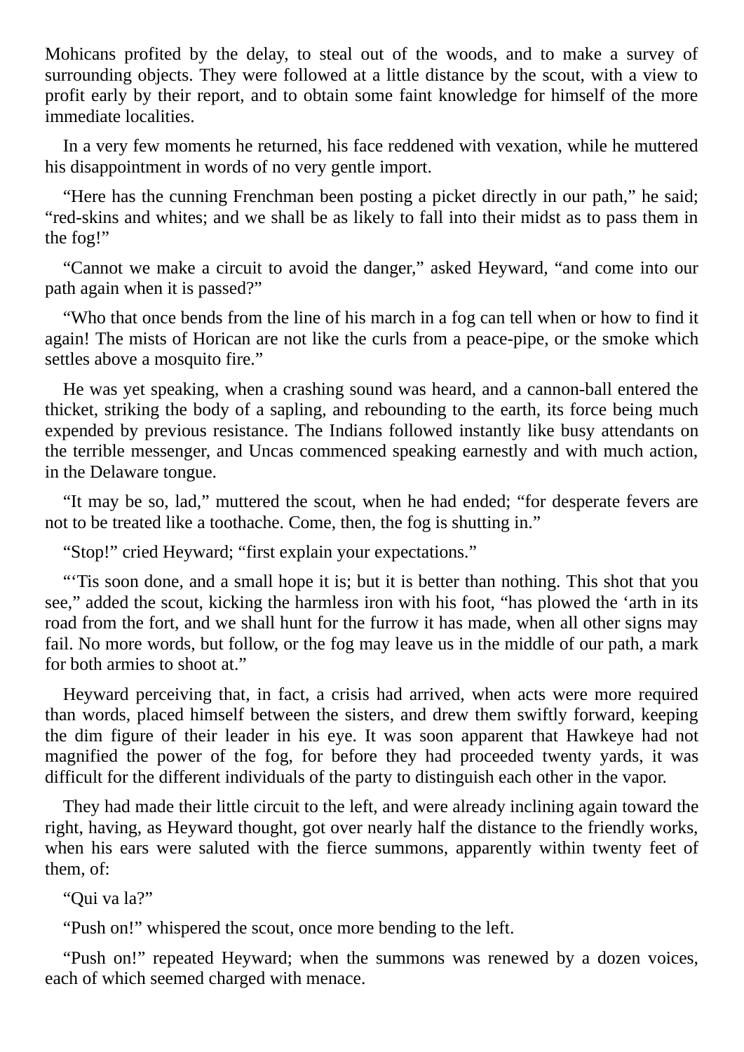Mohicans profited by the delay, to steal out of the woods, and to make a survey of surrounding objects. They were followed at a little distance by the scout, with a view to profit early by their report, and to obtain some faint knowledge for himself of the more immediate localities.

In a very few moments he returned, his face reddened with vexation, while he muttered his disappointment in words of no very gentle import.

“Here has the cunning Frenchman been posting a picket directly in our path,” he said; “red-skins and whites; and we shall be as likely to fall into their midst as to pass them in the fog!”

“Cannot we make a circuit to avoid the danger,” asked Heyward, “and come into our path again when it is passed?”

“Who that once bends from the line of his march in a fog can tell when or how to find it again! The mists of Horican are not like the curls from a peace-pipe, or the smoke which settles above a mosquito fire.”

He was yet speaking, when a crashing sound was heard, and a cannon-ball entered the thicket, striking the body of a sapling, and rebounding to the earth, its force being much expended by previous resistance. The Indians followed instantly like busy attendants on the terrible messenger, and Uncas commenced speaking earnestly and with much action, in the Delaware tongue.

“It may be so, lad,” muttered the scout, when he had ended; “for desperate fevers are not to be treated like a toothache. Come, then, the fog is shutting in.”

“Stop!” cried Heyward; “first explain your expectations.”

“‘Tis soon done, and a small hope it is; but it is better than nothing. This shot that you see,” added the scout, kicking the harmless iron with his foot, “has plowed the ‘arth in its road from the fort, and we shall hunt for the furrow it has made, when all other signs may fail. No more words, but follow, or the fog may leave us in the middle of our path, a mark for both armies to shoot at.”

Heyward perceiving that, in fact, a crisis had arrived, when acts were more required than words, placed himself between the sisters, and drew them swiftly forward, keeping the dim figure of their leader in his eye. It was soon apparent that Hawkeye had not magnified the power of the fog, for before they had proceeded twenty yards, it was difficult for the different individuals of the party to distinguish each other in the vapor.

They had made their little circuit to the left, and were already inclining again toward the right, having, as Heyward thought, got over nearly half the distance to the friendly works, when his ears were saluted with the fierce summons, apparently within twenty feet of them, of:

“Qui va la?”

“Push on!” whispered the scout, once more bending to the left.

“Push on!” repeated Heyward; when the summons was renewed by a dozen voices, each of which seemed charged with menace.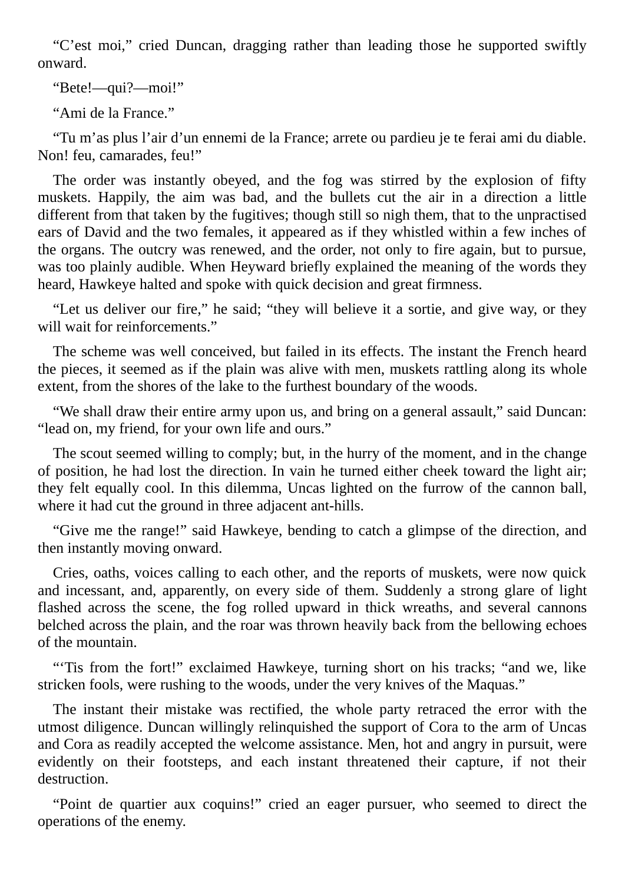“C’est moi,” cried Duncan, dragging rather than leading those he supported swiftly onward.

“Bete!—qui?—moi!”

“Ami de la France.”

“Tu m’as plus l’air d’un ennemi de la France; arrete ou pardieu je te ferai ami du diable. Non! feu, camarades, feu!”

The order was instantly obeyed, and the fog was stirred by the explosion of fifty muskets. Happily, the aim was bad, and the bullets cut the air in a direction a little different from that taken by the fugitives; though still so nigh them, that to the unpractised ears of David and the two females, it appeared as if they whistled within a few inches of the organs. The outcry was renewed, and the order, not only to fire again, but to pursue, was too plainly audible. When Heyward briefly explained the meaning of the words they heard, Hawkeye halted and spoke with quick decision and great firmness.

“Let us deliver our fire,” he said; “they will believe it a sortie, and give way, or they will wait for reinforcements.”

The scheme was well conceived, but failed in its effects. The instant the French heard the pieces, it seemed as if the plain was alive with men, muskets rattling along its whole extent, from the shores of the lake to the furthest boundary of the woods.

“We shall draw their entire army upon us, and bring on a general assault,” said Duncan: “lead on, my friend, for your own life and ours.”

The scout seemed willing to comply; but, in the hurry of the moment, and in the change of position, he had lost the direction. In vain he turned either cheek toward the light air; they felt equally cool. In this dilemma, Uncas lighted on the furrow of the cannon ball, where it had cut the ground in three adjacent ant-hills.

“Give me the range!” said Hawkeye, bending to catch a glimpse of the direction, and then instantly moving onward.

Cries, oaths, voices calling to each other, and the reports of muskets, were now quick and incessant, and, apparently, on every side of them. Suddenly a strong glare of light flashed across the scene, the fog rolled upward in thick wreaths, and several cannons belched across the plain, and the roar was thrown heavily back from the bellowing echoes of the mountain.

“‘Tis from the fort!” exclaimed Hawkeye, turning short on his tracks; “and we, like stricken fools, were rushing to the woods, under the very knives of the Maquas.”

The instant their mistake was rectified, the whole party retraced the error with the utmost diligence. Duncan willingly relinquished the support of Cora to the arm of Uncas and Cora as readily accepted the welcome assistance. Men, hot and angry in pursuit, were evidently on their footsteps, and each instant threatened their capture, if not their destruction.

“Point de quartier aux coquins!” cried an eager pursuer, who seemed to direct the operations of the enemy.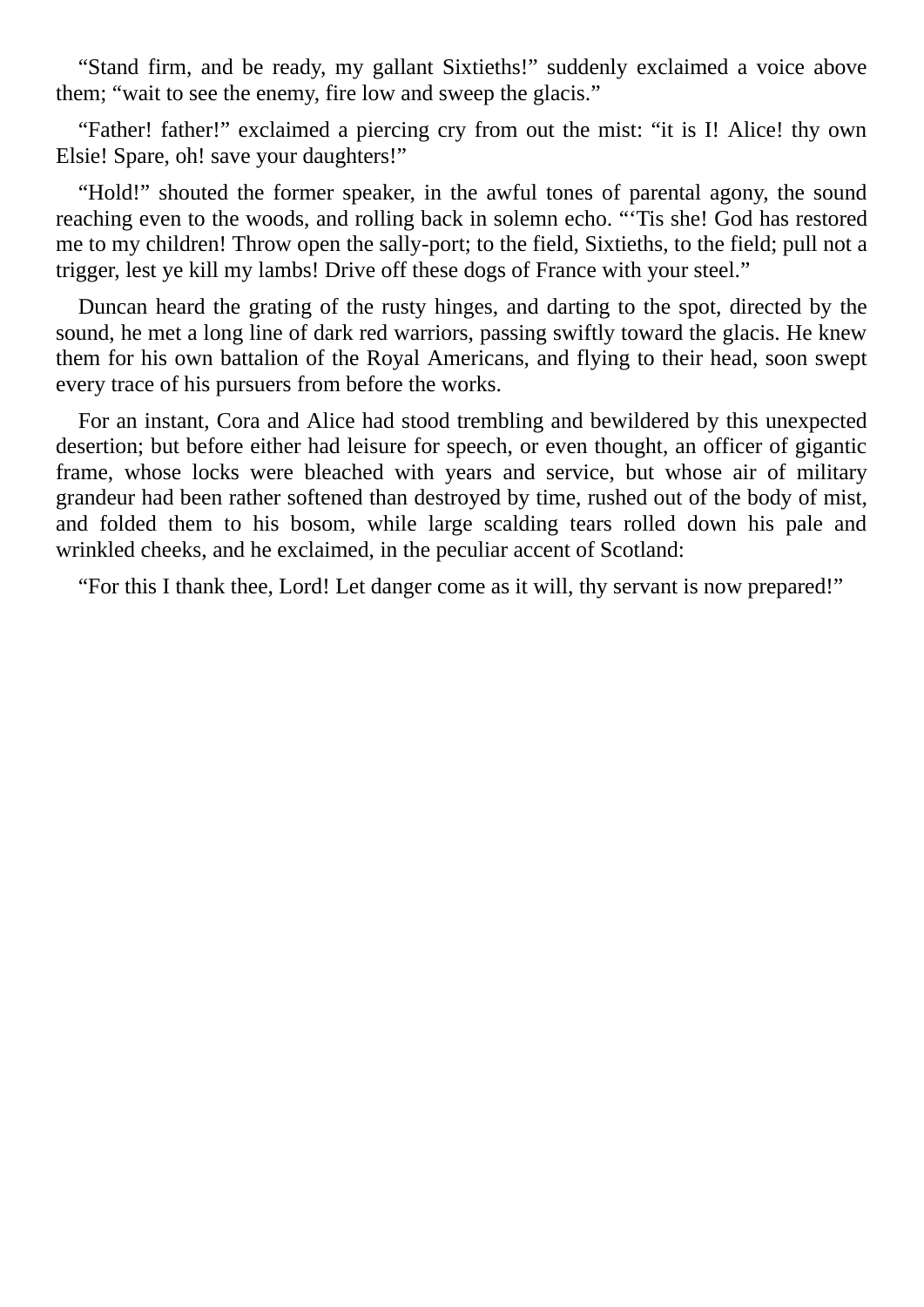“Stand firm, and be ready, my gallant Sixtieths!” suddenly exclaimed a voice above them; “wait to see the enemy, fire low and sweep the glacis.”

“Father! father!” exclaimed a piercing cry from out the mist: “it is I! Alice! thy own Elsie! Spare, oh! save your daughters!”

“Hold!” shouted the former speaker, in the awful tones of parental agony, the sound reaching even to the woods, and rolling back in solemn echo. “‘Tis she! God has restored me to my children! Throw open the sally-port; to the field, Sixtieths, to the field; pull not a trigger, lest ye kill my lambs! Drive off these dogs of France with your steel.”

Duncan heard the grating of the rusty hinges, and darting to the spot, directed by the sound, he met a long line of dark red warriors, passing swiftly toward the glacis. He knew them for his own battalion of the Royal Americans, and flying to their head, soon swept every trace of his pursuers from before the works.

For an instant, Cora and Alice had stood trembling and bewildered by this unexpected desertion; but before either had leisure for speech, or even thought, an officer of gigantic frame, whose locks were bleached with years and service, but whose air of military grandeur had been rather softened than destroyed by time, rushed out of the body of mist, and folded them to his bosom, while large scalding tears rolled down his pale and wrinkled cheeks, and he exclaimed, in the peculiar accent of Scotland:

“For this I thank thee, Lord! Let danger come as it will, thy servant is now prepared!”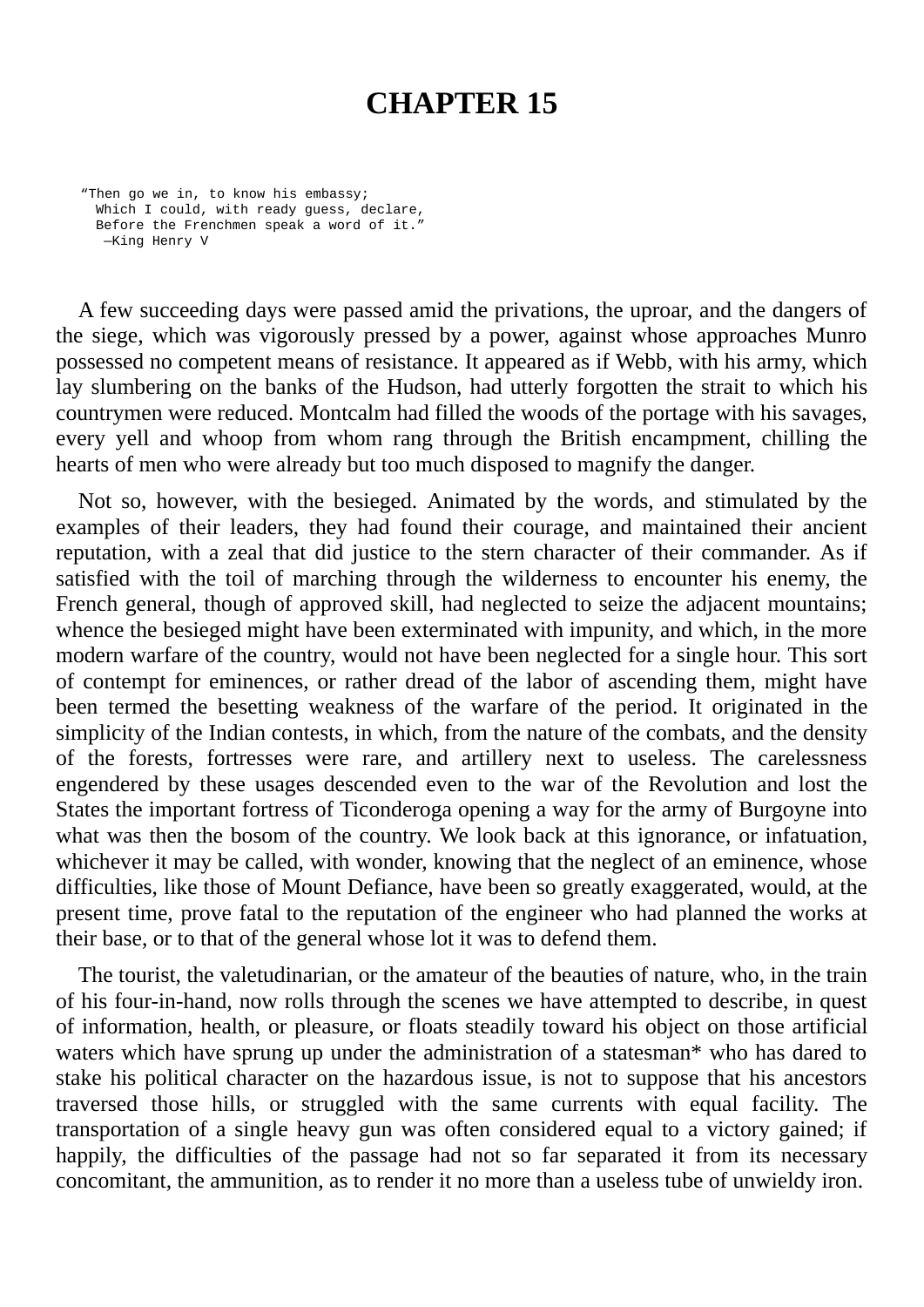# CHAPTER 15

> "Then go we in, to know his embassy;
> Which I could, with ready guess, declare,
> Before the Frenchmen speak a word of it."
> —King Henry V

A few succeeding days were passed amid the privations, the uproar, and the dangers of the siege, which was vigorously pressed by a power, against whose approaches Munro possessed no competent means of resistance. It appeared as if Webb, with his army, which lay slumbering on the banks of the Hudson, had utterly forgotten the strait to which his countrymen were reduced. Montcalm had filled the woods of the portage with his savages, every yell and whoop from whom rang through the British encampment, chilling the hearts of men who were already but too much disposed to magnify the danger.

Not so, however, with the besieged. Animated by the words, and stimulated by the examples of their leaders, they had found their courage, and maintained their ancient reputation, with a zeal that did justice to the stern character of their commander. As if satisfied with the toil of marching through the wilderness to encounter his enemy, the French general, though of approved skill, had neglected to seize the adjacent mountains; whence the besieged might have been exterminated with impunity, and which, in the more modern warfare of the country, would not have been neglected for a single hour. This sort of contempt for eminences, or rather dread of the labor of ascending them, might have been termed the besetting weakness of the warfare of the period. It originated in the simplicity of the Indian contests, in which, from the nature of the combats, and the density of the forests, fortresses were rare, and artillery next to useless. The carelessness engendered by these usages descended even to the war of the Revolution and lost the States the important fortress of Ticonderoga opening a way for the army of Burgoyne into what was then the bosom of the country. We look back at this ignorance, or infatuation, whichever it may be called, with wonder, knowing that the neglect of an eminence, whose difficulties, like those of Mount Defiance, have been so greatly exaggerated, would, at the present time, prove fatal to the reputation of the engineer who had planned the works at their base, or to that of the general whose lot it was to defend them.

The tourist, the valetudinarian, or the amateur of the beauties of nature, who, in the train of his four-in-hand, now rolls through the scenes we have attempted to describe, in quest of information, health, or pleasure, or floats steadily toward his object on those artificial waters which have sprung up under the administration of a statesman* who has dared to stake his political character on the hazardous issue, is not to suppose that his ancestors traversed those hills, or struggled with the same currents with equal facility. The transportation of a single heavy gun was often considered equal to a victory gained; if happily, the difficulties of the passage had not so far separated it from its necessary concomitant, the ammunition, as to render it no more than a useless tube of unwieldy iron.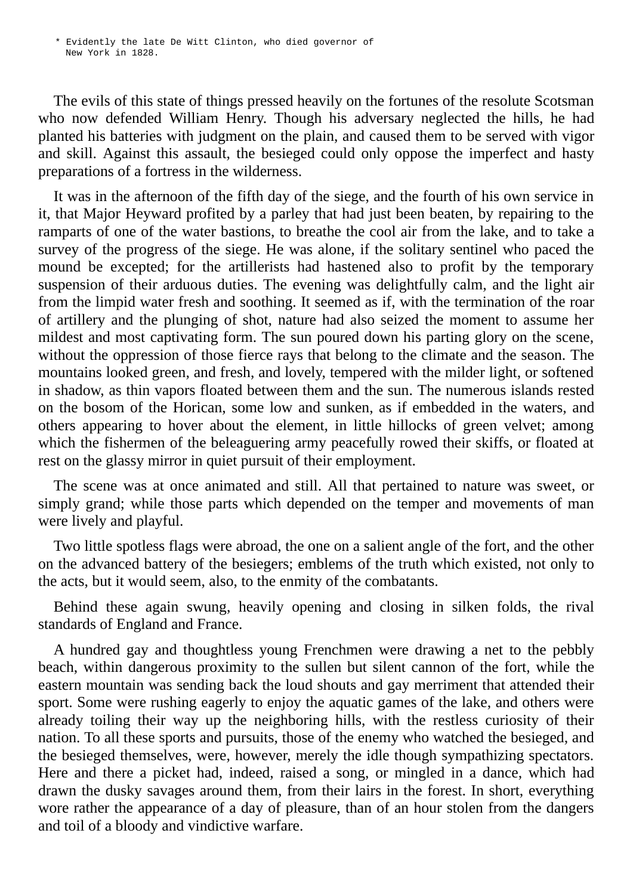```
* Evidently the late De Witt Clinton, who died governor of
  New York in 1828.
```

The evils of this state of things pressed heavily on the fortunes of the resolute Scotsman who now defended William Henry. Though his adversary neglected the hills, he had planted his batteries with judgment on the plain, and caused them to be served with vigor and skill. Against this assault, the besieged could only oppose the imperfect and hasty preparations of a fortress in the wilderness.

It was in the afternoon of the fifth day of the siege, and the fourth of his own service in it, that Major Heyward profited by a parley that had just been beaten, by repairing to the ramparts of one of the water bastions, to breathe the cool air from the lake, and to take a survey of the progress of the siege. He was alone, if the solitary sentinel who paced the mound be excepted; for the artillerists had hastened also to profit by the temporary suspension of their arduous duties. The evening was delightfully calm, and the light air from the limpid water fresh and soothing. It seemed as if, with the termination of the roar of artillery and the plunging of shot, nature had also seized the moment to assume her mildest and most captivating form. The sun poured down his parting glory on the scene, without the oppression of those fierce rays that belong to the climate and the season. The mountains looked green, and fresh, and lovely, tempered with the milder light, or softened in shadow, as thin vapors floated between them and the sun. The numerous islands rested on the bosom of the Horican, some low and sunken, as if embedded in the waters, and others appearing to hover about the element, in little hillocks of green velvet; among which the fishermen of the beleaguering army peacefully rowed their skiffs, or floated at rest on the glassy mirror in quiet pursuit of their employment.

The scene was at once animated and still. All that pertained to nature was sweet, or simply grand; while those parts which depended on the temper and movements of man were lively and playful.

Two little spotless flags were abroad, the one on a salient angle of the fort, and the other on the advanced battery of the besiegers; emblems of the truth which existed, not only to the acts, but it would seem, also, to the enmity of the combatants.

Behind these again swung, heavily opening and closing in silken folds, the rival standards of England and France.

A hundred gay and thoughtless young Frenchmen were drawing a net to the pebbly beach, within dangerous proximity to the sullen but silent cannon of the fort, while the eastern mountain was sending back the loud shouts and gay merriment that attended their sport. Some were rushing eagerly to enjoy the aquatic games of the lake, and others were already toiling their way up the neighboring hills, with the restless curiosity of their nation. To all these sports and pursuits, those of the enemy who watched the besieged, and the besieged themselves, were, however, merely the idle though sympathizing spectators. Here and there a picket had, indeed, raised a song, or mingled in a dance, which had drawn the dusky savages around them, from their lairs in the forest. In short, everything wore rather the appearance of a day of pleasure, than of an hour stolen from the dangers and toil of a bloody and vindictive warfare.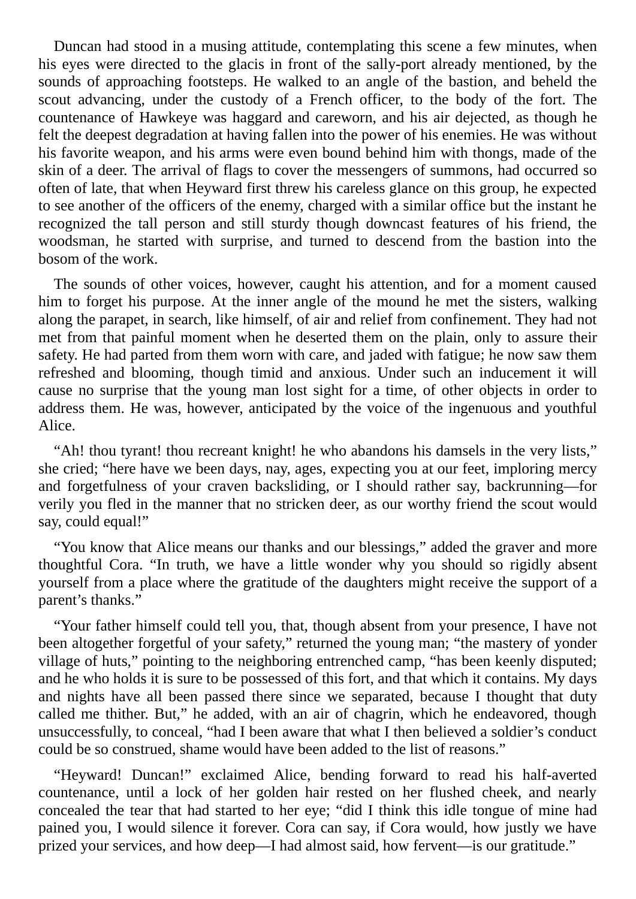Duncan had stood in a musing attitude, contemplating this scene a few minutes, when his eyes were directed to the glacis in front of the sally-port already mentioned, by the sounds of approaching footsteps. He walked to an angle of the bastion, and beheld the scout advancing, under the custody of a French officer, to the body of the fort. The countenance of Hawkeye was haggard and careworn, and his air dejected, as though he felt the deepest degradation at having fallen into the power of his enemies. He was without his favorite weapon, and his arms were even bound behind him with thongs, made of the skin of a deer. The arrival of flags to cover the messengers of summons, had occurred so often of late, that when Heyward first threw his careless glance on this group, he expected to see another of the officers of the enemy, charged with a similar office but the instant he recognized the tall person and still sturdy though downcast features of his friend, the woodsman, he started with surprise, and turned to descend from the bastion into the bosom of the work.

The sounds of other voices, however, caught his attention, and for a moment caused him to forget his purpose. At the inner angle of the mound he met the sisters, walking along the parapet, in search, like himself, of air and relief from confinement. They had not met from that painful moment when he deserted them on the plain, only to assure their safety. He had parted from them worn with care, and jaded with fatigue; he now saw them refreshed and blooming, though timid and anxious. Under such an inducement it will cause no surprise that the young man lost sight for a time, of other objects in order to address them. He was, however, anticipated by the voice of the ingenuous and youthful Alice.

“Ah! thou tyrant! thou recreant knight! he who abandons his damsels in the very lists,” she cried; “here have we been days, nay, ages, expecting you at our feet, imploring mercy and forgetfulness of your craven backsliding, or I should rather say, backrunning—for verily you fled in the manner that no stricken deer, as our worthy friend the scout would say, could equal!”

“You know that Alice means our thanks and our blessings,” added the graver and more thoughtful Cora. “In truth, we have a little wonder why you should so rigidly absent yourself from a place where the gratitude of the daughters might receive the support of a parent’s thanks.”

“Your father himself could tell you, that, though absent from your presence, I have not been altogether forgetful of your safety,” returned the young man; “the mastery of yonder village of huts,” pointing to the neighboring entrenched camp, “has been keenly disputed; and he who holds it is sure to be possessed of this fort, and that which it contains. My days and nights have all been passed there since we separated, because I thought that duty called me thither. But,” he added, with an air of chagrin, which he endeavored, though unsuccessfully, to conceal, “had I been aware that what I then believed a soldier’s conduct could be so construed, shame would have been added to the list of reasons.”

“Heyward! Duncan!” exclaimed Alice, bending forward to read his half-averted countenance, until a lock of her golden hair rested on her flushed cheek, and nearly concealed the tear that had started to her eye; “did I think this idle tongue of mine had pained you, I would silence it forever. Cora can say, if Cora would, how justly we have prized your services, and how deep—I had almost said, how fervent—is our gratitude.”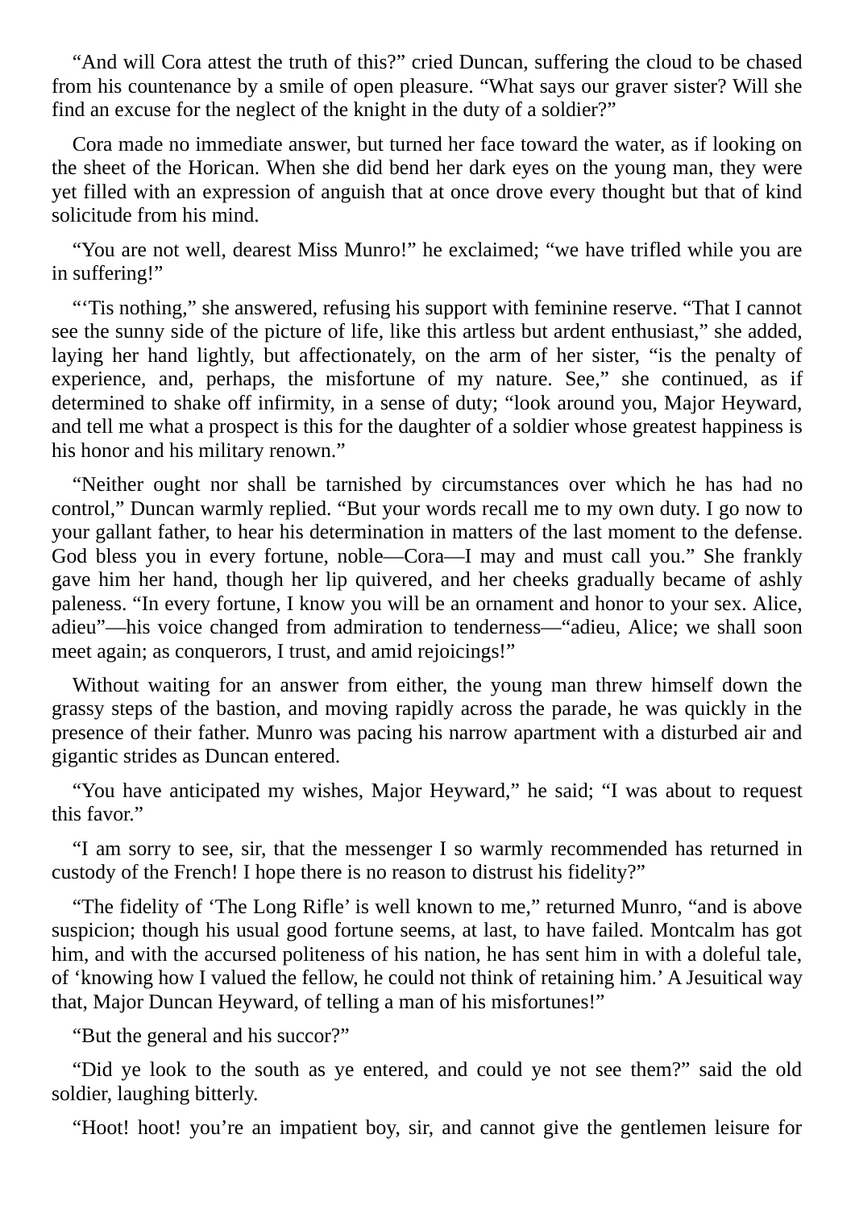"And will Cora attest the truth of this?" cried Duncan, suffering the cloud to be chased from his countenance by a smile of open pleasure. "What says our graver sister? Will she find an excuse for the neglect of the knight in the duty of a soldier?"

Cora made no immediate answer, but turned her face toward the water, as if looking on the sheet of the Horican. When she did bend her dark eyes on the young man, they were yet filled with an expression of anguish that at once drove every thought but that of kind solicitude from his mind.

"You are not well, dearest Miss Munro!" he exclaimed; "we have trifled while you are in suffering!"

"'Tis nothing," she answered, refusing his support with feminine reserve. "That I cannot see the sunny side of the picture of life, like this artless but ardent enthusiast," she added, laying her hand lightly, but affectionately, on the arm of her sister, "is the penalty of experience, and, perhaps, the misfortune of my nature. See," she continued, as if determined to shake off infirmity, in a sense of duty; "look around you, Major Heyward, and tell me what a prospect is this for the daughter of a soldier whose greatest happiness is his honor and his military renown."

"Neither ought nor shall be tarnished by circumstances over which he has had no control," Duncan warmly replied. "But your words recall me to my own duty. I go now to your gallant father, to hear his determination in matters of the last moment to the defense. God bless you in every fortune, noble—Cora—I may and must call you." She frankly gave him her hand, though her lip quivered, and her cheeks gradually became of ashly paleness. "In every fortune, I know you will be an ornament and honor to your sex. Alice, adieu"—his voice changed from admiration to tenderness—"adieu, Alice; we shall soon meet again; as conquerors, I trust, and amid rejoicings!"

Without waiting for an answer from either, the young man threw himself down the grassy steps of the bastion, and moving rapidly across the parade, he was quickly in the presence of their father. Munro was pacing his narrow apartment with a disturbed air and gigantic strides as Duncan entered.

"You have anticipated my wishes, Major Heyward," he said; "I was about to request this favor."

"I am sorry to see, sir, that the messenger I so warmly recommended has returned in custody of the French! I hope there is no reason to distrust his fidelity?"

"The fidelity of 'The Long Rifle' is well known to me," returned Munro, "and is above suspicion; though his usual good fortune seems, at last, to have failed. Montcalm has got him, and with the accursed politeness of his nation, he has sent him in with a doleful tale, of 'knowing how I valued the fellow, he could not think of retaining him.' A Jesuitical way that, Major Duncan Heyward, of telling a man of his misfortunes!"

"But the general and his succor?"

"Did ye look to the south as ye entered, and could ye not see them?" said the old soldier, laughing bitterly.

"Hoot! hoot! you're an impatient boy, sir, and cannot give the gentlemen leisure for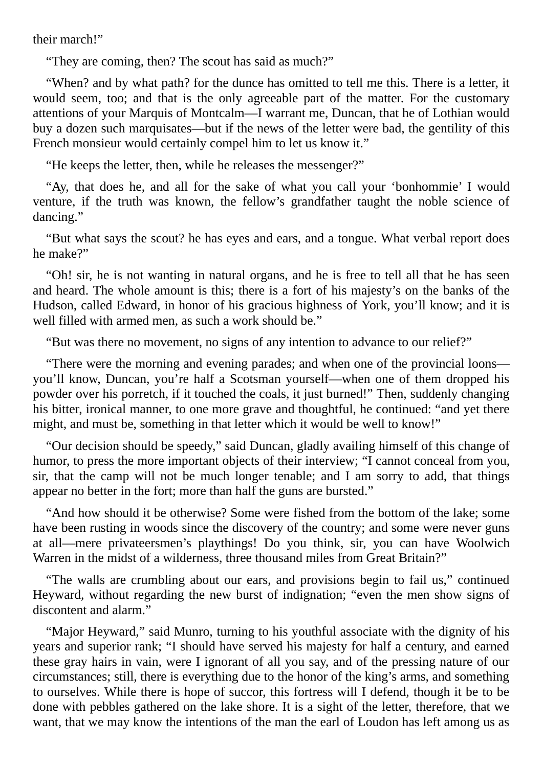their march!”

“They are coming, then? The scout has said as much?”

“When? and by what path? for the dunce has omitted to tell me this. There is a letter, it would seem, too; and that is the only agreeable part of the matter. For the customary attentions of your Marquis of Montcalm—I warrant me, Duncan, that he of Lothian would buy a dozen such marquisates—but if the news of the letter were bad, the gentility of this French monsieur would certainly compel him to let us know it.”

“He keeps the letter, then, while he releases the messenger?”

“Ay, that does he, and all for the sake of what you call your ‘bonhommie’ I would venture, if the truth was known, the fellow’s grandfather taught the noble science of dancing.”

“But what says the scout? he has eyes and ears, and a tongue. What verbal report does he make?”

“Oh! sir, he is not wanting in natural organs, and he is free to tell all that he has seen and heard. The whole amount is this; there is a fort of his majesty’s on the banks of the Hudson, called Edward, in honor of his gracious highness of York, you’ll know; and it is well filled with armed men, as such a work should be.”

“But was there no movement, no signs of any intention to advance to our relief?”

“There were the morning and evening parades; and when one of the provincial loons—you’ll know, Duncan, you’re half a Scotsman yourself—when one of them dropped his powder over his porretch, if it touched the coals, it just burned!” Then, suddenly changing his bitter, ironical manner, to one more grave and thoughtful, he continued: “and yet there might, and must be, something in that letter which it would be well to know!”

“Our decision should be speedy,” said Duncan, gladly availing himself of this change of humor, to press the more important objects of their interview; “I cannot conceal from you, sir, that the camp will not be much longer tenable; and I am sorry to add, that things appear no better in the fort; more than half the guns are bursted.”

“And how should it be otherwise? Some were fished from the bottom of the lake; some have been rusting in woods since the discovery of the country; and some were never guns at all—mere privateersmen’s playthings! Do you think, sir, you can have Woolwich Warren in the midst of a wilderness, three thousand miles from Great Britain?”

“The walls are crumbling about our ears, and provisions begin to fail us,” continued Heyward, without regarding the new burst of indignation; “even the men show signs of discontent and alarm.”

“Major Heyward,” said Munro, turning to his youthful associate with the dignity of his years and superior rank; “I should have served his majesty for half a century, and earned these gray hairs in vain, were I ignorant of all you say, and of the pressing nature of our circumstances; still, there is everything due to the honor of the king’s arms, and something to ourselves. While there is hope of succor, this fortress will I defend, though it be to be done with pebbles gathered on the lake shore. It is a sight of the letter, therefore, that we want, that we may know the intentions of the man the earl of Loudon has left among us as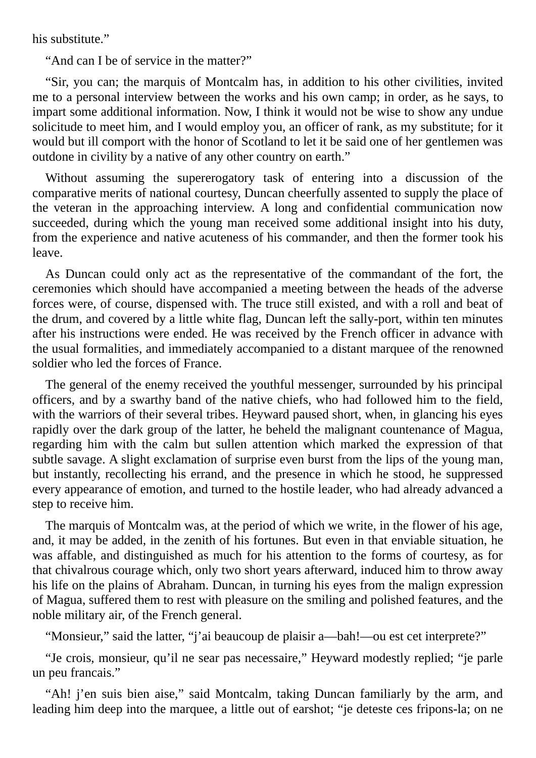his substitute."

"And can I be of service in the matter?"

"Sir, you can; the marquis of Montcalm has, in addition to his other civilities, invited me to a personal interview between the works and his own camp; in order, as he says, to impart some additional information. Now, I think it would not be wise to show any undue solicitude to meet him, and I would employ you, an officer of rank, as my substitute; for it would but ill comport with the honor of Scotland to let it be said one of her gentlemen was outdone in civility by a native of any other country on earth."

Without assuming the supererogatory task of entering into a discussion of the comparative merits of national courtesy, Duncan cheerfully assented to supply the place of the veteran in the approaching interview. A long and confidential communication now succeeded, during which the young man received some additional insight into his duty, from the experience and native acuteness of his commander, and then the former took his leave.

As Duncan could only act as the representative of the commandant of the fort, the ceremonies which should have accompanied a meeting between the heads of the adverse forces were, of course, dispensed with. The truce still existed, and with a roll and beat of the drum, and covered by a little white flag, Duncan left the sally-port, within ten minutes after his instructions were ended. He was received by the French officer in advance with the usual formalities, and immediately accompanied to a distant marquee of the renowned soldier who led the forces of France.

The general of the enemy received the youthful messenger, surrounded by his principal officers, and by a swarthy band of the native chiefs, who had followed him to the field, with the warriors of their several tribes. Heyward paused short, when, in glancing his eyes rapidly over the dark group of the latter, he beheld the malignant countenance of Magua, regarding him with the calm but sullen attention which marked the expression of that subtle savage. A slight exclamation of surprise even burst from the lips of the young man, but instantly, recollecting his errand, and the presence in which he stood, he suppressed every appearance of emotion, and turned to the hostile leader, who had already advanced a step to receive him.

The marquis of Montcalm was, at the period of which we write, in the flower of his age, and, it may be added, in the zenith of his fortunes. But even in that enviable situation, he was affable, and distinguished as much for his attention to the forms of courtesy, as for that chivalrous courage which, only two short years afterward, induced him to throw away his life on the plains of Abraham. Duncan, in turning his eyes from the malign expression of Magua, suffered them to rest with pleasure on the smiling and polished features, and the noble military air, of the French general.

"Monsieur," said the latter, "j'ai beaucoup de plaisir a—bah!—ou est cet interprete?"

"Je crois, monsieur, qu'il ne sear pas necessaire," Heyward modestly replied; "je parle un peu francais."

"Ah! j'en suis bien aise," said Montcalm, taking Duncan familiarly by the arm, and leading him deep into the marquee, a little out of earshot; "je deteste ces fripons-la; on ne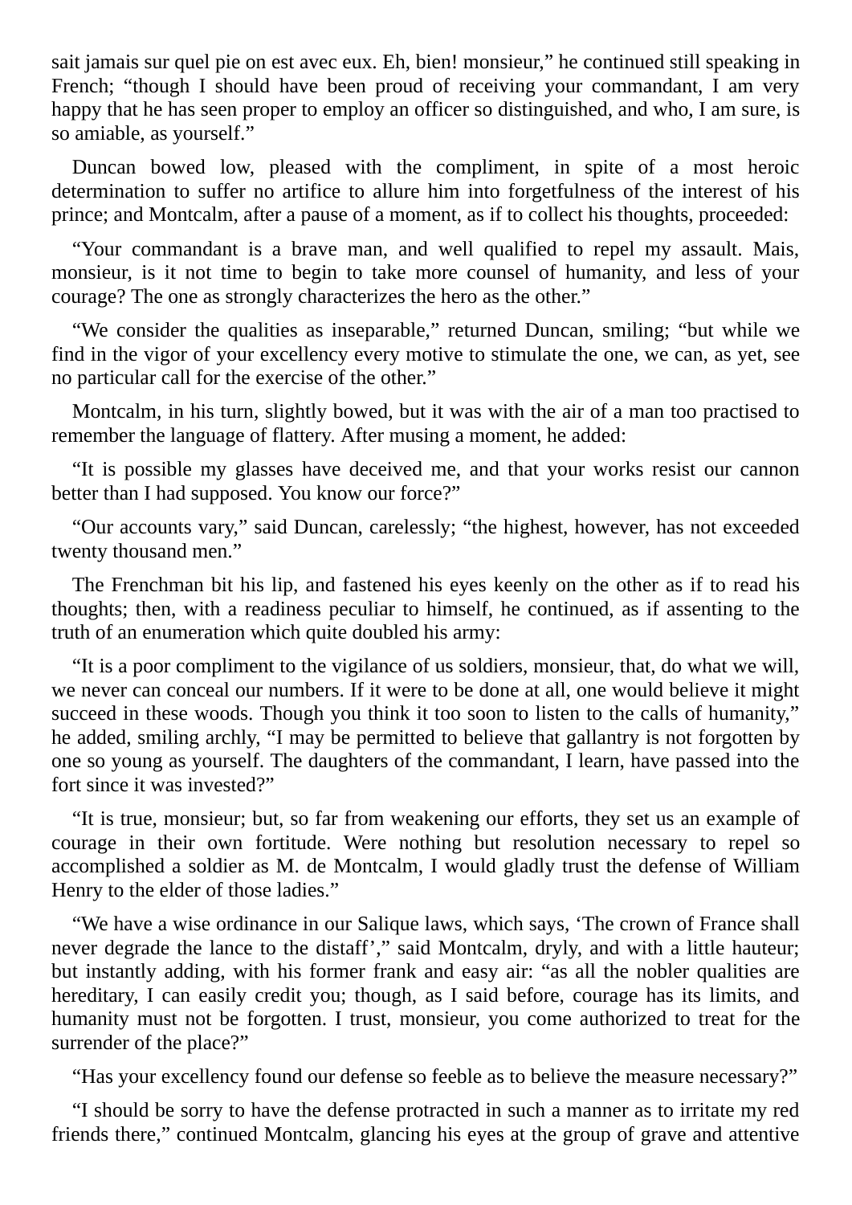sait jamais sur quel pie on est avec eux. Eh, bien! monsieur," he continued still speaking in French; "though I should have been proud of receiving your commandant, I am very happy that he has seen proper to employ an officer so distinguished, and who, I am sure, is so amiable, as yourself."

Duncan bowed low, pleased with the compliment, in spite of a most heroic determination to suffer no artifice to allure him into forgetfulness of the interest of his prince; and Montcalm, after a pause of a moment, as if to collect his thoughts, proceeded:

"Your commandant is a brave man, and well qualified to repel my assault. Mais, monsieur, is it not time to begin to take more counsel of humanity, and less of your courage? The one as strongly characterizes the hero as the other."

"We consider the qualities as inseparable," returned Duncan, smiling; "but while we find in the vigor of your excellency every motive to stimulate the one, we can, as yet, see no particular call for the exercise of the other."

Montcalm, in his turn, slightly bowed, but it was with the air of a man too practised to remember the language of flattery. After musing a moment, he added:

"It is possible my glasses have deceived me, and that your works resist our cannon better than I had supposed. You know our force?"

"Our accounts vary," said Duncan, carelessly; "the highest, however, has not exceeded twenty thousand men."

The Frenchman bit his lip, and fastened his eyes keenly on the other as if to read his thoughts; then, with a readiness peculiar to himself, he continued, as if assenting to the truth of an enumeration which quite doubled his army:

"It is a poor compliment to the vigilance of us soldiers, monsieur, that, do what we will, we never can conceal our numbers. If it were to be done at all, one would believe it might succeed in these woods. Though you think it too soon to listen to the calls of humanity," he added, smiling archly, "I may be permitted to believe that gallantry is not forgotten by one so young as yourself. The daughters of the commandant, I learn, have passed into the fort since it was invested?"

"It is true, monsieur; but, so far from weakening our efforts, they set us an example of courage in their own fortitude. Were nothing but resolution necessary to repel so accomplished a soldier as M. de Montcalm, I would gladly trust the defense of William Henry to the elder of those ladies."

"We have a wise ordinance in our Salique laws, which says, 'The crown of France shall never degrade the lance to the distaff'," said Montcalm, dryly, and with a little hauteur; but instantly adding, with his former frank and easy air: "as all the nobler qualities are hereditary, I can easily credit you; though, as I said before, courage has its limits, and humanity must not be forgotten. I trust, monsieur, you come authorized to treat for the surrender of the place?"

"Has your excellency found our defense so feeble as to believe the measure necessary?"

"I should be sorry to have the defense protracted in such a manner as to irritate my red friends there," continued Montcalm, glancing his eyes at the group of grave and attentive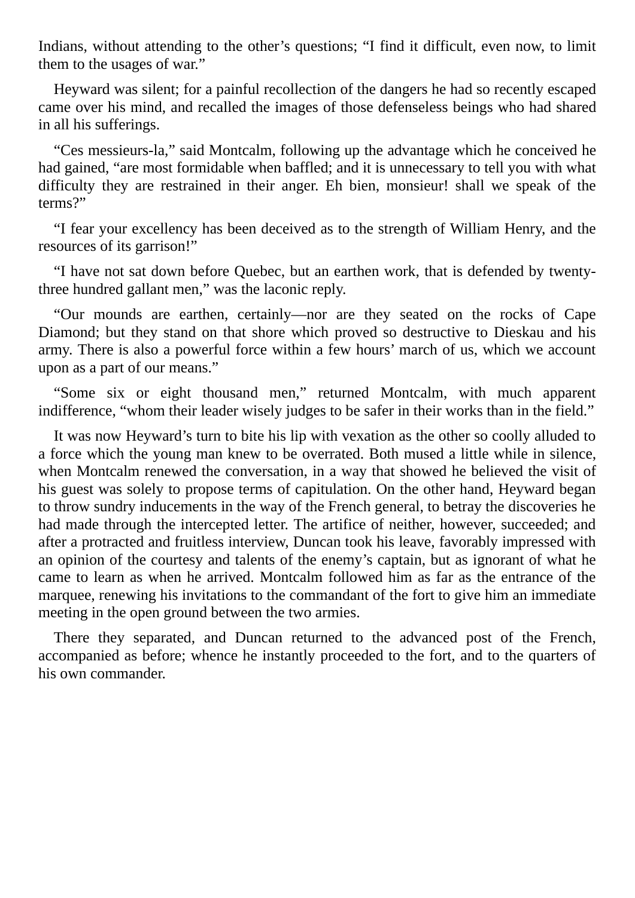Indians, without attending to the other's questions; "I find it difficult, even now, to limit them to the usages of war."

Heyward was silent; for a painful recollection of the dangers he had so recently escaped came over his mind, and recalled the images of those defenseless beings who had shared in all his sufferings.

"Ces messieurs-la," said Montcalm, following up the advantage which he conceived he had gained, "are most formidable when baffled; and it is unnecessary to tell you with what difficulty they are restrained in their anger. Eh bien, monsieur! shall we speak of the terms?"

"I fear your excellency has been deceived as to the strength of William Henry, and the resources of its garrison!"

"I have not sat down before Quebec, but an earthen work, that is defended by twenty-three hundred gallant men," was the laconic reply.

"Our mounds are earthen, certainly—nor are they seated on the rocks of Cape Diamond; but they stand on that shore which proved so destructive to Dieskau and his army. There is also a powerful force within a few hours' march of us, which we account upon as a part of our means."

"Some six or eight thousand men," returned Montcalm, with much apparent indifference, "whom their leader wisely judges to be safer in their works than in the field."

It was now Heyward's turn to bite his lip with vexation as the other so coolly alluded to a force which the young man knew to be overrated. Both mused a little while in silence, when Montcalm renewed the conversation, in a way that showed he believed the visit of his guest was solely to propose terms of capitulation. On the other hand, Heyward began to throw sundry inducements in the way of the French general, to betray the discoveries he had made through the intercepted letter. The artifice of neither, however, succeeded; and after a protracted and fruitless interview, Duncan took his leave, favorably impressed with an opinion of the courtesy and talents of the enemy's captain, but as ignorant of what he came to learn as when he arrived. Montcalm followed him as far as the entrance of the marquee, renewing his invitations to the commandant of the fort to give him an immediate meeting in the open ground between the two armies.

There they separated, and Duncan returned to the advanced post of the French, accompanied as before; whence he instantly proceeded to the fort, and to the quarters of his own commander.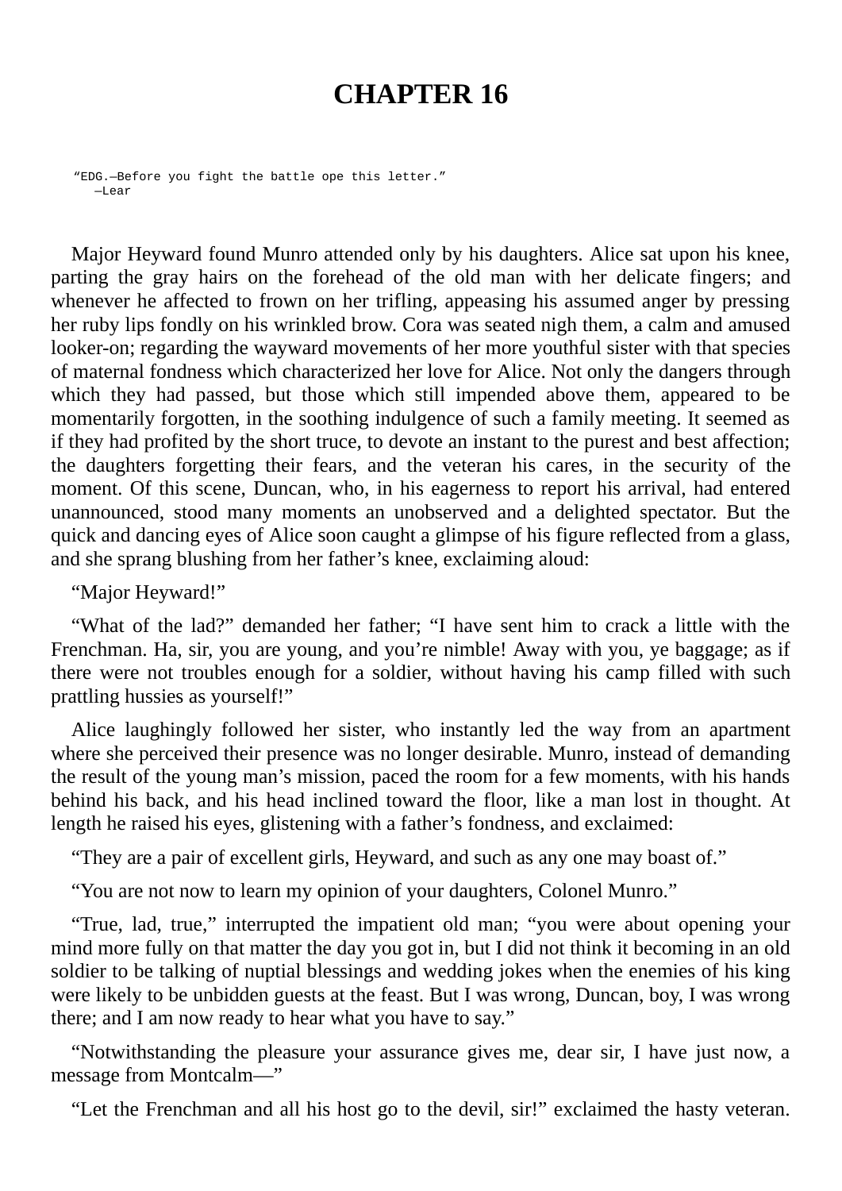# CHAPTER 16

> “EDG.—Before you fight the battle ope this letter.”
> —Lear

Major Heyward found Munro attended only by his daughters. Alice sat upon his knee, parting the gray hairs on the forehead of the old man with her delicate fingers; and whenever he affected to frown on her trifling, appeasing his assumed anger by pressing her ruby lips fondly on his wrinkled brow. Cora was seated nigh them, a calm and amused looker-on; regarding the wayward movements of her more youthful sister with that species of maternal fondness which characterized her love for Alice. Not only the dangers through which they had passed, but those which still impended above them, appeared to be momentarily forgotten, in the soothing indulgence of such a family meeting. It seemed as if they had profited by the short truce, to devote an instant to the purest and best affection; the daughters forgetting their fears, and the veteran his cares, in the security of the moment. Of this scene, Duncan, who, in his eagerness to report his arrival, had entered unannounced, stood many moments an unobserved and a delighted spectator. But the quick and dancing eyes of Alice soon caught a glimpse of his figure reflected from a glass, and she sprang blushing from her father’s knee, exclaiming aloud:

“Major Heyward!”

“What of the lad?” demanded her father; “I have sent him to crack a little with the Frenchman. Ha, sir, you are young, and you’re nimble! Away with you, ye baggage; as if there were not troubles enough for a soldier, without having his camp filled with such prattling hussies as yourself!”

Alice laughingly followed her sister, who instantly led the way from an apartment where she perceived their presence was no longer desirable. Munro, instead of demanding the result of the young man’s mission, paced the room for a few moments, with his hands behind his back, and his head inclined toward the floor, like a man lost in thought. At length he raised his eyes, glistening with a father’s fondness, and exclaimed:

“They are a pair of excellent girls, Heyward, and such as any one may boast of.”

“You are not now to learn my opinion of your daughters, Colonel Munro.”

“True, lad, true,” interrupted the impatient old man; “you were about opening your mind more fully on that matter the day you got in, but I did not think it becoming in an old soldier to be talking of nuptial blessings and wedding jokes when the enemies of his king were likely to be unbidden guests at the feast. But I was wrong, Duncan, boy, I was wrong there; and I am now ready to hear what you have to say.”

“Notwithstanding the pleasure your assurance gives me, dear sir, I have just now, a message from Montcalm—”

“Let the Frenchman and all his host go to the devil, sir!” exclaimed the hasty veteran.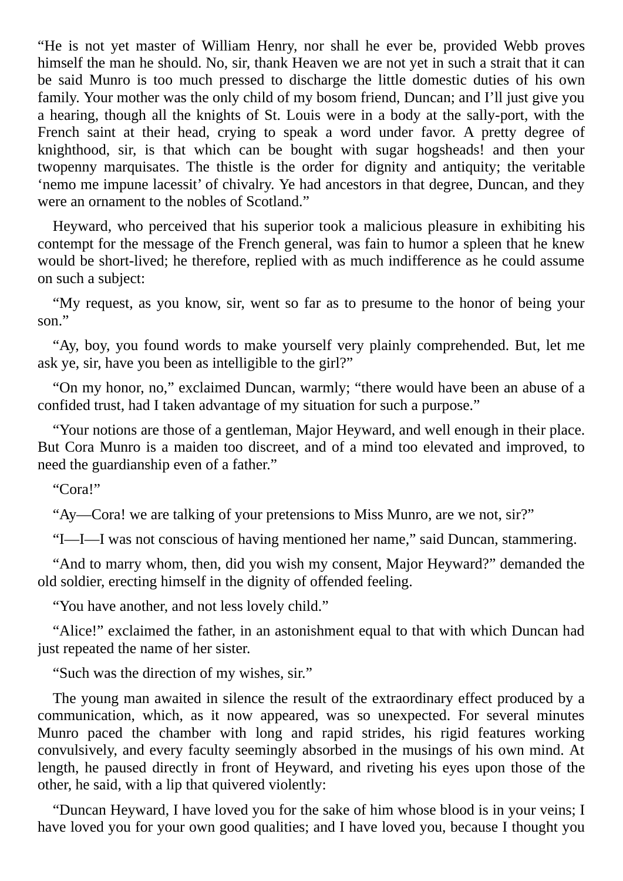"He is not yet master of William Henry, nor shall he ever be, provided Webb proves himself the man he should. No, sir, thank Heaven we are not yet in such a strait that it can be said Munro is too much pressed to discharge the little domestic duties of his own family. Your mother was the only child of my bosom friend, Duncan; and I'll just give you a hearing, though all the knights of St. Louis were in a body at the sally-port, with the French saint at their head, crying to speak a word under favor. A pretty degree of knighthood, sir, is that which can be bought with sugar hogsheads! and then your twopenny marquisates. The thistle is the order for dignity and antiquity; the veritable 'nemo me impune lacessit' of chivalry. Ye had ancestors in that degree, Duncan, and they were an ornament to the nobles of Scotland."

Heyward, who perceived that his superior took a malicious pleasure in exhibiting his contempt for the message of the French general, was fain to humor a spleen that he knew would be short-lived; he therefore, replied with as much indifference as he could assume on such a subject:

"My request, as you know, sir, went so far as to presume to the honor of being your son."

"Ay, boy, you found words to make yourself very plainly comprehended. But, let me ask ye, sir, have you been as intelligible to the girl?"

"On my honor, no," exclaimed Duncan, warmly; "there would have been an abuse of a confided trust, had I taken advantage of my situation for such a purpose."

"Your notions are those of a gentleman, Major Heyward, and well enough in their place. But Cora Munro is a maiden too discreet, and of a mind too elevated and improved, to need the guardianship even of a father."

"Cora!"

"Ay—Cora! we are talking of your pretensions to Miss Munro, are we not, sir?"

"I—I—I was not conscious of having mentioned her name," said Duncan, stammering.

"And to marry whom, then, did you wish my consent, Major Heyward?" demanded the old soldier, erecting himself in the dignity of offended feeling.

"You have another, and not less lovely child."

"Alice!" exclaimed the father, in an astonishment equal to that with which Duncan had just repeated the name of her sister.

"Such was the direction of my wishes, sir."

The young man awaited in silence the result of the extraordinary effect produced by a communication, which, as it now appeared, was so unexpected. For several minutes Munro paced the chamber with long and rapid strides, his rigid features working convulsively, and every faculty seemingly absorbed in the musings of his own mind. At length, he paused directly in front of Heyward, and riveting his eyes upon those of the other, he said, with a lip that quivered violently:

"Duncan Heyward, I have loved you for the sake of him whose blood is in your veins; I have loved you for your own good qualities; and I have loved you, because I thought you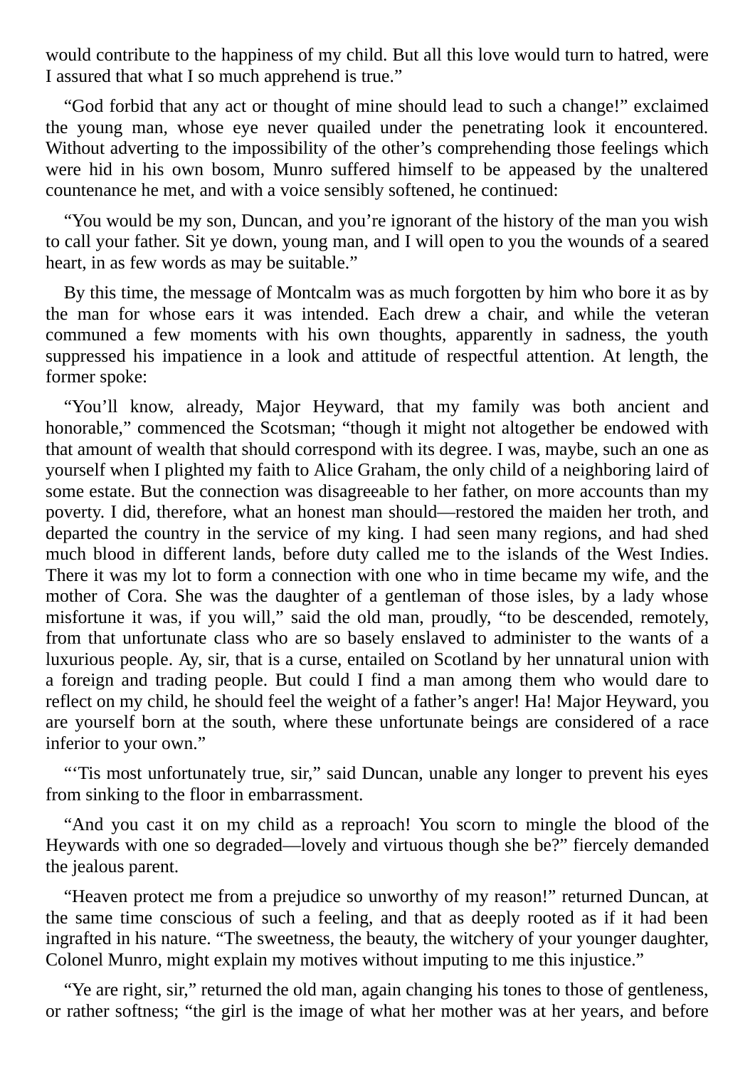would contribute to the happiness of my child. But all this love would turn to hatred, were I assured that what I so much apprehend is true."

"God forbid that any act or thought of mine should lead to such a change!" exclaimed the young man, whose eye never quailed under the penetrating look it encountered. Without adverting to the impossibility of the other's comprehending those feelings which were hid in his own bosom, Munro suffered himself to be appeased by the unaltered countenance he met, and with a voice sensibly softened, he continued:

"You would be my son, Duncan, and you're ignorant of the history of the man you wish to call your father. Sit ye down, young man, and I will open to you the wounds of a seared heart, in as few words as may be suitable."

By this time, the message of Montcalm was as much forgotten by him who bore it as by the man for whose ears it was intended. Each drew a chair, and while the veteran communed a few moments with his own thoughts, apparently in sadness, the youth suppressed his impatience in a look and attitude of respectful attention. At length, the former spoke:

"You'll know, already, Major Heyward, that my family was both ancient and honorable," commenced the Scotsman; "though it might not altogether be endowed with that amount of wealth that should correspond with its degree. I was, maybe, such an one as yourself when I plighted my faith to Alice Graham, the only child of a neighboring laird of some estate. But the connection was disagreeable to her father, on more accounts than my poverty. I did, therefore, what an honest man should—restored the maiden her troth, and departed the country in the service of my king. I had seen many regions, and had shed much blood in different lands, before duty called me to the islands of the West Indies. There it was my lot to form a connection with one who in time became my wife, and the mother of Cora. She was the daughter of a gentleman of those isles, by a lady whose misfortune it was, if you will," said the old man, proudly, "to be descended, remotely, from that unfortunate class who are so basely enslaved to administer to the wants of a luxurious people. Ay, sir, that is a curse, entailed on Scotland by her unnatural union with a foreign and trading people. But could I find a man among them who would dare to reflect on my child, he should feel the weight of a father's anger! Ha! Major Heyward, you are yourself born at the south, where these unfortunate beings are considered of a race inferior to your own."

"'Tis most unfortunately true, sir," said Duncan, unable any longer to prevent his eyes from sinking to the floor in embarrassment.

"And you cast it on my child as a reproach! You scorn to mingle the blood of the Heywards with one so degraded—lovely and virtuous though she be?" fiercely demanded the jealous parent.

"Heaven protect me from a prejudice so unworthy of my reason!" returned Duncan, at the same time conscious of such a feeling, and that as deeply rooted as if it had been ingrafted in his nature. "The sweetness, the beauty, the witchery of your younger daughter, Colonel Munro, might explain my motives without imputing to me this injustice."

"Ye are right, sir," returned the old man, again changing his tones to those of gentleness, or rather softness; "the girl is the image of what her mother was at her years, and before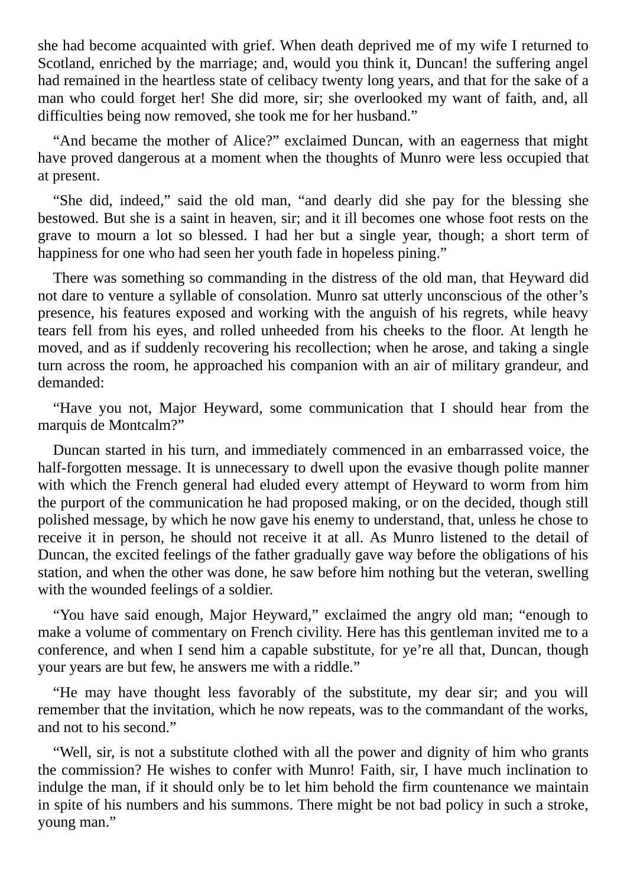she had become acquainted with grief. When death deprived me of my wife I returned to Scotland, enriched by the marriage; and, would you think it, Duncan! the suffering angel had remained in the heartless state of celibacy twenty long years, and that for the sake of a man who could forget her! She did more, sir; she overlooked my want of faith, and, all difficulties being now removed, she took me for her husband."

"And became the mother of Alice?" exclaimed Duncan, with an eagerness that might have proved dangerous at a moment when the thoughts of Munro were less occupied that at present.

"She did, indeed," said the old man, "and dearly did she pay for the blessing she bestowed. But she is a saint in heaven, sir; and it ill becomes one whose foot rests on the grave to mourn a lot so blessed. I had her but a single year, though; a short term of happiness for one who had seen her youth fade in hopeless pining."

There was something so commanding in the distress of the old man, that Heyward did not dare to venture a syllable of consolation. Munro sat utterly unconscious of the other's presence, his features exposed and working with the anguish of his regrets, while heavy tears fell from his eyes, and rolled unheeded from his cheeks to the floor. At length he moved, and as if suddenly recovering his recollection; when he arose, and taking a single turn across the room, he approached his companion with an air of military grandeur, and demanded:

"Have you not, Major Heyward, some communication that I should hear from the marquis de Montcalm?"

Duncan started in his turn, and immediately commenced in an embarrassed voice, the half-forgotten message. It is unnecessary to dwell upon the evasive though polite manner with which the French general had eluded every attempt of Heyward to worm from him the purport of the communication he had proposed making, or on the decided, though still polished message, by which he now gave his enemy to understand, that, unless he chose to receive it in person, he should not receive it at all. As Munro listened to the detail of Duncan, the excited feelings of the father gradually gave way before the obligations of his station, and when the other was done, he saw before him nothing but the veteran, swelling with the wounded feelings of a soldier.

"You have said enough, Major Heyward," exclaimed the angry old man; "enough to make a volume of commentary on French civility. Here has this gentleman invited me to a conference, and when I send him a capable substitute, for ye're all that, Duncan, though your years are but few, he answers me with a riddle."

"He may have thought less favorably of the substitute, my dear sir; and you will remember that the invitation, which he now repeats, was to the commandant of the works, and not to his second."

"Well, sir, is not a substitute clothed with all the power and dignity of him who grants the commission? He wishes to confer with Munro! Faith, sir, I have much inclination to indulge the man, if it should only be to let him behold the firm countenance we maintain in spite of his numbers and his summons. There might be not bad policy in such a stroke, young man."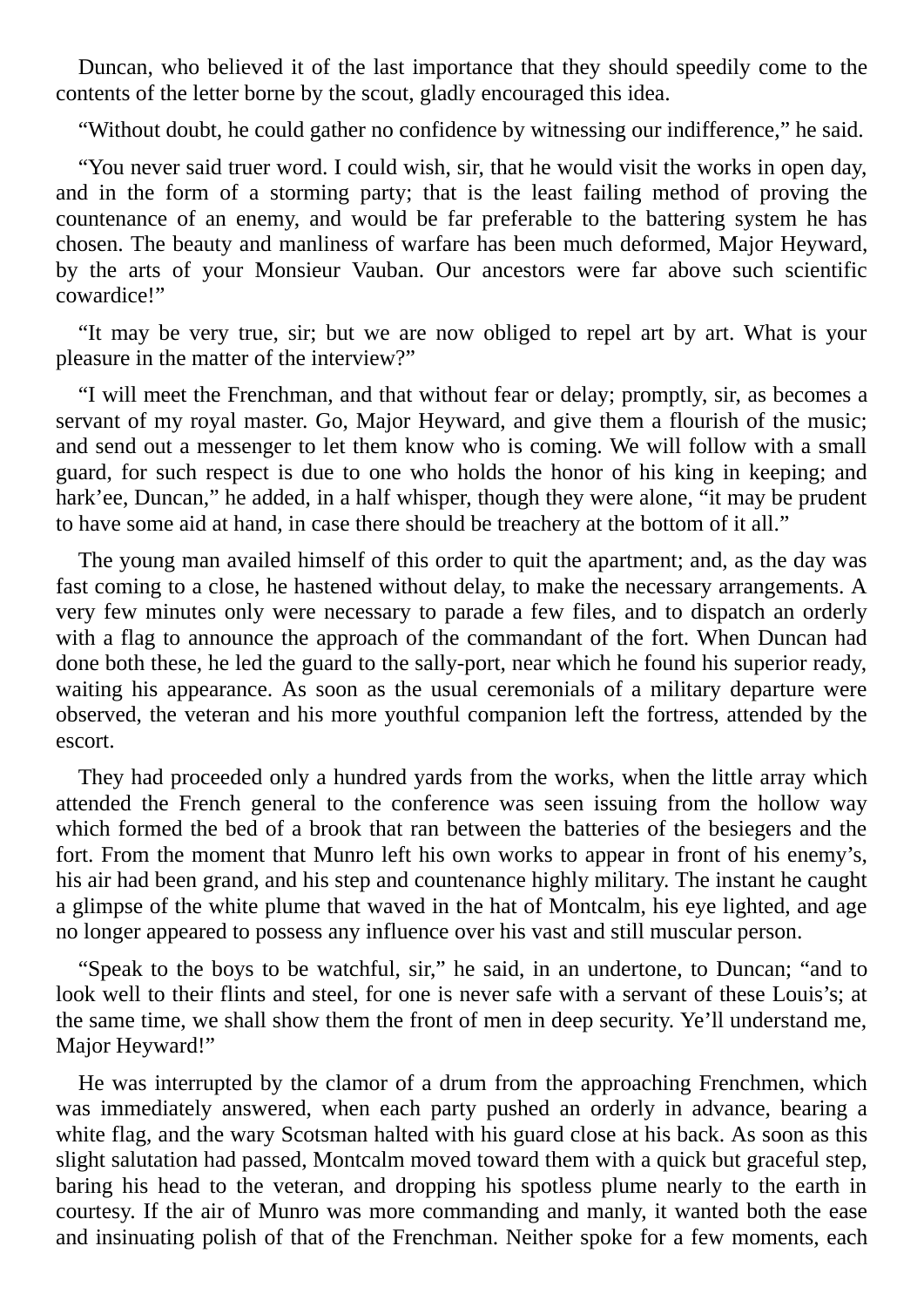Duncan, who believed it of the last importance that they should speedily come to the contents of the letter borne by the scout, gladly encouraged this idea.

“Without doubt, he could gather no confidence by witnessing our indifference,” he said.

“You never said truer word. I could wish, sir, that he would visit the works in open day, and in the form of a storming party; that is the least failing method of proving the countenance of an enemy, and would be far preferable to the battering system he has chosen. The beauty and manliness of warfare has been much deformed, Major Heyward, by the arts of your Monsieur Vauban. Our ancestors were far above such scientific cowardice!”

“It may be very true, sir; but we are now obliged to repel art by art. What is your pleasure in the matter of the interview?”

“I will meet the Frenchman, and that without fear or delay; promptly, sir, as becomes a servant of my royal master. Go, Major Heyward, and give them a flourish of the music; and send out a messenger to let them know who is coming. We will follow with a small guard, for such respect is due to one who holds the honor of his king in keeping; and hark’ee, Duncan,” he added, in a half whisper, though they were alone, “it may be prudent to have some aid at hand, in case there should be treachery at the bottom of it all.”

The young man availed himself of this order to quit the apartment; and, as the day was fast coming to a close, he hastened without delay, to make the necessary arrangements. A very few minutes only were necessary to parade a few files, and to dispatch an orderly with a flag to announce the approach of the commandant of the fort. When Duncan had done both these, he led the guard to the sally-port, near which he found his superior ready, waiting his appearance. As soon as the usual ceremonials of a military departure were observed, the veteran and his more youthful companion left the fortress, attended by the escort.

They had proceeded only a hundred yards from the works, when the little array which attended the French general to the conference was seen issuing from the hollow way which formed the bed of a brook that ran between the batteries of the besiegers and the fort. From the moment that Munro left his own works to appear in front of his enemy’s, his air had been grand, and his step and countenance highly military. The instant he caught a glimpse of the white plume that waved in the hat of Montcalm, his eye lighted, and age no longer appeared to possess any influence over his vast and still muscular person.

“Speak to the boys to be watchful, sir,” he said, in an undertone, to Duncan; “and to look well to their flints and steel, for one is never safe with a servant of these Louis’s; at the same time, we shall show them the front of men in deep security. Ye’ll understand me, Major Heyward!”

He was interrupted by the clamor of a drum from the approaching Frenchmen, which was immediately answered, when each party pushed an orderly in advance, bearing a white flag, and the wary Scotsman halted with his guard close at his back. As soon as this slight salutation had passed, Montcalm moved toward them with a quick but graceful step, baring his head to the veteran, and dropping his spotless plume nearly to the earth in courtesy. If the air of Munro was more commanding and manly, it wanted both the ease and insinuating polish of that of the Frenchman. Neither spoke for a few moments, each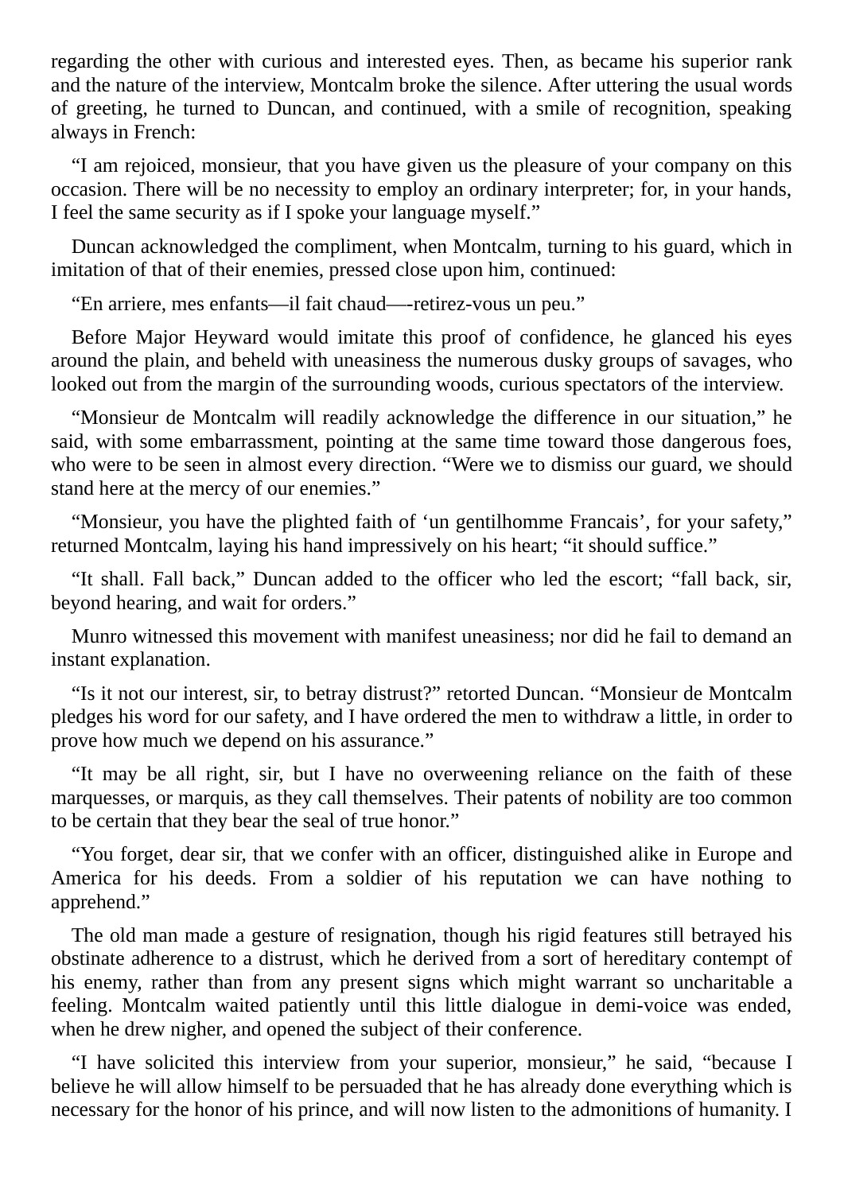regarding the other with curious and interested eyes. Then, as became his superior rank and the nature of the interview, Montcalm broke the silence. After uttering the usual words of greeting, he turned to Duncan, and continued, with a smile of recognition, speaking always in French:

"I am rejoiced, monsieur, that you have given us the pleasure of your company on this occasion. There will be no necessity to employ an ordinary interpreter; for, in your hands, I feel the same security as if I spoke your language myself."

Duncan acknowledged the compliment, when Montcalm, turning to his guard, which in imitation of that of their enemies, pressed close upon him, continued:

"En arriere, mes enfants—il fait chaud—-retirez-vous un peu."

Before Major Heyward would imitate this proof of confidence, he glanced his eyes around the plain, and beheld with uneasiness the numerous dusky groups of savages, who looked out from the margin of the surrounding woods, curious spectators of the interview.

"Monsieur de Montcalm will readily acknowledge the difference in our situation," he said, with some embarrassment, pointing at the same time toward those dangerous foes, who were to be seen in almost every direction. "Were we to dismiss our guard, we should stand here at the mercy of our enemies."

"Monsieur, you have the plighted faith of 'un gentilhomme Francais', for your safety," returned Montcalm, laying his hand impressively on his heart; "it should suffice."

"It shall. Fall back," Duncan added to the officer who led the escort; "fall back, sir, beyond hearing, and wait for orders."

Munro witnessed this movement with manifest uneasiness; nor did he fail to demand an instant explanation.

"Is it not our interest, sir, to betray distrust?" retorted Duncan. "Monsieur de Montcalm pledges his word for our safety, and I have ordered the men to withdraw a little, in order to prove how much we depend on his assurance."

"It may be all right, sir, but I have no overweening reliance on the faith of these marquesses, or marquis, as they call themselves. Their patents of nobility are too common to be certain that they bear the seal of true honor."

"You forget, dear sir, that we confer with an officer, distinguished alike in Europe and America for his deeds. From a soldier of his reputation we can have nothing to apprehend."

The old man made a gesture of resignation, though his rigid features still betrayed his obstinate adherence to a distrust, which he derived from a sort of hereditary contempt of his enemy, rather than from any present signs which might warrant so uncharitable a feeling. Montcalm waited patiently until this little dialogue in demi-voice was ended, when he drew nigher, and opened the subject of their conference.

"I have solicited this interview from your superior, monsieur," he said, "because I believe he will allow himself to be persuaded that he has already done everything which is necessary for the honor of his prince, and will now listen to the admonitions of humanity. I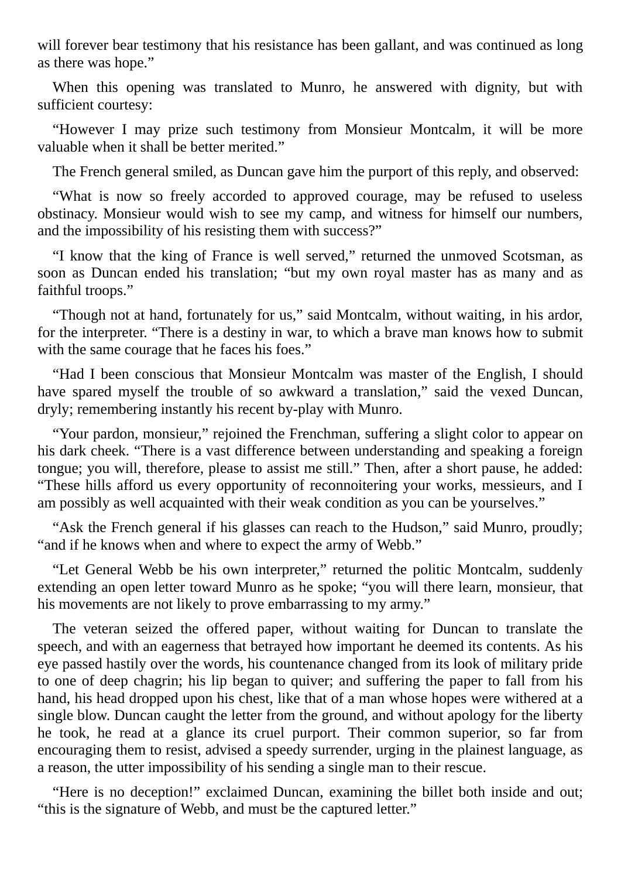will forever bear testimony that his resistance has been gallant, and was continued as long as there was hope."

When this opening was translated to Munro, he answered with dignity, but with sufficient courtesy:

"However I may prize such testimony from Monsieur Montcalm, it will be more valuable when it shall be better merited."

The French general smiled, as Duncan gave him the purport of this reply, and observed:

"What is now so freely accorded to approved courage, may be refused to useless obstinacy. Monsieur would wish to see my camp, and witness for himself our numbers, and the impossibility of his resisting them with success?"

"I know that the king of France is well served," returned the unmoved Scotsman, as soon as Duncan ended his translation; "but my own royal master has as many and as faithful troops."

"Though not at hand, fortunately for us," said Montcalm, without waiting, in his ardor, for the interpreter. "There is a destiny in war, to which a brave man knows how to submit with the same courage that he faces his foes."

"Had I been conscious that Monsieur Montcalm was master of the English, I should have spared myself the trouble of so awkward a translation," said the vexed Duncan, dryly; remembering instantly his recent by-play with Munro.

"Your pardon, monsieur," rejoined the Frenchman, suffering a slight color to appear on his dark cheek. "There is a vast difference between understanding and speaking a foreign tongue; you will, therefore, please to assist me still." Then, after a short pause, he added: "These hills afford us every opportunity of reconnoitering your works, messieurs, and I am possibly as well acquainted with their weak condition as you can be yourselves."

"Ask the French general if his glasses can reach to the Hudson," said Munro, proudly; "and if he knows when and where to expect the army of Webb."

"Let General Webb be his own interpreter," returned the politic Montcalm, suddenly extending an open letter toward Munro as he spoke; "you will there learn, monsieur, that his movements are not likely to prove embarrassing to my army."

The veteran seized the offered paper, without waiting for Duncan to translate the speech, and with an eagerness that betrayed how important he deemed its contents. As his eye passed hastily over the words, his countenance changed from its look of military pride to one of deep chagrin; his lip began to quiver; and suffering the paper to fall from his hand, his head dropped upon his chest, like that of a man whose hopes were withered at a single blow. Duncan caught the letter from the ground, and without apology for the liberty he took, he read at a glance its cruel purport. Their common superior, so far from encouraging them to resist, advised a speedy surrender, urging in the plainest language, as a reason, the utter impossibility of his sending a single man to their rescue.

"Here is no deception!" exclaimed Duncan, examining the billet both inside and out; "this is the signature of Webb, and must be the captured letter."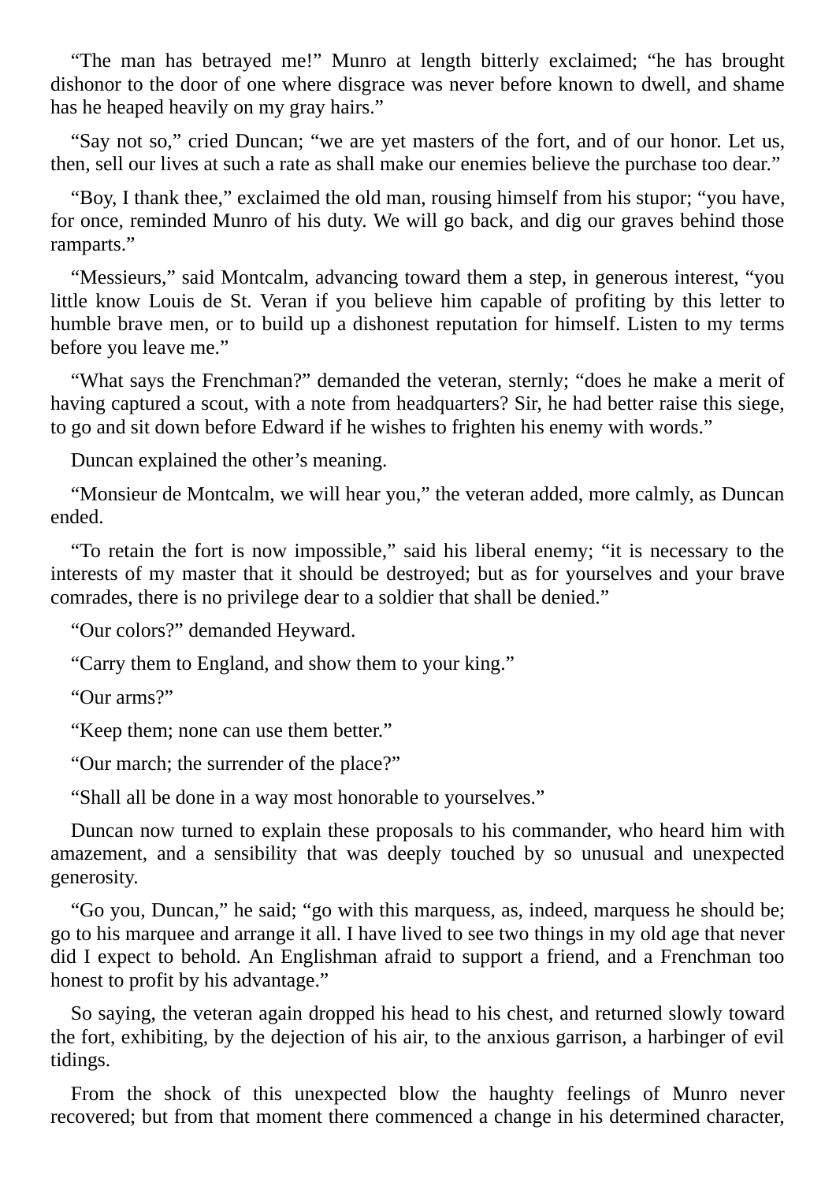“The man has betrayed me!” Munro at length bitterly exclaimed; “he has brought dishonor to the door of one where disgrace was never before known to dwell, and shame has he heaped heavily on my gray hairs.”

“Say not so,” cried Duncan; “we are yet masters of the fort, and of our honor. Let us, then, sell our lives at such a rate as shall make our enemies believe the purchase too dear.”

“Boy, I thank thee,” exclaimed the old man, rousing himself from his stupor; “you have, for once, reminded Munro of his duty. We will go back, and dig our graves behind those ramparts.”

“Messieurs,” said Montcalm, advancing toward them a step, in generous interest, “you little know Louis de St. Veran if you believe him capable of profiting by this letter to humble brave men, or to build up a dishonest reputation for himself. Listen to my terms before you leave me.”

“What says the Frenchman?” demanded the veteran, sternly; “does he make a merit of having captured a scout, with a note from headquarters? Sir, he had better raise this siege, to go and sit down before Edward if he wishes to frighten his enemy with words.”

Duncan explained the other’s meaning.

“Monsieur de Montcalm, we will hear you,” the veteran added, more calmly, as Duncan ended.

“To retain the fort is now impossible,” said his liberal enemy; “it is necessary to the interests of my master that it should be destroyed; but as for yourselves and your brave comrades, there is no privilege dear to a soldier that shall be denied.”

“Our colors?” demanded Heyward.

“Carry them to England, and show them to your king.”

“Our arms?”

“Keep them; none can use them better.”

“Our march; the surrender of the place?”

“Shall all be done in a way most honorable to yourselves.”

Duncan now turned to explain these proposals to his commander, who heard him with amazement, and a sensibility that was deeply touched by so unusual and unexpected generosity.

“Go you, Duncan,” he said; “go with this marquess, as, indeed, marquess he should be; go to his marquee and arrange it all. I have lived to see two things in my old age that never did I expect to behold. An Englishman afraid to support a friend, and a Frenchman too honest to profit by his advantage.”

So saying, the veteran again dropped his head to his chest, and returned slowly toward the fort, exhibiting, by the dejection of his air, to the anxious garrison, a harbinger of evil tidings.

From the shock of this unexpected blow the haughty feelings of Munro never recovered; but from that moment there commenced a change in his determined character,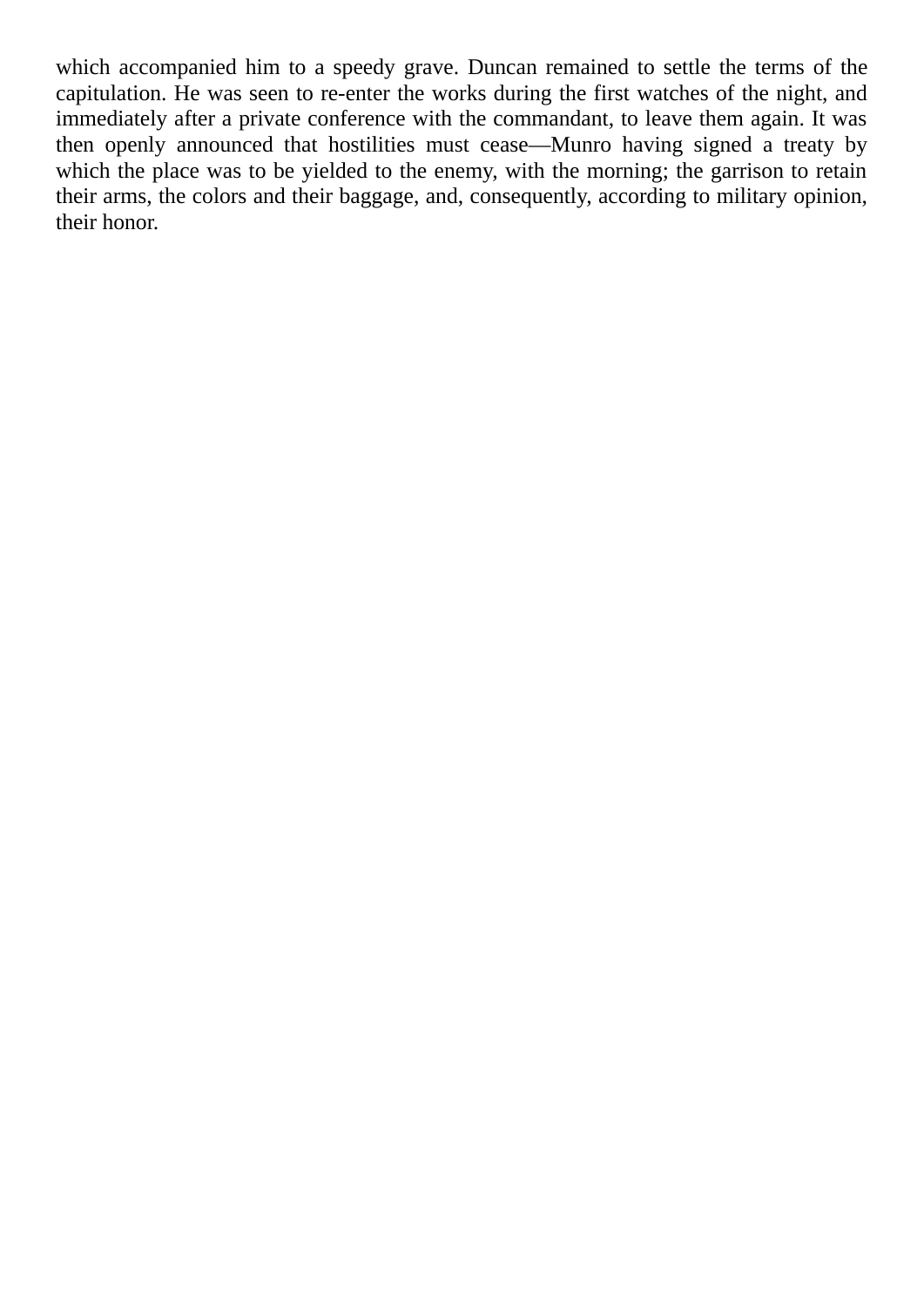which accompanied him to a speedy grave. Duncan remained to settle the terms of the capitulation. He was seen to re-enter the works during the first watches of the night, and immediately after a private conference with the commandant, to leave them again. It was then openly announced that hostilities must cease—Munro having signed a treaty by which the place was to be yielded to the enemy, with the morning; the garrison to retain their arms, the colors and their baggage, and, consequently, according to military opinion, their honor.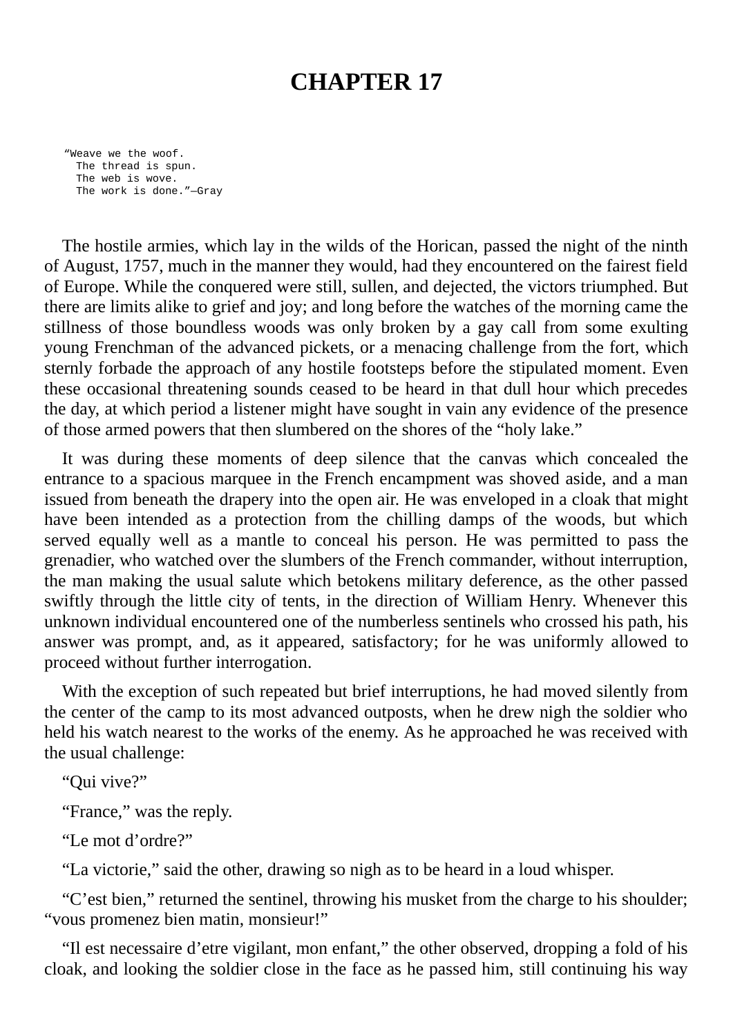# CHAPTER 17

```
“Weave we the woof.
  The thread is spun.
  The web is wove.
  The work is done.”—Gray
```

The hostile armies, which lay in the wilds of the Horican, passed the night of the ninth of August, 1757, much in the manner they would, had they encountered on the fairest field of Europe. While the conquered were still, sullen, and dejected, the victors triumphed. But there are limits alike to grief and joy; and long before the watches of the morning came the stillness of those boundless woods was only broken by a gay call from some exulting young Frenchman of the advanced pickets, or a menacing challenge from the fort, which sternly forbade the approach of any hostile footsteps before the stipulated moment. Even these occasional threatening sounds ceased to be heard in that dull hour which precedes the day, at which period a listener might have sought in vain any evidence of the presence of those armed powers that then slumbered on the shores of the “holy lake.”

It was during these moments of deep silence that the canvas which concealed the entrance to a spacious marquee in the French encampment was shoved aside, and a man issued from beneath the drapery into the open air. He was enveloped in a cloak that might have been intended as a protection from the chilling damps of the woods, but which served equally well as a mantle to conceal his person. He was permitted to pass the grenadier, who watched over the slumbers of the French commander, without interruption, the man making the usual salute which betokens military deference, as the other passed swiftly through the little city of tents, in the direction of William Henry. Whenever this unknown individual encountered one of the numberless sentinels who crossed his path, his answer was prompt, and, as it appeared, satisfactory; for he was uniformly allowed to proceed without further interrogation.

With the exception of such repeated but brief interruptions, he had moved silently from the center of the camp to its most advanced outposts, when he drew nigh the soldier who held his watch nearest to the works of the enemy. As he approached he was received with the usual challenge:

“Qui vive?”

“France,” was the reply.

“Le mot d’ordre?”

“La victorie,” said the other, drawing so nigh as to be heard in a loud whisper.

“C’est bien,” returned the sentinel, throwing his musket from the charge to his shoulder; “vous promenez bien matin, monsieur!”

“Il est necessaire d’etre vigilant, mon enfant,” the other observed, dropping a fold of his cloak, and looking the soldier close in the face as he passed him, still continuing his way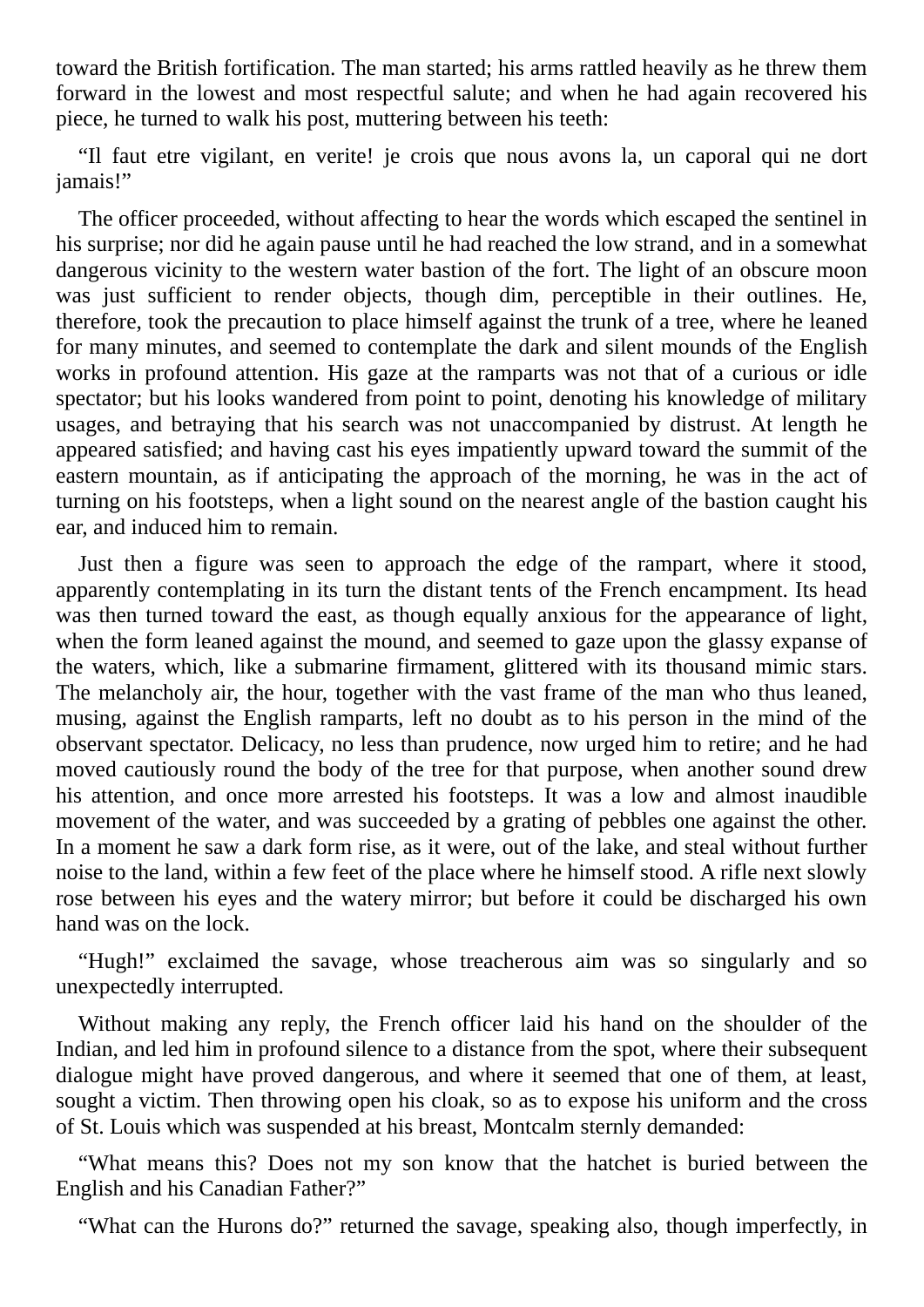toward the British fortification. The man started; his arms rattled heavily as he threw them forward in the lowest and most respectful salute; and when he had again recovered his piece, he turned to walk his post, muttering between his teeth:

"Il faut etre vigilant, en verite! je crois que nous avons la, un caporal qui ne dort jamais!"

The officer proceeded, without affecting to hear the words which escaped the sentinel in his surprise; nor did he again pause until he had reached the low strand, and in a somewhat dangerous vicinity to the western water bastion of the fort. The light of an obscure moon was just sufficient to render objects, though dim, perceptible in their outlines. He, therefore, took the precaution to place himself against the trunk of a tree, where he leaned for many minutes, and seemed to contemplate the dark and silent mounds of the English works in profound attention. His gaze at the ramparts was not that of a curious or idle spectator; but his looks wandered from point to point, denoting his knowledge of military usages, and betraying that his search was not unaccompanied by distrust. At length he appeared satisfied; and having cast his eyes impatiently upward toward the summit of the eastern mountain, as if anticipating the approach of the morning, he was in the act of turning on his footsteps, when a light sound on the nearest angle of the bastion caught his ear, and induced him to remain.

Just then a figure was seen to approach the edge of the rampart, where it stood, apparently contemplating in its turn the distant tents of the French encampment. Its head was then turned toward the east, as though equally anxious for the appearance of light, when the form leaned against the mound, and seemed to gaze upon the glassy expanse of the waters, which, like a submarine firmament, glittered with its thousand mimic stars. The melancholy air, the hour, together with the vast frame of the man who thus leaned, musing, against the English ramparts, left no doubt as to his person in the mind of the observant spectator. Delicacy, no less than prudence, now urged him to retire; and he had moved cautiously round the body of the tree for that purpose, when another sound drew his attention, and once more arrested his footsteps. It was a low and almost inaudible movement of the water, and was succeeded by a grating of pebbles one against the other. In a moment he saw a dark form rise, as it were, out of the lake, and steal without further noise to the land, within a few feet of the place where he himself stood. A rifle next slowly rose between his eyes and the watery mirror; but before it could be discharged his own hand was on the lock.

"Hugh!" exclaimed the savage, whose treacherous aim was so singularly and so unexpectedly interrupted.

Without making any reply, the French officer laid his hand on the shoulder of the Indian, and led him in profound silence to a distance from the spot, where their subsequent dialogue might have proved dangerous, and where it seemed that one of them, at least, sought a victim. Then throwing open his cloak, so as to expose his uniform and the cross of St. Louis which was suspended at his breast, Montcalm sternly demanded:

"What means this? Does not my son know that the hatchet is buried between the English and his Canadian Father?"

"What can the Hurons do?" returned the savage, speaking also, though imperfectly, in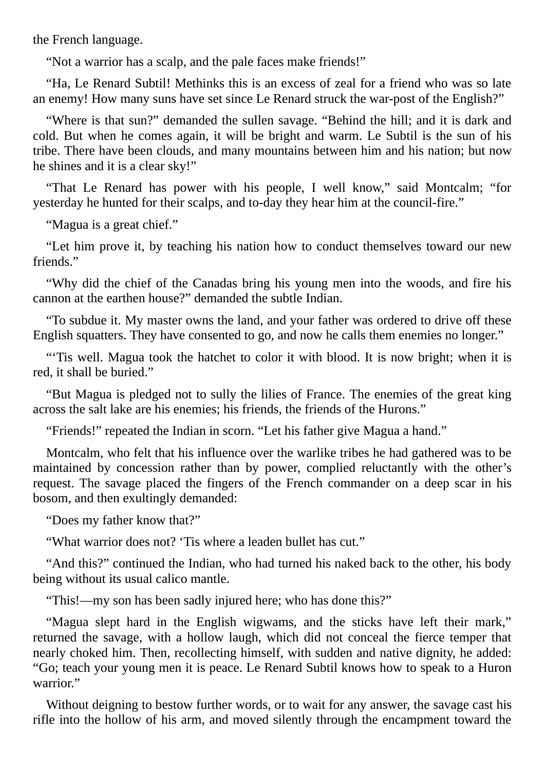the French language.

"Not a warrior has a scalp, and the pale faces make friends!"

"Ha, Le Renard Subtil! Methinks this is an excess of zeal for a friend who was so late an enemy! How many suns have set since Le Renard struck the war-post of the English?"

"Where is that sun?" demanded the sullen savage. "Behind the hill; and it is dark and cold. But when he comes again, it will be bright and warm. Le Subtil is the sun of his tribe. There have been clouds, and many mountains between him and his nation; but now he shines and it is a clear sky!"

"That Le Renard has power with his people, I well know," said Montcalm; "for yesterday he hunted for their scalps, and to-day they hear him at the council-fire."

"Magua is a great chief."

"Let him prove it, by teaching his nation how to conduct themselves toward our new friends."

"Why did the chief of the Canadas bring his young men into the woods, and fire his cannon at the earthen house?" demanded the subtle Indian.

"To subdue it. My master owns the land, and your father was ordered to drive off these English squatters. They have consented to go, and now he calls them enemies no longer."

"'Tis well. Magua took the hatchet to color it with blood. It is now bright; when it is red, it shall be buried."

"But Magua is pledged not to sully the lilies of France. The enemies of the great king across the salt lake are his enemies; his friends, the friends of the Hurons."

"Friends!" repeated the Indian in scorn. "Let his father give Magua a hand."

Montcalm, who felt that his influence over the warlike tribes he had gathered was to be maintained by concession rather than by power, complied reluctantly with the other's request. The savage placed the fingers of the French commander on a deep scar in his bosom, and then exultingly demanded:

"Does my father know that?"

"What warrior does not? 'Tis where a leaden bullet has cut."

"And this?" continued the Indian, who had turned his naked back to the other, his body being without its usual calico mantle.

"This!—my son has been sadly injured here; who has done this?"

"Magua slept hard in the English wigwams, and the sticks have left their mark," returned the savage, with a hollow laugh, which did not conceal the fierce temper that nearly choked him. Then, recollecting himself, with sudden and native dignity, he added: "Go; teach your young men it is peace. Le Renard Subtil knows how to speak to a Huron warrior."

Without deigning to bestow further words, or to wait for any answer, the savage cast his rifle into the hollow of his arm, and moved silently through the encampment toward the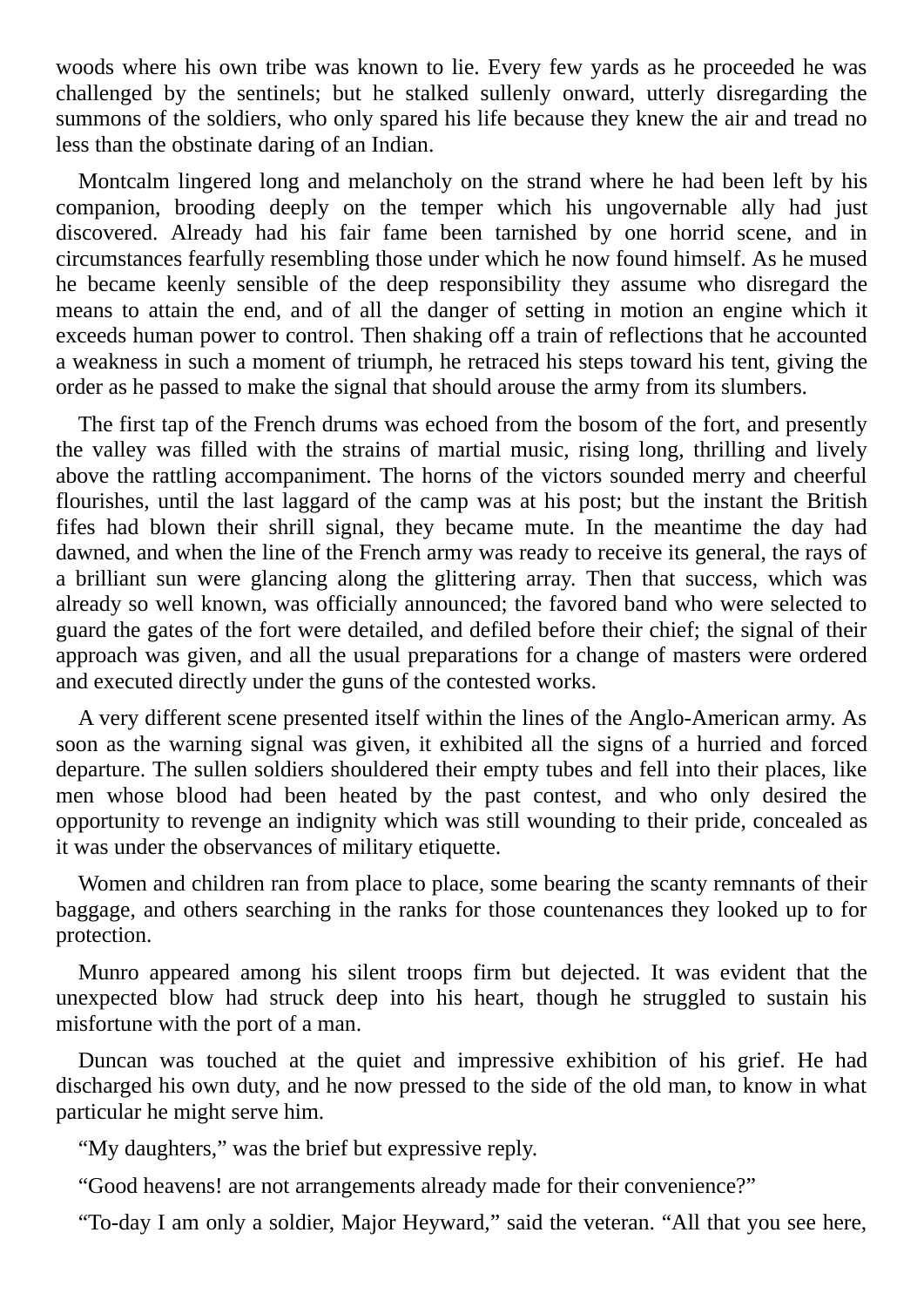woods where his own tribe was known to lie. Every few yards as he proceeded he was challenged by the sentinels; but he stalked sullenly onward, utterly disregarding the summons of the soldiers, who only spared his life because they knew the air and tread no less than the obstinate daring of an Indian.

Montcalm lingered long and melancholy on the strand where he had been left by his companion, brooding deeply on the temper which his ungovernable ally had just discovered. Already had his fair fame been tarnished by one horrid scene, and in circumstances fearfully resembling those under which he now found himself. As he mused he became keenly sensible of the deep responsibility they assume who disregard the means to attain the end, and of all the danger of setting in motion an engine which it exceeds human power to control. Then shaking off a train of reflections that he accounted a weakness in such a moment of triumph, he retraced his steps toward his tent, giving the order as he passed to make the signal that should arouse the army from its slumbers.

The first tap of the French drums was echoed from the bosom of the fort, and presently the valley was filled with the strains of martial music, rising long, thrilling and lively above the rattling accompaniment. The horns of the victors sounded merry and cheerful flourishes, until the last laggard of the camp was at his post; but the instant the British fifes had blown their shrill signal, they became mute. In the meantime the day had dawned, and when the line of the French army was ready to receive its general, the rays of a brilliant sun were glancing along the glittering array. Then that success, which was already so well known, was officially announced; the favored band who were selected to guard the gates of the fort were detailed, and defiled before their chief; the signal of their approach was given, and all the usual preparations for a change of masters were ordered and executed directly under the guns of the contested works.

A very different scene presented itself within the lines of the Anglo-American army. As soon as the warning signal was given, it exhibited all the signs of a hurried and forced departure. The sullen soldiers shouldered their empty tubes and fell into their places, like men whose blood had been heated by the past contest, and who only desired the opportunity to revenge an indignity which was still wounding to their pride, concealed as it was under the observances of military etiquette.

Women and children ran from place to place, some bearing the scanty remnants of their baggage, and others searching in the ranks for those countenances they looked up to for protection.

Munro appeared among his silent troops firm but dejected. It was evident that the unexpected blow had struck deep into his heart, though he struggled to sustain his misfortune with the port of a man.

Duncan was touched at the quiet and impressive exhibition of his grief. He had discharged his own duty, and he now pressed to the side of the old man, to know in what particular he might serve him.

“My daughters,” was the brief but expressive reply.

“Good heavens! are not arrangements already made for their convenience?”

“To-day I am only a soldier, Major Heyward,” said the veteran. “All that you see here,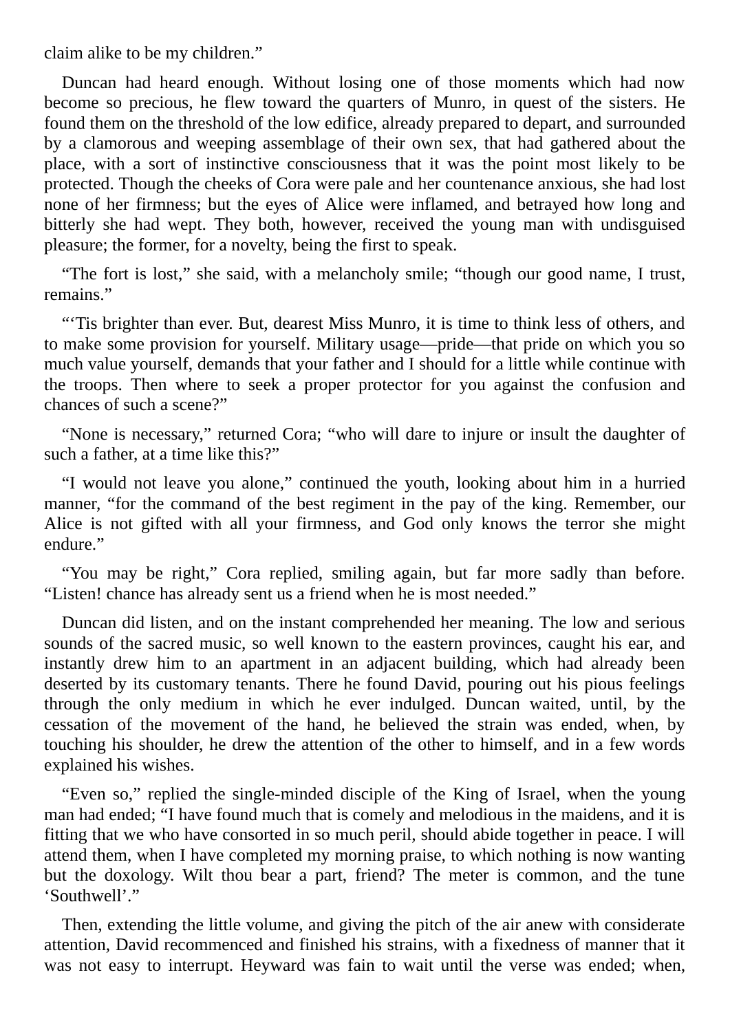claim alike to be my children."

Duncan had heard enough. Without losing one of those moments which had now become so precious, he flew toward the quarters of Munro, in quest of the sisters. He found them on the threshold of the low edifice, already prepared to depart, and surrounded by a clamorous and weeping assemblage of their own sex, that had gathered about the place, with a sort of instinctive consciousness that it was the point most likely to be protected. Though the cheeks of Cora were pale and her countenance anxious, she had lost none of her firmness; but the eyes of Alice were inflamed, and betrayed how long and bitterly she had wept. They both, however, received the young man with undisguised pleasure; the former, for a novelty, being the first to speak.

"The fort is lost," she said, with a melancholy smile; "though our good name, I trust, remains."

"'Tis brighter than ever. But, dearest Miss Munro, it is time to think less of others, and to make some provision for yourself. Military usage—pride—that pride on which you so much value yourself, demands that your father and I should for a little while continue with the troops. Then where to seek a proper protector for you against the confusion and chances of such a scene?"

"None is necessary," returned Cora; "who will dare to injure or insult the daughter of such a father, at a time like this?"

"I would not leave you alone," continued the youth, looking about him in a hurried manner, "for the command of the best regiment in the pay of the king. Remember, our Alice is not gifted with all your firmness, and God only knows the terror she might endure."

"You may be right," Cora replied, smiling again, but far more sadly than before. "Listen! chance has already sent us a friend when he is most needed."

Duncan did listen, and on the instant comprehended her meaning. The low and serious sounds of the sacred music, so well known to the eastern provinces, caught his ear, and instantly drew him to an apartment in an adjacent building, which had already been deserted by its customary tenants. There he found David, pouring out his pious feelings through the only medium in which he ever indulged. Duncan waited, until, by the cessation of the movement of the hand, he believed the strain was ended, when, by touching his shoulder, he drew the attention of the other to himself, and in a few words explained his wishes.

"Even so," replied the single-minded disciple of the King of Israel, when the young man had ended; "I have found much that is comely and melodious in the maidens, and it is fitting that we who have consorted in so much peril, should abide together in peace. I will attend them, when I have completed my morning praise, to which nothing is now wanting but the doxology. Wilt thou bear a part, friend? The meter is common, and the tune 'Southwell'."

Then, extending the little volume, and giving the pitch of the air anew with considerate attention, David recommenced and finished his strains, with a fixedness of manner that it was not easy to interrupt. Heyward was fain to wait until the verse was ended; when,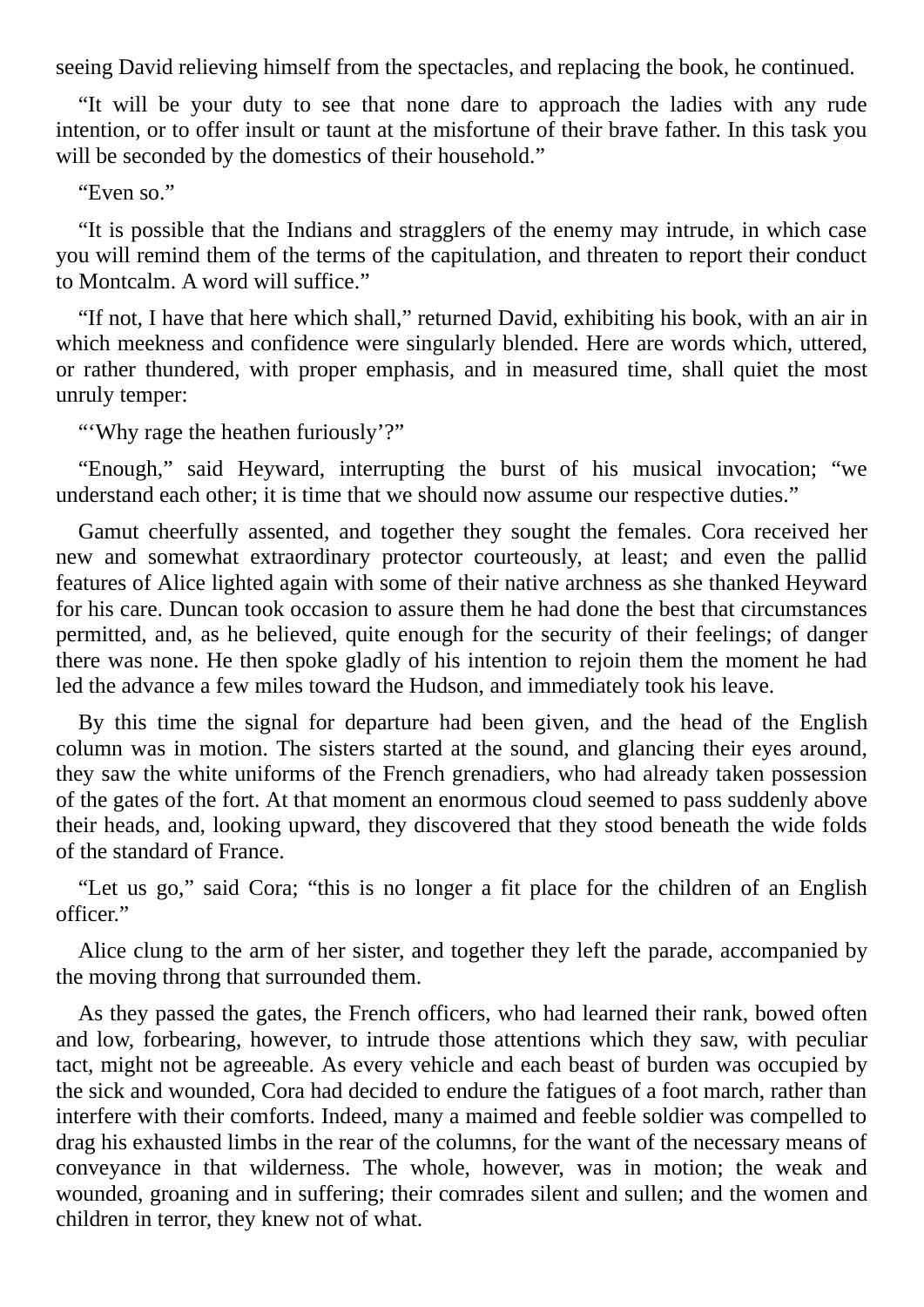seeing David relieving himself from the spectacles, and replacing the book, he continued.

"It will be your duty to see that none dare to approach the ladies with any rude intention, or to offer insult or taunt at the misfortune of their brave father. In this task you will be seconded by the domestics of their household."

"Even so."

"It is possible that the Indians and stragglers of the enemy may intrude, in which case you will remind them of the terms of the capitulation, and threaten to report their conduct to Montcalm. A word will suffice."

"If not, I have that here which shall," returned David, exhibiting his book, with an air in which meekness and confidence were singularly blended. Here are words which, uttered, or rather thundered, with proper emphasis, and in measured time, shall quiet the most unruly temper:

"'Why rage the heathen furiously'?"

"Enough," said Heyward, interrupting the burst of his musical invocation; "we understand each other; it is time that we should now assume our respective duties."

Gamut cheerfully assented, and together they sought the females. Cora received her new and somewhat extraordinary protector courteously, at least; and even the pallid features of Alice lighted again with some of their native archness as she thanked Heyward for his care. Duncan took occasion to assure them he had done the best that circumstances permitted, and, as he believed, quite enough for the security of their feelings; of danger there was none. He then spoke gladly of his intention to rejoin them the moment he had led the advance a few miles toward the Hudson, and immediately took his leave.

By this time the signal for departure had been given, and the head of the English column was in motion. The sisters started at the sound, and glancing their eyes around, they saw the white uniforms of the French grenadiers, who had already taken possession of the gates of the fort. At that moment an enormous cloud seemed to pass suddenly above their heads, and, looking upward, they discovered that they stood beneath the wide folds of the standard of France.

"Let us go," said Cora; "this is no longer a fit place for the children of an English officer."

Alice clung to the arm of her sister, and together they left the parade, accompanied by the moving throng that surrounded them.

As they passed the gates, the French officers, who had learned their rank, bowed often and low, forbearing, however, to intrude those attentions which they saw, with peculiar tact, might not be agreeable. As every vehicle and each beast of burden was occupied by the sick and wounded, Cora had decided to endure the fatigues of a foot march, rather than interfere with their comforts. Indeed, many a maimed and feeble soldier was compelled to drag his exhausted limbs in the rear of the columns, for the want of the necessary means of conveyance in that wilderness. The whole, however, was in motion; the weak and wounded, groaning and in suffering; their comrades silent and sullen; and the women and children in terror, they knew not of what.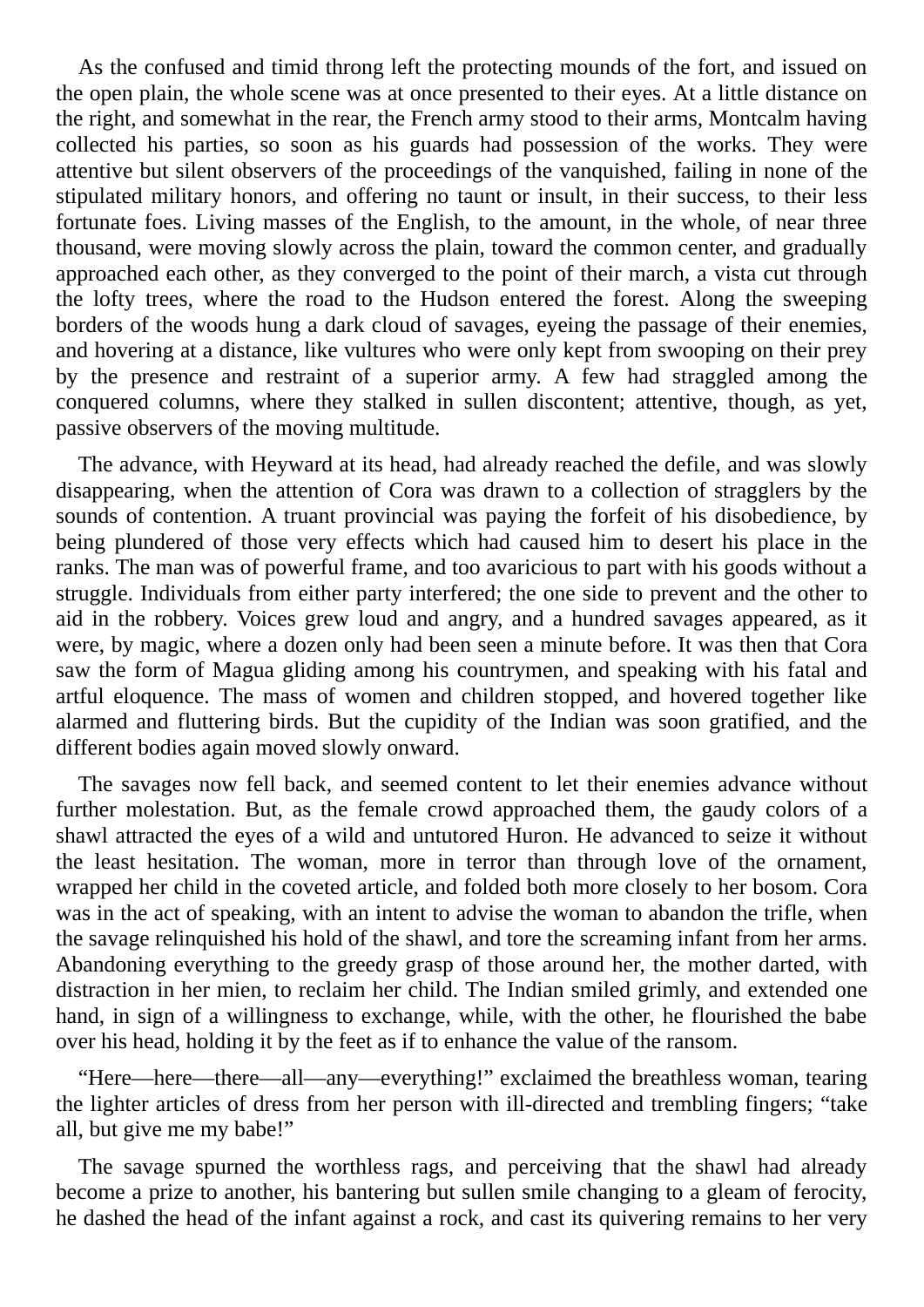As the confused and timid throng left the protecting mounds of the fort, and issued on the open plain, the whole scene was at once presented to their eyes. At a little distance on the right, and somewhat in the rear, the French army stood to their arms, Montcalm having collected his parties, so soon as his guards had possession of the works. They were attentive but silent observers of the proceedings of the vanquished, failing in none of the stipulated military honors, and offering no taunt or insult, in their success, to their less fortunate foes. Living masses of the English, to the amount, in the whole, of near three thousand, were moving slowly across the plain, toward the common center, and gradually approached each other, as they converged to the point of their march, a vista cut through the lofty trees, where the road to the Hudson entered the forest. Along the sweeping borders of the woods hung a dark cloud of savages, eyeing the passage of their enemies, and hovering at a distance, like vultures who were only kept from swooping on their prey by the presence and restraint of a superior army. A few had straggled among the conquered columns, where they stalked in sullen discontent; attentive, though, as yet, passive observers of the moving multitude.

The advance, with Heyward at its head, had already reached the defile, and was slowly disappearing, when the attention of Cora was drawn to a collection of stragglers by the sounds of contention. A truant provincial was paying the forfeit of his disobedience, by being plundered of those very effects which had caused him to desert his place in the ranks. The man was of powerful frame, and too avaricious to part with his goods without a struggle. Individuals from either party interfered; the one side to prevent and the other to aid in the robbery. Voices grew loud and angry, and a hundred savages appeared, as it were, by magic, where a dozen only had been seen a minute before. It was then that Cora saw the form of Magua gliding among his countrymen, and speaking with his fatal and artful eloquence. The mass of women and children stopped, and hovered together like alarmed and fluttering birds. But the cupidity of the Indian was soon gratified, and the different bodies again moved slowly onward.

The savages now fell back, and seemed content to let their enemies advance without further molestation. But, as the female crowd approached them, the gaudy colors of a shawl attracted the eyes of a wild and untutored Huron. He advanced to seize it without the least hesitation. The woman, more in terror than through love of the ornament, wrapped her child in the coveted article, and folded both more closely to her bosom. Cora was in the act of speaking, with an intent to advise the woman to abandon the trifle, when the savage relinquished his hold of the shawl, and tore the screaming infant from her arms. Abandoning everything to the greedy grasp of those around her, the mother darted, with distraction in her mien, to reclaim her child. The Indian smiled grimly, and extended one hand, in sign of a willingness to exchange, while, with the other, he flourished the babe over his head, holding it by the feet as if to enhance the value of the ransom.

“Here—here—there—all—any—everything!” exclaimed the breathless woman, tearing the lighter articles of dress from her person with ill-directed and trembling fingers; “take all, but give me my babe!”

The savage spurned the worthless rags, and perceiving that the shawl had already become a prize to another, his bantering but sullen smile changing to a gleam of ferocity, he dashed the head of the infant against a rock, and cast its quivering remains to her very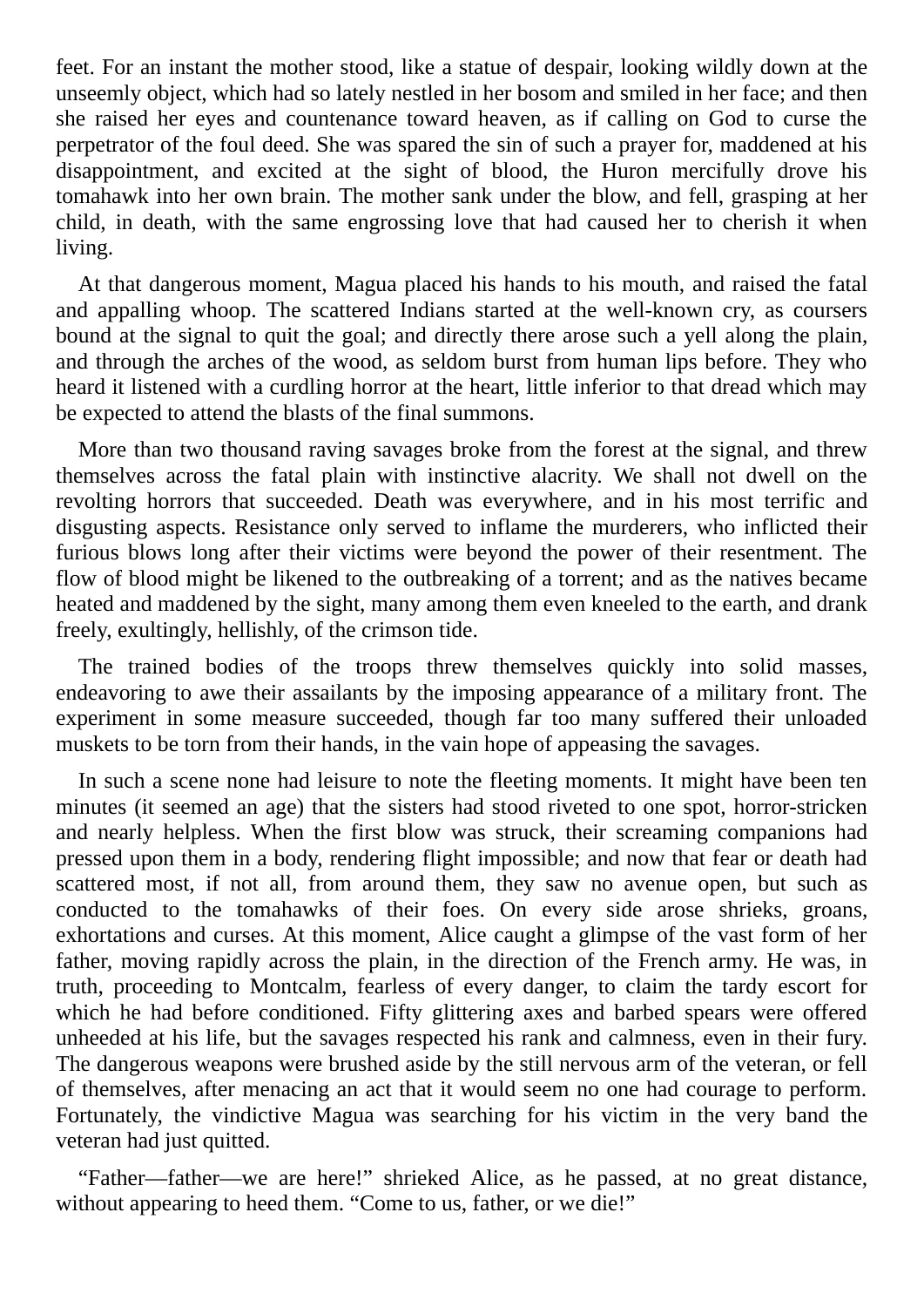feet. For an instant the mother stood, like a statue of despair, looking wildly down at the unseemly object, which had so lately nestled in her bosom and smiled in her face; and then she raised her eyes and countenance toward heaven, as if calling on God to curse the perpetrator of the foul deed. She was spared the sin of such a prayer for, maddened at his disappointment, and excited at the sight of blood, the Huron mercifully drove his tomahawk into her own brain. The mother sank under the blow, and fell, grasping at her child, in death, with the same engrossing love that had caused her to cherish it when living.

At that dangerous moment, Magua placed his hands to his mouth, and raised the fatal and appalling whoop. The scattered Indians started at the well-known cry, as coursers bound at the signal to quit the goal; and directly there arose such a yell along the plain, and through the arches of the wood, as seldom burst from human lips before. They who heard it listened with a curdling horror at the heart, little inferior to that dread which may be expected to attend the blasts of the final summons.

More than two thousand raving savages broke from the forest at the signal, and threw themselves across the fatal plain with instinctive alacrity. We shall not dwell on the revolting horrors that succeeded. Death was everywhere, and in his most terrific and disgusting aspects. Resistance only served to inflame the murderers, who inflicted their furious blows long after their victims were beyond the power of their resentment. The flow of blood might be likened to the outbreaking of a torrent; and as the natives became heated and maddened by the sight, many among them even kneeled to the earth, and drank freely, exultingly, hellishly, of the crimson tide.

The trained bodies of the troops threw themselves quickly into solid masses, endeavoring to awe their assailants by the imposing appearance of a military front. The experiment in some measure succeeded, though far too many suffered their unloaded muskets to be torn from their hands, in the vain hope of appeasing the savages.

In such a scene none had leisure to note the fleeting moments. It might have been ten minutes (it seemed an age) that the sisters had stood riveted to one spot, horror-stricken and nearly helpless. When the first blow was struck, their screaming companions had pressed upon them in a body, rendering flight impossible; and now that fear or death had scattered most, if not all, from around them, they saw no avenue open, but such as conducted to the tomahawks of their foes. On every side arose shrieks, groans, exhortations and curses. At this moment, Alice caught a glimpse of the vast form of her father, moving rapidly across the plain, in the direction of the French army. He was, in truth, proceeding to Montcalm, fearless of every danger, to claim the tardy escort for which he had before conditioned. Fifty glittering axes and barbed spears were offered unheeded at his life, but the savages respected his rank and calmness, even in their fury. The dangerous weapons were brushed aside by the still nervous arm of the veteran, or fell of themselves, after menacing an act that it would seem no one had courage to perform. Fortunately, the vindictive Magua was searching for his victim in the very band the veteran had just quitted.

"Father—father—we are here!" shrieked Alice, as he passed, at no great distance, without appearing to heed them. "Come to us, father, or we die!"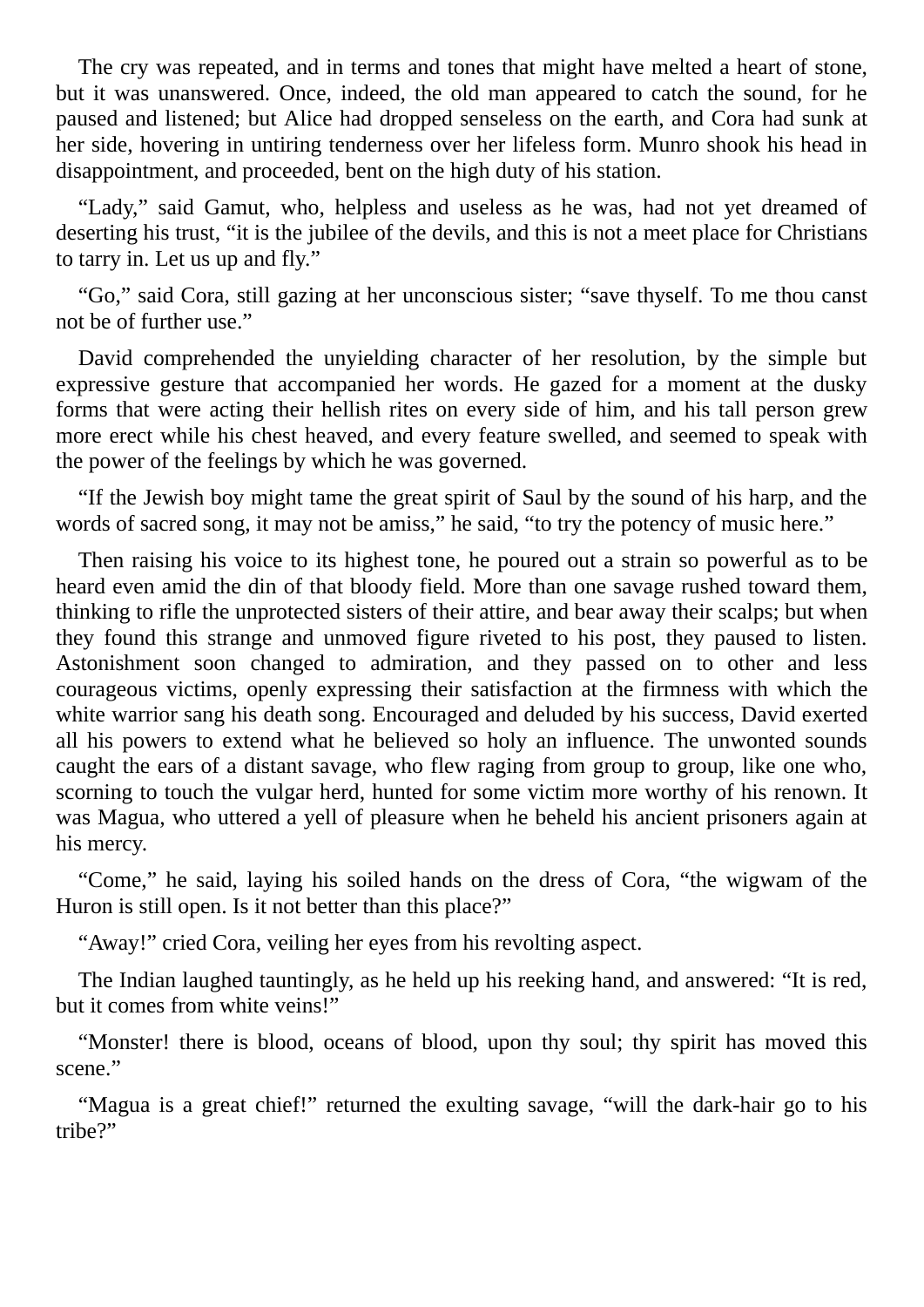The cry was repeated, and in terms and tones that might have melted a heart of stone, but it was unanswered. Once, indeed, the old man appeared to catch the sound, for he paused and listened; but Alice had dropped senseless on the earth, and Cora had sunk at her side, hovering in untiring tenderness over her lifeless form. Munro shook his head in disappointment, and proceeded, bent on the high duty of his station.

"Lady," said Gamut, who, helpless and useless as he was, had not yet dreamed of deserting his trust, "it is the jubilee of the devils, and this is not a meet place for Christians to tarry in. Let us up and fly."

"Go," said Cora, still gazing at her unconscious sister; "save thyself. To me thou canst not be of further use."

David comprehended the unyielding character of her resolution, by the simple but expressive gesture that accompanied her words. He gazed for a moment at the dusky forms that were acting their hellish rites on every side of him, and his tall person grew more erect while his chest heaved, and every feature swelled, and seemed to speak with the power of the feelings by which he was governed.

"If the Jewish boy might tame the great spirit of Saul by the sound of his harp, and the words of sacred song, it may not be amiss," he said, "to try the potency of music here."

Then raising his voice to its highest tone, he poured out a strain so powerful as to be heard even amid the din of that bloody field. More than one savage rushed toward them, thinking to rifle the unprotected sisters of their attire, and bear away their scalps; but when they found this strange and unmoved figure riveted to his post, they paused to listen. Astonishment soon changed to admiration, and they passed on to other and less courageous victims, openly expressing their satisfaction at the firmness with which the white warrior sang his death song. Encouraged and deluded by his success, David exerted all his powers to extend what he believed so holy an influence. The unwonted sounds caught the ears of a distant savage, who flew raging from group to group, like one who, scorning to touch the vulgar herd, hunted for some victim more worthy of his renown. It was Magua, who uttered a yell of pleasure when he beheld his ancient prisoners again at his mercy.

"Come," he said, laying his soiled hands on the dress of Cora, "the wigwam of the Huron is still open. Is it not better than this place?"

"Away!" cried Cora, veiling her eyes from his revolting aspect.

The Indian laughed tauntingly, as he held up his reeking hand, and answered: "It is red, but it comes from white veins!"

"Monster! there is blood, oceans of blood, upon thy soul; thy spirit has moved this scene."

"Magua is a great chief!" returned the exulting savage, "will the dark-hair go to his tribe?"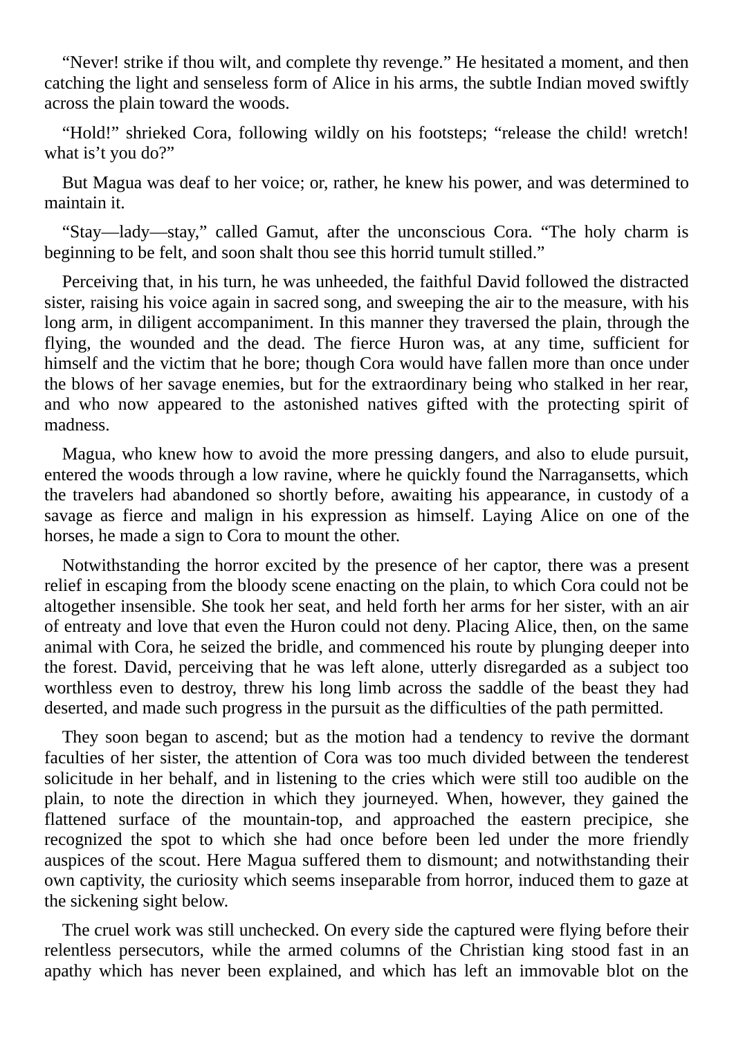“Never! strike if thou wilt, and complete thy revenge.” He hesitated a moment, and then catching the light and senseless form of Alice in his arms, the subtle Indian moved swiftly across the plain toward the woods.

“Hold!” shrieked Cora, following wildly on his footsteps; “release the child! wretch! what is’t you do?”

But Magua was deaf to her voice; or, rather, he knew his power, and was determined to maintain it.

“Stay—lady—stay,” called Gamut, after the unconscious Cora. “The holy charm is beginning to be felt, and soon shalt thou see this horrid tumult stilled.”

Perceiving that, in his turn, he was unheeded, the faithful David followed the distracted sister, raising his voice again in sacred song, and sweeping the air to the measure, with his long arm, in diligent accompaniment. In this manner they traversed the plain, through the flying, the wounded and the dead. The fierce Huron was, at any time, sufficient for himself and the victim that he bore; though Cora would have fallen more than once under the blows of her savage enemies, but for the extraordinary being who stalked in her rear, and who now appeared to the astonished natives gifted with the protecting spirit of madness.

Magua, who knew how to avoid the more pressing dangers, and also to elude pursuit, entered the woods through a low ravine, where he quickly found the Narragansetts, which the travelers had abandoned so shortly before, awaiting his appearance, in custody of a savage as fierce and malign in his expression as himself. Laying Alice on one of the horses, he made a sign to Cora to mount the other.

Notwithstanding the horror excited by the presence of her captor, there was a present relief in escaping from the bloody scene enacting on the plain, to which Cora could not be altogether insensible. She took her seat, and held forth her arms for her sister, with an air of entreaty and love that even the Huron could not deny. Placing Alice, then, on the same animal with Cora, he seized the bridle, and commenced his route by plunging deeper into the forest. David, perceiving that he was left alone, utterly disregarded as a subject too worthless even to destroy, threw his long limb across the saddle of the beast they had deserted, and made such progress in the pursuit as the difficulties of the path permitted.

They soon began to ascend; but as the motion had a tendency to revive the dormant faculties of her sister, the attention of Cora was too much divided between the tenderest solicitude in her behalf, and in listening to the cries which were still too audible on the plain, to note the direction in which they journeyed. When, however, they gained the flattened surface of the mountain-top, and approached the eastern precipice, she recognized the spot to which she had once before been led under the more friendly auspices of the scout. Here Magua suffered them to dismount; and notwithstanding their own captivity, the curiosity which seems inseparable from horror, induced them to gaze at the sickening sight below.

The cruel work was still unchecked. On every side the captured were flying before their relentless persecutors, while the armed columns of the Christian king stood fast in an apathy which has never been explained, and which has left an immovable blot on the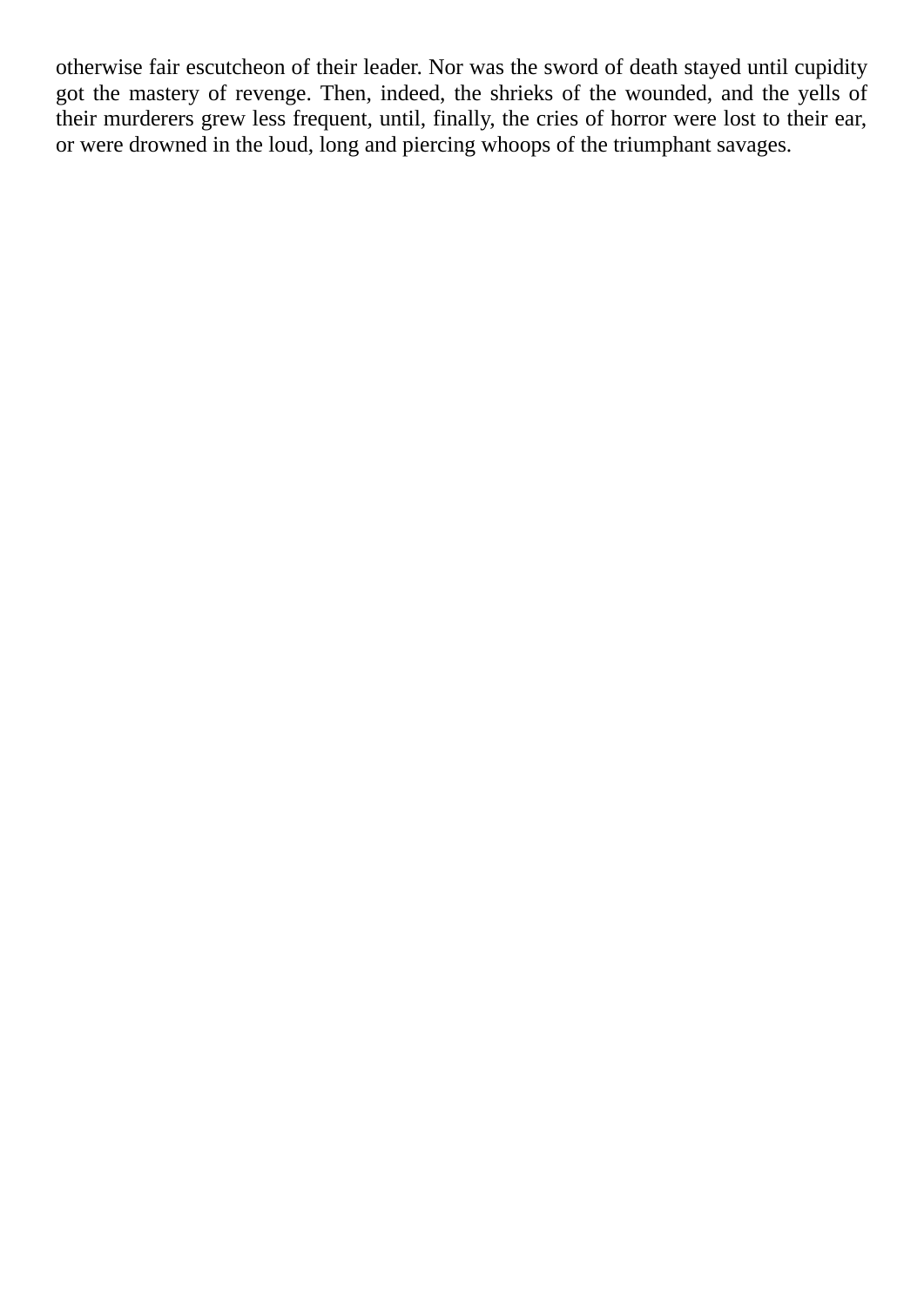otherwise fair escutcheon of their leader. Nor was the sword of death stayed until cupidity got the mastery of revenge. Then, indeed, the shrieks of the wounded, and the yells of their murderers grew less frequent, until, finally, the cries of horror were lost to their ear, or were drowned in the loud, long and piercing whoops of the triumphant savages.